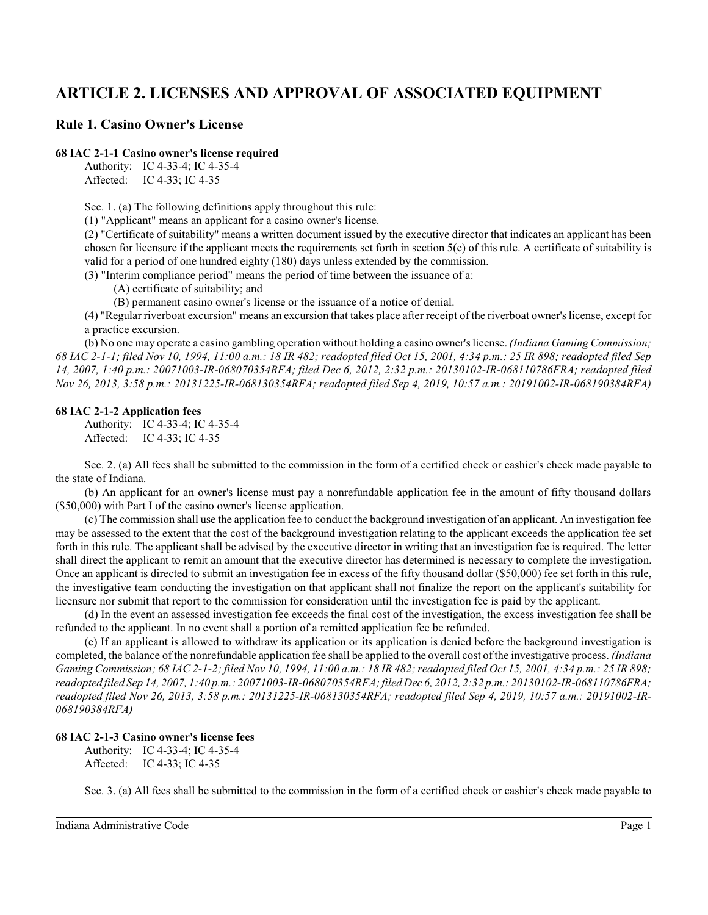# ARTICLE 2. LICENSES AND APPROVAL OF ASSOCIATED EQUIPMENT

## Rule 1. Casino Owner's License

### 68 IAC 2-1-1 Casino owner's license required

Authority: IC 4-33-4; IC 4-35-4
Affected: IC 4-33; IC 4-35

Sec. 1. (a) The following definitions apply throughout this rule:

(1) "Applicant" means an applicant for a casino owner's license.

(2) "Certificate of suitability" means a written document issued by the executive director that indicates an applicant has been chosen for licensure if the applicant meets the requirements set forth in section 5(e) of this rule. A certificate of suitability is valid for a period of one hundred eighty (180) days unless extended by the commission.

(3) "Interim compliance period" means the period of time between the issuance of a:

(A) certificate of suitability; and

(B) permanent casino owner's license or the issuance of a notice of denial.

(4) "Regular riverboat excursion" means an excursion that takes place after receipt of the riverboat owner's license, except for a practice excursion.

(b) No one may operate a casino gambling operation without holding a casino owner's license. *(Indiana Gaming Commission; 68 IAC 2-1-1; filed Nov 10, 1994, 11:00 a.m.: 18 IR 482; readopted filed Oct 15, 2001, 4:34 p.m.: 25 IR 898; readopted filed Sep 14, 2007, 1:40 p.m.: 20071003-IR-068070354RFA; filed Dec 6, 2012, 2:32 p.m.: 20130102-IR-068110786FRA; readopted filed Nov 26, 2013, 3:58 p.m.: 20131225-IR-068130354RFA; readopted filed Sep 4, 2019, 10:57 a.m.: 20191002-IR-068190384RFA)*

### 68 IAC 2-1-2 Application fees

Authority: IC 4-33-4; IC 4-35-4
Affected: IC 4-33; IC 4-35

Sec. 2. (a) All fees shall be submitted to the commission in the form of a certified check or cashier's check made payable to the state of Indiana.

(b) An applicant for an owner's license must pay a nonrefundable application fee in the amount of fifty thousand dollars ($50,000) with Part I of the casino owner's license application.

(c) The commission shall use the application fee to conduct the background investigation of an applicant. An investigation fee may be assessed to the extent that the cost of the background investigation relating to the applicant exceeds the application fee set forth in this rule. The applicant shall be advised by the executive director in writing that an investigation fee is required. The letter shall direct the applicant to remit an amount that the executive director has determined is necessary to complete the investigation. Once an applicant is directed to submit an investigation fee in excess of the fifty thousand dollar ($50,000) fee set forth in this rule, the investigative team conducting the investigation on that applicant shall not finalize the report on the applicant's suitability for licensure nor submit that report to the commission for consideration until the investigation fee is paid by the applicant.

(d) In the event an assessed investigation fee exceeds the final cost of the investigation, the excess investigation fee shall be refunded to the applicant. In no event shall a portion of a remitted application fee be refunded.

(e) If an applicant is allowed to withdraw its application or its application is denied before the background investigation is completed, the balance of the nonrefundable application fee shall be applied to the overall cost of the investigative process. *(Indiana Gaming Commission; 68 IAC 2-1-2; filed Nov 10, 1994, 11:00 a.m.: 18 IR 482; readopted filed Oct 15, 2001, 4:34 p.m.: 25 IR 898; readopted filed Sep 14, 2007, 1:40 p.m.: 20071003-IR-068070354RFA; filed Dec 6, 2012, 2:32 p.m.: 20130102-IR-068110786FRA; readopted filed Nov 26, 2013, 3:58 p.m.: 20131225-IR-068130354RFA; readopted filed Sep 4, 2019, 10:57 a.m.: 20191002-IR-068190384RFA)*

### 68 IAC 2-1-3 Casino owner's license fees

Authority: IC 4-33-4; IC 4-35-4
Affected: IC 4-33; IC 4-35

Sec. 3. (a) All fees shall be submitted to the commission in the form of a certified check or cashier's check made payable to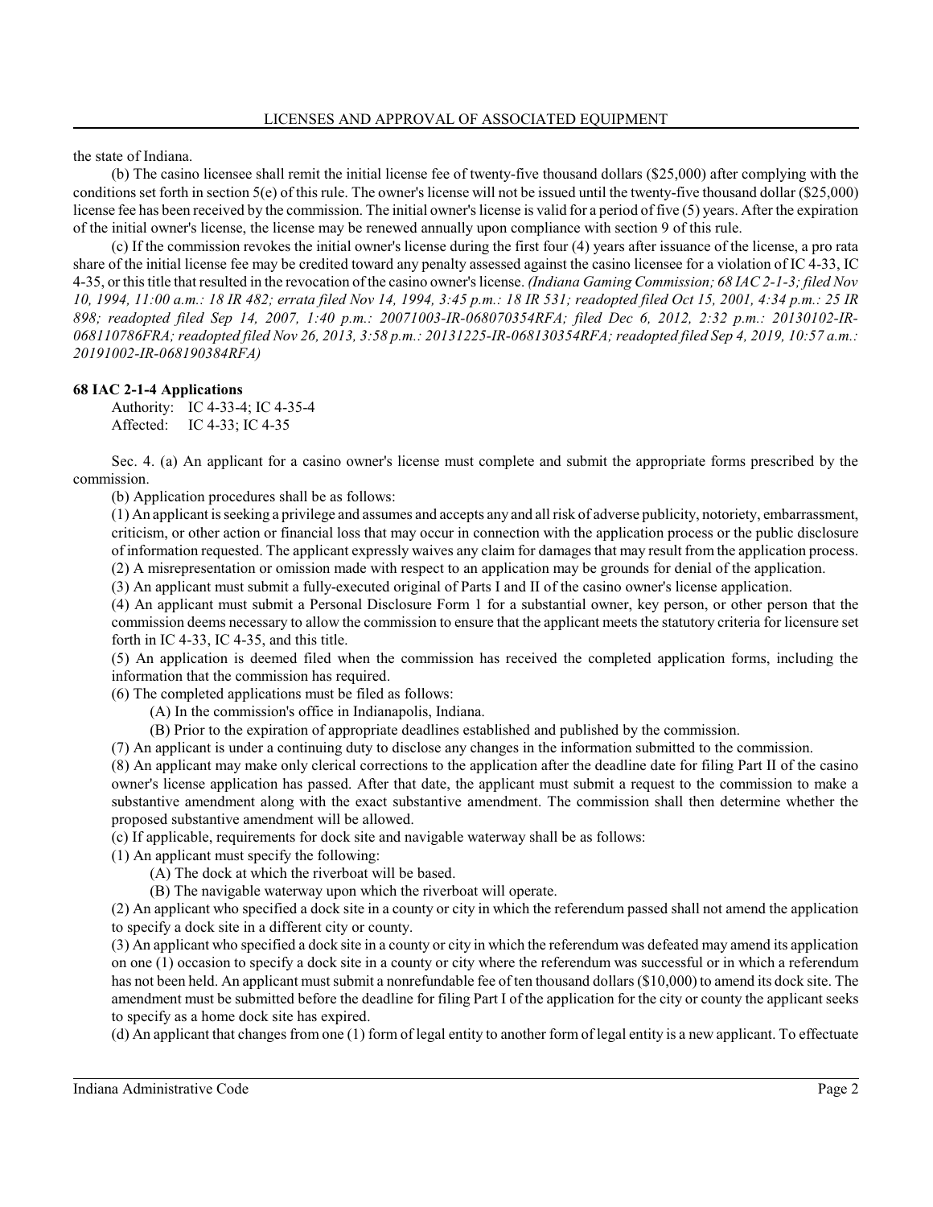the state of Indiana.

(b) The casino licensee shall remit the initial license fee of twenty-five thousand dollars ($25,000) after complying with the conditions set forth in section 5(e) of this rule. The owner's license will not be issued until the twenty-five thousand dollar ($25,000) license fee has been received by the commission. The initial owner's license is valid for a period of five (5) years. After the expiration of the initial owner's license, the license may be renewed annually upon compliance with section 9 of this rule.

(c) If the commission revokes the initial owner's license during the first four (4) years after issuance of the license, a pro rata share of the initial license fee may be credited toward any penalty assessed against the casino licensee for a violation of IC 4-33, IC 4-35, or this title that resulted in the revocation of the casino owner's license. *(Indiana Gaming Commission; 68 IAC 2-1-3; filed Nov 10, 1994, 11:00 a.m.: 18 IR 482; errata filed Nov 14, 1994, 3:45 p.m.: 18 IR 531; readopted filed Oct 15, 2001, 4:34 p.m.: 25 IR 898; readopted filed Sep 14, 2007, 1:40 p.m.: 20071003-IR-068070354RFA; filed Dec 6, 2012, 2:32 p.m.: 20130102-IR-068110786FRA; readopted filed Nov 26, 2013, 3:58 p.m.: 20131225-IR-068130354RFA; readopted filed Sep 4, 2019, 10:57 a.m.: 20191002-IR-068190384RFA)*

**68 IAC 2-1-4 Applications**

Authority: IC 4-33-4; IC 4-35-4
Affected: IC 4-33; IC 4-35

Sec. 4. (a) An applicant for a casino owner's license must complete and submit the appropriate forms prescribed by the commission.

(b) Application procedures shall be as follows:

(1) An applicant is seeking a privilege and assumes and accepts any and all risk of adverse publicity, notoriety, embarrassment, criticism, or other action or financial loss that may occur in connection with the application process or the public disclosure of information requested. The applicant expressly waives any claim for damages that may result from the application process.

(2) A misrepresentation or omission made with respect to an application may be grounds for denial of the application.

(3) An applicant must submit a fully-executed original of Parts I and II of the casino owner's license application.

(4) An applicant must submit a Personal Disclosure Form 1 for a substantial owner, key person, or other person that the commission deems necessary to allow the commission to ensure that the applicant meets the statutory criteria for licensure set forth in IC 4-33, IC 4-35, and this title.

(5) An application is deemed filed when the commission has received the completed application forms, including the information that the commission has required.

(6) The completed applications must be filed as follows:

(A) In the commission's office in Indianapolis, Indiana.

(B) Prior to the expiration of appropriate deadlines established and published by the commission.

(7) An applicant is under a continuing duty to disclose any changes in the information submitted to the commission.

(8) An applicant may make only clerical corrections to the application after the deadline date for filing Part II of the casino owner's license application has passed. After that date, the applicant must submit a request to the commission to make a substantive amendment along with the exact substantive amendment. The commission shall then determine whether the proposed substantive amendment will be allowed.

(c) If applicable, requirements for dock site and navigable waterway shall be as follows:

(1) An applicant must specify the following:

(A) The dock at which the riverboat will be based.

(B) The navigable waterway upon which the riverboat will operate.

(2) An applicant who specified a dock site in a county or city in which the referendum passed shall not amend the application to specify a dock site in a different city or county.

(3) An applicant who specified a dock site in a county or city in which the referendum was defeated may amend its application on one (1) occasion to specify a dock site in a county or city where the referendum was successful or in which a referendum has not been held. An applicant must submit a nonrefundable fee of ten thousand dollars ($10,000) to amend its dock site. The amendment must be submitted before the deadline for filing Part I of the application for the city or county the applicant seeks to specify as a home dock site has expired.

(d) An applicant that changes from one (1) form of legal entity to another form of legal entity is a new applicant. To effectuate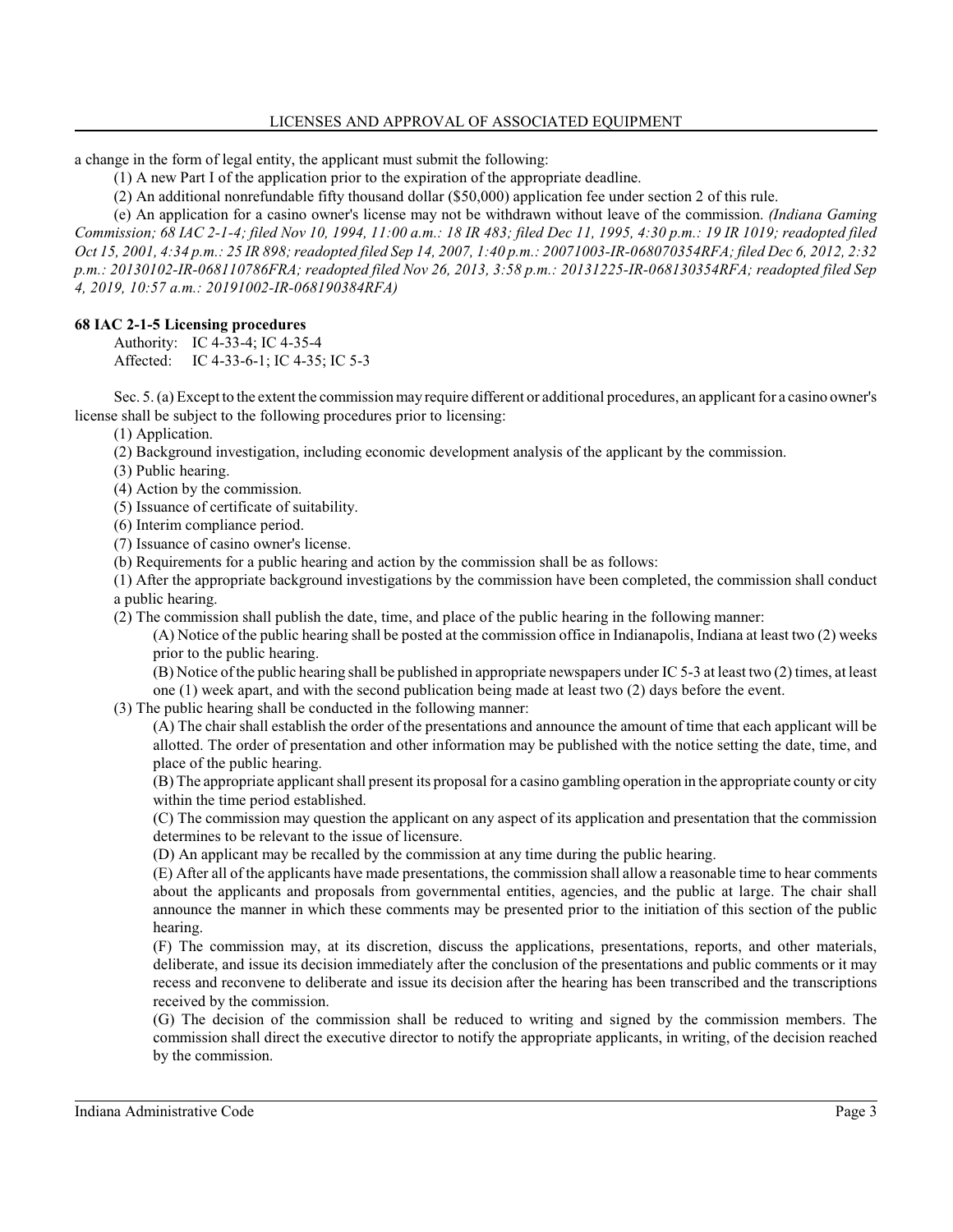a change in the form of legal entity, the applicant must submit the following:

(1) A new Part I of the application prior to the expiration of the appropriate deadline.

(2) An additional nonrefundable fifty thousand dollar ($50,000) application fee under section 2 of this rule.

(e) An application for a casino owner's license may not be withdrawn without leave of the commission. *(Indiana Gaming Commission; 68 IAC 2-1-4; filed Nov 10, 1994, 11:00 a.m.: 18 IR 483; filed Dec 11, 1995, 4:30 p.m.: 19 IR 1019; readopted filed Oct 15, 2001, 4:34 p.m.: 25 IR 898; readopted filed Sep 14, 2007, 1:40 p.m.: 20071003-IR-068070354RFA; filed Dec 6, 2012, 2:32 p.m.: 20130102-IR-068110786FRA; readopted filed Nov 26, 2013, 3:58 p.m.: 20131225-IR-068130354RFA; readopted filed Sep 4, 2019, 10:57 a.m.: 20191002-IR-068190384RFA)*

**68 IAC 2-1-5 Licensing procedures**

Authority: IC 4-33-4; IC 4-35-4
Affected: IC 4-33-6-1; IC 4-35; IC 5-3

Sec. 5. (a) Except to the extent the commission may require different or additional procedures, an applicant for a casino owner's license shall be subject to the following procedures prior to licensing:

(1) Application.

(2) Background investigation, including economic development analysis of the applicant by the commission.

(3) Public hearing.

(4) Action by the commission.

(5) Issuance of certificate of suitability.

(6) Interim compliance period.

(7) Issuance of casino owner's license.

(b) Requirements for a public hearing and action by the commission shall be as follows:

(1) After the appropriate background investigations by the commission have been completed, the commission shall conduct a public hearing.

(2) The commission shall publish the date, time, and place of the public hearing in the following manner:

(A) Notice of the public hearing shall be posted at the commission office in Indianapolis, Indiana at least two (2) weeks prior to the public hearing.

(B) Notice of the public hearing shall be published in appropriate newspapers under IC 5-3 at least two (2) times, at least one (1) week apart, and with the second publication being made at least two (2) days before the event.

(3) The public hearing shall be conducted in the following manner:

(A) The chair shall establish the order of the presentations and announce the amount of time that each applicant will be allotted. The order of presentation and other information may be published with the notice setting the date, time, and place of the public hearing.

(B) The appropriate applicant shall present its proposal for a casino gambling operation in the appropriate county or city within the time period established.

(C) The commission may question the applicant on any aspect of its application and presentation that the commission determines to be relevant to the issue of licensure.

(D) An applicant may be recalled by the commission at any time during the public hearing.

(E) After all of the applicants have made presentations, the commission shall allow a reasonable time to hear comments about the applicants and proposals from governmental entities, agencies, and the public at large. The chair shall announce the manner in which these comments may be presented prior to the initiation of this section of the public hearing.

(F) The commission may, at its discretion, discuss the applications, presentations, reports, and other materials, deliberate, and issue its decision immediately after the conclusion of the presentations and public comments or it may recess and reconvene to deliberate and issue its decision after the hearing has been transcribed and the transcriptions received by the commission.

(G) The decision of the commission shall be reduced to writing and signed by the commission members. The commission shall direct the executive director to notify the appropriate applicants, in writing, of the decision reached by the commission.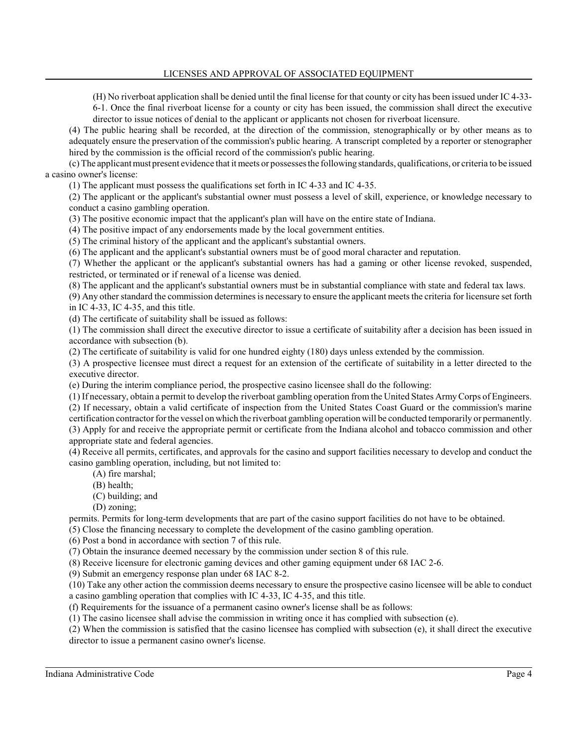(H) No riverboat application shall be denied until the final license for that county or city has been issued under IC 4-33-6-1. Once the final riverboat license for a county or city has been issued, the commission shall direct the executive director to issue notices of denial to the applicant or applicants not chosen for riverboat licensure.

(4) The public hearing shall be recorded, at the direction of the commission, stenographically or by other means as to adequately ensure the preservation of the commission's public hearing. A transcript completed by a reporter or stenographer hired by the commission is the official record of the commission's public hearing.

(c) The applicant must present evidence that it meets or possesses the following standards, qualifications, or criteria to be issued a casino owner's license:

(1) The applicant must possess the qualifications set forth in IC 4-33 and IC 4-35.

(2) The applicant or the applicant's substantial owner must possess a level of skill, experience, or knowledge necessary to conduct a casino gambling operation.

(3) The positive economic impact that the applicant's plan will have on the entire state of Indiana.

(4) The positive impact of any endorsements made by the local government entities.

(5) The criminal history of the applicant and the applicant's substantial owners.

(6) The applicant and the applicant's substantial owners must be of good moral character and reputation.

(7) Whether the applicant or the applicant's substantial owners has had a gaming or other license revoked, suspended, restricted, or terminated or if renewal of a license was denied.

(8) The applicant and the applicant's substantial owners must be in substantial compliance with state and federal tax laws.

(9) Any other standard the commission determines is necessary to ensure the applicant meets the criteria for licensure set forth in IC 4-33, IC 4-35, and this title.

(d) The certificate of suitability shall be issued as follows:

(1) The commission shall direct the executive director to issue a certificate of suitability after a decision has been issued in accordance with subsection (b).

(2) The certificate of suitability is valid for one hundred eighty (180) days unless extended by the commission.

(3) A prospective licensee must direct a request for an extension of the certificate of suitability in a letter directed to the executive director.

(e) During the interim compliance period, the prospective casino licensee shall do the following:

(1) If necessary, obtain a permit to develop the riverboat gambling operation from the United States Army Corps of Engineers.

(2) If necessary, obtain a valid certificate of inspection from the United States Coast Guard or the commission's marine certification contractor for the vessel on which the riverboat gambling operation will be conducted temporarily or permanently.

(3) Apply for and receive the appropriate permit or certificate from the Indiana alcohol and tobacco commission and other appropriate state and federal agencies.

(4) Receive all permits, certificates, and approvals for the casino and support facilities necessary to develop and conduct the casino gambling operation, including, but not limited to:

(A) fire marshal;

(B) health;

(C) building; and

(D) zoning;

permits. Permits for long-term developments that are part of the casino support facilities do not have to be obtained.

(5) Close the financing necessary to complete the development of the casino gambling operation.

(6) Post a bond in accordance with section 7 of this rule.

(7) Obtain the insurance deemed necessary by the commission under section 8 of this rule.

(8) Receive licensure for electronic gaming devices and other gaming equipment under 68 IAC 2-6.

(9) Submit an emergency response plan under 68 IAC 8-2.

(10) Take any other action the commission deems necessary to ensure the prospective casino licensee will be able to conduct a casino gambling operation that complies with IC 4-33, IC 4-35, and this title.

(f) Requirements for the issuance of a permanent casino owner's license shall be as follows:

(1) The casino licensee shall advise the commission in writing once it has complied with subsection (e).

(2) When the commission is satisfied that the casino licensee has complied with subsection (e), it shall direct the executive director to issue a permanent casino owner's license.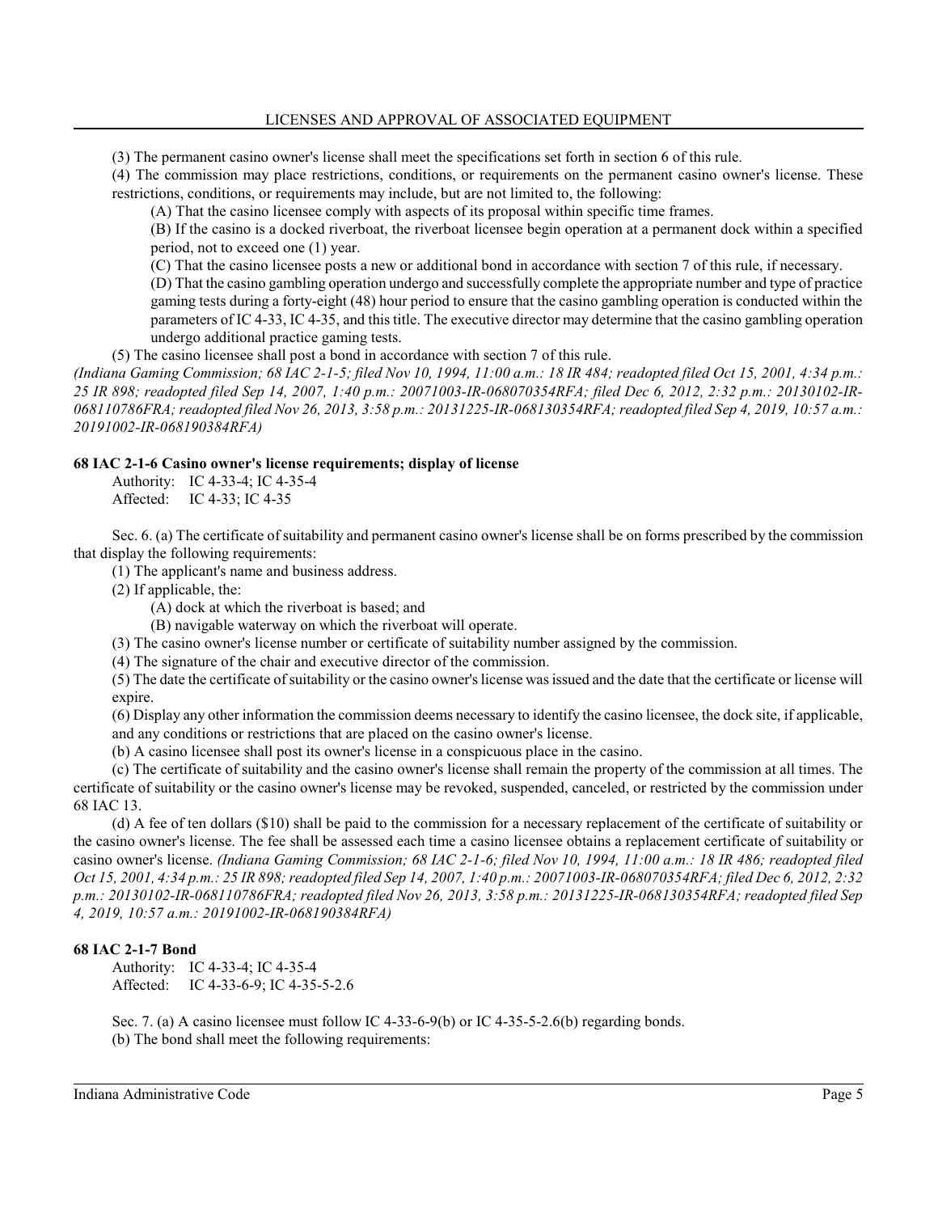(3) The permanent casino owner's license shall meet the specifications set forth in section 6 of this rule.

(4) The commission may place restrictions, conditions, or requirements on the permanent casino owner's license. These restrictions, conditions, or requirements may include, but are not limited to, the following:

(A) That the casino licensee comply with aspects of its proposal within specific time frames.

(B) If the casino is a docked riverboat, the riverboat licensee begin operation at a permanent dock within a specified period, not to exceed one (1) year.

(C) That the casino licensee posts a new or additional bond in accordance with section 7 of this rule, if necessary.

(D) That the casino gambling operation undergo and successfully complete the appropriate number and type of practice gaming tests during a forty-eight (48) hour period to ensure that the casino gambling operation is conducted within the parameters of IC 4-33, IC 4-35, and this title. The executive director may determine that the casino gambling operation undergo additional practice gaming tests.

(5) The casino licensee shall post a bond in accordance with section 7 of this rule.

*(Indiana Gaming Commission; 68 IAC 2-1-5; filed Nov 10, 1994, 11:00 a.m.: 18 IR 484; readopted filed Oct 15, 2001, 4:34 p.m.: 25 IR 898; readopted filed Sep 14, 2007, 1:40 p.m.: 20071003-IR-068070354RFA; filed Dec 6, 2012, 2:32 p.m.: 20130102-IR-068110786FRA; readopted filed Nov 26, 2013, 3:58 p.m.: 20131225-IR-068130354RFA; readopted filed Sep 4, 2019, 10:57 a.m.: 20191002-IR-068190384RFA)*

**68 IAC 2-1-6 Casino owner's license requirements; display of license**

Authority: IC 4-33-4; IC 4-35-4
Affected: IC 4-33; IC 4-35

Sec. 6. (a) The certificate of suitability and permanent casino owner's license shall be on forms prescribed by the commission that display the following requirements:

(1) The applicant's name and business address.

(2) If applicable, the:

(A) dock at which the riverboat is based; and

(B) navigable waterway on which the riverboat will operate.

(3) The casino owner's license number or certificate of suitability number assigned by the commission.

(4) The signature of the chair and executive director of the commission.

(5) The date the certificate of suitability or the casino owner's license was issued and the date that the certificate or license will expire.

(6) Display any other information the commission deems necessary to identify the casino licensee, the dock site, if applicable, and any conditions or restrictions that are placed on the casino owner's license.

(b) A casino licensee shall post its owner's license in a conspicuous place in the casino.

(c) The certificate of suitability and the casino owner's license shall remain the property of the commission at all times. The certificate of suitability or the casino owner's license may be revoked, suspended, canceled, or restricted by the commission under 68 IAC 13.

(d) A fee of ten dollars ($10) shall be paid to the commission for a necessary replacement of the certificate of suitability or the casino owner's license. The fee shall be assessed each time a casino licensee obtains a replacement certificate of suitability or casino owner's license. *(Indiana Gaming Commission; 68 IAC 2-1-6; filed Nov 10, 1994, 11:00 a.m.: 18 IR 486; readopted filed Oct 15, 2001, 4:34 p.m.: 25 IR 898; readopted filed Sep 14, 2007, 1:40 p.m.: 20071003-IR-068070354RFA; filed Dec 6, 2012, 2:32 p.m.: 20130102-IR-068110786FRA; readopted filed Nov 26, 2013, 3:58 p.m.: 20131225-IR-068130354RFA; readopted filed Sep 4, 2019, 10:57 a.m.: 20191002-IR-068190384RFA)*

**68 IAC 2-1-7 Bond**

Authority: IC 4-33-4; IC 4-35-4
Affected: IC 4-33-6-9; IC 4-35-5-2.6

Sec. 7. (a) A casino licensee must follow IC 4-33-6-9(b) or IC 4-35-5-2.6(b) regarding bonds.

(b) The bond shall meet the following requirements: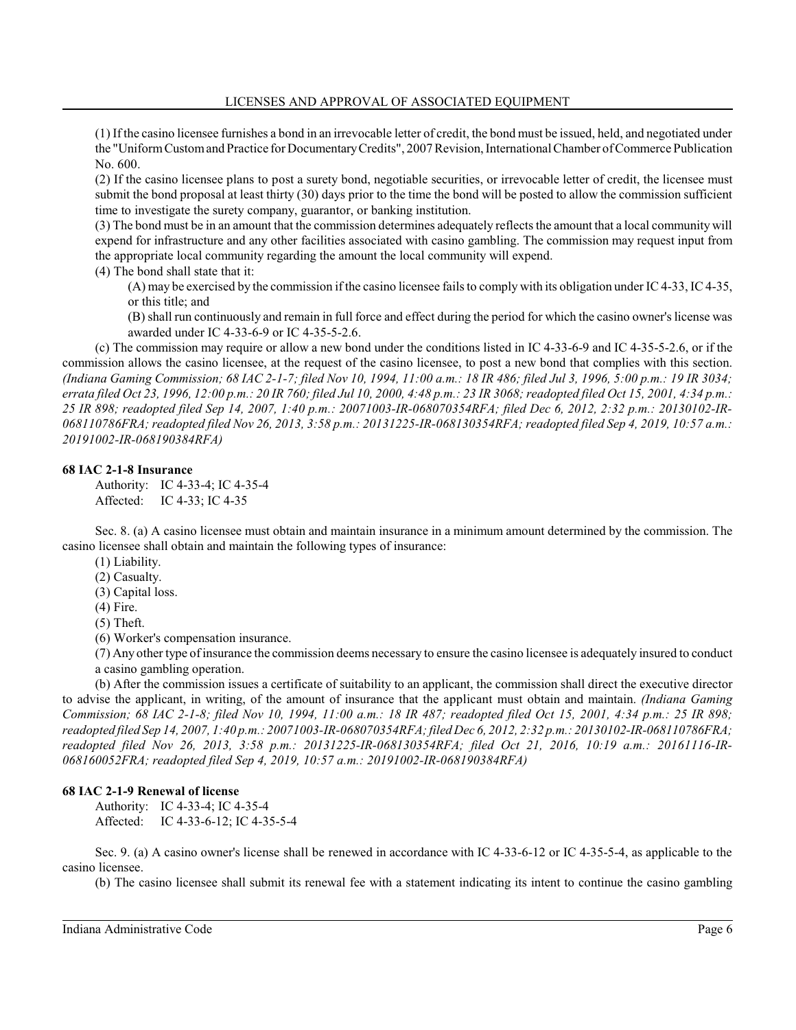(1) If the casino licensee furnishes a bond in an irrevocable letter of credit, the bond must be issued, held, and negotiated under the "Uniform Custom and Practice for Documentary Credits", 2007 Revision, International Chamber of Commerce Publication No. 600.

(2) If the casino licensee plans to post a surety bond, negotiable securities, or irrevocable letter of credit, the licensee must submit the bond proposal at least thirty (30) days prior to the time the bond will be posted to allow the commission sufficient time to investigate the surety company, guarantor, or banking institution.

(3) The bond must be in an amount that the commission determines adequately reflects the amount that a local community will expend for infrastructure and any other facilities associated with casino gambling. The commission may request input from the appropriate local community regarding the amount the local community will expend.

(4) The bond shall state that it:

(A) may be exercised by the commission if the casino licensee fails to comply with its obligation under IC 4-33, IC 4-35, or this title; and

(B) shall run continuously and remain in full force and effect during the period for which the casino owner's license was awarded under IC 4-33-6-9 or IC 4-35-5-2.6.

(c) The commission may require or allow a new bond under the conditions listed in IC 4-33-6-9 and IC 4-35-5-2.6, or if the commission allows the casino licensee, at the request of the casino licensee, to post a new bond that complies with this section. *(Indiana Gaming Commission; 68 IAC 2-1-7; filed Nov 10, 1994, 11:00 a.m.: 18 IR 486; filed Jul 3, 1996, 5:00 p.m.: 19 IR 3034; errata filed Oct 23, 1996, 12:00 p.m.: 20 IR 760; filed Jul 10, 2000, 4:48 p.m.: 23 IR 3068; readopted filed Oct 15, 2001, 4:34 p.m.: 25 IR 898; readopted filed Sep 14, 2007, 1:40 p.m.: 20071003-IR-068070354RFA; filed Dec 6, 2012, 2:32 p.m.: 20130102-IR-068110786FRA; readopted filed Nov 26, 2013, 3:58 p.m.: 20131225-IR-068130354RFA; readopted filed Sep 4, 2019, 10:57 a.m.: 20191002-IR-068190384RFA)*

**68 IAC 2-1-8 Insurance**

Authority: IC 4-33-4; IC 4-35-4
Affected: IC 4-33; IC 4-35

Sec. 8. (a) A casino licensee must obtain and maintain insurance in a minimum amount determined by the commission. The casino licensee shall obtain and maintain the following types of insurance:

(1) Liability.
(2) Casualty.
(3) Capital loss.
(4) Fire.
(5) Theft.
(6) Worker's compensation insurance.
(7) Any other type of insurance the commission deems necessary to ensure the casino licensee is adequately insured to conduct a casino gambling operation.

(b) After the commission issues a certificate of suitability to an applicant, the commission shall direct the executive director to advise the applicant, in writing, of the amount of insurance that the applicant must obtain and maintain. *(Indiana Gaming Commission; 68 IAC 2-1-8; filed Nov 10, 1994, 11:00 a.m.: 18 IR 487; readopted filed Oct 15, 2001, 4:34 p.m.: 25 IR 898; readopted filed Sep 14, 2007, 1:40 p.m.: 20071003-IR-068070354RFA; filed Dec 6, 2012, 2:32 p.m.: 20130102-IR-068110786FRA; readopted filed Nov 26, 2013, 3:58 p.m.: 20131225-IR-068130354RFA; filed Oct 21, 2016, 10:19 a.m.: 20161116-IR-068160052FRA; readopted filed Sep 4, 2019, 10:57 a.m.: 20191002-IR-068190384RFA)*

**68 IAC 2-1-9 Renewal of license**

Authority: IC 4-33-4; IC 4-35-4
Affected: IC 4-33-6-12; IC 4-35-5-4

Sec. 9. (a) A casino owner's license shall be renewed in accordance with IC 4-33-6-12 or IC 4-35-5-4, as applicable to the casino licensee.

(b) The casino licensee shall submit its renewal fee with a statement indicating its intent to continue the casino gambling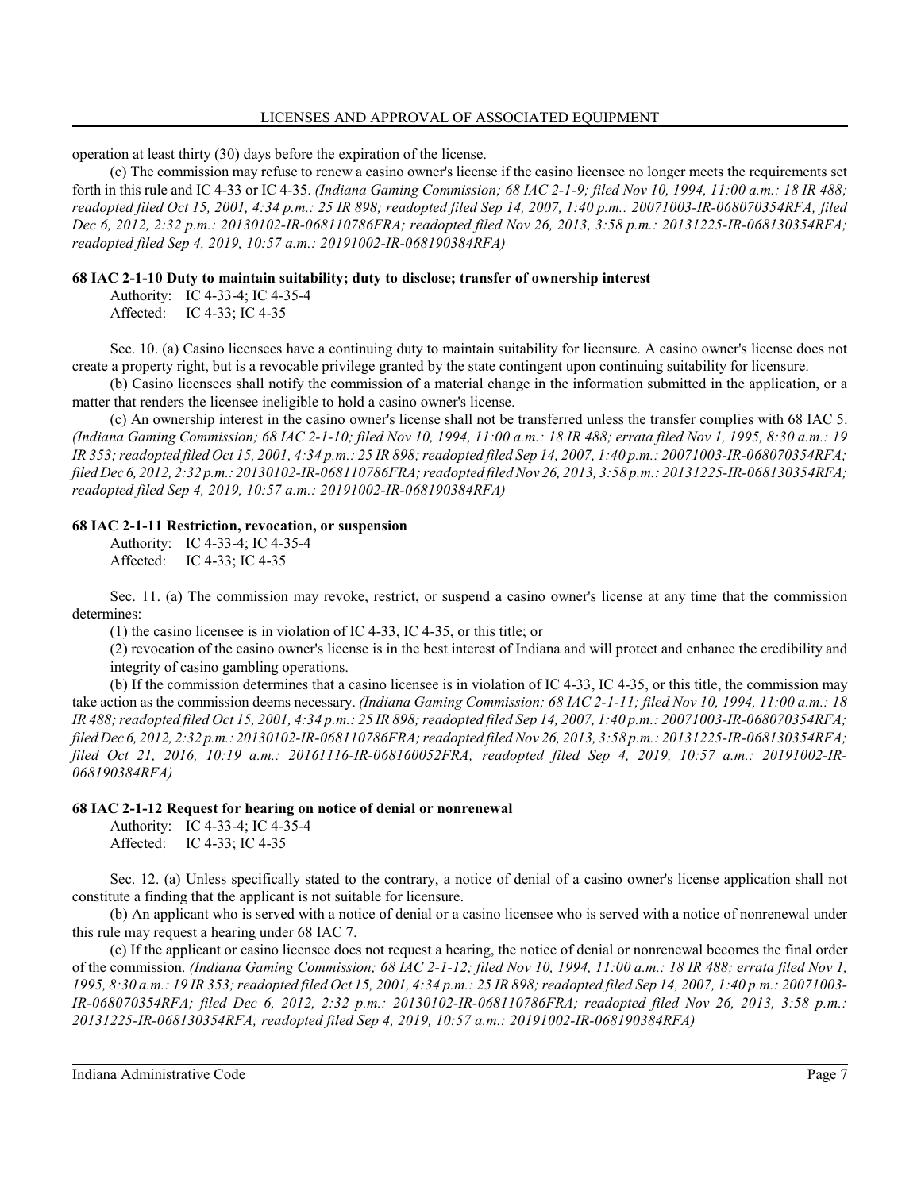operation at least thirty (30) days before the expiration of the license.

(c) The commission may refuse to renew a casino owner's license if the casino licensee no longer meets the requirements set forth in this rule and IC 4-33 or IC 4-35. *(Indiana Gaming Commission; 68 IAC 2-1-9; filed Nov 10, 1994, 11:00 a.m.: 18 IR 488; readopted filed Oct 15, 2001, 4:34 p.m.: 25 IR 898; readopted filed Sep 14, 2007, 1:40 p.m.: 20071003-IR-068070354RFA; filed Dec 6, 2012, 2:32 p.m.: 20130102-IR-068110786FRA; readopted filed Nov 26, 2013, 3:58 p.m.: 20131225-IR-068130354RFA; readopted filed Sep 4, 2019, 10:57 a.m.: 20191002-IR-068190384RFA)*

**68 IAC 2-1-10 Duty to maintain suitability; duty to disclose; transfer of ownership interest**

Authority: IC 4-33-4; IC 4-35-4
Affected: IC 4-33; IC 4-35

Sec. 10. (a) Casino licensees have a continuing duty to maintain suitability for licensure. A casino owner's license does not create a property right, but is a revocable privilege granted by the state contingent upon continuing suitability for licensure.

(b) Casino licensees shall notify the commission of a material change in the information submitted in the application, or a matter that renders the licensee ineligible to hold a casino owner's license.

(c) An ownership interest in the casino owner's license shall not be transferred unless the transfer complies with 68 IAC 5. *(Indiana Gaming Commission; 68 IAC 2-1-10; filed Nov 10, 1994, 11:00 a.m.: 18 IR 488; errata filed Nov 1, 1995, 8:30 a.m.: 19 IR 353; readopted filed Oct 15, 2001, 4:34 p.m.: 25 IR 898; readopted filed Sep 14, 2007, 1:40 p.m.: 20071003-IR-068070354RFA; filed Dec 6, 2012, 2:32 p.m.: 20130102-IR-068110786FRA; readopted filed Nov 26, 2013, 3:58 p.m.: 20131225-IR-068130354RFA; readopted filed Sep 4, 2019, 10:57 a.m.: 20191002-IR-068190384RFA)*

**68 IAC 2-1-11 Restriction, revocation, or suspension**

Authority: IC 4-33-4; IC 4-35-4
Affected: IC 4-33; IC 4-35

Sec. 11. (a) The commission may revoke, restrict, or suspend a casino owner's license at any time that the commission determines:

(1) the casino licensee is in violation of IC 4-33, IC 4-35, or this title; or

(2) revocation of the casino owner's license is in the best interest of Indiana and will protect and enhance the credibility and integrity of casino gambling operations.

(b) If the commission determines that a casino licensee is in violation of IC 4-33, IC 4-35, or this title, the commission may take action as the commission deems necessary. *(Indiana Gaming Commission; 68 IAC 2-1-11; filed Nov 10, 1994, 11:00 a.m.: 18 IR 488; readopted filed Oct 15, 2001, 4:34 p.m.: 25 IR 898; readopted filed Sep 14, 2007, 1:40 p.m.: 20071003-IR-068070354RFA; filed Dec 6, 2012, 2:32 p.m.: 20130102-IR-068110786FRA; readopted filed Nov 26, 2013, 3:58 p.m.: 20131225-IR-068130354RFA; filed Oct 21, 2016, 10:19 a.m.: 20161116-IR-068160052FRA; readopted filed Sep 4, 2019, 10:57 a.m.: 20191002-IR-068190384RFA)*

**68 IAC 2-1-12 Request for hearing on notice of denial or nonrenewal**

Authority: IC 4-33-4; IC 4-35-4
Affected: IC 4-33; IC 4-35

Sec. 12. (a) Unless specifically stated to the contrary, a notice of denial of a casino owner's license application shall not constitute a finding that the applicant is not suitable for licensure.

(b) An applicant who is served with a notice of denial or a casino licensee who is served with a notice of nonrenewal under this rule may request a hearing under 68 IAC 7.

(c) If the applicant or casino licensee does not request a hearing, the notice of denial or nonrenewal becomes the final order of the commission. *(Indiana Gaming Commission; 68 IAC 2-1-12; filed Nov 10, 1994, 11:00 a.m.: 18 IR 488; errata filed Nov 1, 1995, 8:30 a.m.: 19 IR 353; readopted filed Oct 15, 2001, 4:34 p.m.: 25 IR 898; readopted filed Sep 14, 2007, 1:40 p.m.: 20071003-IR-068070354RFA; filed Dec 6, 2012, 2:32 p.m.: 20130102-IR-068110786FRA; readopted filed Nov 26, 2013, 3:58 p.m.: 20131225-IR-068130354RFA; readopted filed Sep 4, 2019, 10:57 a.m.: 20191002-IR-068190384RFA)*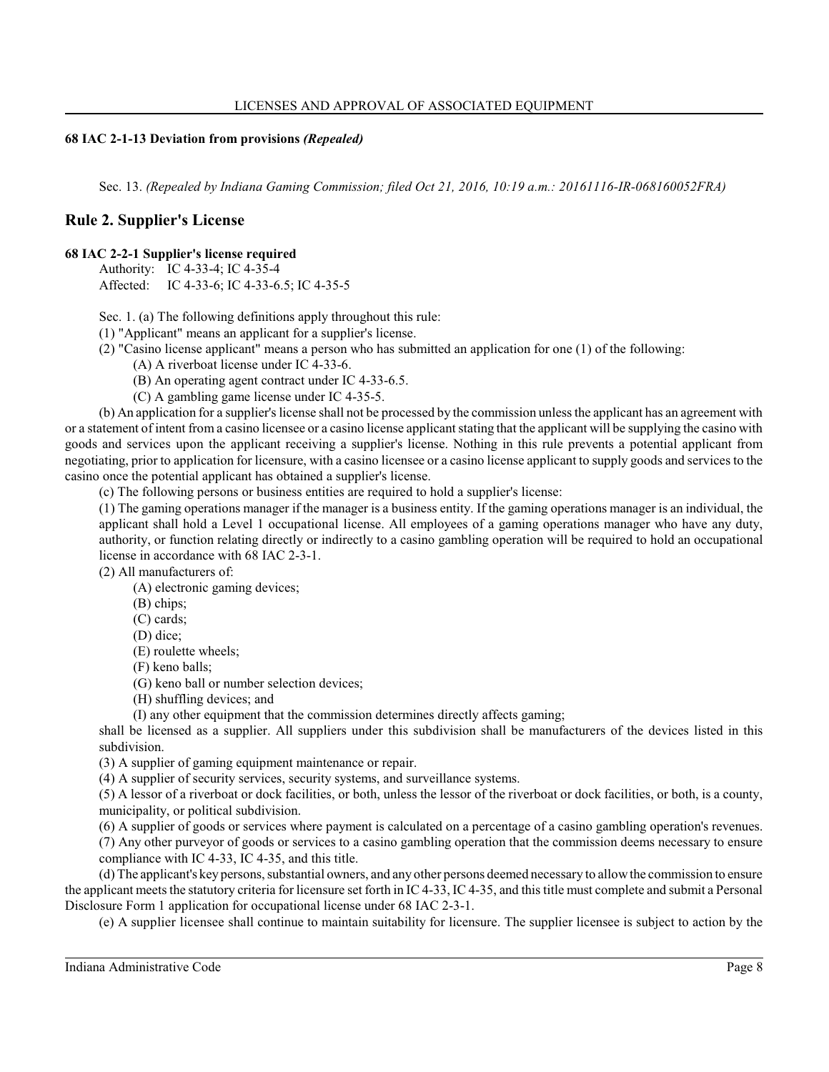### 68 IAC 2-1-13 Deviation from provisions *(Repealed)*

Sec. 13. *(Repealed by Indiana Gaming Commission; filed Oct 21, 2016, 10:19 a.m.: 20161116-IR-068160052FRA)*

## Rule 2. Supplier's License

### 68 IAC 2-2-1 Supplier's license required

Authority: IC 4-33-4; IC 4-35-4
Affected: IC 4-33-6; IC 4-33-6.5; IC 4-35-5

Sec. 1. (a) The following definitions apply throughout this rule:

(1) "Applicant" means an applicant for a supplier's license.

(2) "Casino license applicant" means a person who has submitted an application for one (1) of the following:

(A) A riverboat license under IC 4-33-6.

(B) An operating agent contract under IC 4-33-6.5.

(C) A gambling game license under IC 4-35-5.

(b) An application for a supplier's license shall not be processed by the commission unless the applicant has an agreement with or a statement of intent from a casino licensee or a casino license applicant stating that the applicant will be supplying the casino with goods and services upon the applicant receiving a supplier's license. Nothing in this rule prevents a potential applicant from negotiating, prior to application for licensure, with a casino licensee or a casino license applicant to supply goods and services to the casino once the potential applicant has obtained a supplier's license.

(c) The following persons or business entities are required to hold a supplier's license:

(1) The gaming operations manager if the manager is a business entity. If the gaming operations manager is an individual, the applicant shall hold a Level 1 occupational license. All employees of a gaming operations manager who have any duty, authority, or function relating directly or indirectly to a casino gambling operation will be required to hold an occupational license in accordance with 68 IAC 2-3-1.

(2) All manufacturers of:

(A) electronic gaming devices;

(B) chips;

(C) cards;

(D) dice;

(E) roulette wheels;

(F) keno balls;

(G) keno ball or number selection devices;

(H) shuffling devices; and

(I) any other equipment that the commission determines directly affects gaming;

shall be licensed as a supplier. All suppliers under this subdivision shall be manufacturers of the devices listed in this subdivision.

(3) A supplier of gaming equipment maintenance or repair.

(4) A supplier of security services, security systems, and surveillance systems.

(5) A lessor of a riverboat or dock facilities, or both, unless the lessor of the riverboat or dock facilities, or both, is a county, municipality, or political subdivision.

(6) A supplier of goods or services where payment is calculated on a percentage of a casino gambling operation's revenues.

(7) Any other purveyor of goods or services to a casino gambling operation that the commission deems necessary to ensure compliance with IC 4-33, IC 4-35, and this title.

(d) The applicant's key persons, substantial owners, and any other persons deemed necessary to allow the commission to ensure the applicant meets the statutory criteria for licensure set forth in IC 4-33, IC 4-35, and this title must complete and submit a Personal Disclosure Form 1 application for occupational license under 68 IAC 2-3-1.

(e) A supplier licensee shall continue to maintain suitability for licensure. The supplier licensee is subject to action by the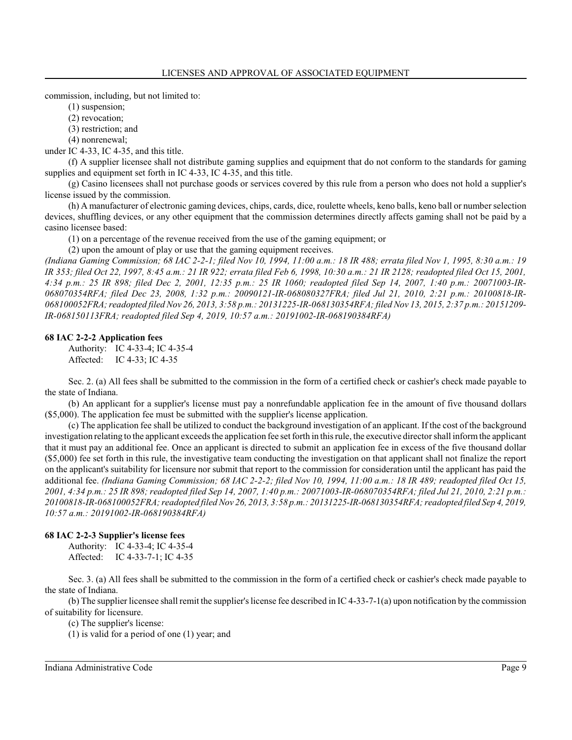commission, including, but not limited to:

(1) suspension;

(2) revocation;

(3) restriction; and

(4) nonrenewal;

under IC 4-33, IC 4-35, and this title.

(f) A supplier licensee shall not distribute gaming supplies and equipment that do not conform to the standards for gaming supplies and equipment set forth in IC 4-33, IC 4-35, and this title.

(g) Casino licensees shall not purchase goods or services covered by this rule from a person who does not hold a supplier's license issued by the commission.

(h) A manufacturer of electronic gaming devices, chips, cards, dice, roulette wheels, keno balls, keno ball or number selection devices, shuffling devices, or any other equipment that the commission determines directly affects gaming shall not be paid by a casino licensee based:

(1) on a percentage of the revenue received from the use of the gaming equipment; or

(2) upon the amount of play or use that the gaming equipment receives.

*(Indiana Gaming Commission; 68 IAC 2-2-1; filed Nov 10, 1994, 11:00 a.m.: 18 IR 488; errata filed Nov 1, 1995, 8:30 a.m.: 19 IR 353; filed Oct 22, 1997, 8:45 a.m.: 21 IR 922; errata filed Feb 6, 1998, 10:30 a.m.: 21 IR 2128; readopted filed Oct 15, 2001, 4:34 p.m.: 25 IR 898; filed Dec 2, 2001, 12:35 p.m.: 25 IR 1060; readopted filed Sep 14, 2007, 1:40 p.m.: 20071003-IR-068070354RFA; filed Dec 23, 2008, 1:32 p.m.: 20090121-IR-068080327FRA; filed Jul 21, 2010, 2:21 p.m.: 20100818-IR-068100052FRA; readopted filed Nov 26, 2013, 3:58 p.m.: 20131225-IR-068130354RFA; filed Nov 13, 2015, 2:37 p.m.: 20151209-IR-068150113FRA; readopted filed Sep 4, 2019, 10:57 a.m.: 20191002-IR-068190384RFA)*

**68 IAC 2-2-2 Application fees**

Authority: IC 4-33-4; IC 4-35-4
Affected: IC 4-33; IC 4-35

Sec. 2. (a) All fees shall be submitted to the commission in the form of a certified check or cashier's check made payable to the state of Indiana.

(b) An applicant for a supplier's license must pay a nonrefundable application fee in the amount of five thousand dollars ($5,000). The application fee must be submitted with the supplier's license application.

(c) The application fee shall be utilized to conduct the background investigation of an applicant. If the cost of the background investigation relating to the applicant exceeds the application fee set forth in this rule, the executive director shall inform the applicant that it must pay an additional fee. Once an applicant is directed to submit an application fee in excess of the five thousand dollar ($5,000) fee set forth in this rule, the investigative team conducting the investigation on that applicant shall not finalize the report on the applicant's suitability for licensure nor submit that report to the commission for consideration until the applicant has paid the additional fee. *(Indiana Gaming Commission; 68 IAC 2-2-2; filed Nov 10, 1994, 11:00 a.m.: 18 IR 489; readopted filed Oct 15, 2001, 4:34 p.m.: 25 IR 898; readopted filed Sep 14, 2007, 1:40 p.m.: 20071003-IR-068070354RFA; filed Jul 21, 2010, 2:21 p.m.: 20100818-IR-068100052FRA; readopted filed Nov 26, 2013, 3:58 p.m.: 20131225-IR-068130354RFA; readopted filed Sep 4, 2019, 10:57 a.m.: 20191002-IR-068190384RFA)*

**68 IAC 2-2-3 Supplier's license fees**

Authority: IC 4-33-4; IC 4-35-4
Affected: IC 4-33-7-1; IC 4-35

Sec. 3. (a) All fees shall be submitted to the commission in the form of a certified check or cashier's check made payable to the state of Indiana.

(b) The supplier licensee shall remit the supplier's license fee described in IC 4-33-7-1(a) upon notification by the commission of suitability for licensure.

(c) The supplier's license:

(1) is valid for a period of one (1) year; and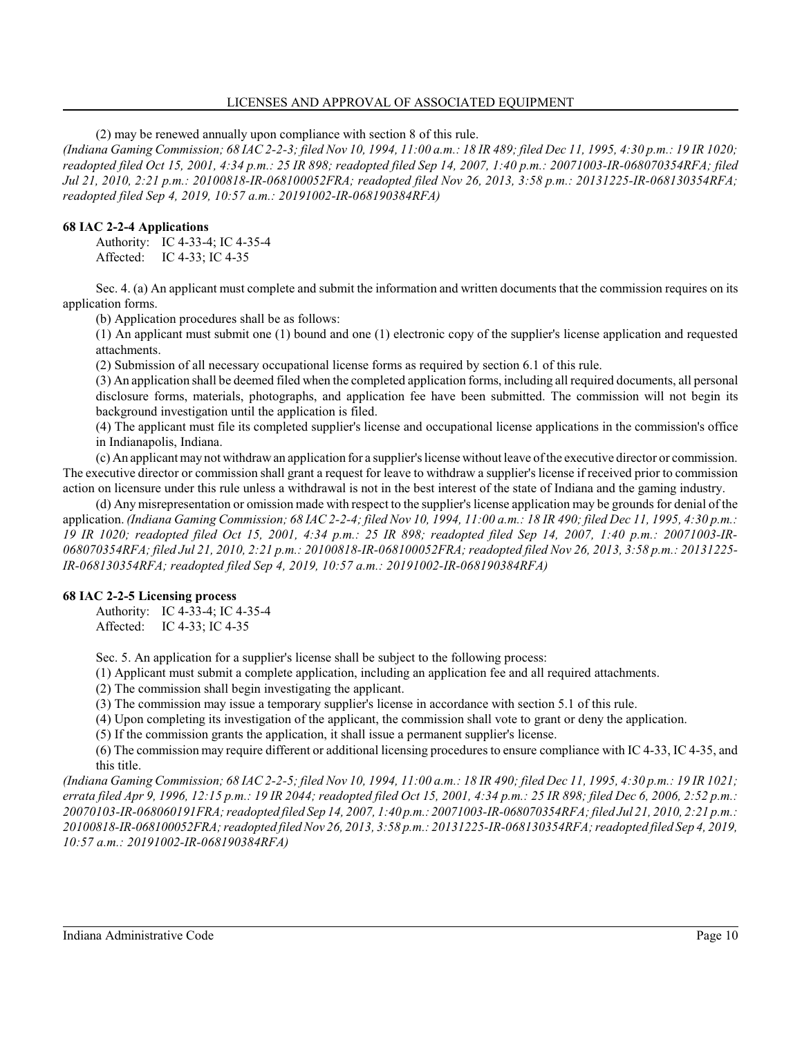(2) may be renewed annually upon compliance with section 8 of this rule.
*(Indiana Gaming Commission; 68 IAC 2-2-3; filed Nov 10, 1994, 11:00 a.m.: 18 IR 489; filed Dec 11, 1995, 4:30 p.m.: 19 IR 1020; readopted filed Oct 15, 2001, 4:34 p.m.: 25 IR 898; readopted filed Sep 14, 2007, 1:40 p.m.: 20071003-IR-068070354RFA; filed Jul 21, 2010, 2:21 p.m.: 20100818-IR-068100052FRA; readopted filed Nov 26, 2013, 3:58 p.m.: 20131225-IR-068130354RFA; readopted filed Sep 4, 2019, 10:57 a.m.: 20191002-IR-068190384RFA)*

**68 IAC 2-2-4 Applications**

Authority: IC 4-33-4; IC 4-35-4
Affected: IC 4-33; IC 4-35

Sec. 4. (a) An applicant must complete and submit the information and written documents that the commission requires on its application forms.

(b) Application procedures shall be as follows:

(1) An applicant must submit one (1) bound and one (1) electronic copy of the supplier's license application and requested attachments.

(2) Submission of all necessary occupational license forms as required by section 6.1 of this rule.

(3) An application shall be deemed filed when the completed application forms, including all required documents, all personal disclosure forms, materials, photographs, and application fee have been submitted. The commission will not begin its background investigation until the application is filed.

(4) The applicant must file its completed supplier's license and occupational license applications in the commission's office in Indianapolis, Indiana.

(c) An applicant may not withdraw an application for a supplier's license without leave of the executive director or commission. The executive director or commission shall grant a request for leave to withdraw a supplier's license if received prior to commission action on licensure under this rule unless a withdrawal is not in the best interest of the state of Indiana and the gaming industry.

(d) Any misrepresentation or omission made with respect to the supplier's license application may be grounds for denial of the application. *(Indiana Gaming Commission; 68 IAC 2-2-4; filed Nov 10, 1994, 11:00 a.m.: 18 IR 490; filed Dec 11, 1995, 4:30 p.m.: 19 IR 1020; readopted filed Oct 15, 2001, 4:34 p.m.: 25 IR 898; readopted filed Sep 14, 2007, 1:40 p.m.: 20071003-IR-068070354RFA; filed Jul 21, 2010, 2:21 p.m.: 20100818-IR-068100052FRA; readopted filed Nov 26, 2013, 3:58 p.m.: 20131225-IR-068130354RFA; readopted filed Sep 4, 2019, 10:57 a.m.: 20191002-IR-068190384RFA)*

**68 IAC 2-2-5 Licensing process**

Authority: IC 4-33-4; IC 4-35-4
Affected: IC 4-33; IC 4-35

Sec. 5. An application for a supplier's license shall be subject to the following process:

(1) Applicant must submit a complete application, including an application fee and all required attachments.

(2) The commission shall begin investigating the applicant.

(3) The commission may issue a temporary supplier's license in accordance with section 5.1 of this rule.

(4) Upon completing its investigation of the applicant, the commission shall vote to grant or deny the application.

(5) If the commission grants the application, it shall issue a permanent supplier's license.

(6) The commission may require different or additional licensing procedures to ensure compliance with IC 4-33, IC 4-35, and this title.

*(Indiana Gaming Commission; 68 IAC 2-2-5; filed Nov 10, 1994, 11:00 a.m.: 18 IR 490; filed Dec 11, 1995, 4:30 p.m.: 19 IR 1021; errata filed Apr 9, 1996, 12:15 p.m.: 19 IR 2044; readopted filed Oct 15, 2001, 4:34 p.m.: 25 IR 898; filed Dec 6, 2006, 2:52 p.m.: 20070103-IR-068060191FRA; readopted filed Sep 14, 2007, 1:40 p.m.: 20071003-IR-068070354RFA; filed Jul 21, 2010, 2:21 p.m.: 20100818-IR-068100052FRA; readopted filed Nov 26, 2013, 3:58 p.m.: 20131225-IR-068130354RFA; readopted filed Sep 4, 2019, 10:57 a.m.: 20191002-IR-068190384RFA)*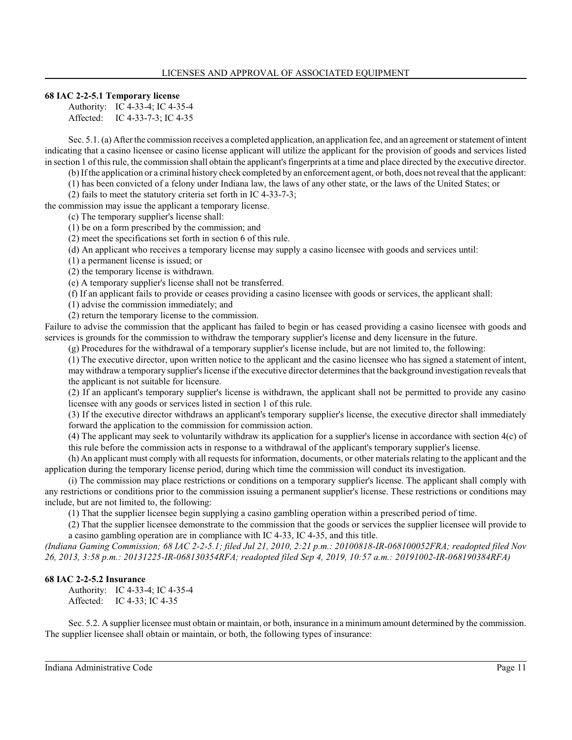**68 IAC 2-2-5.1 Temporary license**

Authority: IC 4-33-4; IC 4-35-4
Affected: IC 4-33-7-3; IC 4-35

Sec. 5.1. (a) After the commission receives a completed application, an application fee, and an agreement or statement of intent indicating that a casino licensee or casino license applicant will utilize the applicant for the provision of goods and services listed in section 1 of this rule, the commission shall obtain the applicant's fingerprints at a time and place directed by the executive director.

(b) If the application or a criminal history check completed by an enforcement agent, or both, does not reveal that the applicant:

(1) has been convicted of a felony under Indiana law, the laws of any other state, or the laws of the United States; or

(2) fails to meet the statutory criteria set forth in IC 4-33-7-3;

the commission may issue the applicant a temporary license.

(c) The temporary supplier's license shall:

(1) be on a form prescribed by the commission; and

(2) meet the specifications set forth in section 6 of this rule.

(d) An applicant who receives a temporary license may supply a casino licensee with goods and services until:

(1) a permanent license is issued; or

(2) the temporary license is withdrawn.

(e) A temporary supplier's license shall not be transferred.

(f) If an applicant fails to provide or ceases providing a casino licensee with goods or services, the applicant shall:

(1) advise the commission immediately; and

(2) return the temporary license to the commission.

Failure to advise the commission that the applicant has failed to begin or has ceased providing a casino licensee with goods and services is grounds for the commission to withdraw the temporary supplier's license and deny licensure in the future.

(g) Procedures for the withdrawal of a temporary supplier's license include, but are not limited to, the following:

(1) The executive director, upon written notice to the applicant and the casino licensee who has signed a statement of intent, may withdraw a temporary supplier's license if the executive director determines that the background investigation reveals that the applicant is not suitable for licensure.

(2) If an applicant's temporary supplier's license is withdrawn, the applicant shall not be permitted to provide any casino licensee with any goods or services listed in section 1 of this rule.

(3) If the executive director withdraws an applicant's temporary supplier's license, the executive director shall immediately forward the application to the commission for commission action.

(4) The applicant may seek to voluntarily withdraw its application for a supplier's license in accordance with section 4(c) of this rule before the commission acts in response to a withdrawal of the applicant's temporary supplier's license.

(h) An applicant must comply with all requests for information, documents, or other materials relating to the applicant and the application during the temporary license period, during which time the commission will conduct its investigation.

(i) The commission may place restrictions or conditions on a temporary supplier's license. The applicant shall comply with any restrictions or conditions prior to the commission issuing a permanent supplier's license. These restrictions or conditions may include, but are not limited to, the following:

(1) That the supplier licensee begin supplying a casino gambling operation within a prescribed period of time.

(2) That the supplier licensee demonstrate to the commission that the goods or services the supplier licensee will provide to a casino gambling operation are in compliance with IC 4-33, IC 4-35, and this title.

*(Indiana Gaming Commission; 68 IAC 2-2-5.1; filed Jul 21, 2010, 2:21 p.m.: 20100818-IR-068100052FRA; readopted filed Nov 26, 2013, 3:58 p.m.: 20131225-IR-068130354RFA; readopted filed Sep 4, 2019, 10:57 a.m.: 20191002-IR-068190384RFA)*

**68 IAC 2-2-5.2 Insurance**

Authority: IC 4-33-4; IC 4-35-4
Affected: IC 4-33; IC 4-35

Sec. 5.2. A supplier licensee must obtain or maintain, or both, insurance in a minimum amount determined by the commission. The supplier licensee shall obtain or maintain, or both, the following types of insurance: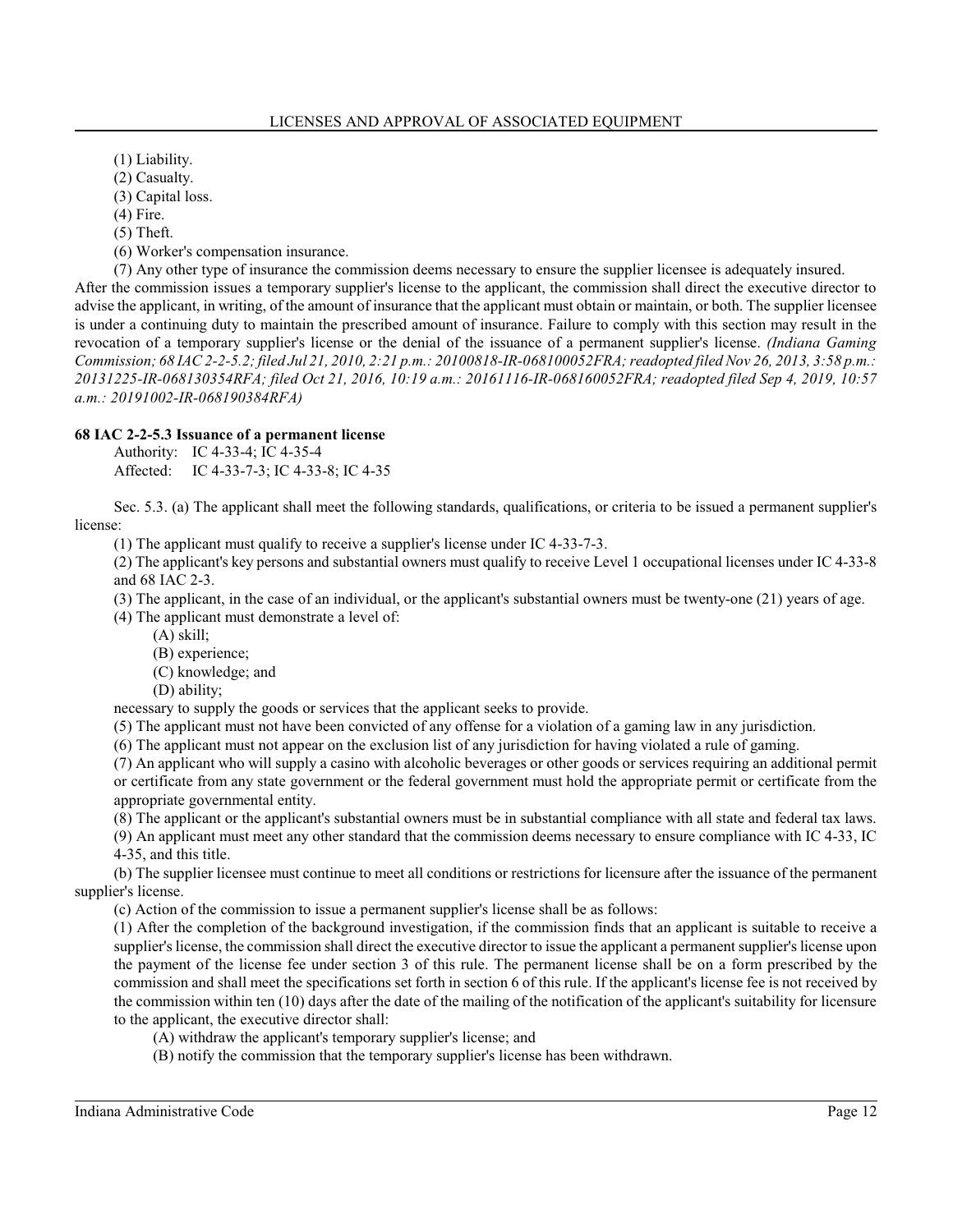(1) Liability.

(2) Casualty.

(3) Capital loss.

(4) Fire.

(5) Theft.

(6) Worker's compensation insurance.

(7) Any other type of insurance the commission deems necessary to ensure the supplier licensee is adequately insured.

After the commission issues a temporary supplier's license to the applicant, the commission shall direct the executive director to advise the applicant, in writing, of the amount of insurance that the applicant must obtain or maintain, or both. The supplier licensee is under a continuing duty to maintain the prescribed amount of insurance. Failure to comply with this section may result in the revocation of a temporary supplier's license or the denial of the issuance of a permanent supplier's license. *(Indiana Gaming Commission; 68 IAC 2-2-5.2; filed Jul 21, 2010, 2:21 p.m.: 20100818-IR-068100052FRA; readopted filed Nov 26, 2013, 3:58 p.m.: 20131225-IR-068130354RFA; filed Oct 21, 2016, 10:19 a.m.: 20161116-IR-068160052FRA; readopted filed Sep 4, 2019, 10:57 a.m.: 20191002-IR-068190384RFA)*

**68 IAC 2-2-5.3 Issuance of a permanent license**

Authority: IC 4-33-4; IC 4-35-4
Affected: IC 4-33-7-3; IC 4-33-8; IC 4-35

Sec. 5.3. (a) The applicant shall meet the following standards, qualifications, or criteria to be issued a permanent supplier's license:

(1) The applicant must qualify to receive a supplier's license under IC 4-33-7-3.

(2) The applicant's key persons and substantial owners must qualify to receive Level 1 occupational licenses under IC 4-33-8 and 68 IAC 2-3.

(3) The applicant, in the case of an individual, or the applicant's substantial owners must be twenty-one (21) years of age.

(4) The applicant must demonstrate a level of:

(A) skill;

(B) experience;

(C) knowledge; and

(D) ability;

necessary to supply the goods or services that the applicant seeks to provide.

(5) The applicant must not have been convicted of any offense for a violation of a gaming law in any jurisdiction.

(6) The applicant must not appear on the exclusion list of any jurisdiction for having violated a rule of gaming.

(7) An applicant who will supply a casino with alcoholic beverages or other goods or services requiring an additional permit or certificate from any state government or the federal government must hold the appropriate permit or certificate from the appropriate governmental entity.

(8) The applicant or the applicant's substantial owners must be in substantial compliance with all state and federal tax laws.

(9) An applicant must meet any other standard that the commission deems necessary to ensure compliance with IC 4-33, IC 4-35, and this title.

(b) The supplier licensee must continue to meet all conditions or restrictions for licensure after the issuance of the permanent supplier's license.

(c) Action of the commission to issue a permanent supplier's license shall be as follows:

(1) After the completion of the background investigation, if the commission finds that an applicant is suitable to receive a supplier's license, the commission shall direct the executive director to issue the applicant a permanent supplier's license upon the payment of the license fee under section 3 of this rule. The permanent license shall be on a form prescribed by the commission and shall meet the specifications set forth in section 6 of this rule. If the applicant's license fee is not received by the commission within ten (10) days after the date of the mailing of the notification of the applicant's suitability for licensure to the applicant, the executive director shall:

(A) withdraw the applicant's temporary supplier's license; and

(B) notify the commission that the temporary supplier's license has been withdrawn.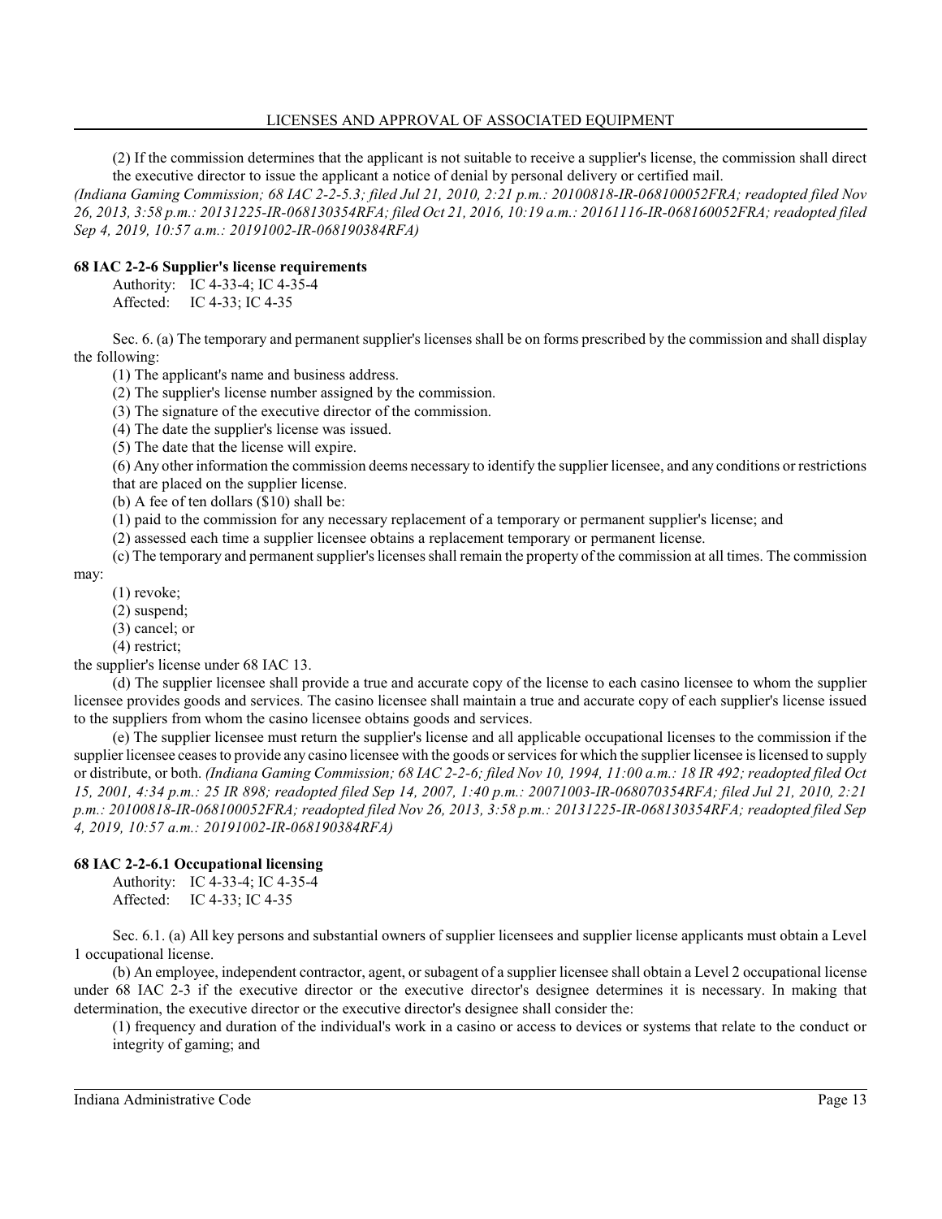(2) If the commission determines that the applicant is not suitable to receive a supplier's license, the commission shall direct the executive director to issue the applicant a notice of denial by personal delivery or certified mail.

*(Indiana Gaming Commission; 68 IAC 2-2-5.3; filed Jul 21, 2010, 2:21 p.m.: 20100818-IR-068100052FRA; readopted filed Nov 26, 2013, 3:58 p.m.: 20131225-IR-068130354RFA; filed Oct 21, 2016, 10:19 a.m.: 20161116-IR-068160052FRA; readopted filed Sep 4, 2019, 10:57 a.m.: 20191002-IR-068190384RFA)*

### 68 IAC 2-2-6 Supplier's license requirements

Authority: IC 4-33-4; IC 4-35-4
Affected: IC 4-33; IC 4-35

Sec. 6. (a) The temporary and permanent supplier's licenses shall be on forms prescribed by the commission and shall display the following:

(1) The applicant's name and business address.

(2) The supplier's license number assigned by the commission.

(3) The signature of the executive director of the commission.

(4) The date the supplier's license was issued.

(5) The date that the license will expire.

(6) Any other information the commission deems necessary to identify the supplier licensee, and any conditions or restrictions that are placed on the supplier license.

(b) A fee of ten dollars ($10) shall be:

(1) paid to the commission for any necessary replacement of a temporary or permanent supplier's license; and

(2) assessed each time a supplier licensee obtains a replacement temporary or permanent license.

(c) The temporary and permanent supplier's licenses shall remain the property of the commission at all times. The commission may:

(1) revoke;

(2) suspend;

(3) cancel; or

(4) restrict;

the supplier's license under 68 IAC 13.

(d) The supplier licensee shall provide a true and accurate copy of the license to each casino licensee to whom the supplier licensee provides goods and services. The casino licensee shall maintain a true and accurate copy of each supplier's license issued to the suppliers from whom the casino licensee obtains goods and services.

(e) The supplier licensee must return the supplier's license and all applicable occupational licenses to the commission if the supplier licensee ceases to provide any casino licensee with the goods or services for which the supplier licensee is licensed to supply or distribute, or both. *(Indiana Gaming Commission; 68 IAC 2-2-6; filed Nov 10, 1994, 11:00 a.m.: 18 IR 492; readopted filed Oct 15, 2001, 4:34 p.m.: 25 IR 898; readopted filed Sep 14, 2007, 1:40 p.m.: 20071003-IR-068070354RFA; filed Jul 21, 2010, 2:21 p.m.: 20100818-IR-068100052FRA; readopted filed Nov 26, 2013, 3:58 p.m.: 20131225-IR-068130354RFA; readopted filed Sep 4, 2019, 10:57 a.m.: 20191002-IR-068190384RFA)*

### 68 IAC 2-2-6.1 Occupational licensing

Authority: IC 4-33-4; IC 4-35-4
Affected: IC 4-33; IC 4-35

Sec. 6.1. (a) All key persons and substantial owners of supplier licensees and supplier license applicants must obtain a Level 1 occupational license.

(b) An employee, independent contractor, agent, or subagent of a supplier licensee shall obtain a Level 2 occupational license under 68 IAC 2-3 if the executive director or the executive director's designee determines it is necessary. In making that determination, the executive director or the executive director's designee shall consider the:

(1) frequency and duration of the individual's work in a casino or access to devices or systems that relate to the conduct or integrity of gaming; and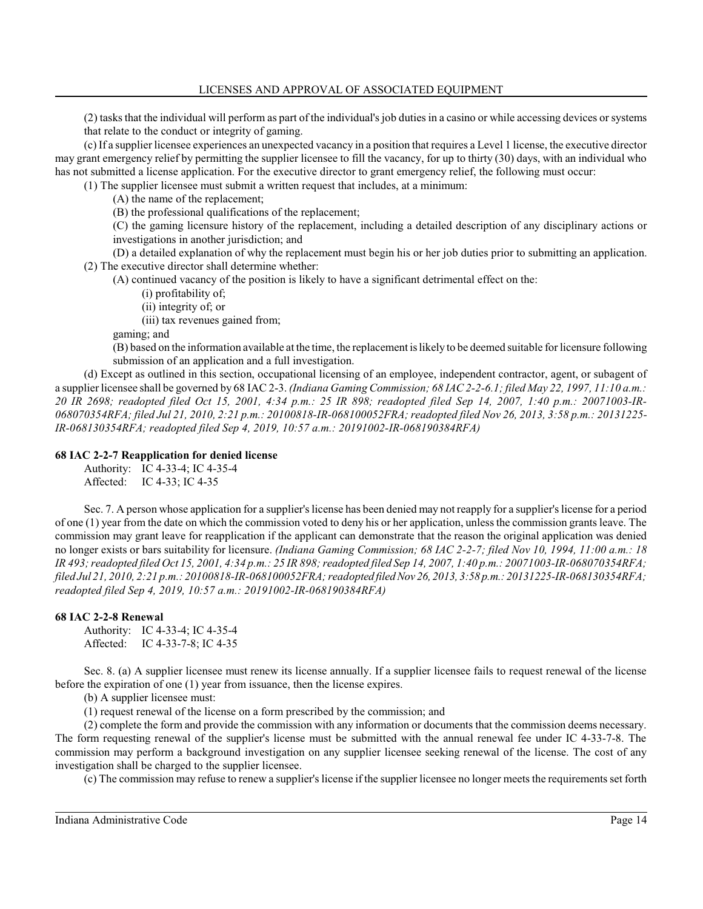(2) tasks that the individual will perform as part of the individual's job duties in a casino or while accessing devices or systems that relate to the conduct or integrity of gaming.

(c) If a supplier licensee experiences an unexpected vacancy in a position that requires a Level 1 license, the executive director may grant emergency relief by permitting the supplier licensee to fill the vacancy, for up to thirty (30) days, with an individual who has not submitted a license application. For the executive director to grant emergency relief, the following must occur:

(1) The supplier licensee must submit a written request that includes, at a minimum:

(A) the name of the replacement;

(B) the professional qualifications of the replacement;

(C) the gaming licensure history of the replacement, including a detailed description of any disciplinary actions or investigations in another jurisdiction; and

(D) a detailed explanation of why the replacement must begin his or her job duties prior to submitting an application.

(2) The executive director shall determine whether:

(A) continued vacancy of the position is likely to have a significant detrimental effect on the:

(i) profitability of;

(ii) integrity of; or

(iii) tax revenues gained from;

gaming; and

(B) based on the information available at the time, the replacement is likely to be deemed suitable for licensure following submission of an application and a full investigation.

(d) Except as outlined in this section, occupational licensing of an employee, independent contractor, agent, or subagent of a supplier licensee shall be governed by 68 IAC 2-3. *(Indiana Gaming Commission; 68 IAC 2-2-6.1; filed May 22, 1997, 11:10 a.m.: 20 IR 2698; readopted filed Oct 15, 2001, 4:34 p.m.: 25 IR 898; readopted filed Sep 14, 2007, 1:40 p.m.: 20071003-IR-068070354RFA; filed Jul 21, 2010, 2:21 p.m.: 20100818-IR-068100052FRA; readopted filed Nov 26, 2013, 3:58 p.m.: 20131225-IR-068130354RFA; readopted filed Sep 4, 2019, 10:57 a.m.: 20191002-IR-068190384RFA)*

**68 IAC 2-2-7 Reapplication for denied license**

Authority: IC 4-33-4; IC 4-35-4
Affected: IC 4-33; IC 4-35

Sec. 7. A person whose application for a supplier's license has been denied may not reapply for a supplier's license for a period of one (1) year from the date on which the commission voted to deny his or her application, unless the commission grants leave. The commission may grant leave for reapplication if the applicant can demonstrate that the reason the original application was denied no longer exists or bars suitability for licensure. *(Indiana Gaming Commission; 68 IAC 2-2-7; filed Nov 10, 1994, 11:00 a.m.: 18 IR 493; readopted filed Oct 15, 2001, 4:34 p.m.: 25 IR 898; readopted filed Sep 14, 2007, 1:40 p.m.: 20071003-IR-068070354RFA; filed Jul 21, 2010, 2:21 p.m.: 20100818-IR-068100052FRA; readopted filed Nov 26, 2013, 3:58 p.m.: 20131225-IR-068130354RFA; readopted filed Sep 4, 2019, 10:57 a.m.: 20191002-IR-068190384RFA)*

**68 IAC 2-2-8 Renewal**

Authority: IC 4-33-4; IC 4-35-4
Affected: IC 4-33-7-8; IC 4-35

Sec. 8. (a) A supplier licensee must renew its license annually. If a supplier licensee fails to request renewal of the license before the expiration of one (1) year from issuance, then the license expires.

(b) A supplier licensee must:

(1) request renewal of the license on a form prescribed by the commission; and

(2) complete the form and provide the commission with any information or documents that the commission deems necessary.

The form requesting renewal of the supplier's license must be submitted with the annual renewal fee under IC 4-33-7-8. The commission may perform a background investigation on any supplier licensee seeking renewal of the license. The cost of any investigation shall be charged to the supplier licensee.

(c) The commission may refuse to renew a supplier's license if the supplier licensee no longer meets the requirements set forth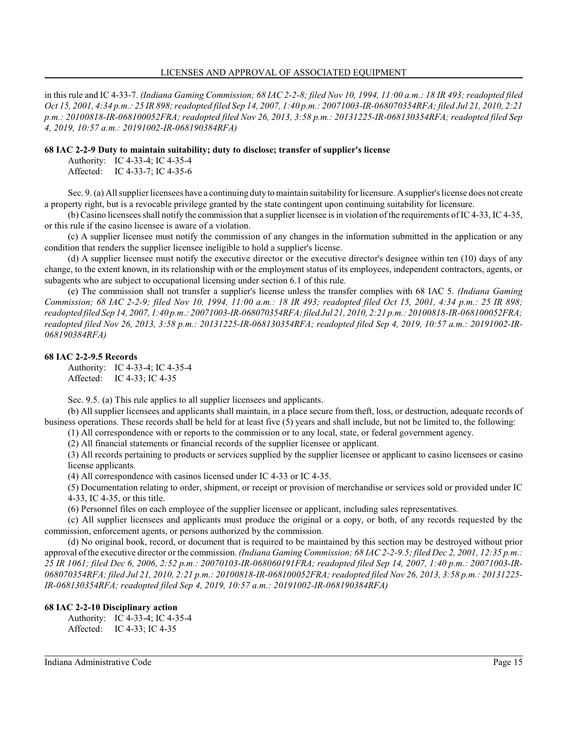in this rule and IC 4-33-7. *(Indiana Gaming Commission; 68 IAC 2-2-8; filed Nov 10, 1994, 11:00 a.m.: 18 IR 493; readopted filed Oct 15, 2001, 4:34 p.m.: 25 IR 898; readopted filed Sep 14, 2007, 1:40 p.m.: 20071003-IR-068070354RFA; filed Jul 21, 2010, 2:21 p.m.: 20100818-IR-068100052FRA; readopted filed Nov 26, 2013, 3:58 p.m.: 20131225-IR-068130354RFA; readopted filed Sep 4, 2019, 10:57 a.m.: 20191002-IR-068190384RFA)*

**68 IAC 2-2-9 Duty to maintain suitability; duty to disclose; transfer of supplier's license**

Authority: IC 4-33-4; IC 4-35-4
Affected: IC 4-33-7; IC 4-35-6

Sec. 9. (a) All supplier licensees have a continuing duty to maintain suitability for licensure. A supplier's license does not create a property right, but is a revocable privilege granted by the state contingent upon continuing suitability for licensure.

(b) Casino licensees shall notify the commission that a supplier licensee is in violation of the requirements of IC 4-33, IC 4-35, or this rule if the casino licensee is aware of a violation.

(c) A supplier licensee must notify the commission of any changes in the information submitted in the application or any condition that renders the supplier licensee ineligible to hold a supplier's license.

(d) A supplier licensee must notify the executive director or the executive director's designee within ten (10) days of any change, to the extent known, in its relationship with or the employment status of its employees, independent contractors, agents, or subagents who are subject to occupational licensing under section 6.1 of this rule.

(e) The commission shall not transfer a supplier's license unless the transfer complies with 68 IAC 5. *(Indiana Gaming Commission; 68 IAC 2-2-9; filed Nov 10, 1994, 11:00 a.m.: 18 IR 493; readopted filed Oct 15, 2001, 4:34 p.m.: 25 IR 898; readopted filed Sep 14, 2007, 1:40 p.m.: 20071003-IR-068070354RFA; filed Jul 21, 2010, 2:21 p.m.: 20100818-IR-068100052FRA; readopted filed Nov 26, 2013, 3:58 p.m.: 20131225-IR-068130354RFA; readopted filed Sep 4, 2019, 10:57 a.m.: 20191002-IR-068190384RFA)*

**68 IAC 2-2-9.5 Records**

Authority: IC 4-33-4; IC 4-35-4
Affected: IC 4-33; IC 4-35

Sec. 9.5. (a) This rule applies to all supplier licensees and applicants.

(b) All supplier licensees and applicants shall maintain, in a place secure from theft, loss, or destruction, adequate records of business operations. These records shall be held for at least five (5) years and shall include, but not be limited to, the following:

(1) All correspondence with or reports to the commission or to any local, state, or federal government agency.

(2) All financial statements or financial records of the supplier licensee or applicant.

(3) All records pertaining to products or services supplied by the supplier licensee or applicant to casino licensees or casino license applicants.

(4) All correspondence with casinos licensed under IC 4-33 or IC 4-35.

(5) Documentation relating to order, shipment, or receipt or provision of merchandise or services sold or provided under IC 4-33, IC 4-35, or this title.

(6) Personnel files on each employee of the supplier licensee or applicant, including sales representatives.

(c) All supplier licensees and applicants must produce the original or a copy, or both, of any records requested by the commission, enforcement agents, or persons authorized by the commission.

(d) No original book, record, or document that is required to be maintained by this section may be destroyed without prior approval of the executive director or the commission. *(Indiana Gaming Commission; 68 IAC 2-2-9.5; filed Dec 2, 2001, 12:35 p.m.: 25 IR 1061; filed Dec 6, 2006, 2:52 p.m.: 20070103-IR-068060191FRA; readopted filed Sep 14, 2007, 1:40 p.m.: 20071003-IR-068070354RFA; filed Jul 21, 2010, 2:21 p.m.: 20100818-IR-068100052FRA; readopted filed Nov 26, 2013, 3:58 p.m.: 20131225-IR-068130354RFA; readopted filed Sep 4, 2019, 10:57 a.m.: 20191002-IR-068190384RFA)*

**68 IAC 2-2-10 Disciplinary action**

Authority: IC 4-33-4; IC 4-35-4
Affected: IC 4-33; IC 4-35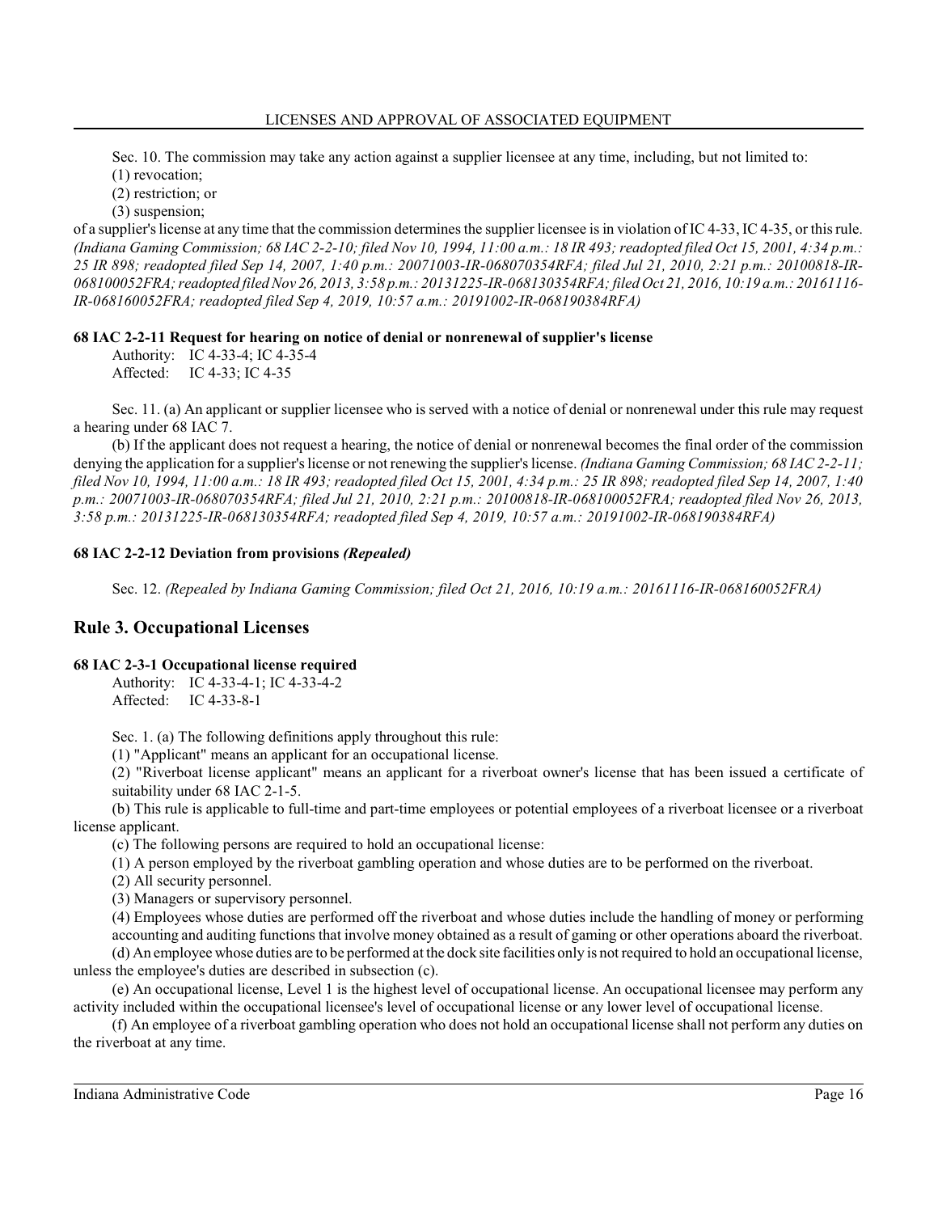Sec. 10. The commission may take any action against a supplier licensee at any time, including, but not limited to:

(1) revocation;

(2) restriction; or

(3) suspension;

of a supplier's license at any time that the commission determines the supplier licensee is in violation of IC 4-33, IC 4-35, or this rule. *(Indiana Gaming Commission; 68 IAC 2-2-10; filed Nov 10, 1994, 11:00 a.m.: 18 IR 493; readopted filed Oct 15, 2001, 4:34 p.m.: 25 IR 898; readopted filed Sep 14, 2007, 1:40 p.m.: 20071003-IR-068070354RFA; filed Jul 21, 2010, 2:21 p.m.: 20100818-IR-068100052FRA; readopted filed Nov 26, 2013, 3:58 p.m.: 20131225-IR-068130354RFA; filed Oct 21, 2016, 10:19 a.m.: 20161116-IR-068160052FRA; readopted filed Sep 4, 2019, 10:57 a.m.: 20191002-IR-068190384RFA)*

### 68 IAC 2-2-11 Request for hearing on notice of denial or nonrenewal of supplier's license

Authority: IC 4-33-4; IC 4-35-4
Affected: IC 4-33; IC 4-35

Sec. 11. (a) An applicant or supplier licensee who is served with a notice of denial or nonrenewal under this rule may request a hearing under 68 IAC 7.

(b) If the applicant does not request a hearing, the notice of denial or nonrenewal becomes the final order of the commission denying the application for a supplier's license or not renewing the supplier's license. *(Indiana Gaming Commission; 68 IAC 2-2-11; filed Nov 10, 1994, 11:00 a.m.: 18 IR 493; readopted filed Oct 15, 2001, 4:34 p.m.: 25 IR 898; readopted filed Sep 14, 2007, 1:40 p.m.: 20071003-IR-068070354RFA; filed Jul 21, 2010, 2:21 p.m.: 20100818-IR-068100052FRA; readopted filed Nov 26, 2013, 3:58 p.m.: 20131225-IR-068130354RFA; readopted filed Sep 4, 2019, 10:57 a.m.: 20191002-IR-068190384RFA)*

### 68 IAC 2-2-12 Deviation from provisions *(Repealed)*

Sec. 12. *(Repealed by Indiana Gaming Commission; filed Oct 21, 2016, 10:19 a.m.: 20161116-IR-068160052FRA)*

## Rule 3. Occupational Licenses

### 68 IAC 2-3-1 Occupational license required

Authority: IC 4-33-4-1; IC 4-33-4-2
Affected: IC 4-33-8-1

Sec. 1. (a) The following definitions apply throughout this rule:

(1) "Applicant" means an applicant for an occupational license.

(2) "Riverboat license applicant" means an applicant for a riverboat owner's license that has been issued a certificate of suitability under 68 IAC 2-1-5.

(b) This rule is applicable to full-time and part-time employees or potential employees of a riverboat licensee or a riverboat license applicant.

(c) The following persons are required to hold an occupational license:

(1) A person employed by the riverboat gambling operation and whose duties are to be performed on the riverboat.

(2) All security personnel.

(3) Managers or supervisory personnel.

(4) Employees whose duties are performed off the riverboat and whose duties include the handling of money or performing accounting and auditing functions that involve money obtained as a result of gaming or other operations aboard the riverboat.

(d) An employee whose duties are to be performed at the dock site facilities only is not required to hold an occupational license, unless the employee's duties are described in subsection (c).

(e) An occupational license, Level 1 is the highest level of occupational license. An occupational licensee may perform any activity included within the occupational licensee's level of occupational license or any lower level of occupational license.

(f) An employee of a riverboat gambling operation who does not hold an occupational license shall not perform any duties on the riverboat at any time.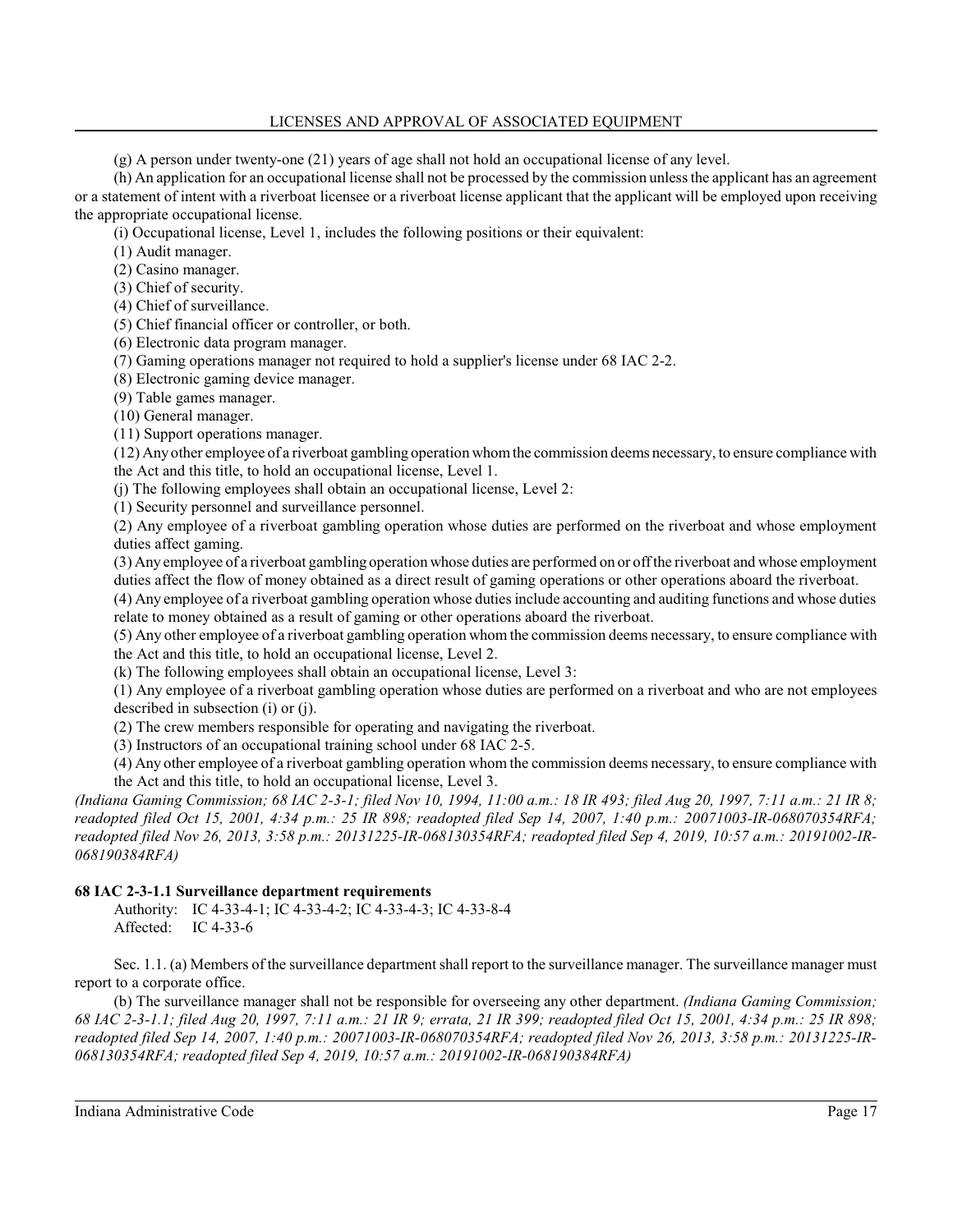(g) A person under twenty-one (21) years of age shall not hold an occupational license of any level.

(h) An application for an occupational license shall not be processed by the commission unless the applicant has an agreement or a statement of intent with a riverboat licensee or a riverboat license applicant that the applicant will be employed upon receiving the appropriate occupational license.

(i) Occupational license, Level 1, includes the following positions or their equivalent:

(1) Audit manager.

(2) Casino manager.

(3) Chief of security.

(4) Chief of surveillance.

(5) Chief financial officer or controller, or both.

(6) Electronic data program manager.

(7) Gaming operations manager not required to hold a supplier's license under 68 IAC 2-2.

(8) Electronic gaming device manager.

(9) Table games manager.

(10) General manager.

(11) Support operations manager.

(12) Any other employee of a riverboat gambling operation whom the commission deems necessary, to ensure compliance with the Act and this title, to hold an occupational license, Level 1.

(j) The following employees shall obtain an occupational license, Level 2:

(1) Security personnel and surveillance personnel.

(2) Any employee of a riverboat gambling operation whose duties are performed on the riverboat and whose employment duties affect gaming.

(3) Any employee of a riverboat gambling operation whose duties are performed on or off the riverboat and whose employment duties affect the flow of money obtained as a direct result of gaming operations or other operations aboard the riverboat.

(4) Any employee of a riverboat gambling operation whose duties include accounting and auditing functions and whose duties relate to money obtained as a result of gaming or other operations aboard the riverboat.

(5) Any other employee of a riverboat gambling operation whom the commission deems necessary, to ensure compliance with the Act and this title, to hold an occupational license, Level 2.

(k) The following employees shall obtain an occupational license, Level 3:

(1) Any employee of a riverboat gambling operation whose duties are performed on a riverboat and who are not employees described in subsection (i) or (j).

(2) The crew members responsible for operating and navigating the riverboat.

(3) Instructors of an occupational training school under 68 IAC 2-5.

(4) Any other employee of a riverboat gambling operation whom the commission deems necessary, to ensure compliance with the Act and this title, to hold an occupational license, Level 3.

*(Indiana Gaming Commission; 68 IAC 2-3-1; filed Nov 10, 1994, 11:00 a.m.: 18 IR 493; filed Aug 20, 1997, 7:11 a.m.: 21 IR 8; readopted filed Oct 15, 2001, 4:34 p.m.: 25 IR 898; readopted filed Sep 14, 2007, 1:40 p.m.: 20071003-IR-068070354RFA; readopted filed Nov 26, 2013, 3:58 p.m.: 20131225-IR-068130354RFA; readopted filed Sep 4, 2019, 10:57 a.m.: 20191002-IR-068190384RFA)*

**68 IAC 2-3-1.1 Surveillance department requirements**

Authority: IC 4-33-4-1; IC 4-33-4-2; IC 4-33-4-3; IC 4-33-8-4
Affected: IC 4-33-6

Sec. 1.1. (a) Members of the surveillance department shall report to the surveillance manager. The surveillance manager must report to a corporate office.

(b) The surveillance manager shall not be responsible for overseeing any other department. *(Indiana Gaming Commission; 68 IAC 2-3-1.1; filed Aug 20, 1997, 7:11 a.m.: 21 IR 9; errata, 21 IR 399; readopted filed Oct 15, 2001, 4:34 p.m.: 25 IR 898; readopted filed Sep 14, 2007, 1:40 p.m.: 20071003-IR-068070354RFA; readopted filed Nov 26, 2013, 3:58 p.m.: 20131225-IR-068130354RFA; readopted filed Sep 4, 2019, 10:57 a.m.: 20191002-IR-068190384RFA)*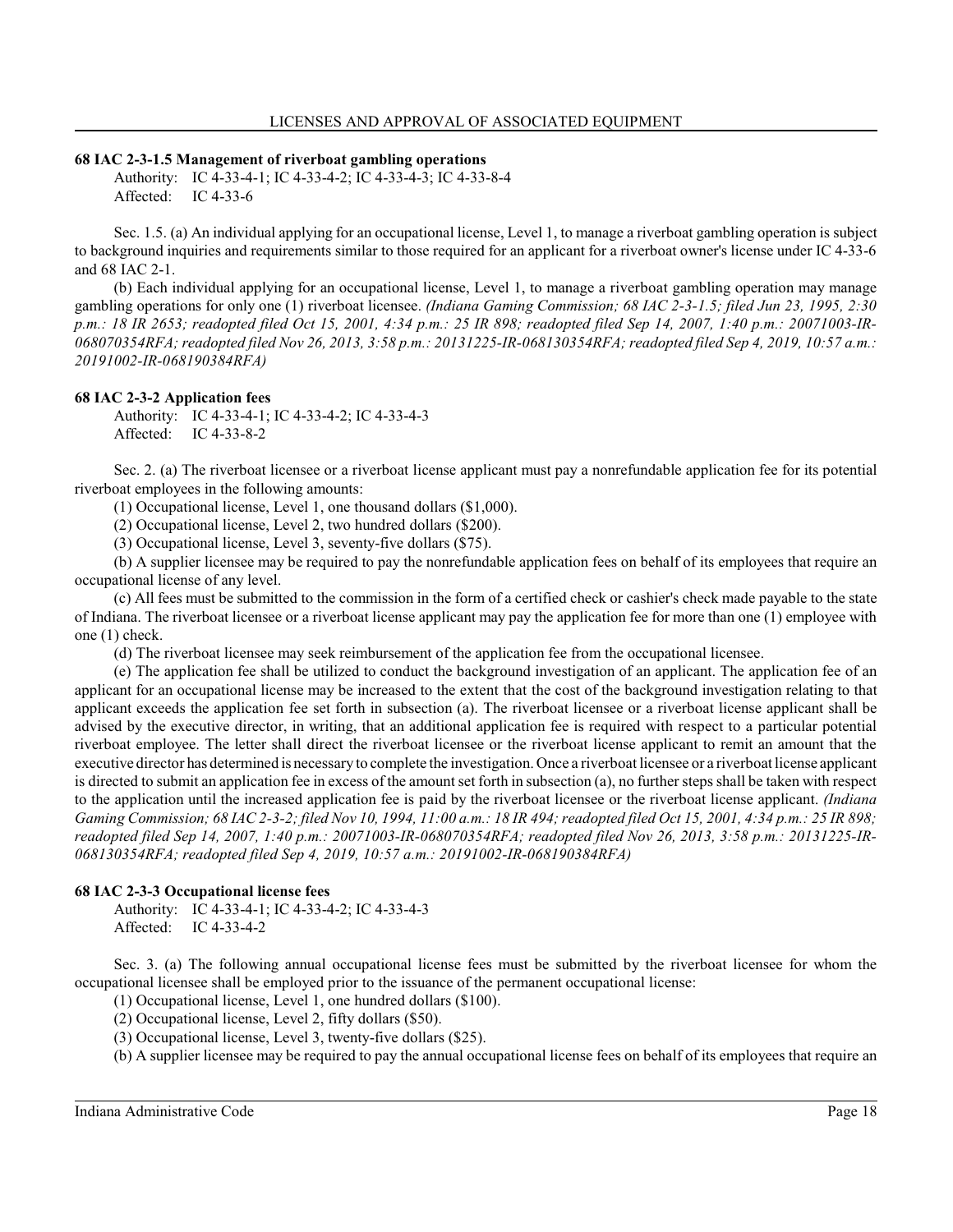### 68 IAC 2-3-1.5 Management of riverboat gambling operations

Authority: IC 4-33-4-1; IC 4-33-4-2; IC 4-33-4-3; IC 4-33-8-4
Affected: IC 4-33-6

Sec. 1.5. (a) An individual applying for an occupational license, Level 1, to manage a riverboat gambling operation is subject to background inquiries and requirements similar to those required for an applicant for a riverboat owner's license under IC 4-33-6 and 68 IAC 2-1.

(b) Each individual applying for an occupational license, Level 1, to manage a riverboat gambling operation may manage gambling operations for only one (1) riverboat licensee. *(Indiana Gaming Commission; 68 IAC 2-3-1.5; filed Jun 23, 1995, 2:30 p.m.: 18 IR 2653; readopted filed Oct 15, 2001, 4:34 p.m.: 25 IR 898; readopted filed Sep 14, 2007, 1:40 p.m.: 20071003-IR-068070354RFA; readopted filed Nov 26, 2013, 3:58 p.m.: 20131225-IR-068130354RFA; readopted filed Sep 4, 2019, 10:57 a.m.: 20191002-IR-068190384RFA)*

### 68 IAC 2-3-2 Application fees

Authority: IC 4-33-4-1; IC 4-33-4-2; IC 4-33-4-3
Affected: IC 4-33-8-2

Sec. 2. (a) The riverboat licensee or a riverboat license applicant must pay a nonrefundable application fee for its potential riverboat employees in the following amounts:

(1) Occupational license, Level 1, one thousand dollars ($1,000).

(2) Occupational license, Level 2, two hundred dollars ($200).

(3) Occupational license, Level 3, seventy-five dollars ($75).

(b) A supplier licensee may be required to pay the nonrefundable application fees on behalf of its employees that require an occupational license of any level.

(c) All fees must be submitted to the commission in the form of a certified check or cashier's check made payable to the state of Indiana. The riverboat licensee or a riverboat license applicant may pay the application fee for more than one (1) employee with one (1) check.

(d) The riverboat licensee may seek reimbursement of the application fee from the occupational licensee.

(e) The application fee shall be utilized to conduct the background investigation of an applicant. The application fee of an applicant for an occupational license may be increased to the extent that the cost of the background investigation relating to that applicant exceeds the application fee set forth in subsection (a). The riverboat licensee or a riverboat license applicant shall be advised by the executive director, in writing, that an additional application fee is required with respect to a particular potential riverboat employee. The letter shall direct the riverboat licensee or the riverboat license applicant to remit an amount that the executive director has determined is necessary to complete the investigation. Once a riverboat licensee or a riverboat license applicant is directed to submit an application fee in excess of the amount set forth in subsection (a), no further steps shall be taken with respect to the application until the increased application fee is paid by the riverboat licensee or the riverboat license applicant. *(Indiana Gaming Commission; 68 IAC 2-3-2; filed Nov 10, 1994, 11:00 a.m.: 18 IR 494; readopted filed Oct 15, 2001, 4:34 p.m.: 25 IR 898; readopted filed Sep 14, 2007, 1:40 p.m.: 20071003-IR-068070354RFA; readopted filed Nov 26, 2013, 3:58 p.m.: 20131225-IR-068130354RFA; readopted filed Sep 4, 2019, 10:57 a.m.: 20191002-IR-068190384RFA)*

### 68 IAC 2-3-3 Occupational license fees

Authority: IC 4-33-4-1; IC 4-33-4-2; IC 4-33-4-3
Affected: IC 4-33-4-2

Sec. 3. (a) The following annual occupational license fees must be submitted by the riverboat licensee for whom the occupational licensee shall be employed prior to the issuance of the permanent occupational license:

(1) Occupational license, Level 1, one hundred dollars ($100).

(2) Occupational license, Level 2, fifty dollars ($50).

(3) Occupational license, Level 3, twenty-five dollars ($25).

(b) A supplier licensee may be required to pay the annual occupational license fees on behalf of its employees that require an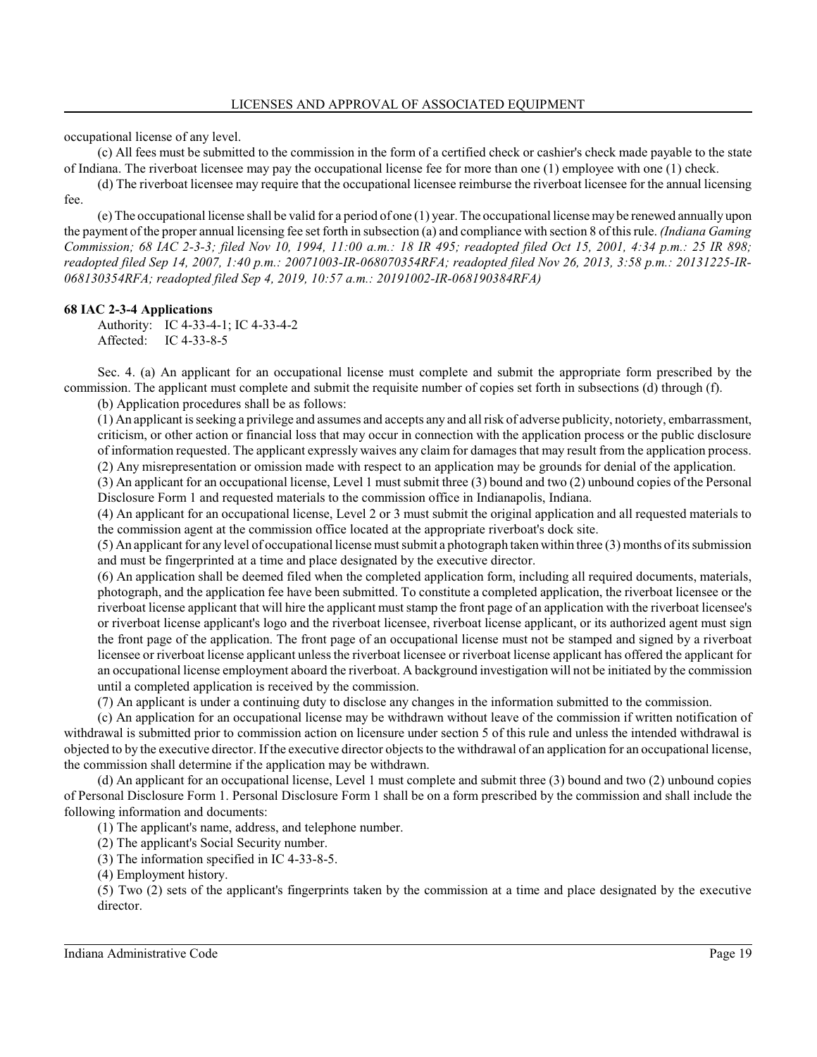occupational license of any level.

(c) All fees must be submitted to the commission in the form of a certified check or cashier's check made payable to the state of Indiana. The riverboat licensee may pay the occupational license fee for more than one (1) employee with one (1) check.

(d) The riverboat licensee may require that the occupational licensee reimburse the riverboat licensee for the annual licensing fee.

(e) The occupational license shall be valid for a period of one (1) year. The occupational license may be renewed annually upon the payment of the proper annual licensing fee set forth in subsection (a) and compliance with section 8 of this rule. *(Indiana Gaming Commission; 68 IAC 2-3-3; filed Nov 10, 1994, 11:00 a.m.: 18 IR 495; readopted filed Oct 15, 2001, 4:34 p.m.: 25 IR 898; readopted filed Sep 14, 2007, 1:40 p.m.: 20071003-IR-068070354RFA; readopted filed Nov 26, 2013, 3:58 p.m.: 20131225-IR-068130354RFA; readopted filed Sep 4, 2019, 10:57 a.m.: 20191002-IR-068190384RFA)*

**68 IAC 2-3-4 Applications**

Authority: IC 4-33-4-1; IC 4-33-4-2
Affected: IC 4-33-8-5

Sec. 4. (a) An applicant for an occupational license must complete and submit the appropriate form prescribed by the commission. The applicant must complete and submit the requisite number of copies set forth in subsections (d) through (f).

(b) Application procedures shall be as follows:

(1) An applicant is seeking a privilege and assumes and accepts any and all risk of adverse publicity, notoriety, embarrassment, criticism, or other action or financial loss that may occur in connection with the application process or the public disclosure of information requested. The applicant expressly waives any claim for damages that may result from the application process.

(2) Any misrepresentation or omission made with respect to an application may be grounds for denial of the application.

(3) An applicant for an occupational license, Level 1 must submit three (3) bound and two (2) unbound copies of the Personal Disclosure Form 1 and requested materials to the commission office in Indianapolis, Indiana.

(4) An applicant for an occupational license, Level 2 or 3 must submit the original application and all requested materials to the commission agent at the commission office located at the appropriate riverboat's dock site.

(5) An applicant for any level of occupational license must submit a photograph taken within three (3) months of its submission and must be fingerprinted at a time and place designated by the executive director.

(6) An application shall be deemed filed when the completed application form, including all required documents, materials, photograph, and the application fee have been submitted. To constitute a completed application, the riverboat licensee or the riverboat license applicant that will hire the applicant must stamp the front page of an application with the riverboat licensee's or riverboat license applicant's logo and the riverboat licensee, riverboat license applicant, or its authorized agent must sign the front page of the application. The front page of an occupational license must not be stamped and signed by a riverboat licensee or riverboat license applicant unless the riverboat licensee or riverboat license applicant has offered the applicant for an occupational license employment aboard the riverboat. A background investigation will not be initiated by the commission until a completed application is received by the commission.

(7) An applicant is under a continuing duty to disclose any changes in the information submitted to the commission.

(c) An application for an occupational license may be withdrawn without leave of the commission if written notification of withdrawal is submitted prior to commission action on licensure under section 5 of this rule and unless the intended withdrawal is objected to by the executive director. If the executive director objects to the withdrawal of an application for an occupational license, the commission shall determine if the application may be withdrawn.

(d) An applicant for an occupational license, Level 1 must complete and submit three (3) bound and two (2) unbound copies of Personal Disclosure Form 1. Personal Disclosure Form 1 shall be on a form prescribed by the commission and shall include the following information and documents:

(1) The applicant's name, address, and telephone number.

(2) The applicant's Social Security number.

(3) The information specified in IC 4-33-8-5.

(4) Employment history.

(5) Two (2) sets of the applicant's fingerprints taken by the commission at a time and place designated by the executive director.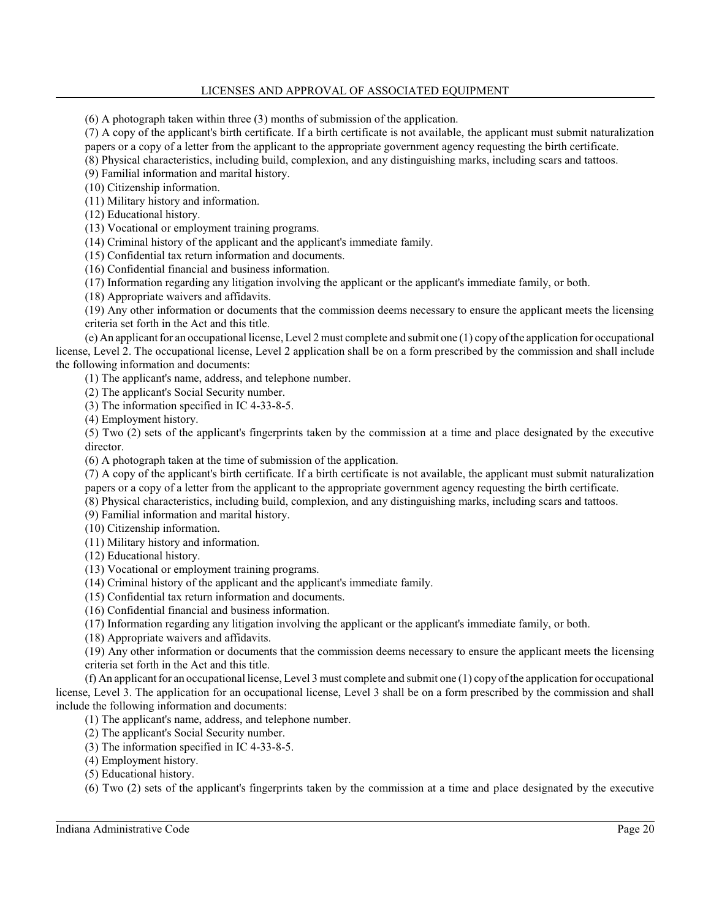(6) A photograph taken within three (3) months of submission of the application.

(7) A copy of the applicant's birth certificate. If a birth certificate is not available, the applicant must submit naturalization papers or a copy of a letter from the applicant to the appropriate government agency requesting the birth certificate.

(8) Physical characteristics, including build, complexion, and any distinguishing marks, including scars and tattoos.

(9) Familial information and marital history.

(10) Citizenship information.

(11) Military history and information.

(12) Educational history.

(13) Vocational or employment training programs.

(14) Criminal history of the applicant and the applicant's immediate family.

(15) Confidential tax return information and documents.

(16) Confidential financial and business information.

(17) Information regarding any litigation involving the applicant or the applicant's immediate family, or both.

(18) Appropriate waivers and affidavits.

(19) Any other information or documents that the commission deems necessary to ensure the applicant meets the licensing criteria set forth in the Act and this title.

(e) An applicant for an occupational license, Level 2 must complete and submit one (1) copy of the application for occupational license, Level 2. The occupational license, Level 2 application shall be on a form prescribed by the commission and shall include the following information and documents:

(1) The applicant's name, address, and telephone number.

(2) The applicant's Social Security number.

(3) The information specified in IC 4-33-8-5.

(4) Employment history.

(5) Two (2) sets of the applicant's fingerprints taken by the commission at a time and place designated by the executive director.

(6) A photograph taken at the time of submission of the application.

(7) A copy of the applicant's birth certificate. If a birth certificate is not available, the applicant must submit naturalization papers or a copy of a letter from the applicant to the appropriate government agency requesting the birth certificate.

(8) Physical characteristics, including build, complexion, and any distinguishing marks, including scars and tattoos.

(9) Familial information and marital history.

(10) Citizenship information.

(11) Military history and information.

(12) Educational history.

(13) Vocational or employment training programs.

(14) Criminal history of the applicant and the applicant's immediate family.

(15) Confidential tax return information and documents.

(16) Confidential financial and business information.

(17) Information regarding any litigation involving the applicant or the applicant's immediate family, or both.

(18) Appropriate waivers and affidavits.

(19) Any other information or documents that the commission deems necessary to ensure the applicant meets the licensing criteria set forth in the Act and this title.

(f) An applicant for an occupational license, Level 3 must complete and submit one (1) copy of the application for occupational license, Level 3. The application for an occupational license, Level 3 shall be on a form prescribed by the commission and shall include the following information and documents:

(1) The applicant's name, address, and telephone number.

(2) The applicant's Social Security number.

(3) The information specified in IC 4-33-8-5.

(4) Employment history.

(5) Educational history.

(6) Two (2) sets of the applicant's fingerprints taken by the commission at a time and place designated by the executive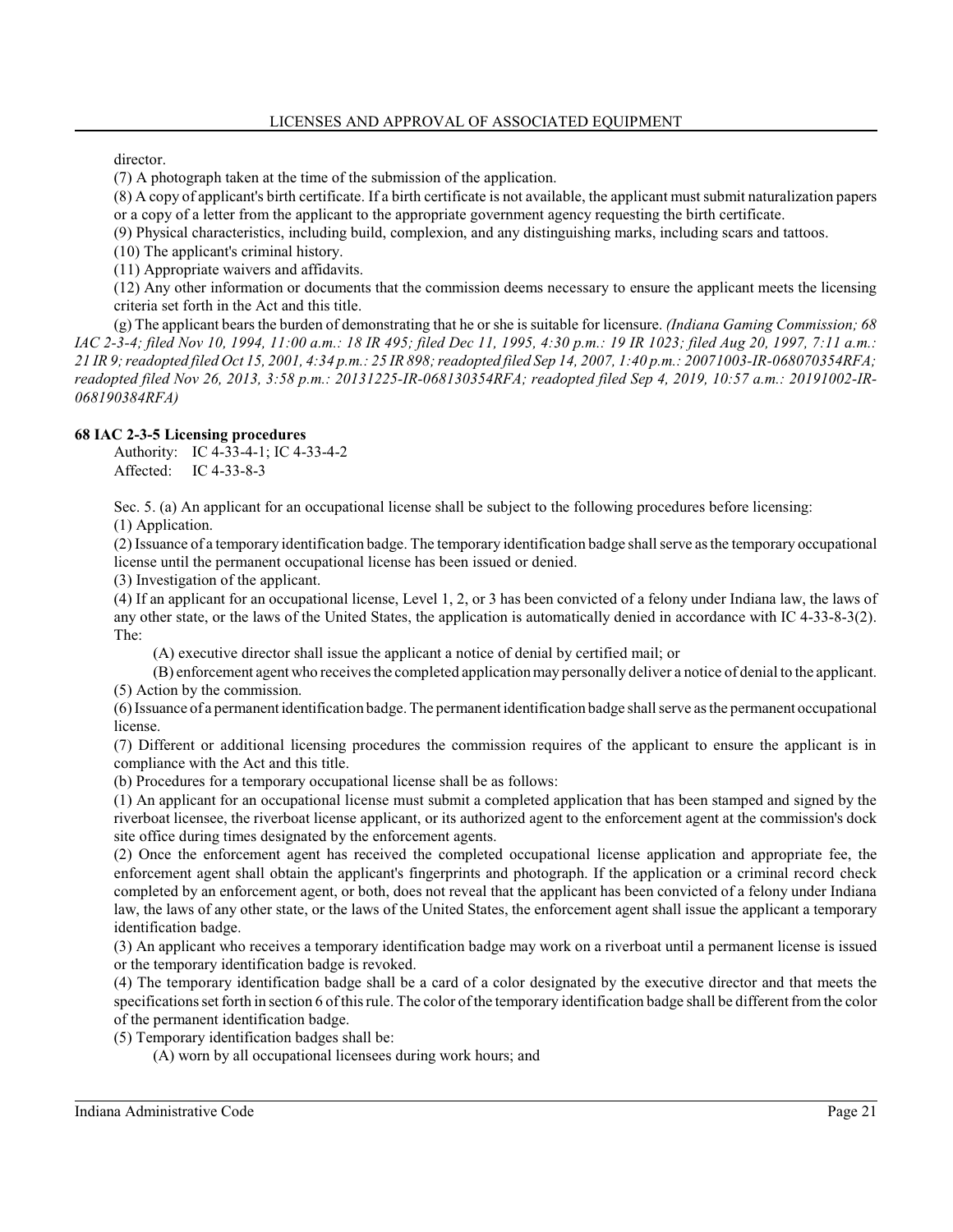director.

(7) A photograph taken at the time of the submission of the application.

(8) A copy of applicant's birth certificate. If a birth certificate is not available, the applicant must submit naturalization papers or a copy of a letter from the applicant to the appropriate government agency requesting the birth certificate.

(9) Physical characteristics, including build, complexion, and any distinguishing marks, including scars and tattoos.

(10) The applicant's criminal history.

(11) Appropriate waivers and affidavits.

(12) Any other information or documents that the commission deems necessary to ensure the applicant meets the licensing criteria set forth in the Act and this title.

(g) The applicant bears the burden of demonstrating that he or she is suitable for licensure. *(Indiana Gaming Commission; 68 IAC 2-3-4; filed Nov 10, 1994, 11:00 a.m.: 18 IR 495; filed Dec 11, 1995, 4:30 p.m.: 19 IR 1023; filed Aug 20, 1997, 7:11 a.m.: 21 IR 9; readopted filed Oct 15, 2001, 4:34 p.m.: 25 IR 898; readopted filed Sep 14, 2007, 1:40 p.m.: 20071003-IR-068070354RFA; readopted filed Nov 26, 2013, 3:58 p.m.: 20131225-IR-068130354RFA; readopted filed Sep 4, 2019, 10:57 a.m.: 20191002-IR-068190384RFA)*

**68 IAC 2-3-5 Licensing procedures**

Authority: IC 4-33-4-1; IC 4-33-4-2
Affected: IC 4-33-8-3

Sec. 5. (a) An applicant for an occupational license shall be subject to the following procedures before licensing:

(1) Application.

(2) Issuance of a temporary identification badge. The temporary identification badge shall serve as the temporary occupational license until the permanent occupational license has been issued or denied.

(3) Investigation of the applicant.

(4) If an applicant for an occupational license, Level 1, 2, or 3 has been convicted of a felony under Indiana law, the laws of any other state, or the laws of the United States, the application is automatically denied in accordance with IC 4-33-8-3(2). The:

(A) executive director shall issue the applicant a notice of denial by certified mail; or

(B) enforcement agent who receives the completed application may personally deliver a notice of denial to the applicant.

(5) Action by the commission.

(6) Issuance of a permanent identification badge. The permanent identification badge shall serve as the permanent occupational license.

(7) Different or additional licensing procedures the commission requires of the applicant to ensure the applicant is in compliance with the Act and this title.

(b) Procedures for a temporary occupational license shall be as follows:

(1) An applicant for an occupational license must submit a completed application that has been stamped and signed by the riverboat licensee, the riverboat license applicant, or its authorized agent to the enforcement agent at the commission's dock site office during times designated by the enforcement agents.

(2) Once the enforcement agent has received the completed occupational license application and appropriate fee, the enforcement agent shall obtain the applicant's fingerprints and photograph. If the application or a criminal record check completed by an enforcement agent, or both, does not reveal that the applicant has been convicted of a felony under Indiana law, the laws of any other state, or the laws of the United States, the enforcement agent shall issue the applicant a temporary identification badge.

(3) An applicant who receives a temporary identification badge may work on a riverboat until a permanent license is issued or the temporary identification badge is revoked.

(4) The temporary identification badge shall be a card of a color designated by the executive director and that meets the specifications set forth in section 6 of this rule. The color of the temporary identification badge shall be different from the color of the permanent identification badge.

(5) Temporary identification badges shall be:

(A) worn by all occupational licensees during work hours; and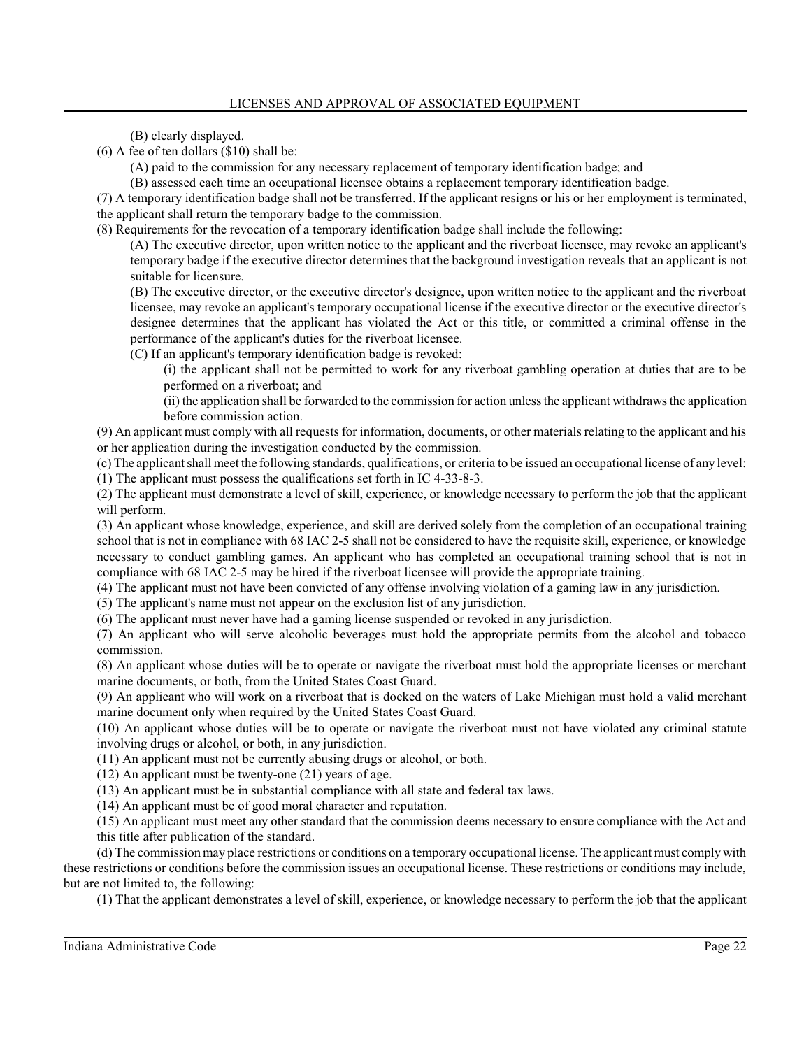(B) clearly displayed.

(6) A fee of ten dollars ($10) shall be:

(A) paid to the commission for any necessary replacement of temporary identification badge; and

(B) assessed each time an occupational licensee obtains a replacement temporary identification badge.

(7) A temporary identification badge shall not be transferred. If the applicant resigns or his or her employment is terminated, the applicant shall return the temporary badge to the commission.

(8) Requirements for the revocation of a temporary identification badge shall include the following:

(A) The executive director, upon written notice to the applicant and the riverboat licensee, may revoke an applicant's temporary badge if the executive director determines that the background investigation reveals that an applicant is not suitable for licensure.

(B) The executive director, or the executive director's designee, upon written notice to the applicant and the riverboat licensee, may revoke an applicant's temporary occupational license if the executive director or the executive director's designee determines that the applicant has violated the Act or this title, or committed a criminal offense in the performance of the applicant's duties for the riverboat licensee.

(C) If an applicant's temporary identification badge is revoked:

(i) the applicant shall not be permitted to work for any riverboat gambling operation at duties that are to be performed on a riverboat; and

(ii) the application shall be forwarded to the commission for action unless the applicant withdraws the application before commission action.

(9) An applicant must comply with all requests for information, documents, or other materials relating to the applicant and his or her application during the investigation conducted by the commission.

(c) The applicant shall meet the following standards, qualifications, or criteria to be issued an occupational license of any level:

(1) The applicant must possess the qualifications set forth in IC 4-33-8-3.

(2) The applicant must demonstrate a level of skill, experience, or knowledge necessary to perform the job that the applicant will perform.

(3) An applicant whose knowledge, experience, and skill are derived solely from the completion of an occupational training school that is not in compliance with 68 IAC 2-5 shall not be considered to have the requisite skill, experience, or knowledge necessary to conduct gambling games. An applicant who has completed an occupational training school that is not in compliance with 68 IAC 2-5 may be hired if the riverboat licensee will provide the appropriate training.

(4) The applicant must not have been convicted of any offense involving violation of a gaming law in any jurisdiction.

(5) The applicant's name must not appear on the exclusion list of any jurisdiction.

(6) The applicant must never have had a gaming license suspended or revoked in any jurisdiction.

(7) An applicant who will serve alcoholic beverages must hold the appropriate permits from the alcohol and tobacco commission.

(8) An applicant whose duties will be to operate or navigate the riverboat must hold the appropriate licenses or merchant marine documents, or both, from the United States Coast Guard.

(9) An applicant who will work on a riverboat that is docked on the waters of Lake Michigan must hold a valid merchant marine document only when required by the United States Coast Guard.

(10) An applicant whose duties will be to operate or navigate the riverboat must not have violated any criminal statute involving drugs or alcohol, or both, in any jurisdiction.

(11) An applicant must not be currently abusing drugs or alcohol, or both.

(12) An applicant must be twenty-one (21) years of age.

(13) An applicant must be in substantial compliance with all state and federal tax laws.

(14) An applicant must be of good moral character and reputation.

(15) An applicant must meet any other standard that the commission deems necessary to ensure compliance with the Act and this title after publication of the standard.

(d) The commission may place restrictions or conditions on a temporary occupational license. The applicant must comply with these restrictions or conditions before the commission issues an occupational license. These restrictions or conditions may include, but are not limited to, the following:

(1) That the applicant demonstrates a level of skill, experience, or knowledge necessary to perform the job that the applicant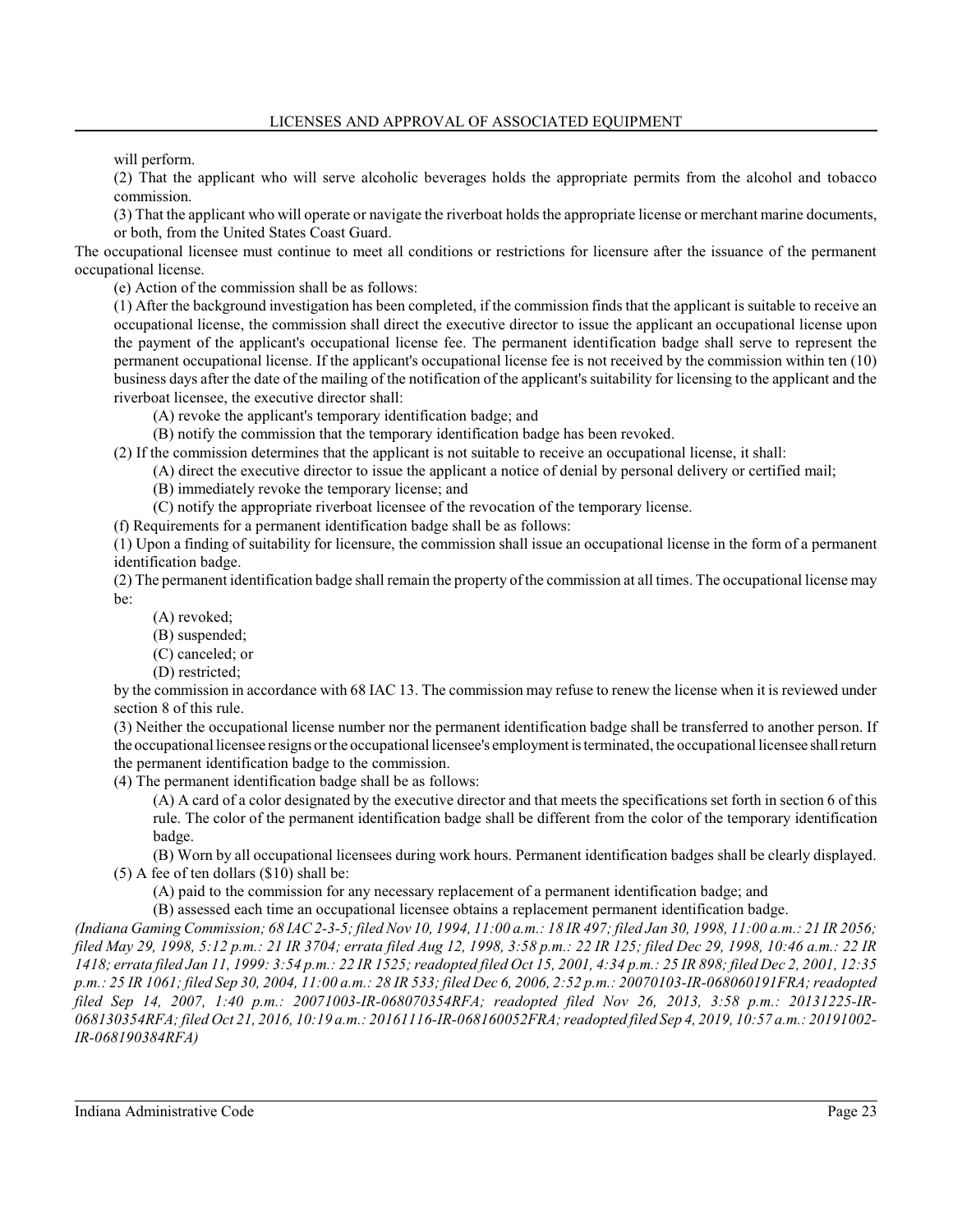will perform.

(2) That the applicant who will serve alcoholic beverages holds the appropriate permits from the alcohol and tobacco commission.

(3) That the applicant who will operate or navigate the riverboat holds the appropriate license or merchant marine documents, or both, from the United States Coast Guard.

The occupational licensee must continue to meet all conditions or restrictions for licensure after the issuance of the permanent occupational license.

(e) Action of the commission shall be as follows:

(1) After the background investigation has been completed, if the commission finds that the applicant is suitable to receive an occupational license, the commission shall direct the executive director to issue the applicant an occupational license upon the payment of the applicant's occupational license fee. The permanent identification badge shall serve to represent the permanent occupational license. If the applicant's occupational license fee is not received by the commission within ten (10) business days after the date of the mailing of the notification of the applicant's suitability for licensing to the applicant and the riverboat licensee, the executive director shall:

(A) revoke the applicant's temporary identification badge; and

(B) notify the commission that the temporary identification badge has been revoked.

(2) If the commission determines that the applicant is not suitable to receive an occupational license, it shall:

(A) direct the executive director to issue the applicant a notice of denial by personal delivery or certified mail;

(B) immediately revoke the temporary license; and

(C) notify the appropriate riverboat licensee of the revocation of the temporary license.

(f) Requirements for a permanent identification badge shall be as follows:

(1) Upon a finding of suitability for licensure, the commission shall issue an occupational license in the form of a permanent identification badge.

(2) The permanent identification badge shall remain the property of the commission at all times. The occupational license may be:

(A) revoked;

(B) suspended;

(C) canceled; or

(D) restricted;

by the commission in accordance with 68 IAC 13. The commission may refuse to renew the license when it is reviewed under section 8 of this rule.

(3) Neither the occupational license number nor the permanent identification badge shall be transferred to another person. If the occupational licensee resigns or the occupational licensee's employment is terminated, the occupational licensee shall return the permanent identification badge to the commission.

(4) The permanent identification badge shall be as follows:

(A) A card of a color designated by the executive director and that meets the specifications set forth in section 6 of this rule. The color of the permanent identification badge shall be different from the color of the temporary identification badge.

(B) Worn by all occupational licensees during work hours. Permanent identification badges shall be clearly displayed.

(5) A fee of ten dollars ($10) shall be:

(A) paid to the commission for any necessary replacement of a permanent identification badge; and

(B) assessed each time an occupational licensee obtains a replacement permanent identification badge.

*(Indiana Gaming Commission; 68 IAC 2-3-5; filed Nov 10, 1994, 11:00 a.m.: 18 IR 497; filed Jan 30, 1998, 11:00 a.m.: 21 IR 2056; filed May 29, 1998, 5:12 p.m.: 21 IR 3704; errata filed Aug 12, 1998, 3:58 p.m.: 22 IR 125; filed Dec 29, 1998, 10:46 a.m.: 22 IR 1418; errata filed Jan 11, 1999: 3:54 p.m.: 22 IR 1525; readopted filed Oct 15, 2001, 4:34 p.m.: 25 IR 898; filed Dec 2, 2001, 12:35 p.m.: 25 IR 1061; filed Sep 30, 2004, 11:00 a.m.: 28 IR 533; filed Dec 6, 2006, 2:52 p.m.: 20070103-IR-068060191FRA; readopted filed Sep 14, 2007, 1:40 p.m.: 20071003-IR-068070354RFA; readopted filed Nov 26, 2013, 3:58 p.m.: 20131225-IR-068130354RFA; filed Oct 21, 2016, 10:19 a.m.: 20161116-IR-068160052FRA; readopted filed Sep 4, 2019, 10:57 a.m.: 20191002-IR-068190384RFA)*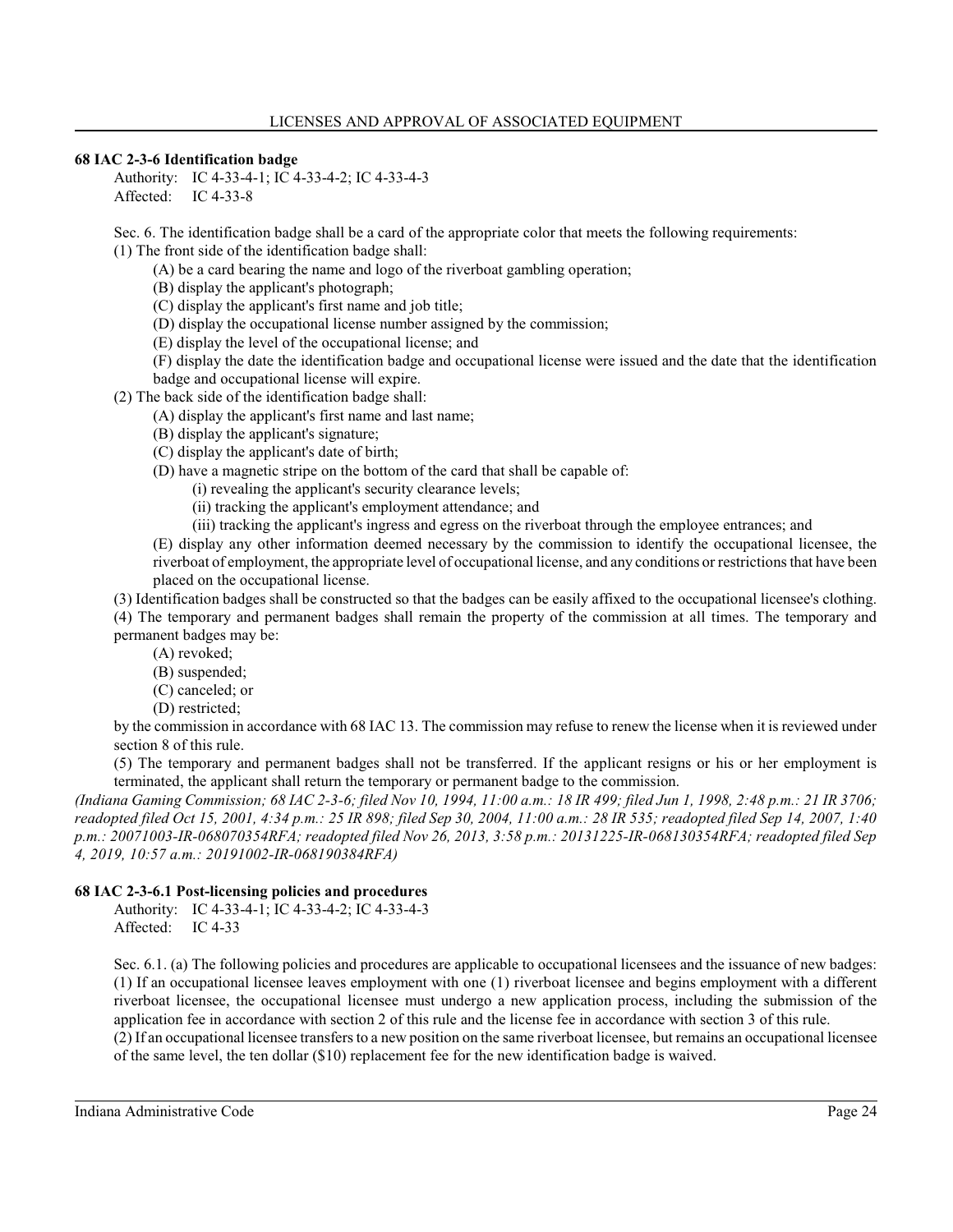### 68 IAC 2-3-6 Identification badge

Authority: IC 4-33-4-1; IC 4-33-4-2; IC 4-33-4-3
Affected: IC 4-33-8

Sec. 6. The identification badge shall be a card of the appropriate color that meets the following requirements:

(1) The front side of the identification badge shall:

(A) be a card bearing the name and logo of the riverboat gambling operation;

(B) display the applicant's photograph;

(C) display the applicant's first name and job title;

(D) display the occupational license number assigned by the commission;

(E) display the level of the occupational license; and

(F) display the date the identification badge and occupational license were issued and the date that the identification badge and occupational license will expire.

(2) The back side of the identification badge shall:

(A) display the applicant's first name and last name;

(B) display the applicant's signature;

(C) display the applicant's date of birth;

(D) have a magnetic stripe on the bottom of the card that shall be capable of:

(i) revealing the applicant's security clearance levels;

(ii) tracking the applicant's employment attendance; and

(iii) tracking the applicant's ingress and egress on the riverboat through the employee entrances; and

(E) display any other information deemed necessary by the commission to identify the occupational licensee, the riverboat of employment, the appropriate level of occupational license, and any conditions or restrictions that have been placed on the occupational license.

(3) Identification badges shall be constructed so that the badges can be easily affixed to the occupational licensee's clothing.

(4) The temporary and permanent badges shall remain the property of the commission at all times. The temporary and permanent badges may be:

(A) revoked;

(B) suspended;

(C) canceled; or

(D) restricted;

by the commission in accordance with 68 IAC 13. The commission may refuse to renew the license when it is reviewed under section 8 of this rule.

(5) The temporary and permanent badges shall not be transferred. If the applicant resigns or his or her employment is terminated, the applicant shall return the temporary or permanent badge to the commission.

*(Indiana Gaming Commission; 68 IAC 2-3-6; filed Nov 10, 1994, 11:00 a.m.: 18 IR 499; filed Jun 1, 1998, 2:48 p.m.: 21 IR 3706; readopted filed Oct 15, 2001, 4:34 p.m.: 25 IR 898; filed Sep 30, 2004, 11:00 a.m.: 28 IR 535; readopted filed Sep 14, 2007, 1:40 p.m.: 20071003-IR-068070354RFA; readopted filed Nov 26, 2013, 3:58 p.m.: 20131225-IR-068130354RFA; readopted filed Sep 4, 2019, 10:57 a.m.: 20191002-IR-068190384RFA)*

### 68 IAC 2-3-6.1 Post-licensing policies and procedures

Authority: IC 4-33-4-1; IC 4-33-4-2; IC 4-33-4-3
Affected: IC 4-33

Sec. 6.1. (a) The following policies and procedures are applicable to occupational licensees and the issuance of new badges:

(1) If an occupational licensee leaves employment with one (1) riverboat licensee and begins employment with a different riverboat licensee, the occupational licensee must undergo a new application process, including the submission of the application fee in accordance with section 2 of this rule and the license fee in accordance with section 3 of this rule.

(2) If an occupational licensee transfers to a new position on the same riverboat licensee, but remains an occupational licensee of the same level, the ten dollar ($10) replacement fee for the new identification badge is waived.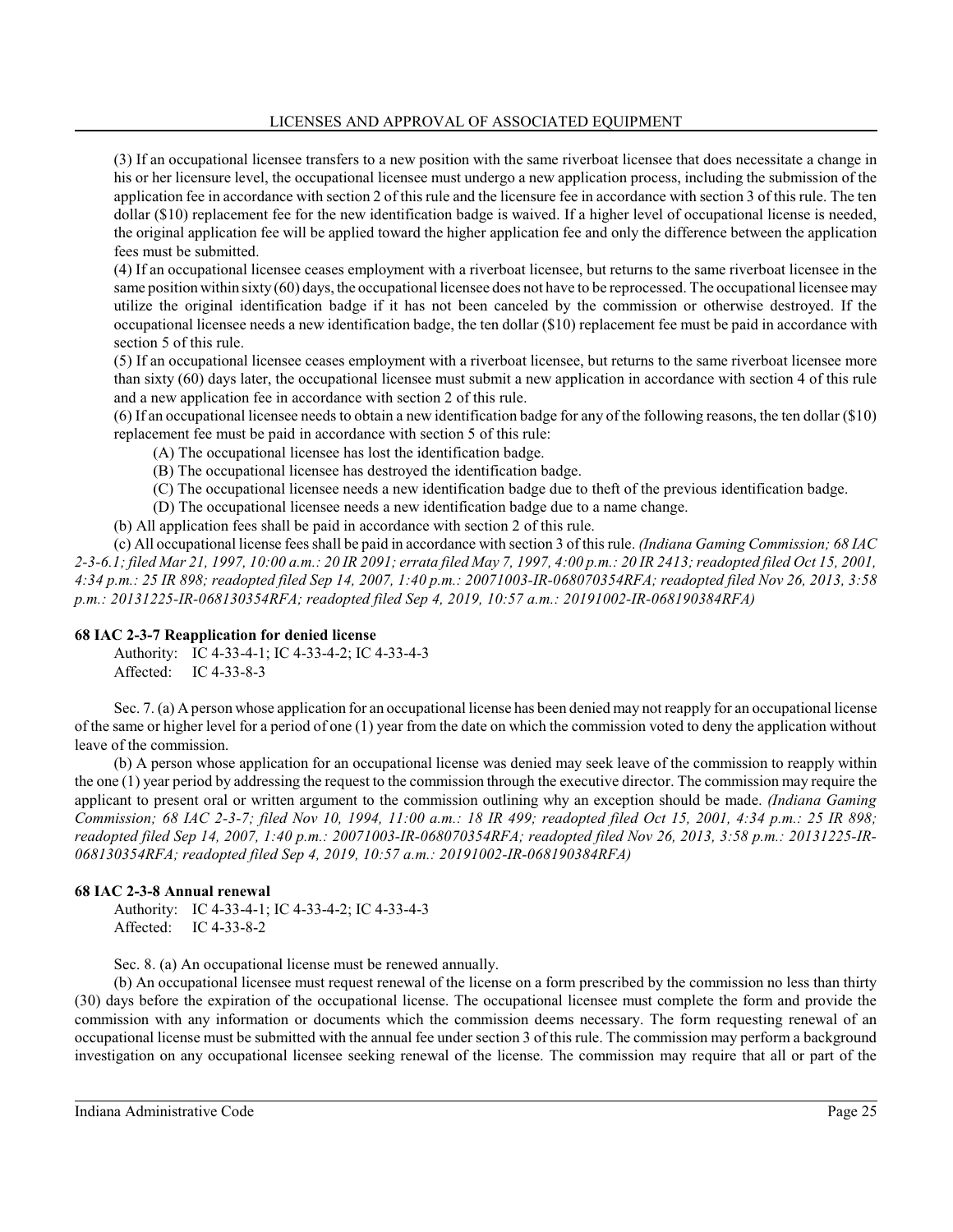(3) If an occupational licensee transfers to a new position with the same riverboat licensee that does necessitate a change in his or her licensure level, the occupational licensee must undergo a new application process, including the submission of the application fee in accordance with section 2 of this rule and the licensure fee in accordance with section 3 of this rule. The ten dollar ($10) replacement fee for the new identification badge is waived. If a higher level of occupational license is needed, the original application fee will be applied toward the higher application fee and only the difference between the application fees must be submitted.

(4) If an occupational licensee ceases employment with a riverboat licensee, but returns to the same riverboat licensee in the same position within sixty (60) days, the occupational licensee does not have to be reprocessed. The occupational licensee may utilize the original identification badge if it has not been canceled by the commission or otherwise destroyed. If the occupational licensee needs a new identification badge, the ten dollar ($10) replacement fee must be paid in accordance with section 5 of this rule.

(5) If an occupational licensee ceases employment with a riverboat licensee, but returns to the same riverboat licensee more than sixty (60) days later, the occupational licensee must submit a new application in accordance with section 4 of this rule and a new application fee in accordance with section 2 of this rule.

(6) If an occupational licensee needs to obtain a new identification badge for any of the following reasons, the ten dollar ($10) replacement fee must be paid in accordance with section 5 of this rule:

(A) The occupational licensee has lost the identification badge.

(B) The occupational licensee has destroyed the identification badge.

(C) The occupational licensee needs a new identification badge due to theft of the previous identification badge.

(D) The occupational licensee needs a new identification badge due to a name change.

(b) All application fees shall be paid in accordance with section 2 of this rule.

(c) All occupational license fees shall be paid in accordance with section 3 of this rule. *(Indiana Gaming Commission; 68 IAC 2-3-6.1; filed Mar 21, 1997, 10:00 a.m.: 20 IR 2091; errata filed May 7, 1997, 4:00 p.m.: 20 IR 2413; readopted filed Oct 15, 2001, 4:34 p.m.: 25 IR 898; readopted filed Sep 14, 2007, 1:40 p.m.: 20071003-IR-068070354RFA; readopted filed Nov 26, 2013, 3:58 p.m.: 20131225-IR-068130354RFA; readopted filed Sep 4, 2019, 10:57 a.m.: 20191002-IR-068190384RFA)*

**68 IAC 2-3-7 Reapplication for denied license**

Authority: IC 4-33-4-1; IC 4-33-4-2; IC 4-33-4-3
Affected: IC 4-33-8-3

Sec. 7. (a) A person whose application for an occupational license has been denied may not reapply for an occupational license of the same or higher level for a period of one (1) year from the date on which the commission voted to deny the application without leave of the commission.

(b) A person whose application for an occupational license was denied may seek leave of the commission to reapply within the one (1) year period by addressing the request to the commission through the executive director. The commission may require the applicant to present oral or written argument to the commission outlining why an exception should be made. *(Indiana Gaming Commission; 68 IAC 2-3-7; filed Nov 10, 1994, 11:00 a.m.: 18 IR 499; readopted filed Oct 15, 2001, 4:34 p.m.: 25 IR 898; readopted filed Sep 14, 2007, 1:40 p.m.: 20071003-IR-068070354RFA; readopted filed Nov 26, 2013, 3:58 p.m.: 20131225-IR-068130354RFA; readopted filed Sep 4, 2019, 10:57 a.m.: 20191002-IR-068190384RFA)*

**68 IAC 2-3-8 Annual renewal**

Authority: IC 4-33-4-1; IC 4-33-4-2; IC 4-33-4-3
Affected: IC 4-33-8-2

Sec. 8. (a) An occupational license must be renewed annually.

(b) An occupational licensee must request renewal of the license on a form prescribed by the commission no less than thirty (30) days before the expiration of the occupational license. The occupational licensee must complete the form and provide the commission with any information or documents which the commission deems necessary. The form requesting renewal of an occupational license must be submitted with the annual fee under section 3 of this rule. The commission may perform a background investigation on any occupational licensee seeking renewal of the license. The commission may require that all or part of the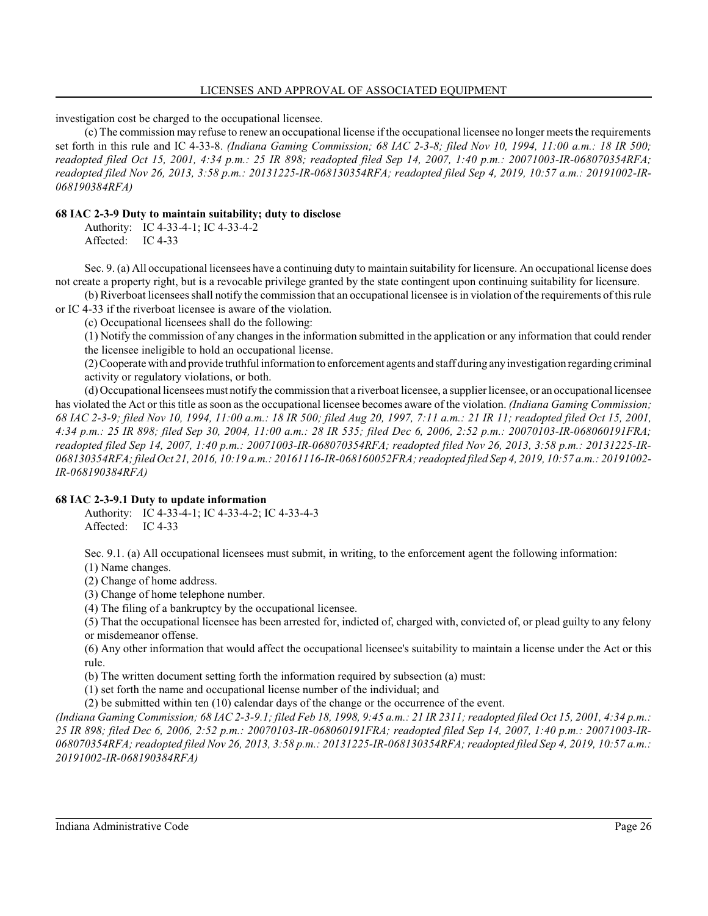investigation cost be charged to the occupational licensee.

(c) The commission may refuse to renew an occupational license if the occupational licensee no longer meets the requirements set forth in this rule and IC 4-33-8. *(Indiana Gaming Commission; 68 IAC 2-3-8; filed Nov 10, 1994, 11:00 a.m.: 18 IR 500; readopted filed Oct 15, 2001, 4:34 p.m.: 25 IR 898; readopted filed Sep 14, 2007, 1:40 p.m.: 20071003-IR-068070354RFA; readopted filed Nov 26, 2013, 3:58 p.m.: 20131225-IR-068130354RFA; readopted filed Sep 4, 2019, 10:57 a.m.: 20191002-IR-068190384RFA)*

**68 IAC 2-3-9 Duty to maintain suitability; duty to disclose**

Authority: IC 4-33-4-1; IC 4-33-4-2
Affected: IC 4-33

Sec. 9. (a) All occupational licensees have a continuing duty to maintain suitability for licensure. An occupational license does not create a property right, but is a revocable privilege granted by the state contingent upon continuing suitability for licensure.

(b) Riverboat licensees shall notify the commission that an occupational licensee is in violation of the requirements of this rule or IC 4-33 if the riverboat licensee is aware of the violation.

(c) Occupational licensees shall do the following:

(1) Notify the commission of any changes in the information submitted in the application or any information that could render the licensee ineligible to hold an occupational license.

(2) Cooperate with and provide truthful information to enforcement agents and staff during any investigation regarding criminal activity or regulatory violations, or both.

(d) Occupational licensees must notify the commission that a riverboat licensee, a supplier licensee, or an occupational licensee has violated the Act or this title as soon as the occupational licensee becomes aware of the violation. *(Indiana Gaming Commission; 68 IAC 2-3-9; filed Nov 10, 1994, 11:00 a.m.: 18 IR 500; filed Aug 20, 1997, 7:11 a.m.: 21 IR 11; readopted filed Oct 15, 2001, 4:34 p.m.: 25 IR 898; filed Sep 30, 2004, 11:00 a.m.: 28 IR 535; filed Dec 6, 2006, 2:52 p.m.: 20070103-IR-068060191FRA; readopted filed Sep 14, 2007, 1:40 p.m.: 20071003-IR-068070354RFA; readopted filed Nov 26, 2013, 3:58 p.m.: 20131225-IR-068130354RFA; filed Oct 21, 2016, 10:19 a.m.: 20161116-IR-068160052FRA; readopted filed Sep 4, 2019, 10:57 a.m.: 20191002-IR-068190384RFA)*

**68 IAC 2-3-9.1 Duty to update information**

Authority: IC 4-33-4-1; IC 4-33-4-2; IC 4-33-4-3
Affected: IC 4-33

Sec. 9.1. (a) All occupational licensees must submit, in writing, to the enforcement agent the following information:

(1) Name changes.

(2) Change of home address.

(3) Change of home telephone number.

(4) The filing of a bankruptcy by the occupational licensee.

(5) That the occupational licensee has been arrested for, indicted of, charged with, convicted of, or plead guilty to any felony or misdemeanor offense.

(6) Any other information that would affect the occupational licensee's suitability to maintain a license under the Act or this rule.

(b) The written document setting forth the information required by subsection (a) must:

(1) set forth the name and occupational license number of the individual; and

(2) be submitted within ten (10) calendar days of the change or the occurrence of the event.

*(Indiana Gaming Commission; 68 IAC 2-3-9.1; filed Feb 18, 1998, 9:45 a.m.: 21 IR 2311; readopted filed Oct 15, 2001, 4:34 p.m.: 25 IR 898; filed Dec 6, 2006, 2:52 p.m.: 20070103-IR-068060191FRA; readopted filed Sep 14, 2007, 1:40 p.m.: 20071003-IR-068070354RFA; readopted filed Nov 26, 2013, 3:58 p.m.: 20131225-IR-068130354RFA; readopted filed Sep 4, 2019, 10:57 a.m.: 20191002-IR-068190384RFA)*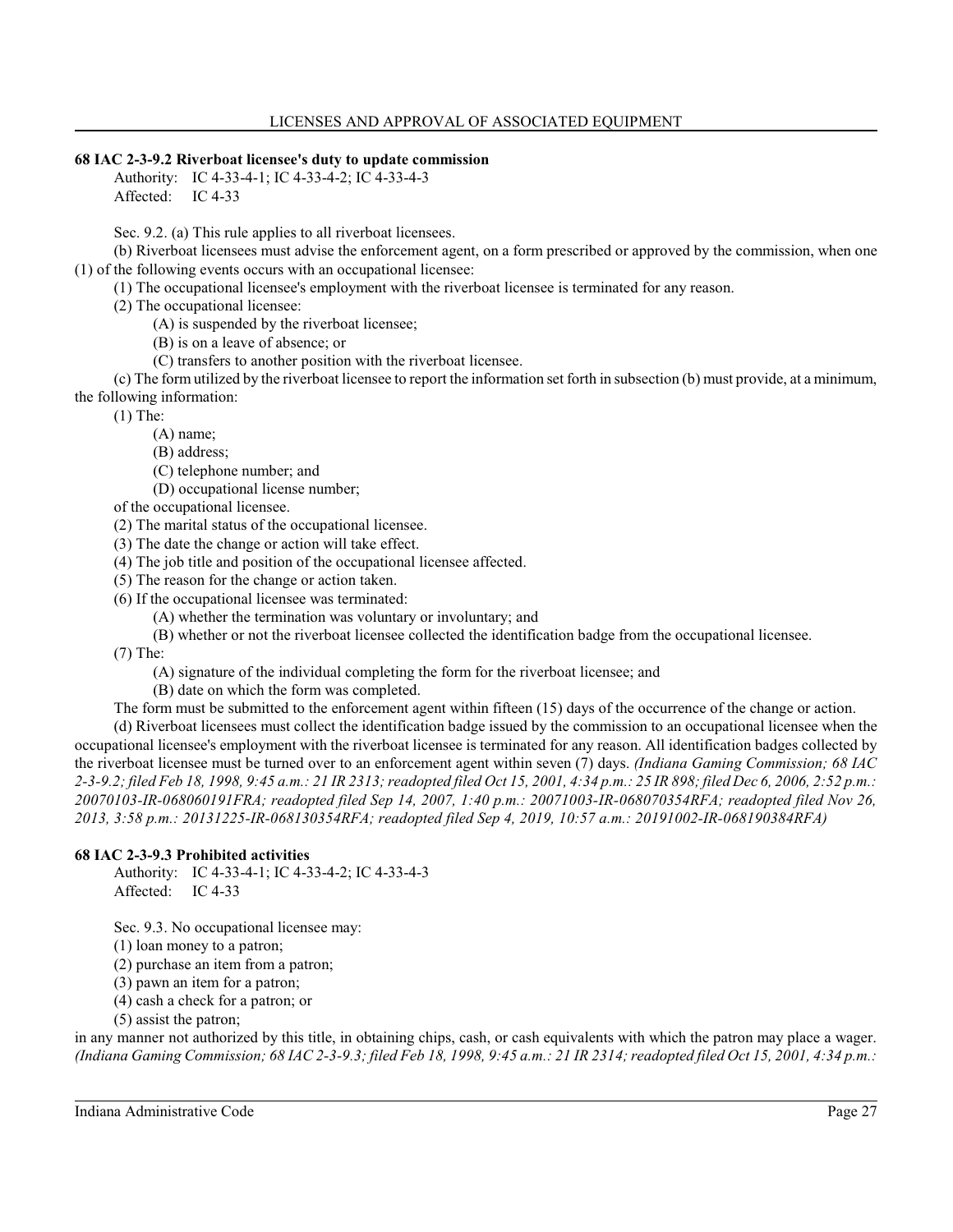### 68 IAC 2-3-9.2 Riverboat licensee's duty to update commission

Authority: IC 4-33-4-1; IC 4-33-4-2; IC 4-33-4-3
Affected: IC 4-33

Sec. 9.2. (a) This rule applies to all riverboat licensees.

(b) Riverboat licensees must advise the enforcement agent, on a form prescribed or approved by the commission, when one (1) of the following events occurs with an occupational licensee:

(1) The occupational licensee's employment with the riverboat licensee is terminated for any reason.

(2) The occupational licensee:

(A) is suspended by the riverboat licensee;

(B) is on a leave of absence; or

(C) transfers to another position with the riverboat licensee.

(c) The form utilized by the riverboat licensee to report the information set forth in subsection (b) must provide, at a minimum, the following information:

(1) The:

(A) name;

(B) address;

(C) telephone number; and

(D) occupational license number;

of the occupational licensee.

(2) The marital status of the occupational licensee.

(3) The date the change or action will take effect.

(4) The job title and position of the occupational licensee affected.

(5) The reason for the change or action taken.

(6) If the occupational licensee was terminated:

(A) whether the termination was voluntary or involuntary; and

(B) whether or not the riverboat licensee collected the identification badge from the occupational licensee.

(7) The:

(A) signature of the individual completing the form for the riverboat licensee; and

(B) date on which the form was completed.

The form must be submitted to the enforcement agent within fifteen (15) days of the occurrence of the change or action.

(d) Riverboat licensees must collect the identification badge issued by the commission to an occupational licensee when the occupational licensee's employment with the riverboat licensee is terminated for any reason. All identification badges collected by the riverboat licensee must be turned over to an enforcement agent within seven (7) days. *(Indiana Gaming Commission; 68 IAC 2-3-9.2; filed Feb 18, 1998, 9:45 a.m.: 21 IR 2313; readopted filed Oct 15, 2001, 4:34 p.m.: 25 IR 898; filed Dec 6, 2006, 2:52 p.m.: 20070103-IR-068060191FRA; readopted filed Sep 14, 2007, 1:40 p.m.: 20071003-IR-068070354RFA; readopted filed Nov 26, 2013, 3:58 p.m.: 20131225-IR-068130354RFA; readopted filed Sep 4, 2019, 10:57 a.m.: 20191002-IR-068190384RFA)*

### 68 IAC 2-3-9.3 Prohibited activities

Authority: IC 4-33-4-1; IC 4-33-4-2; IC 4-33-4-3
Affected: IC 4-33

Sec. 9.3. No occupational licensee may:

(1) loan money to a patron;

(2) purchase an item from a patron;

(3) pawn an item for a patron;

(4) cash a check for a patron; or

(5) assist the patron;

in any manner not authorized by this title, in obtaining chips, cash, or cash equivalents with which the patron may place a wager. *(Indiana Gaming Commission; 68 IAC 2-3-9.3; filed Feb 18, 1998, 9:45 a.m.: 21 IR 2314; readopted filed Oct 15, 2001, 4:34 p.m.:*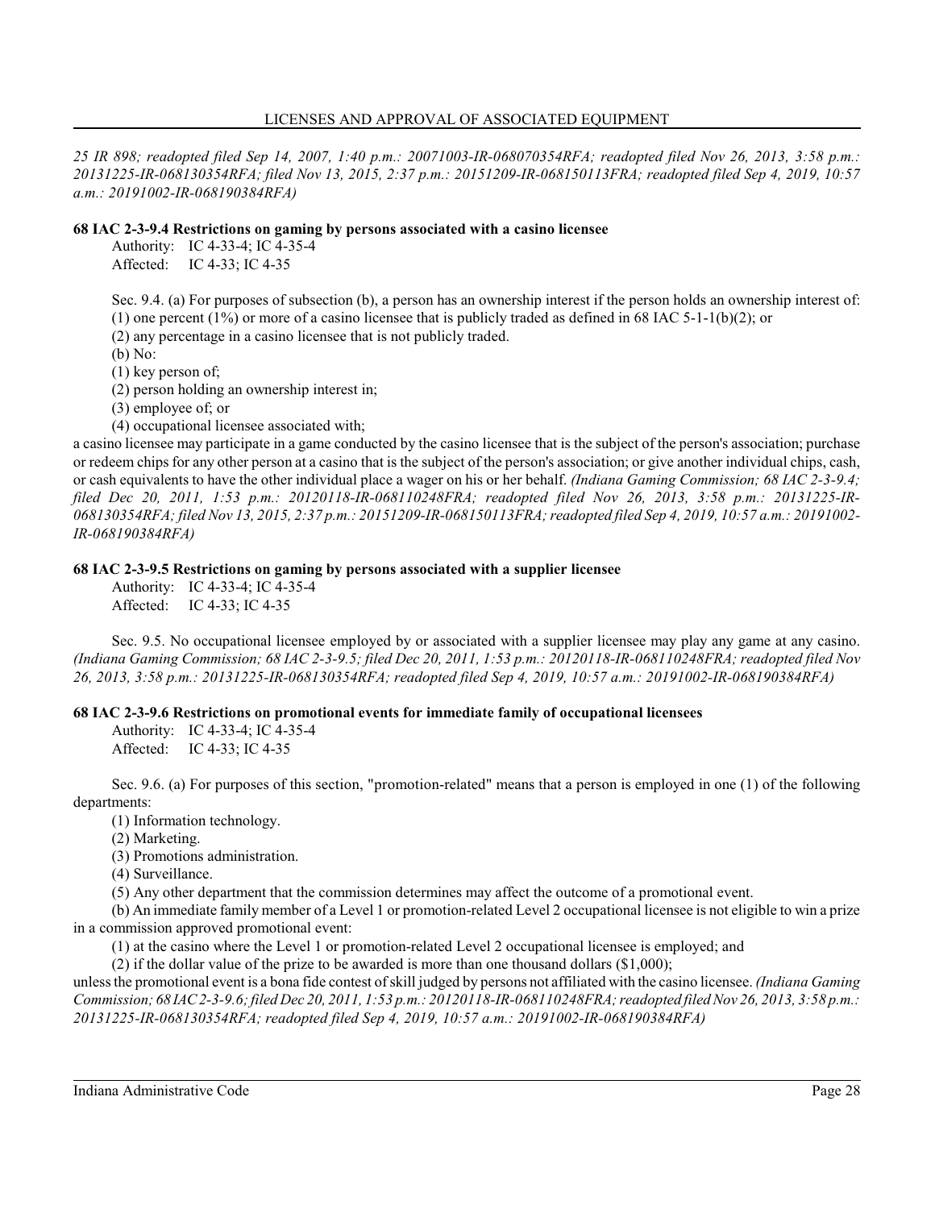*25 IR 898; readopted filed Sep 14, 2007, 1:40 p.m.: 20071003-IR-068070354RFA; readopted filed Nov 26, 2013, 3:58 p.m.: 20131225-IR-068130354RFA; filed Nov 13, 2015, 2:37 p.m.: 20151209-IR-068150113FRA; readopted filed Sep 4, 2019, 10:57 a.m.: 20191002-IR-068190384RFA)*

**68 IAC 2-3-9.4 Restrictions on gaming by persons associated with a casino licensee**

Authority: IC 4-33-4; IC 4-35-4
Affected: IC 4-33; IC 4-35

Sec. 9.4. (a) For purposes of subsection (b), a person has an ownership interest if the person holds an ownership interest of:

(1) one percent (1%) or more of a casino licensee that is publicly traded as defined in 68 IAC 5-1-1(b)(2); or

(2) any percentage in a casino licensee that is not publicly traded.

(b) No:

(1) key person of;

(2) person holding an ownership interest in;

(3) employee of; or

(4) occupational licensee associated with;

a casino licensee may participate in a game conducted by the casino licensee that is the subject of the person's association; purchase or redeem chips for any other person at a casino that is the subject of the person's association; or give another individual chips, cash, or cash equivalents to have the other individual place a wager on his or her behalf. *(Indiana Gaming Commission; 68 IAC 2-3-9.4; filed Dec 20, 2011, 1:53 p.m.: 20120118-IR-068110248FRA; readopted filed Nov 26, 2013, 3:58 p.m.: 20131225-IR-068130354RFA; filed Nov 13, 2015, 2:37 p.m.: 20151209-IR-068150113FRA; readopted filed Sep 4, 2019, 10:57 a.m.: 20191002-IR-068190384RFA)*

**68 IAC 2-3-9.5 Restrictions on gaming by persons associated with a supplier licensee**

Authority: IC 4-33-4; IC 4-35-4
Affected: IC 4-33; IC 4-35

Sec. 9.5. No occupational licensee employed by or associated with a supplier licensee may play any game at any casino. *(Indiana Gaming Commission; 68 IAC 2-3-9.5; filed Dec 20, 2011, 1:53 p.m.: 20120118-IR-068110248FRA; readopted filed Nov 26, 2013, 3:58 p.m.: 20131225-IR-068130354RFA; readopted filed Sep 4, 2019, 10:57 a.m.: 20191002-IR-068190384RFA)*

**68 IAC 2-3-9.6 Restrictions on promotional events for immediate family of occupational licensees**

Authority: IC 4-33-4; IC 4-35-4
Affected: IC 4-33; IC 4-35

Sec. 9.6. (a) For purposes of this section, "promotion-related" means that a person is employed in one (1) of the following departments:

(1) Information technology.

(2) Marketing.

(3) Promotions administration.

(4) Surveillance.

(5) Any other department that the commission determines may affect the outcome of a promotional event.

(b) An immediate family member of a Level 1 or promotion-related Level 2 occupational licensee is not eligible to win a prize in a commission approved promotional event:

(1) at the casino where the Level 1 or promotion-related Level 2 occupational licensee is employed; and

(2) if the dollar value of the prize to be awarded is more than one thousand dollars ($1,000);

unless the promotional event is a bona fide contest of skill judged by persons not affiliated with the casino licensee. *(Indiana Gaming Commission; 68 IAC 2-3-9.6; filed Dec 20, 2011, 1:53 p.m.: 20120118-IR-068110248FRA; readopted filed Nov 26, 2013, 3:58 p.m.: 20131225-IR-068130354RFA; readopted filed Sep 4, 2019, 10:57 a.m.: 20191002-IR-068190384RFA)*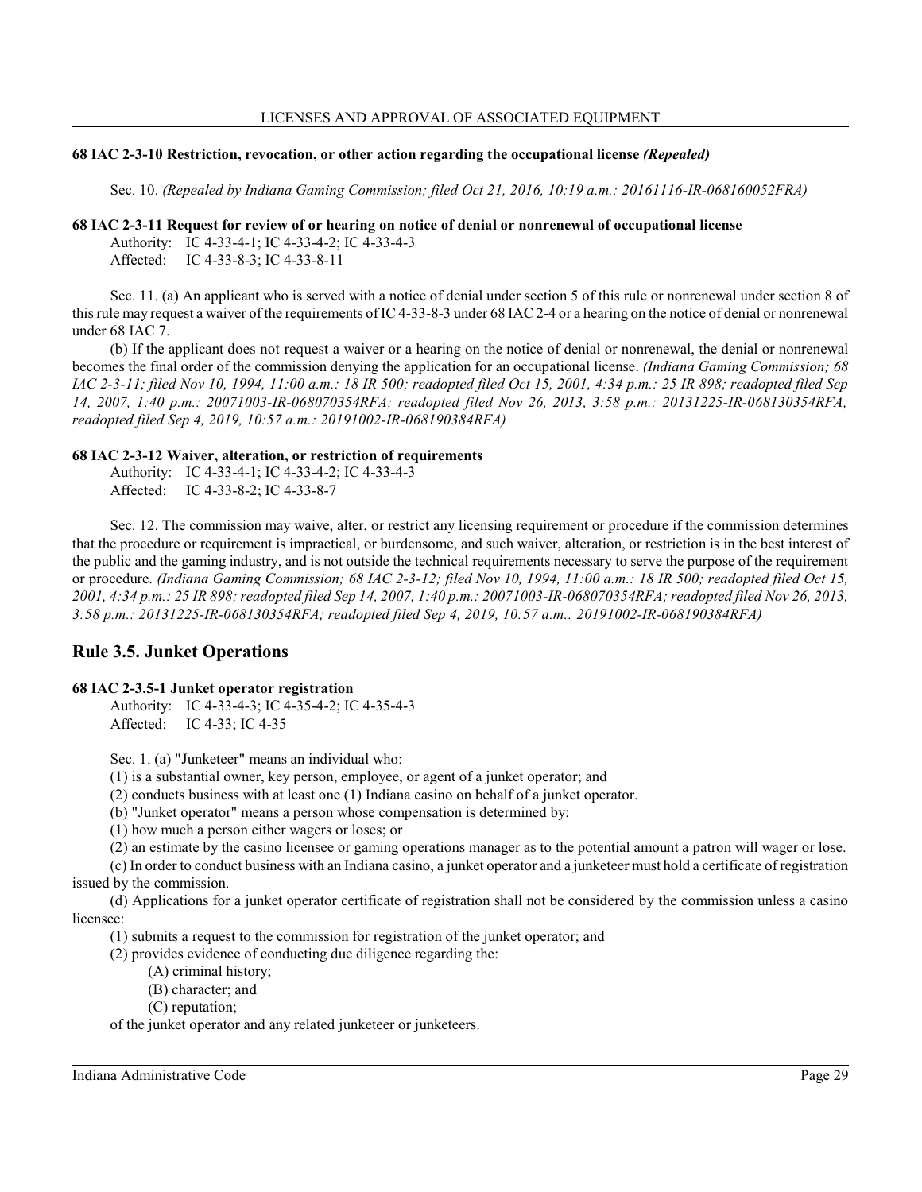### 68 IAC 2-3-10 Restriction, revocation, or other action regarding the occupational license *(Repealed)*

Sec. 10. *(Repealed by Indiana Gaming Commission; filed Oct 21, 2016, 10:19 a.m.: 20161116-IR-068160052FRA)*

### 68 IAC 2-3-11 Request for review of or hearing on notice of denial or nonrenewal of occupational license

Authority: IC 4-33-4-1; IC 4-33-4-2; IC 4-33-4-3
Affected: IC 4-33-8-3; IC 4-33-8-11

Sec. 11. (a) An applicant who is served with a notice of denial under section 5 of this rule or nonrenewal under section 8 of this rule may request a waiver of the requirements of IC 4-33-8-3 under 68 IAC 2-4 or a hearing on the notice of denial or nonrenewal under 68 IAC 7.

(b) If the applicant does not request a waiver or a hearing on the notice of denial or nonrenewal, the denial or nonrenewal becomes the final order of the commission denying the application for an occupational license. *(Indiana Gaming Commission; 68 IAC 2-3-11; filed Nov 10, 1994, 11:00 a.m.: 18 IR 500; readopted filed Oct 15, 2001, 4:34 p.m.: 25 IR 898; readopted filed Sep 14, 2007, 1:40 p.m.: 20071003-IR-068070354RFA; readopted filed Nov 26, 2013, 3:58 p.m.: 20131225-IR-068130354RFA; readopted filed Sep 4, 2019, 10:57 a.m.: 20191002-IR-068190384RFA)*

### 68 IAC 2-3-12 Waiver, alteration, or restriction of requirements

Authority: IC 4-33-4-1; IC 4-33-4-2; IC 4-33-4-3
Affected: IC 4-33-8-2; IC 4-33-8-7

Sec. 12. The commission may waive, alter, or restrict any licensing requirement or procedure if the commission determines that the procedure or requirement is impractical, or burdensome, and such waiver, alteration, or restriction is in the best interest of the public and the gaming industry, and is not outside the technical requirements necessary to serve the purpose of the requirement or procedure. *(Indiana Gaming Commission; 68 IAC 2-3-12; filed Nov 10, 1994, 11:00 a.m.: 18 IR 500; readopted filed Oct 15, 2001, 4:34 p.m.: 25 IR 898; readopted filed Sep 14, 2007, 1:40 p.m.: 20071003-IR-068070354RFA; readopted filed Nov 26, 2013, 3:58 p.m.: 20131225-IR-068130354RFA; readopted filed Sep 4, 2019, 10:57 a.m.: 20191002-IR-068190384RFA)*

## Rule 3.5. Junket Operations

### 68 IAC 2-3.5-1 Junket operator registration

Authority: IC 4-33-4-3; IC 4-35-4-2; IC 4-35-4-3
Affected: IC 4-33; IC 4-35

Sec. 1. (a) "Junketeer" means an individual who:

(1) is a substantial owner, key person, employee, or agent of a junket operator; and

(2) conducts business with at least one (1) Indiana casino on behalf of a junket operator.

(b) "Junket operator" means a person whose compensation is determined by:

(1) how much a person either wagers or loses; or

(2) an estimate by the casino licensee or gaming operations manager as to the potential amount a patron will wager or lose.

(c) In order to conduct business with an Indiana casino, a junket operator and a junketeer must hold a certificate of registration issued by the commission.

(d) Applications for a junket operator certificate of registration shall not be considered by the commission unless a casino licensee:

(1) submits a request to the commission for registration of the junket operator; and

(2) provides evidence of conducting due diligence regarding the:

(A) criminal history;

(B) character; and

(C) reputation;

of the junket operator and any related junketeer or junketeers.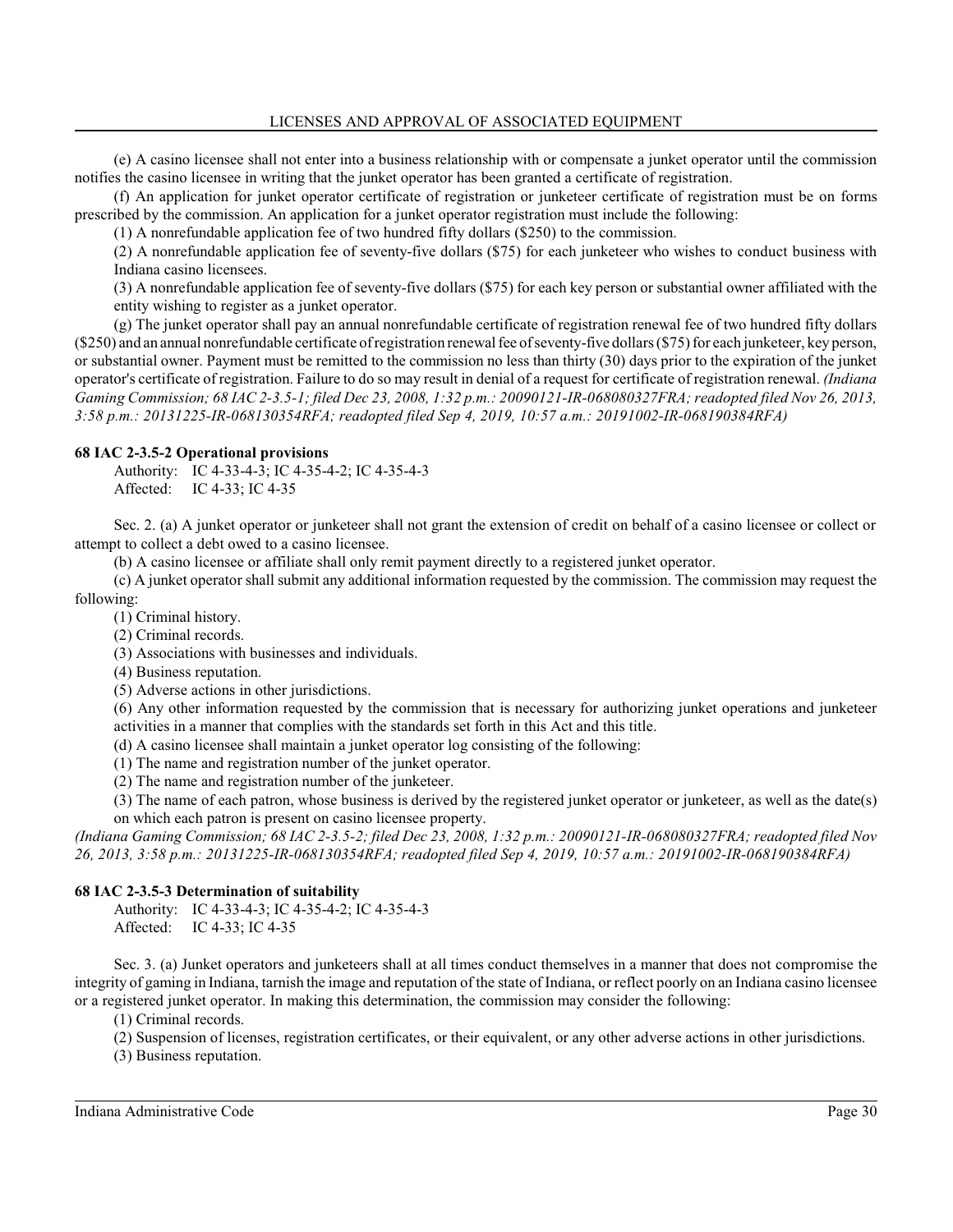(e) A casino licensee shall not enter into a business relationship with or compensate a junket operator until the commission notifies the casino licensee in writing that the junket operator has been granted a certificate of registration.

(f) An application for junket operator certificate of registration or junketeer certificate of registration must be on forms prescribed by the commission. An application for a junket operator registration must include the following:

(1) A nonrefundable application fee of two hundred fifty dollars ($250) to the commission.

(2) A nonrefundable application fee of seventy-five dollars ($75) for each junketeer who wishes to conduct business with Indiana casino licensees.

(3) A nonrefundable application fee of seventy-five dollars ($75) for each key person or substantial owner affiliated with the entity wishing to register as a junket operator.

(g) The junket operator shall pay an annual nonrefundable certificate of registration renewal fee of two hundred fifty dollars ($250) and an annual nonrefundable certificate of registration renewal fee of seventy-five dollars ($75) for each junketeer, key person, or substantial owner. Payment must be remitted to the commission no less than thirty (30) days prior to the expiration of the junket operator's certificate of registration. Failure to do so may result in denial of a request for certificate of registration renewal. *(Indiana Gaming Commission; 68 IAC 2-3.5-1; filed Dec 23, 2008, 1:32 p.m.: 20090121-IR-068080327FRA; readopted filed Nov 26, 2013, 3:58 p.m.: 20131225-IR-068130354RFA; readopted filed Sep 4, 2019, 10:57 a.m.: 20191002-IR-068190384RFA)*

**68 IAC 2-3.5-2 Operational provisions**

Authority: IC 4-33-4-3; IC 4-35-4-2; IC 4-35-4-3
Affected: IC 4-33; IC 4-35

Sec. 2. (a) A junket operator or junketeer shall not grant the extension of credit on behalf of a casino licensee or collect or attempt to collect a debt owed to a casino licensee.

(b) A casino licensee or affiliate shall only remit payment directly to a registered junket operator.

(c) A junket operator shall submit any additional information requested by the commission. The commission may request the following:

(1) Criminal history.

(2) Criminal records.

(3) Associations with businesses and individuals.

(4) Business reputation.

(5) Adverse actions in other jurisdictions.

(6) Any other information requested by the commission that is necessary for authorizing junket operations and junketeer activities in a manner that complies with the standards set forth in this Act and this title.

(d) A casino licensee shall maintain a junket operator log consisting of the following:

(1) The name and registration number of the junket operator.

(2) The name and registration number of the junketeer.

(3) The name of each patron, whose business is derived by the registered junket operator or junketeer, as well as the date(s) on which each patron is present on casino licensee property.

*(Indiana Gaming Commission; 68 IAC 2-3.5-2; filed Dec 23, 2008, 1:32 p.m.: 20090121-IR-068080327FRA; readopted filed Nov 26, 2013, 3:58 p.m.: 20131225-IR-068130354RFA; readopted filed Sep 4, 2019, 10:57 a.m.: 20191002-IR-068190384RFA)*

**68 IAC 2-3.5-3 Determination of suitability**

Authority: IC 4-33-4-3; IC 4-35-4-2; IC 4-35-4-3
Affected: IC 4-33; IC 4-35

Sec. 3. (a) Junket operators and junketeers shall at all times conduct themselves in a manner that does not compromise the integrity of gaming in Indiana, tarnish the image and reputation of the state of Indiana, or reflect poorly on an Indiana casino licensee or a registered junket operator. In making this determination, the commission may consider the following:

(1) Criminal records.

(2) Suspension of licenses, registration certificates, or their equivalent, or any other adverse actions in other jurisdictions.

(3) Business reputation.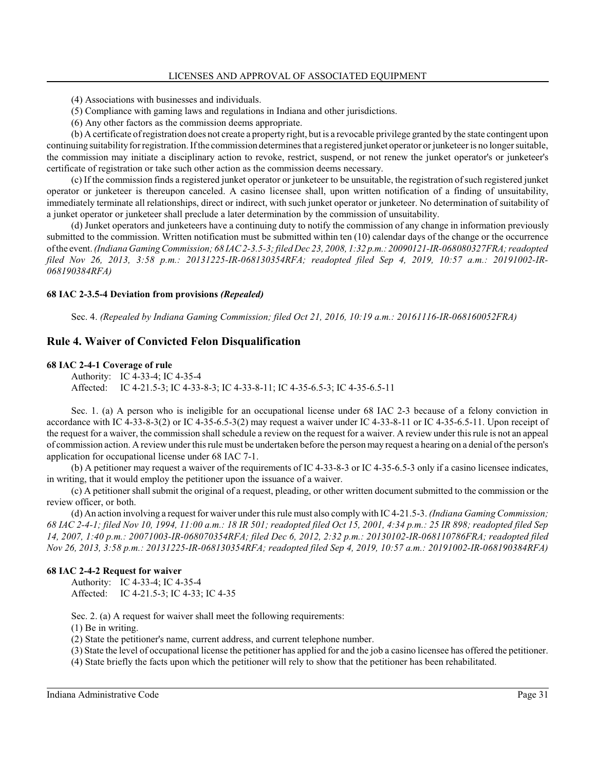(4) Associations with businesses and individuals.

(5) Compliance with gaming laws and regulations in Indiana and other jurisdictions.

(6) Any other factors as the commission deems appropriate.

(b) A certificate of registration does not create a property right, but is a revocable privilege granted by the state contingent upon continuing suitability for registration. If the commission determines that a registered junket operator or junketeer is no longer suitable, the commission may initiate a disciplinary action to revoke, restrict, suspend, or not renew the junket operator's or junketeer's certificate of registration or take such other action as the commission deems necessary.

(c) If the commission finds a registered junket operator or junketeer to be unsuitable, the registration of such registered junket operator or junketeer is thereupon canceled. A casino licensee shall, upon written notification of a finding of unsuitability, immediately terminate all relationships, direct or indirect, with such junket operator or junketeer. No determination of suitability of a junket operator or junketeer shall preclude a later determination by the commission of unsuitability.

(d) Junket operators and junketeers have a continuing duty to notify the commission of any change in information previously submitted to the commission. Written notification must be submitted within ten (10) calendar days of the change or the occurrence of the event. *(Indiana Gaming Commission; 68 IAC 2-3.5-3; filed Dec 23, 2008, 1:32 p.m.: 20090121-IR-068080327FRA; readopted filed Nov 26, 2013, 3:58 p.m.: 20131225-IR-068130354RFA; readopted filed Sep 4, 2019, 10:57 a.m.: 20191002-IR-068190384RFA)*

#### 68 IAC 2-3.5-4 Deviation from provisions *(Repealed)*

Sec. 4. *(Repealed by Indiana Gaming Commission; filed Oct 21, 2016, 10:19 a.m.: 20161116-IR-068160052FRA)*

## Rule 4. Waiver of Convicted Felon Disqualification

#### 68 IAC 2-4-1 Coverage of rule

Authority: IC 4-33-4; IC 4-35-4
Affected: IC 4-21.5-3; IC 4-33-8-3; IC 4-33-8-11; IC 4-35-6.5-3; IC 4-35-6.5-11

Sec. 1. (a) A person who is ineligible for an occupational license under 68 IAC 2-3 because of a felony conviction in accordance with IC 4-33-8-3(2) or IC 4-35-6.5-3(2) may request a waiver under IC 4-33-8-11 or IC 4-35-6.5-11. Upon receipt of the request for a waiver, the commission shall schedule a review on the request for a waiver. A review under this rule is not an appeal of commission action. A review under this rule must be undertaken before the person may request a hearing on a denial of the person's application for occupational license under 68 IAC 7-1.

(b) A petitioner may request a waiver of the requirements of IC 4-33-8-3 or IC 4-35-6.5-3 only if a casino licensee indicates, in writing, that it would employ the petitioner upon the issuance of a waiver.

(c) A petitioner shall submit the original of a request, pleading, or other written document submitted to the commission or the review officer, or both.

(d) An action involving a request for waiver under this rule must also comply with IC 4-21.5-3. *(Indiana Gaming Commission; 68 IAC 2-4-1; filed Nov 10, 1994, 11:00 a.m.: 18 IR 501; readopted filed Oct 15, 2001, 4:34 p.m.: 25 IR 898; readopted filed Sep 14, 2007, 1:40 p.m.: 20071003-IR-068070354RFA; filed Dec 6, 2012, 2:32 p.m.: 20130102-IR-068110786FRA; readopted filed Nov 26, 2013, 3:58 p.m.: 20131225-IR-068130354RFA; readopted filed Sep 4, 2019, 10:57 a.m.: 20191002-IR-068190384RFA)*

#### 68 IAC 2-4-2 Request for waiver

Authority: IC 4-33-4; IC 4-35-4
Affected: IC 4-21.5-3; IC 4-33; IC 4-35

Sec. 2. (a) A request for waiver shall meet the following requirements:

(1) Be in writing.

(2) State the petitioner's name, current address, and current telephone number.

(3) State the level of occupational license the petitioner has applied for and the job a casino licensee has offered the petitioner.

(4) State briefly the facts upon which the petitioner will rely to show that the petitioner has been rehabilitated.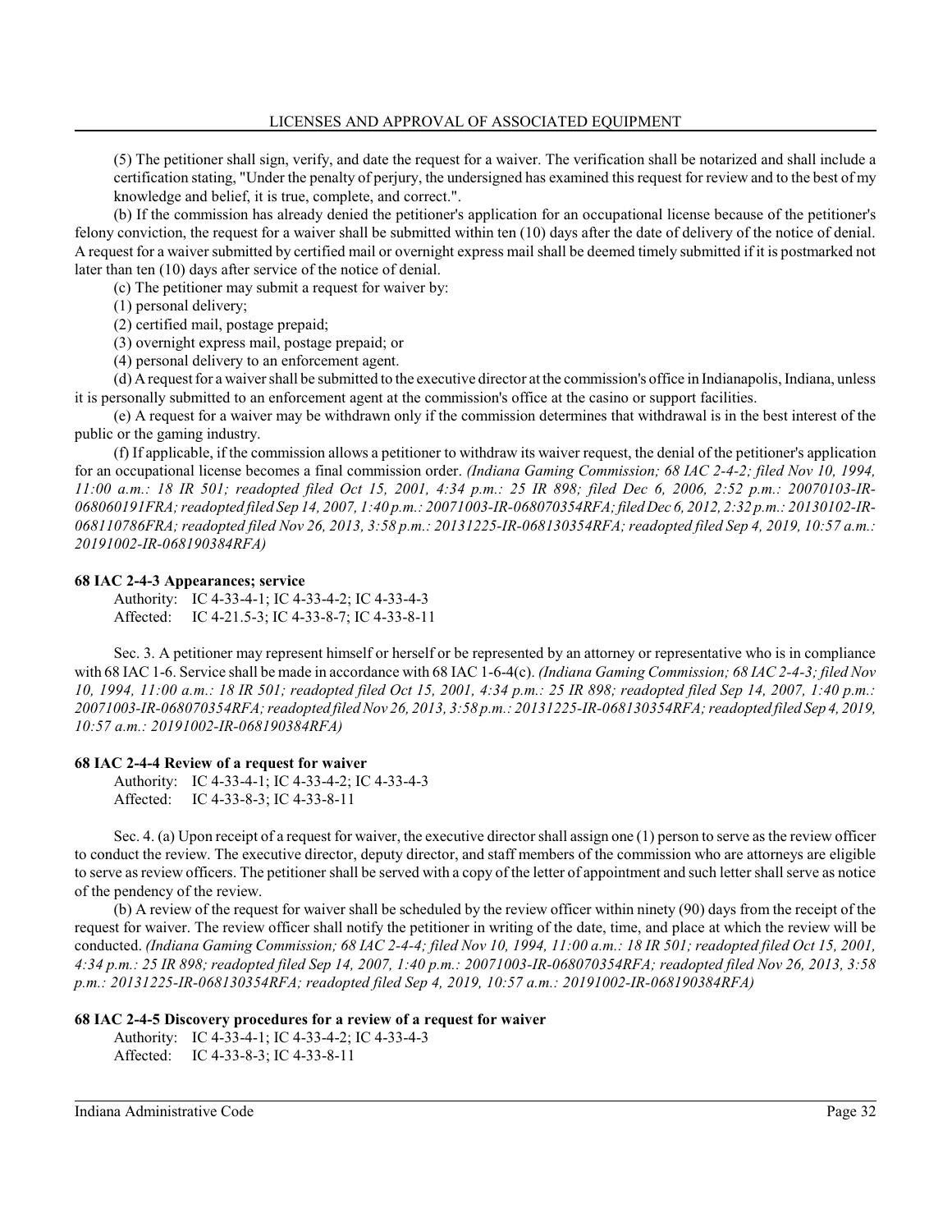(5) The petitioner shall sign, verify, and date the request for a waiver. The verification shall be notarized and shall include a certification stating, "Under the penalty of perjury, the undersigned has examined this request for review and to the best of my knowledge and belief, it is true, complete, and correct.".

(b) If the commission has already denied the petitioner's application for an occupational license because of the petitioner's felony conviction, the request for a waiver shall be submitted within ten (10) days after the date of delivery of the notice of denial. A request for a waiver submitted by certified mail or overnight express mail shall be deemed timely submitted if it is postmarked not later than ten (10) days after service of the notice of denial.

(c) The petitioner may submit a request for waiver by:

(1) personal delivery;

(2) certified mail, postage prepaid;

(3) overnight express mail, postage prepaid; or

(4) personal delivery to an enforcement agent.

(d) A request for a waiver shall be submitted to the executive director at the commission's office in Indianapolis, Indiana, unless it is personally submitted to an enforcement agent at the commission's office at the casino or support facilities.

(e) A request for a waiver may be withdrawn only if the commission determines that withdrawal is in the best interest of the public or the gaming industry.

(f) If applicable, if the commission allows a petitioner to withdraw its waiver request, the denial of the petitioner's application for an occupational license becomes a final commission order. *(Indiana Gaming Commission; 68 IAC 2-4-2; filed Nov 10, 1994, 11:00 a.m.: 18 IR 501; readopted filed Oct 15, 2001, 4:34 p.m.: 25 IR 898; filed Dec 6, 2006, 2:52 p.m.: 20070103-IR-068060191FRA; readopted filed Sep 14, 2007, 1:40 p.m.: 20071003-IR-068070354RFA; filed Dec 6, 2012, 2:32 p.m.: 20130102-IR-068110786FRA; readopted filed Nov 26, 2013, 3:58 p.m.: 20131225-IR-068130354RFA; readopted filed Sep 4, 2019, 10:57 a.m.: 20191002-IR-068190384RFA)*

**68 IAC 2-4-3 Appearances; service**

Authority: IC 4-33-4-1; IC 4-33-4-2; IC 4-33-4-3
Affected: IC 4-21.5-3; IC 4-33-8-7; IC 4-33-8-11

Sec. 3. A petitioner may represent himself or herself or be represented by an attorney or representative who is in compliance with 68 IAC 1-6. Service shall be made in accordance with 68 IAC 1-6-4(c). *(Indiana Gaming Commission; 68 IAC 2-4-3; filed Nov 10, 1994, 11:00 a.m.: 18 IR 501; readopted filed Oct 15, 2001, 4:34 p.m.: 25 IR 898; readopted filed Sep 14, 2007, 1:40 p.m.: 20071003-IR-068070354RFA; readopted filed Nov 26, 2013, 3:58 p.m.: 20131225-IR-068130354RFA; readopted filed Sep 4, 2019, 10:57 a.m.: 20191002-IR-068190384RFA)*

**68 IAC 2-4-4 Review of a request for waiver**

Authority: IC 4-33-4-1; IC 4-33-4-2; IC 4-33-4-3
Affected: IC 4-33-8-3; IC 4-33-8-11

Sec. 4. (a) Upon receipt of a request for waiver, the executive director shall assign one (1) person to serve as the review officer to conduct the review. The executive director, deputy director, and staff members of the commission who are attorneys are eligible to serve as review officers. The petitioner shall be served with a copy of the letter of appointment and such letter shall serve as notice of the pendency of the review.

(b) A review of the request for waiver shall be scheduled by the review officer within ninety (90) days from the receipt of the request for waiver. The review officer shall notify the petitioner in writing of the date, time, and place at which the review will be conducted. *(Indiana Gaming Commission; 68 IAC 2-4-4; filed Nov 10, 1994, 11:00 a.m.: 18 IR 501; readopted filed Oct 15, 2001, 4:34 p.m.: 25 IR 898; readopted filed Sep 14, 2007, 1:40 p.m.: 20071003-IR-068070354RFA; readopted filed Nov 26, 2013, 3:58 p.m.: 20131225-IR-068130354RFA; readopted filed Sep 4, 2019, 10:57 a.m.: 20191002-IR-068190384RFA)*

**68 IAC 2-4-5 Discovery procedures for a review of a request for waiver**

Authority: IC 4-33-4-1; IC 4-33-4-2; IC 4-33-4-3
Affected: IC 4-33-8-3; IC 4-33-8-11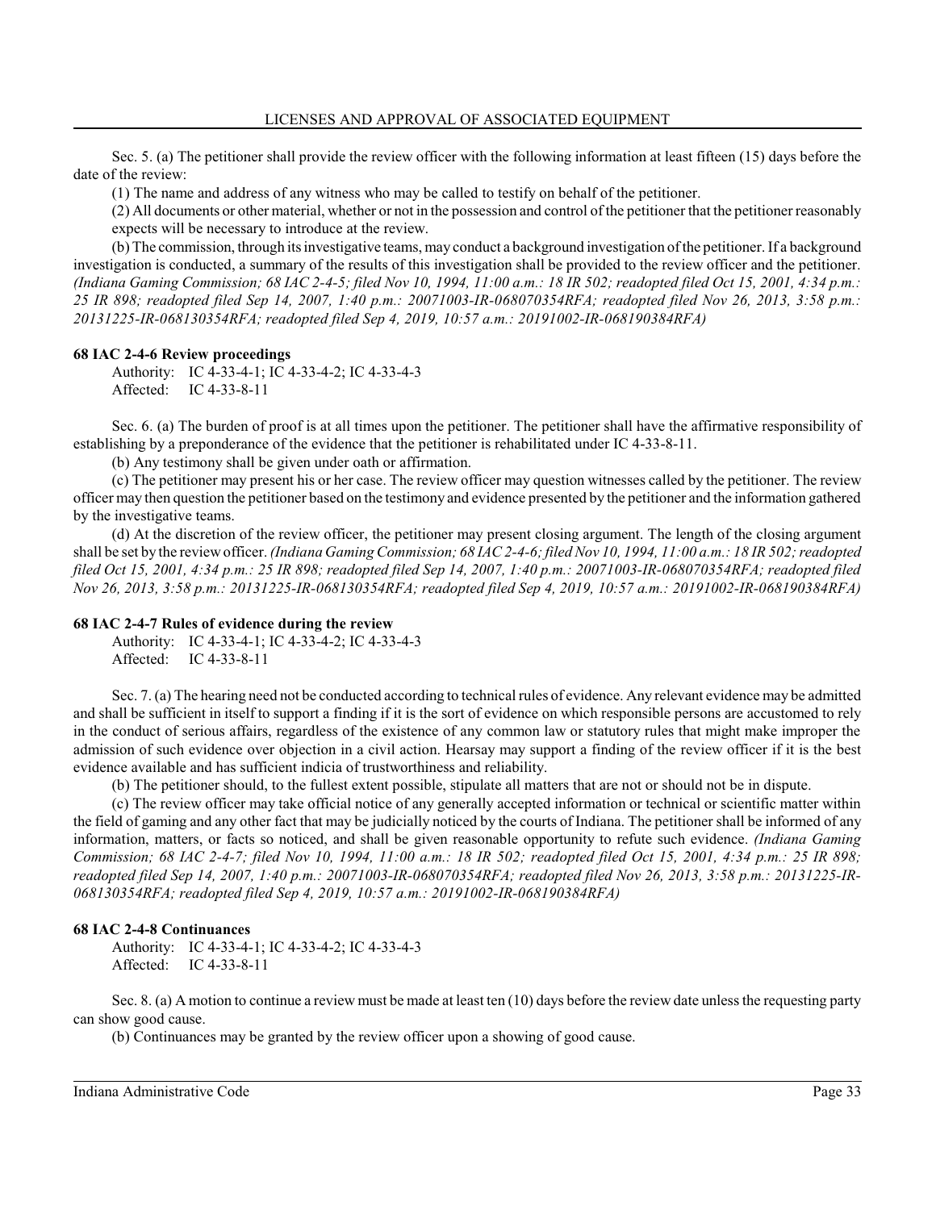Sec. 5. (a) The petitioner shall provide the review officer with the following information at least fifteen (15) days before the date of the review:

(1) The name and address of any witness who may be called to testify on behalf of the petitioner.

(2) All documents or other material, whether or not in the possession and control of the petitioner that the petitioner reasonably expects will be necessary to introduce at the review.

(b) The commission, through its investigative teams, may conduct a background investigation of the petitioner. If a background investigation is conducted, a summary of the results of this investigation shall be provided to the review officer and the petitioner. *(Indiana Gaming Commission; 68 IAC 2-4-5; filed Nov 10, 1994, 11:00 a.m.: 18 IR 502; readopted filed Oct 15, 2001, 4:34 p.m.: 25 IR 898; readopted filed Sep 14, 2007, 1:40 p.m.: 20071003-IR-068070354RFA; readopted filed Nov 26, 2013, 3:58 p.m.: 20131225-IR-068130354RFA; readopted filed Sep 4, 2019, 10:57 a.m.: 20191002-IR-068190384RFA)*

**68 IAC 2-4-6 Review proceedings**

Authority: IC 4-33-4-1; IC 4-33-4-2; IC 4-33-4-3
Affected: IC 4-33-8-11

Sec. 6. (a) The burden of proof is at all times upon the petitioner. The petitioner shall have the affirmative responsibility of establishing by a preponderance of the evidence that the petitioner is rehabilitated under IC 4-33-8-11.

(b) Any testimony shall be given under oath or affirmation.

(c) The petitioner may present his or her case. The review officer may question witnesses called by the petitioner. The review officer may then question the petitioner based on the testimony and evidence presented by the petitioner and the information gathered by the investigative teams.

(d) At the discretion of the review officer, the petitioner may present closing argument. The length of the closing argument shall be set by the review officer. *(Indiana Gaming Commission; 68 IAC 2-4-6; filed Nov 10, 1994, 11:00 a.m.: 18 IR 502; readopted filed Oct 15, 2001, 4:34 p.m.: 25 IR 898; readopted filed Sep 14, 2007, 1:40 p.m.: 20071003-IR-068070354RFA; readopted filed Nov 26, 2013, 3:58 p.m.: 20131225-IR-068130354RFA; readopted filed Sep 4, 2019, 10:57 a.m.: 20191002-IR-068190384RFA)*

**68 IAC 2-4-7 Rules of evidence during the review**

Authority: IC 4-33-4-1; IC 4-33-4-2; IC 4-33-4-3
Affected: IC 4-33-8-11

Sec. 7. (a) The hearing need not be conducted according to technical rules of evidence. Any relevant evidence may be admitted and shall be sufficient in itself to support a finding if it is the sort of evidence on which responsible persons are accustomed to rely in the conduct of serious affairs, regardless of the existence of any common law or statutory rules that might make improper the admission of such evidence over objection in a civil action. Hearsay may support a finding of the review officer if it is the best evidence available and has sufficient indicia of trustworthiness and reliability.

(b) The petitioner should, to the fullest extent possible, stipulate all matters that are not or should not be in dispute.

(c) The review officer may take official notice of any generally accepted information or technical or scientific matter within the field of gaming and any other fact that may be judicially noticed by the courts of Indiana. The petitioner shall be informed of any information, matters, or facts so noticed, and shall be given reasonable opportunity to refute such evidence. *(Indiana Gaming Commission; 68 IAC 2-4-7; filed Nov 10, 1994, 11:00 a.m.: 18 IR 502; readopted filed Oct 15, 2001, 4:34 p.m.: 25 IR 898; readopted filed Sep 14, 2007, 1:40 p.m.: 20071003-IR-068070354RFA; readopted filed Nov 26, 2013, 3:58 p.m.: 20131225-IR-068130354RFA; readopted filed Sep 4, 2019, 10:57 a.m.: 20191002-IR-068190384RFA)*

**68 IAC 2-4-8 Continuances**

Authority: IC 4-33-4-1; IC 4-33-4-2; IC 4-33-4-3
Affected: IC 4-33-8-11

Sec. 8. (a) A motion to continue a review must be made at least ten (10) days before the review date unless the requesting party can show good cause.

(b) Continuances may be granted by the review officer upon a showing of good cause.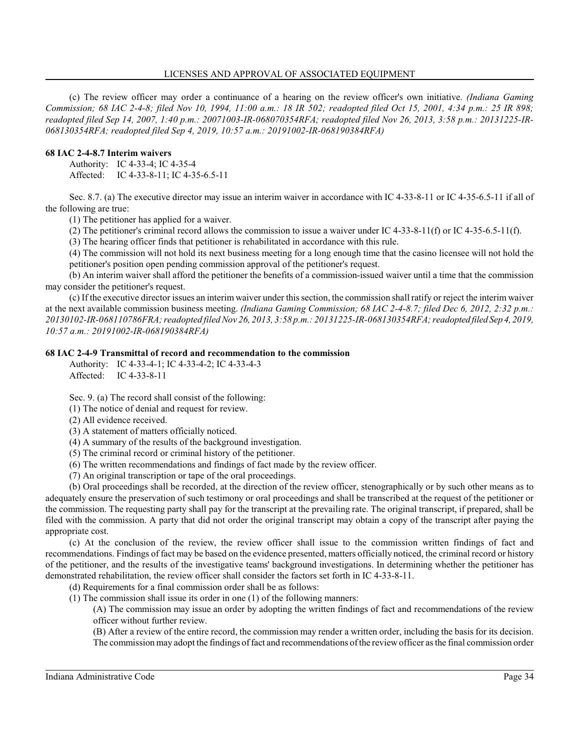(c) The review officer may order a continuance of a hearing on the review officer's own initiative. *(Indiana Gaming Commission; 68 IAC 2-4-8; filed Nov 10, 1994, 11:00 a.m.: 18 IR 502; readopted filed Oct 15, 2001, 4:34 p.m.: 25 IR 898; readopted filed Sep 14, 2007, 1:40 p.m.: 20071003-IR-068070354RFA; readopted filed Nov 26, 2013, 3:58 p.m.: 20131225-IR-068130354RFA; readopted filed Sep 4, 2019, 10:57 a.m.: 20191002-IR-068190384RFA)*

**68 IAC 2-4-8.7 Interim waivers**

Authority: IC 4-33-4; IC 4-35-4
Affected: IC 4-33-8-11; IC 4-35-6.5-11

Sec. 8.7. (a) The executive director may issue an interim waiver in accordance with IC 4-33-8-11 or IC 4-35-6.5-11 if all of the following are true:

(1) The petitioner has applied for a waiver.

(2) The petitioner's criminal record allows the commission to issue a waiver under IC 4-33-8-11(f) or IC 4-35-6.5-11(f).

(3) The hearing officer finds that petitioner is rehabilitated in accordance with this rule.

(4) The commission will not hold its next business meeting for a long enough time that the casino licensee will not hold the petitioner's position open pending commission approval of the petitioner's request.

(b) An interim waiver shall afford the petitioner the benefits of a commission-issued waiver until a time that the commission may consider the petitioner's request.

(c) If the executive director issues an interim waiver under this section, the commission shall ratify or reject the interim waiver at the next available commission business meeting. *(Indiana Gaming Commission; 68 IAC 2-4-8.7; filed Dec 6, 2012, 2:32 p.m.: 20130102-IR-068110786FRA; readopted filed Nov 26, 2013, 3:58 p.m.: 20131225-IR-068130354RFA; readopted filed Sep 4, 2019, 10:57 a.m.: 20191002-IR-068190384RFA)*

**68 IAC 2-4-9 Transmittal of record and recommendation to the commission**

Authority: IC 4-33-4-1; IC 4-33-4-2; IC 4-33-4-3
Affected: IC 4-33-8-11

Sec. 9. (a) The record shall consist of the following:

(1) The notice of denial and request for review.

(2) All evidence received.

(3) A statement of matters officially noticed.

(4) A summary of the results of the background investigation.

(5) The criminal record or criminal history of the petitioner.

(6) The written recommendations and findings of fact made by the review officer.

(7) An original transcription or tape of the oral proceedings.

(b) Oral proceedings shall be recorded, at the direction of the review officer, stenographically or by such other means as to adequately ensure the preservation of such testimony or oral proceedings and shall be transcribed at the request of the petitioner or the commission. The requesting party shall pay for the transcript at the prevailing rate. The original transcript, if prepared, shall be filed with the commission. A party that did not order the original transcript may obtain a copy of the transcript after paying the appropriate cost.

(c) At the conclusion of the review, the review officer shall issue to the commission written findings of fact and recommendations. Findings of fact may be based on the evidence presented, matters officially noticed, the criminal record or history of the petitioner, and the results of the investigative teams' background investigations. In determining whether the petitioner has demonstrated rehabilitation, the review officer shall consider the factors set forth in IC 4-33-8-11.

(d) Requirements for a final commission order shall be as follows:

(1) The commission shall issue its order in one (1) of the following manners:

(A) The commission may issue an order by adopting the written findings of fact and recommendations of the review officer without further review.

(B) After a review of the entire record, the commission may render a written order, including the basis for its decision. The commission may adopt the findings of fact and recommendations of the review officer as the final commission order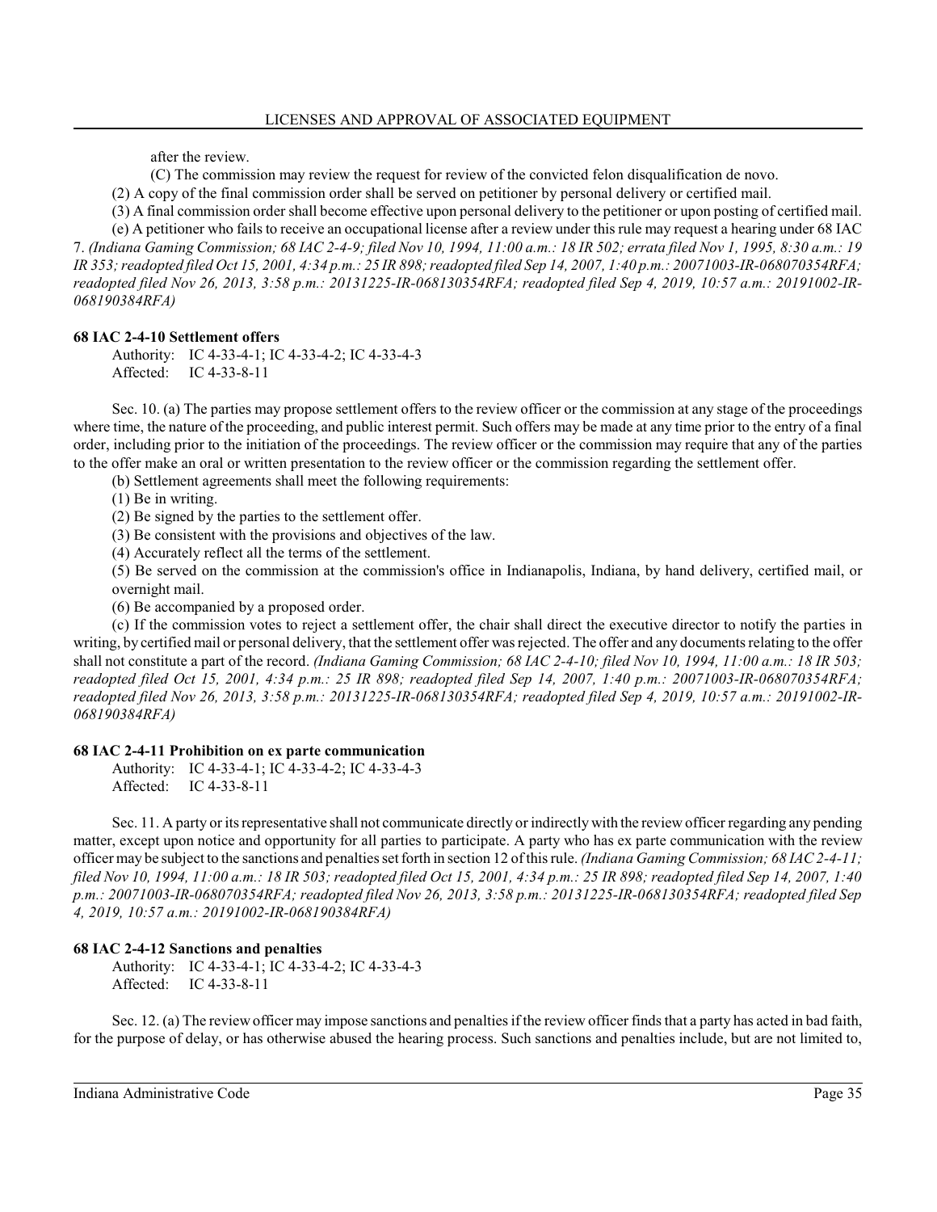after the review.

(C) The commission may review the request for review of the convicted felon disqualification de novo.

(2) A copy of the final commission order shall be served on petitioner by personal delivery or certified mail.

(3) A final commission order shall become effective upon personal delivery to the petitioner or upon posting of certified mail.

(e) A petitioner who fails to receive an occupational license after a review under this rule may request a hearing under 68 IAC 7. *(Indiana Gaming Commission; 68 IAC 2-4-9; filed Nov 10, 1994, 11:00 a.m.: 18 IR 502; errata filed Nov 1, 1995, 8:30 a.m.: 19 IR 353; readopted filed Oct 15, 2001, 4:34 p.m.: 25 IR 898; readopted filed Sep 14, 2007, 1:40 p.m.: 20071003-IR-068070354RFA; readopted filed Nov 26, 2013, 3:58 p.m.: 20131225-IR-068130354RFA; readopted filed Sep 4, 2019, 10:57 a.m.: 20191002-IR-068190384RFA)*

**68 IAC 2-4-10 Settlement offers**

Authority: IC 4-33-4-1; IC 4-33-4-2; IC 4-33-4-3
Affected: IC 4-33-8-11

Sec. 10. (a) The parties may propose settlement offers to the review officer or the commission at any stage of the proceedings where time, the nature of the proceeding, and public interest permit. Such offers may be made at any time prior to the entry of a final order, including prior to the initiation of the proceedings. The review officer or the commission may require that any of the parties to the offer make an oral or written presentation to the review officer or the commission regarding the settlement offer.

(b) Settlement agreements shall meet the following requirements:

(1) Be in writing.

(2) Be signed by the parties to the settlement offer.

(3) Be consistent with the provisions and objectives of the law.

(4) Accurately reflect all the terms of the settlement.

(5) Be served on the commission at the commission's office in Indianapolis, Indiana, by hand delivery, certified mail, or overnight mail.

(6) Be accompanied by a proposed order.

(c) If the commission votes to reject a settlement offer, the chair shall direct the executive director to notify the parties in writing, by certified mail or personal delivery, that the settlement offer was rejected. The offer and any documents relating to the offer shall not constitute a part of the record. *(Indiana Gaming Commission; 68 IAC 2-4-10; filed Nov 10, 1994, 11:00 a.m.: 18 IR 503; readopted filed Oct 15, 2001, 4:34 p.m.: 25 IR 898; readopted filed Sep 14, 2007, 1:40 p.m.: 20071003-IR-068070354RFA; readopted filed Nov 26, 2013, 3:58 p.m.: 20131225-IR-068130354RFA; readopted filed Sep 4, 2019, 10:57 a.m.: 20191002-IR-068190384RFA)*

**68 IAC 2-4-11 Prohibition on ex parte communication**

Authority: IC 4-33-4-1; IC 4-33-4-2; IC 4-33-4-3
Affected: IC 4-33-8-11

Sec. 11. A party or its representative shall not communicate directly or indirectly with the review officer regarding any pending matter, except upon notice and opportunity for all parties to participate. A party who has ex parte communication with the review officer may be subject to the sanctions and penalties set forth in section 12 of this rule. *(Indiana Gaming Commission; 68 IAC 2-4-11; filed Nov 10, 1994, 11:00 a.m.: 18 IR 503; readopted filed Oct 15, 2001, 4:34 p.m.: 25 IR 898; readopted filed Sep 14, 2007, 1:40 p.m.: 20071003-IR-068070354RFA; readopted filed Nov 26, 2013, 3:58 p.m.: 20131225-IR-068130354RFA; readopted filed Sep 4, 2019, 10:57 a.m.: 20191002-IR-068190384RFA)*

**68 IAC 2-4-12 Sanctions and penalties**

Authority: IC 4-33-4-1; IC 4-33-4-2; IC 4-33-4-3
Affected: IC 4-33-8-11

Sec. 12. (a) The review officer may impose sanctions and penalties if the review officer finds that a party has acted in bad faith, for the purpose of delay, or has otherwise abused the hearing process. Such sanctions and penalties include, but are not limited to,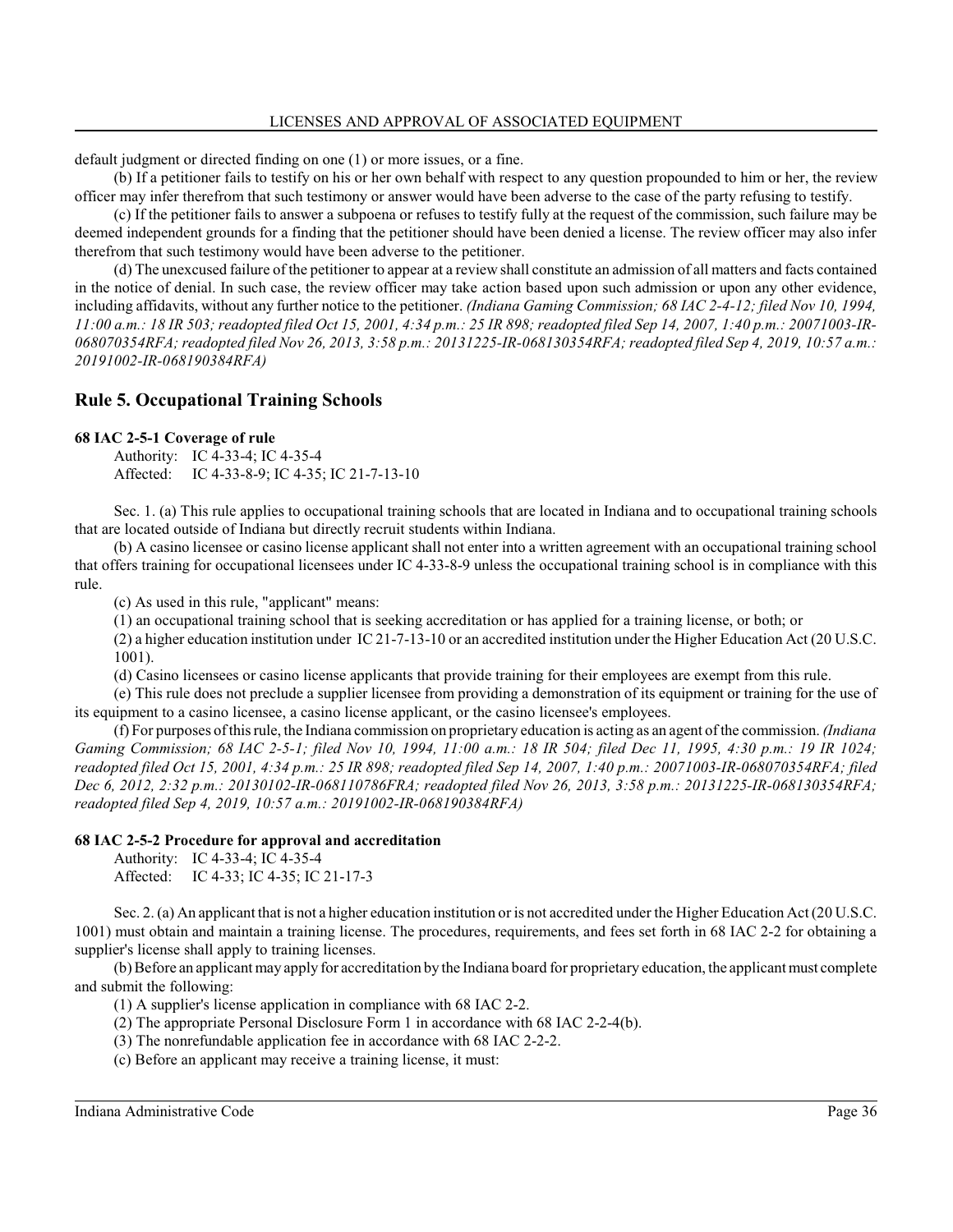default judgment or directed finding on one (1) or more issues, or a fine.

(b) If a petitioner fails to testify on his or her own behalf with respect to any question propounded to him or her, the review officer may infer therefrom that such testimony or answer would have been adverse to the case of the party refusing to testify.

(c) If the petitioner fails to answer a subpoena or refuses to testify fully at the request of the commission, such failure may be deemed independent grounds for a finding that the petitioner should have been denied a license. The review officer may also infer therefrom that such testimony would have been adverse to the petitioner.

(d) The unexcused failure of the petitioner to appear at a review shall constitute an admission of all matters and facts contained in the notice of denial. In such case, the review officer may take action based upon such admission or upon any other evidence, including affidavits, without any further notice to the petitioner. *(Indiana Gaming Commission; 68 IAC 2-4-12; filed Nov 10, 1994, 11:00 a.m.: 18 IR 503; readopted filed Oct 15, 2001, 4:34 p.m.: 25 IR 898; readopted filed Sep 14, 2007, 1:40 p.m.: 20071003-IR-068070354RFA; readopted filed Nov 26, 2013, 3:58 p.m.: 20131225-IR-068130354RFA; readopted filed Sep 4, 2019, 10:57 a.m.: 20191002-IR-068190384RFA)*

## Rule 5. Occupational Training Schools

### 68 IAC 2-5-1 Coverage of rule

Authority: IC 4-33-4; IC 4-35-4
Affected: IC 4-33-8-9; IC 4-35; IC 21-7-13-10

Sec. 1. (a) This rule applies to occupational training schools that are located in Indiana and to occupational training schools that are located outside of Indiana but directly recruit students within Indiana.

(b) A casino licensee or casino license applicant shall not enter into a written agreement with an occupational training school that offers training for occupational licensees under IC 4-33-8-9 unless the occupational training school is in compliance with this rule.

(c) As used in this rule, "applicant" means:

(1) an occupational training school that is seeking accreditation or has applied for a training license, or both; or

(2) a higher education institution under IC 21-7-13-10 or an accredited institution under the Higher Education Act (20 U.S.C. 1001).

(d) Casino licensees or casino license applicants that provide training for their employees are exempt from this rule.

(e) This rule does not preclude a supplier licensee from providing a demonstration of its equipment or training for the use of its equipment to a casino licensee, a casino license applicant, or the casino licensee's employees.

(f) For purposes of this rule, the Indiana commission on proprietary education is acting as an agent of the commission. *(Indiana Gaming Commission; 68 IAC 2-5-1; filed Nov 10, 1994, 11:00 a.m.: 18 IR 504; filed Dec 11, 1995, 4:30 p.m.: 19 IR 1024; readopted filed Oct 15, 2001, 4:34 p.m.: 25 IR 898; readopted filed Sep 14, 2007, 1:40 p.m.: 20071003-IR-068070354RFA; filed Dec 6, 2012, 2:32 p.m.: 20130102-IR-068110786FRA; readopted filed Nov 26, 2013, 3:58 p.m.: 20131225-IR-068130354RFA; readopted filed Sep 4, 2019, 10:57 a.m.: 20191002-IR-068190384RFA)*

### 68 IAC 2-5-2 Procedure for approval and accreditation

Authority: IC 4-33-4; IC 4-35-4
Affected: IC 4-33; IC 4-35; IC 21-17-3

Sec. 2. (a) An applicant that is not a higher education institution or is not accredited under the Higher Education Act (20 U.S.C. 1001) must obtain and maintain a training license. The procedures, requirements, and fees set forth in 68 IAC 2-2 for obtaining a supplier's license shall apply to training licenses.

(b) Before an applicant may apply for accreditation by the Indiana board for proprietary education, the applicant must complete and submit the following:

(1) A supplier's license application in compliance with 68 IAC 2-2.

(2) The appropriate Personal Disclosure Form 1 in accordance with 68 IAC 2-2-4(b).

(3) The nonrefundable application fee in accordance with 68 IAC 2-2-2.

(c) Before an applicant may receive a training license, it must: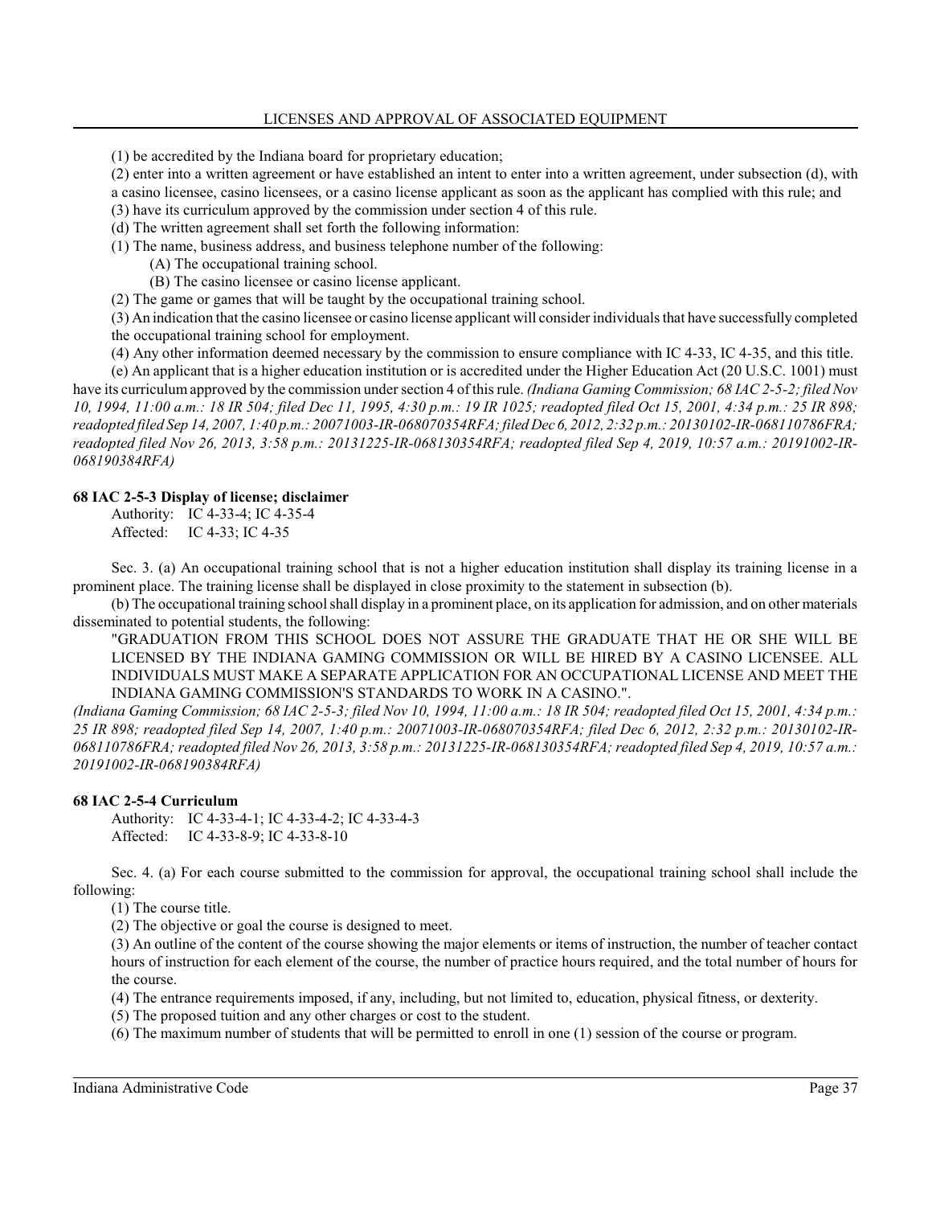(1) be accredited by the Indiana board for proprietary education;

(2) enter into a written agreement or have established an intent to enter into a written agreement, under subsection (d), with a casino licensee, casino licensees, or a casino license applicant as soon as the applicant has complied with this rule; and

(3) have its curriculum approved by the commission under section 4 of this rule.

(d) The written agreement shall set forth the following information:

(1) The name, business address, and business telephone number of the following:

(A) The occupational training school.

(B) The casino licensee or casino license applicant.

(2) The game or games that will be taught by the occupational training school.

(3) An indication that the casino licensee or casino license applicant will consider individuals that have successfully completed the occupational training school for employment.

(4) Any other information deemed necessary by the commission to ensure compliance with IC 4-33, IC 4-35, and this title.

(e) An applicant that is a higher education institution or is accredited under the Higher Education Act (20 U.S.C. 1001) must have its curriculum approved by the commission under section 4 of this rule. *(Indiana Gaming Commission; 68 IAC 2-5-2; filed Nov 10, 1994, 11:00 a.m.: 18 IR 504; filed Dec 11, 1995, 4:30 p.m.: 19 IR 1025; readopted filed Oct 15, 2001, 4:34 p.m.: 25 IR 898; readopted filed Sep 14, 2007, 1:40 p.m.: 20071003-IR-068070354RFA; filed Dec 6, 2012, 2:32 p.m.: 20130102-IR-068110786FRA; readopted filed Nov 26, 2013, 3:58 p.m.: 20131225-IR-068130354RFA; readopted filed Sep 4, 2019, 10:57 a.m.: 20191002-IR-068190384RFA)*

**68 IAC 2-5-3 Display of license; disclaimer**

Authority: IC 4-33-4; IC 4-35-4
Affected: IC 4-33; IC 4-35

Sec. 3. (a) An occupational training school that is not a higher education institution shall display its training license in a prominent place. The training license shall be displayed in close proximity to the statement in subsection (b).

(b) The occupational training school shall display in a prominent place, on its application for admission, and on other materials disseminated to potential students, the following:

"GRADUATION FROM THIS SCHOOL DOES NOT ASSURE THE GRADUATE THAT HE OR SHE WILL BE LICENSED BY THE INDIANA GAMING COMMISSION OR WILL BE HIRED BY A CASINO LICENSEE. ALL INDIVIDUALS MUST MAKE A SEPARATE APPLICATION FOR AN OCCUPATIONAL LICENSE AND MEET THE INDIANA GAMING COMMISSION'S STANDARDS TO WORK IN A CASINO.".

*(Indiana Gaming Commission; 68 IAC 2-5-3; filed Nov 10, 1994, 11:00 a.m.: 18 IR 504; readopted filed Oct 15, 2001, 4:34 p.m.: 25 IR 898; readopted filed Sep 14, 2007, 1:40 p.m.: 20071003-IR-068070354RFA; filed Dec 6, 2012, 2:32 p.m.: 20130102-IR-068110786FRA; readopted filed Nov 26, 2013, 3:58 p.m.: 20131225-IR-068130354RFA; readopted filed Sep 4, 2019, 10:57 a.m.: 20191002-IR-068190384RFA)*

**68 IAC 2-5-4 Curriculum**

Authority: IC 4-33-4-1; IC 4-33-4-2; IC 4-33-4-3
Affected: IC 4-33-8-9; IC 4-33-8-10

Sec. 4. (a) For each course submitted to the commission for approval, the occupational training school shall include the following:

(1) The course title.

(2) The objective or goal the course is designed to meet.

(3) An outline of the content of the course showing the major elements or items of instruction, the number of teacher contact hours of instruction for each element of the course, the number of practice hours required, and the total number of hours for the course.

(4) The entrance requirements imposed, if any, including, but not limited to, education, physical fitness, or dexterity.

(5) The proposed tuition and any other charges or cost to the student.

(6) The maximum number of students that will be permitted to enroll in one (1) session of the course or program.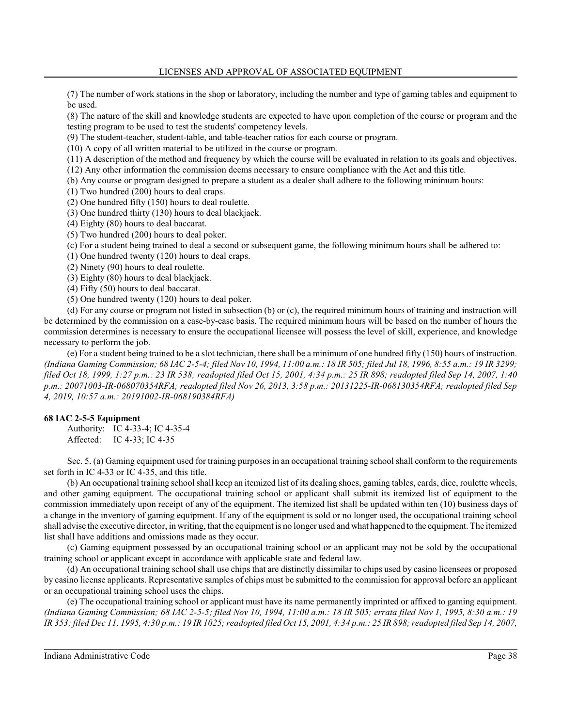(7) The number of work stations in the shop or laboratory, including the number and type of gaming tables and equipment to be used.

(8) The nature of the skill and knowledge students are expected to have upon completion of the course or program and the testing program to be used to test the students' competency levels.

(9) The student-teacher, student-table, and table-teacher ratios for each course or program.

(10) A copy of all written material to be utilized in the course or program.

(11) A description of the method and frequency by which the course will be evaluated in relation to its goals and objectives.

(12) Any other information the commission deems necessary to ensure compliance with the Act and this title.

(b) Any course or program designed to prepare a student as a dealer shall adhere to the following minimum hours:

(1) Two hundred (200) hours to deal craps.

(2) One hundred fifty (150) hours to deal roulette.

(3) One hundred thirty (130) hours to deal blackjack.

(4) Eighty (80) hours to deal baccarat.

(5) Two hundred (200) hours to deal poker.

(c) For a student being trained to deal a second or subsequent game, the following minimum hours shall be adhered to:

(1) One hundred twenty (120) hours to deal craps.

(2) Ninety (90) hours to deal roulette.

(3) Eighty (80) hours to deal blackjack.

(4) Fifty (50) hours to deal baccarat.

(5) One hundred twenty (120) hours to deal poker.

(d) For any course or program not listed in subsection (b) or (c), the required minimum hours of training and instruction will be determined by the commission on a case-by-case basis. The required minimum hours will be based on the number of hours the commission determines is necessary to ensure the occupational licensee will possess the level of skill, experience, and knowledge necessary to perform the job.

(e) For a student being trained to be a slot technician, there shall be a minimum of one hundred fifty (150) hours of instruction. *(Indiana Gaming Commission; 68 IAC 2-5-4; filed Nov 10, 1994, 11:00 a.m.: 18 IR 505; filed Jul 18, 1996, 8:55 a.m.: 19 IR 3299; filed Oct 18, 1999, 1:27 p.m.: 23 IR 538; readopted filed Oct 15, 2001, 4:34 p.m.: 25 IR 898; readopted filed Sep 14, 2007, 1:40 p.m.: 20071003-IR-068070354RFA; readopted filed Nov 26, 2013, 3:58 p.m.: 20131225-IR-068130354RFA; readopted filed Sep 4, 2019, 10:57 a.m.: 20191002-IR-068190384RFA)*

**68 IAC 2-5-5 Equipment**

Authority: IC 4-33-4; IC 4-35-4
Affected: IC 4-33; IC 4-35

Sec. 5. (a) Gaming equipment used for training purposes in an occupational training school shall conform to the requirements set forth in IC 4-33 or IC 4-35, and this title.

(b) An occupational training school shall keep an itemized list of its dealing shoes, gaming tables, cards, dice, roulette wheels, and other gaming equipment. The occupational training school or applicant shall submit its itemized list of equipment to the commission immediately upon receipt of any of the equipment. The itemized list shall be updated within ten (10) business days of a change in the inventory of gaming equipment. If any of the equipment is sold or no longer used, the occupational training school shall advise the executive director, in writing, that the equipment is no longer used and what happened to the equipment. The itemized list shall have additions and omissions made as they occur.

(c) Gaming equipment possessed by an occupational training school or an applicant may not be sold by the occupational training school or applicant except in accordance with applicable state and federal law.

(d) An occupational training school shall use chips that are distinctly dissimilar to chips used by casino licensees or proposed by casino license applicants. Representative samples of chips must be submitted to the commission for approval before an applicant or an occupational training school uses the chips.

(e) The occupational training school or applicant must have its name permanently imprinted or affixed to gaming equipment. *(Indiana Gaming Commission; 68 IAC 2-5-5; filed Nov 10, 1994, 11:00 a.m.: 18 IR 505; errata filed Nov 1, 1995, 8:30 a.m.: 19 IR 353; filed Dec 11, 1995, 4:30 p.m.: 19 IR 1025; readopted filed Oct 15, 2001, 4:34 p.m.: 25 IR 898; readopted filed Sep 14, 2007,*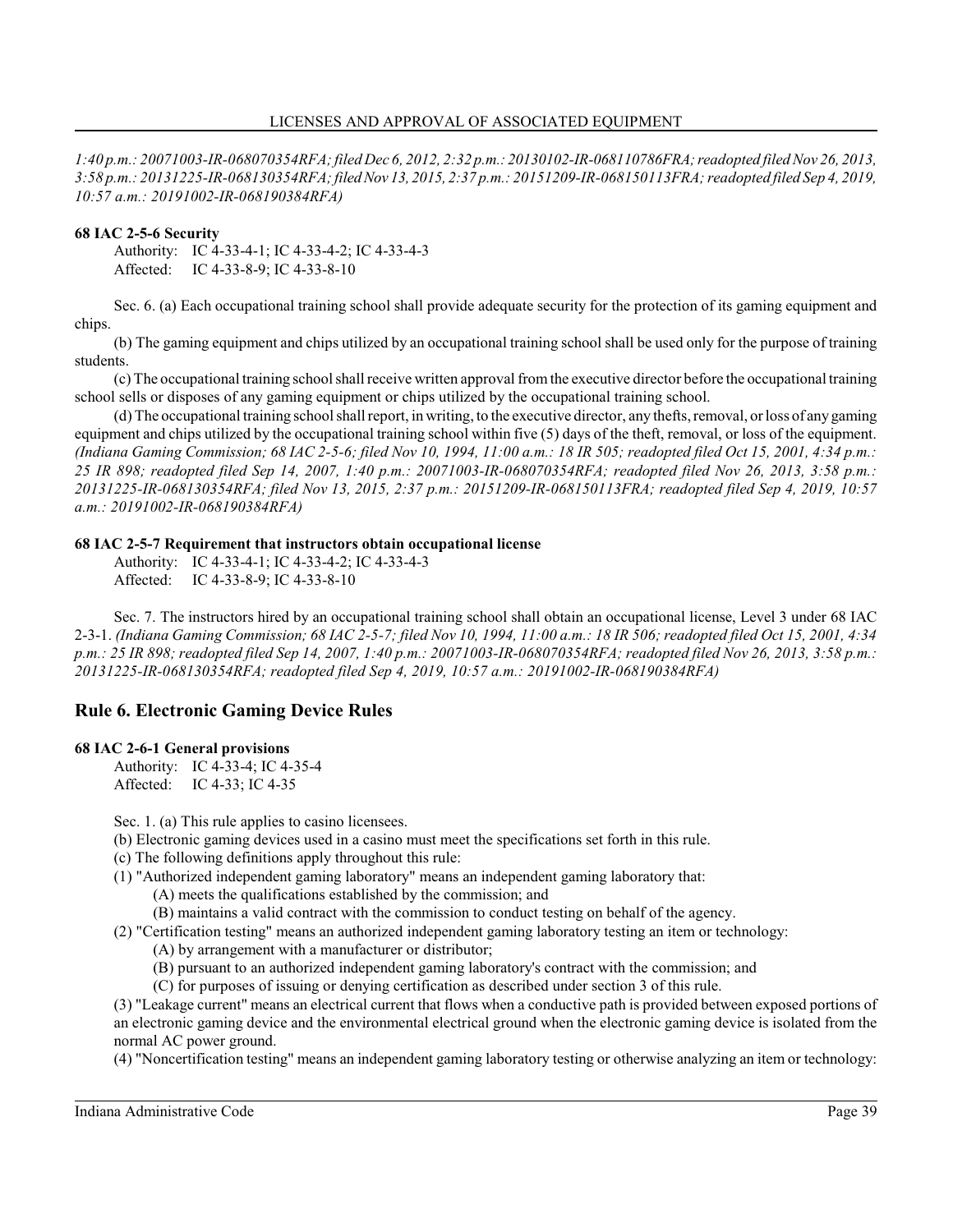*1:40 p.m.: 20071003-IR-068070354RFA; filed Dec 6, 2012, 2:32 p.m.: 20130102-IR-068110786FRA; readopted filed Nov 26, 2013, 3:58 p.m.: 20131225-IR-068130354RFA; filed Nov 13, 2015, 2:37 p.m.: 20151209-IR-068150113FRA; readopted filed Sep 4, 2019, 10:57 a.m.: 20191002-IR-068190384RFA)*

**68 IAC 2-5-6 Security**

Authority: IC 4-33-4-1; IC 4-33-4-2; IC 4-33-4-3
Affected: IC 4-33-8-9; IC 4-33-8-10

Sec. 6. (a) Each occupational training school shall provide adequate security for the protection of its gaming equipment and chips.

(b) The gaming equipment and chips utilized by an occupational training school shall be used only for the purpose of training students.

(c) The occupational training school shall receive written approval from the executive director before the occupational training school sells or disposes of any gaming equipment or chips utilized by the occupational training school.

(d) The occupational training school shall report, in writing, to the executive director, any thefts, removal, or loss of any gaming equipment and chips utilized by the occupational training school within five (5) days of the theft, removal, or loss of the equipment. *(Indiana Gaming Commission; 68 IAC 2-5-6; filed Nov 10, 1994, 11:00 a.m.: 18 IR 505; readopted filed Oct 15, 2001, 4:34 p.m.: 25 IR 898; readopted filed Sep 14, 2007, 1:40 p.m.: 20071003-IR-068070354RFA; readopted filed Nov 26, 2013, 3:58 p.m.: 20131225-IR-068130354RFA; filed Nov 13, 2015, 2:37 p.m.: 20151209-IR-068150113FRA; readopted filed Sep 4, 2019, 10:57 a.m.: 20191002-IR-068190384RFA)*

**68 IAC 2-5-7 Requirement that instructors obtain occupational license**

Authority: IC 4-33-4-1; IC 4-33-4-2; IC 4-33-4-3
Affected: IC 4-33-8-9; IC 4-33-8-10

Sec. 7. The instructors hired by an occupational training school shall obtain an occupational license, Level 3 under 68 IAC 2-3-1. *(Indiana Gaming Commission; 68 IAC 2-5-7; filed Nov 10, 1994, 11:00 a.m.: 18 IR 506; readopted filed Oct 15, 2001, 4:34 p.m.: 25 IR 898; readopted filed Sep 14, 2007, 1:40 p.m.: 20071003-IR-068070354RFA; readopted filed Nov 26, 2013, 3:58 p.m.: 20131225-IR-068130354RFA; readopted filed Sep 4, 2019, 10:57 a.m.: 20191002-IR-068190384RFA)*

## Rule 6. Electronic Gaming Device Rules

**68 IAC 2-6-1 General provisions**

Authority: IC 4-33-4; IC 4-35-4
Affected: IC 4-33; IC 4-35

Sec. 1. (a) This rule applies to casino licensees.

(b) Electronic gaming devices used in a casino must meet the specifications set forth in this rule.

(c) The following definitions apply throughout this rule:

(1) "Authorized independent gaming laboratory" means an independent gaming laboratory that:

(A) meets the qualifications established by the commission; and

(B) maintains a valid contract with the commission to conduct testing on behalf of the agency.

(2) "Certification testing" means an authorized independent gaming laboratory testing an item or technology:

(A) by arrangement with a manufacturer or distributor;

(B) pursuant to an authorized independent gaming laboratory's contract with the commission; and

(C) for purposes of issuing or denying certification as described under section 3 of this rule.

(3) "Leakage current" means an electrical current that flows when a conductive path is provided between exposed portions of an electronic gaming device and the environmental electrical ground when the electronic gaming device is isolated from the normal AC power ground.

(4) "Noncertification testing" means an independent gaming laboratory testing or otherwise analyzing an item or technology: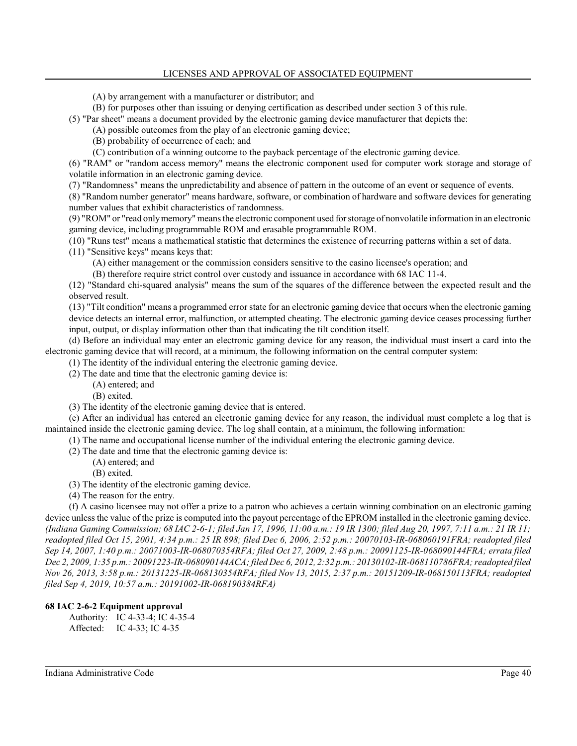(A) by arrangement with a manufacturer or distributor; and

(B) for purposes other than issuing or denying certification as described under section 3 of this rule.

(5) "Par sheet" means a document provided by the electronic gaming device manufacturer that depicts the:

(A) possible outcomes from the play of an electronic gaming device;

(B) probability of occurrence of each; and

(C) contribution of a winning outcome to the payback percentage of the electronic gaming device.

(6) "RAM" or "random access memory" means the electronic component used for computer work storage and storage of volatile information in an electronic gaming device.

(7) "Randomness" means the unpredictability and absence of pattern in the outcome of an event or sequence of events.

(8) "Random number generator" means hardware, software, or combination of hardware and software devices for generating number values that exhibit characteristics of randomness.

(9) "ROM" or "read only memory" means the electronic component used for storage of nonvolatile information in an electronic gaming device, including programmable ROM and erasable programmable ROM.

(10) "Runs test" means a mathematical statistic that determines the existence of recurring patterns within a set of data.

(11) "Sensitive keys" means keys that:

(A) either management or the commission considers sensitive to the casino licensee's operation; and

(B) therefore require strict control over custody and issuance in accordance with 68 IAC 11-4.

(12) "Standard chi-squared analysis" means the sum of the squares of the difference between the expected result and the observed result.

(13) "Tilt condition" means a programmed error state for an electronic gaming device that occurs when the electronic gaming device detects an internal error, malfunction, or attempted cheating. The electronic gaming device ceases processing further input, output, or display information other than that indicating the tilt condition itself.

(d) Before an individual may enter an electronic gaming device for any reason, the individual must insert a card into the electronic gaming device that will record, at a minimum, the following information on the central computer system:

(1) The identity of the individual entering the electronic gaming device.

(2) The date and time that the electronic gaming device is:

(A) entered; and

(B) exited.

(3) The identity of the electronic gaming device that is entered.

(e) After an individual has entered an electronic gaming device for any reason, the individual must complete a log that is maintained inside the electronic gaming device. The log shall contain, at a minimum, the following information:

(1) The name and occupational license number of the individual entering the electronic gaming device.

(2) The date and time that the electronic gaming device is:

(A) entered; and

(B) exited.

(3) The identity of the electronic gaming device.

(4) The reason for the entry.

(f) A casino licensee may not offer a prize to a patron who achieves a certain winning combination on an electronic gaming device unless the value of the prize is computed into the payout percentage of the EPROM installed in the electronic gaming device.
*(Indiana Gaming Commission; 68 IAC 2-6-1; filed Jan 17, 1996, 11:00 a.m.: 19 IR 1300; filed Aug 20, 1997, 7:11 a.m.: 21 IR 11; readopted filed Oct 15, 2001, 4:34 p.m.: 25 IR 898; filed Dec 6, 2006, 2:52 p.m.: 20070103-IR-068060191FRA; readopted filed Sep 14, 2007, 1:40 p.m.: 20071003-IR-068070354RFA; filed Oct 27, 2009, 2:48 p.m.: 20091125-IR-068090144FRA; errata filed Dec 2, 2009, 1:35 p.m.: 20091223-IR-068090144ACA; filed Dec 6, 2012, 2:32 p.m.: 20130102-IR-068110786FRA; readopted filed Nov 26, 2013, 3:58 p.m.: 20131225-IR-068130354RFA; filed Nov 13, 2015, 2:37 p.m.: 20151209-IR-068150113FRA; readopted filed Sep 4, 2019, 10:57 a.m.: 20191002-IR-068190384RFA)*

**68 IAC 2-6-2 Equipment approval**

Authority: IC 4-33-4; IC 4-35-4
Affected: IC 4-33; IC 4-35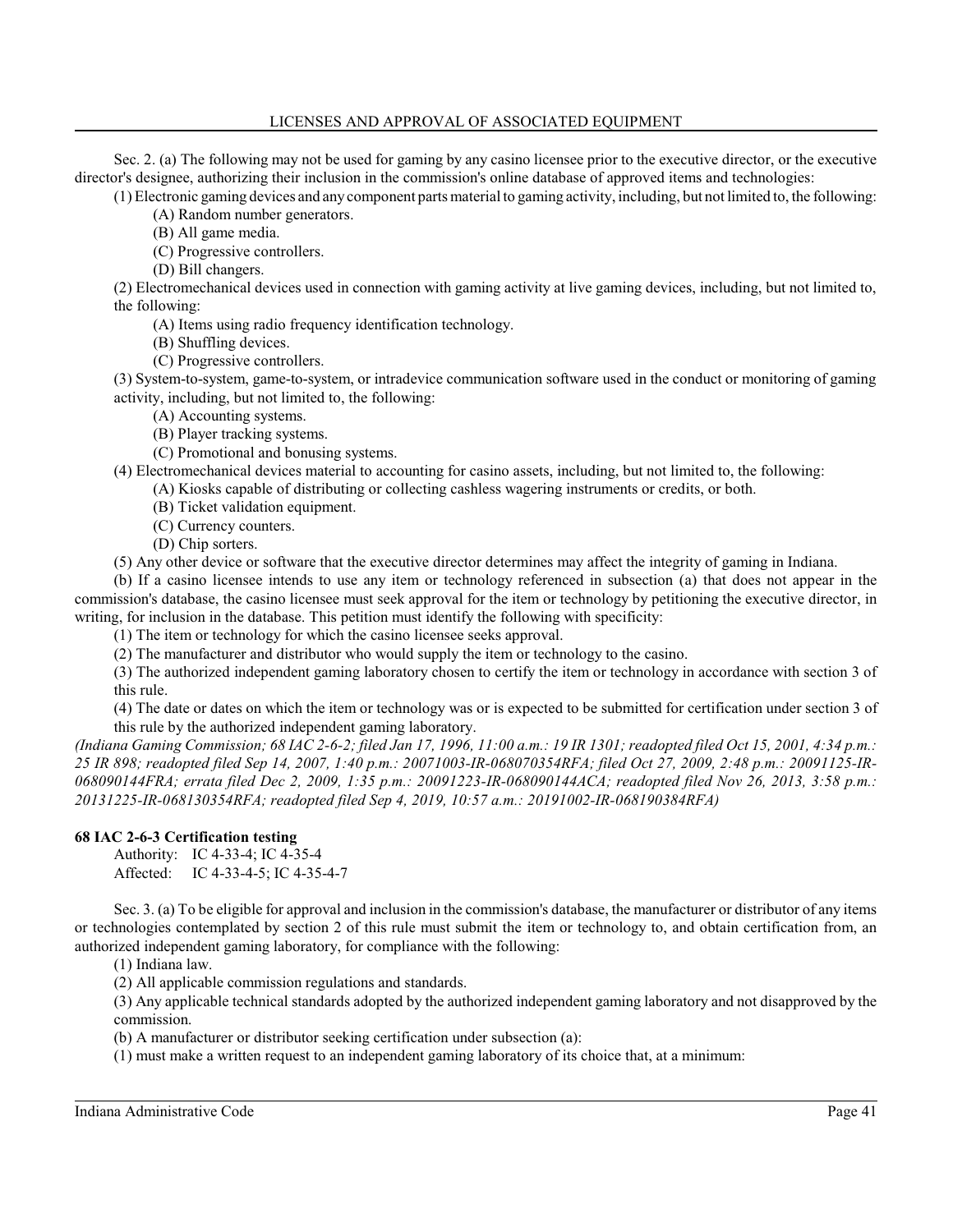Sec. 2. (a) The following may not be used for gaming by any casino licensee prior to the executive director, or the executive director's designee, authorizing their inclusion in the commission's online database of approved items and technologies:

(1) Electronic gaming devices and any component parts material to gaming activity, including, but not limited to, the following:

(A) Random number generators.

(B) All game media.

(C) Progressive controllers.

(D) Bill changers.

(2) Electromechanical devices used in connection with gaming activity at live gaming devices, including, but not limited to, the following:

(A) Items using radio frequency identification technology.

(B) Shuffling devices.

(C) Progressive controllers.

(3) System-to-system, game-to-system, or intradevice communication software used in the conduct or monitoring of gaming activity, including, but not limited to, the following:

(A) Accounting systems.

(B) Player tracking systems.

(C) Promotional and bonusing systems.

(4) Electromechanical devices material to accounting for casino assets, including, but not limited to, the following:

(A) Kiosks capable of distributing or collecting cashless wagering instruments or credits, or both.

(B) Ticket validation equipment.

(C) Currency counters.

(D) Chip sorters.

(5) Any other device or software that the executive director determines may affect the integrity of gaming in Indiana.

(b) If a casino licensee intends to use any item or technology referenced in subsection (a) that does not appear in the commission's database, the casino licensee must seek approval for the item or technology by petitioning the executive director, in writing, for inclusion in the database. This petition must identify the following with specificity:

(1) The item or technology for which the casino licensee seeks approval.

(2) The manufacturer and distributor who would supply the item or technology to the casino.

(3) The authorized independent gaming laboratory chosen to certify the item or technology in accordance with section 3 of this rule.

(4) The date or dates on which the item or technology was or is expected to be submitted for certification under section 3 of this rule by the authorized independent gaming laboratory.

*(Indiana Gaming Commission; 68 IAC 2-6-2; filed Jan 17, 1996, 11:00 a.m.: 19 IR 1301; readopted filed Oct 15, 2001, 4:34 p.m.: 25 IR 898; readopted filed Sep 14, 2007, 1:40 p.m.: 20071003-IR-068070354RFA; filed Oct 27, 2009, 2:48 p.m.: 20091125-IR-068090144FRA; errata filed Dec 2, 2009, 1:35 p.m.: 20091223-IR-068090144ACA; readopted filed Nov 26, 2013, 3:58 p.m.: 20131225-IR-068130354RFA; readopted filed Sep 4, 2019, 10:57 a.m.: 20191002-IR-068190384RFA)*

**68 IAC 2-6-3 Certification testing**

Authority: IC 4-33-4; IC 4-35-4
Affected: IC 4-33-4-5; IC 4-35-4-7

Sec. 3. (a) To be eligible for approval and inclusion in the commission's database, the manufacturer or distributor of any items or technologies contemplated by section 2 of this rule must submit the item or technology to, and obtain certification from, an authorized independent gaming laboratory, for compliance with the following:

(1) Indiana law.

(2) All applicable commission regulations and standards.

(3) Any applicable technical standards adopted by the authorized independent gaming laboratory and not disapproved by the commission.

(b) A manufacturer or distributor seeking certification under subsection (a):

(1) must make a written request to an independent gaming laboratory of its choice that, at a minimum: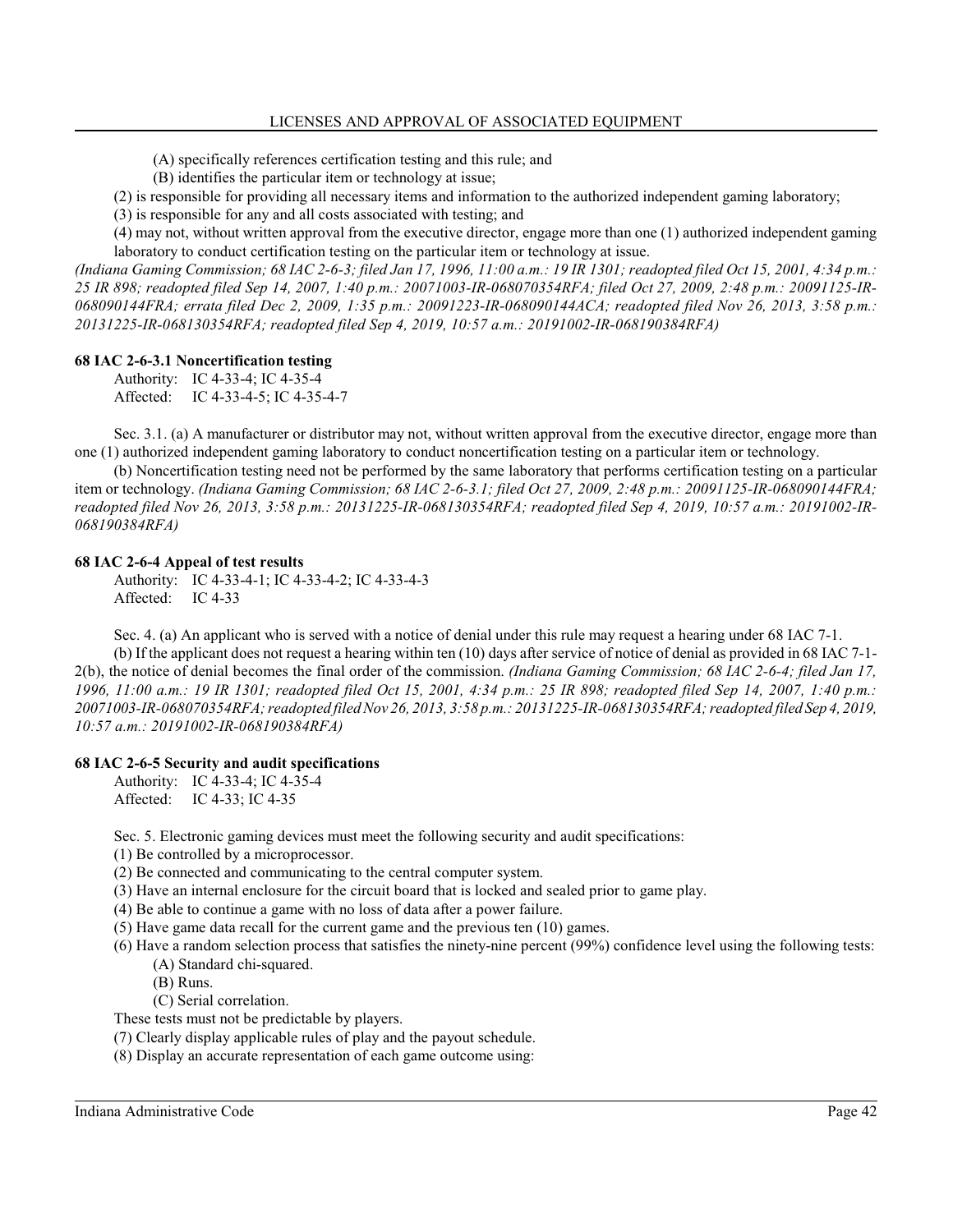(A) specifically references certification testing and this rule; and

(B) identifies the particular item or technology at issue;

(2) is responsible for providing all necessary items and information to the authorized independent gaming laboratory;

(3) is responsible for any and all costs associated with testing; and

(4) may not, without written approval from the executive director, engage more than one (1) authorized independent gaming laboratory to conduct certification testing on the particular item or technology at issue.

*(Indiana Gaming Commission; 68 IAC 2-6-3; filed Jan 17, 1996, 11:00 a.m.: 19 IR 1301; readopted filed Oct 15, 2001, 4:34 p.m.: 25 IR 898; readopted filed Sep 14, 2007, 1:40 p.m.: 20071003-IR-068070354RFA; filed Oct 27, 2009, 2:48 p.m.: 20091125-IR-068090144FRA; errata filed Dec 2, 2009, 1:35 p.m.: 20091223-IR-068090144ACA; readopted filed Nov 26, 2013, 3:58 p.m.: 20131225-IR-068130354RFA; readopted filed Sep 4, 2019, 10:57 a.m.: 20191002-IR-068190384RFA)*

**68 IAC 2-6-3.1 Noncertification testing**

Authority: IC 4-33-4; IC 4-35-4
Affected: IC 4-33-4-5; IC 4-35-4-7

Sec. 3.1. (a) A manufacturer or distributor may not, without written approval from the executive director, engage more than one (1) authorized independent gaming laboratory to conduct noncertification testing on a particular item or technology.

(b) Noncertification testing need not be performed by the same laboratory that performs certification testing on a particular item or technology. *(Indiana Gaming Commission; 68 IAC 2-6-3.1; filed Oct 27, 2009, 2:48 p.m.: 20091125-IR-068090144FRA; readopted filed Nov 26, 2013, 3:58 p.m.: 20131225-IR-068130354RFA; readopted filed Sep 4, 2019, 10:57 a.m.: 20191002-IR-068190384RFA)*

**68 IAC 2-6-4 Appeal of test results**

Authority: IC 4-33-4-1; IC 4-33-4-2; IC 4-33-4-3
Affected: IC 4-33

Sec. 4. (a) An applicant who is served with a notice of denial under this rule may request a hearing under 68 IAC 7-1.

(b) If the applicant does not request a hearing within ten (10) days after service of notice of denial as provided in 68 IAC 7-1-2(b), the notice of denial becomes the final order of the commission. *(Indiana Gaming Commission; 68 IAC 2-6-4; filed Jan 17, 1996, 11:00 a.m.: 19 IR 1301; readopted filed Oct 15, 2001, 4:34 p.m.: 25 IR 898; readopted filed Sep 14, 2007, 1:40 p.m.: 20071003-IR-068070354RFA; readopted filed Nov 26, 2013, 3:58 p.m.: 20131225-IR-068130354RFA; readopted filed Sep 4, 2019, 10:57 a.m.: 20191002-IR-068190384RFA)*

**68 IAC 2-6-5 Security and audit specifications**

Authority: IC 4-33-4; IC 4-35-4
Affected: IC 4-33; IC 4-35

Sec. 5. Electronic gaming devices must meet the following security and audit specifications:

(1) Be controlled by a microprocessor.

(2) Be connected and communicating to the central computer system.

(3) Have an internal enclosure for the circuit board that is locked and sealed prior to game play.

(4) Be able to continue a game with no loss of data after a power failure.

(5) Have game data recall for the current game and the previous ten (10) games.

(6) Have a random selection process that satisfies the ninety-nine percent (99%) confidence level using the following tests:

(A) Standard chi-squared.

(B) Runs.

(C) Serial correlation.

These tests must not be predictable by players.

(7) Clearly display applicable rules of play and the payout schedule.

(8) Display an accurate representation of each game outcome using: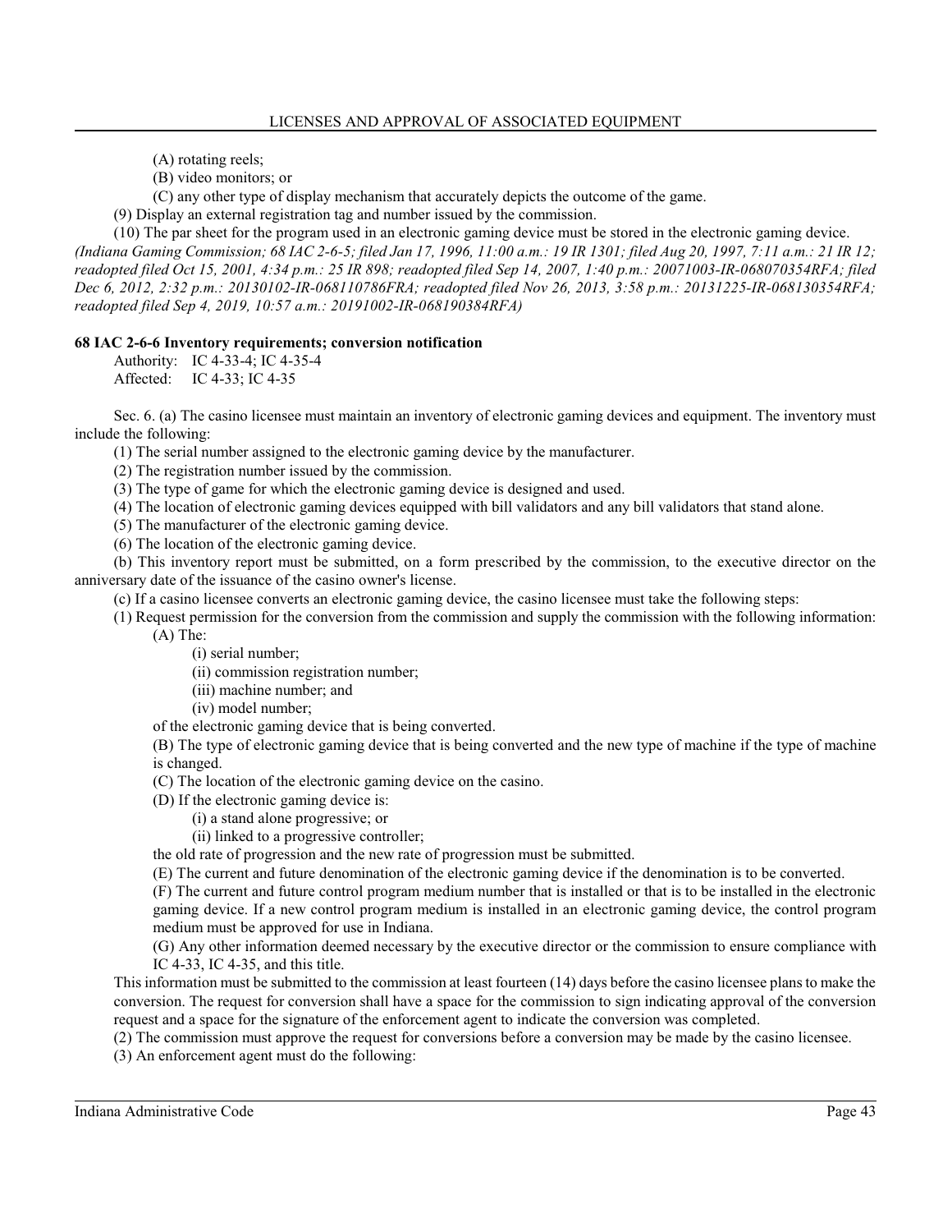(A) rotating reels;

(B) video monitors; or

(C) any other type of display mechanism that accurately depicts the outcome of the game.

(9) Display an external registration tag and number issued by the commission.

(10) The par sheet for the program used in an electronic gaming device must be stored in the electronic gaming device.

*(Indiana Gaming Commission; 68 IAC 2-6-5; filed Jan 17, 1996, 11:00 a.m.: 19 IR 1301; filed Aug 20, 1997, 7:11 a.m.: 21 IR 12; readopted filed Oct 15, 2001, 4:34 p.m.: 25 IR 898; readopted filed Sep 14, 2007, 1:40 p.m.: 20071003-IR-068070354RFA; filed Dec 6, 2012, 2:32 p.m.: 20130102-IR-068110786FRA; readopted filed Nov 26, 2013, 3:58 p.m.: 20131225-IR-068130354RFA; readopted filed Sep 4, 2019, 10:57 a.m.: 20191002-IR-068190384RFA)*

**68 IAC 2-6-6 Inventory requirements; conversion notification**

Authority: IC 4-33-4; IC 4-35-4
Affected: IC 4-33; IC 4-35

Sec. 6. (a) The casino licensee must maintain an inventory of electronic gaming devices and equipment. The inventory must include the following:

(1) The serial number assigned to the electronic gaming device by the manufacturer.

(2) The registration number issued by the commission.

(3) The type of game for which the electronic gaming device is designed and used.

(4) The location of electronic gaming devices equipped with bill validators and any bill validators that stand alone.

(5) The manufacturer of the electronic gaming device.

(6) The location of the electronic gaming device.

(b) This inventory report must be submitted, on a form prescribed by the commission, to the executive director on the anniversary date of the issuance of the casino owner's license.

(c) If a casino licensee converts an electronic gaming device, the casino licensee must take the following steps:

(1) Request permission for the conversion from the commission and supply the commission with the following information:

(A) The:

(i) serial number;

(ii) commission registration number;

(iii) machine number; and

(iv) model number;

of the electronic gaming device that is being converted.

(B) The type of electronic gaming device that is being converted and the new type of machine if the type of machine is changed.

(C) The location of the electronic gaming device on the casino.

(D) If the electronic gaming device is:

(i) a stand alone progressive; or

(ii) linked to a progressive controller;

the old rate of progression and the new rate of progression must be submitted.

(E) The current and future denomination of the electronic gaming device if the denomination is to be converted.

(F) The current and future control program medium number that is installed or that is to be installed in the electronic gaming device. If a new control program medium is installed in an electronic gaming device, the control program medium must be approved for use in Indiana.

(G) Any other information deemed necessary by the executive director or the commission to ensure compliance with IC 4-33, IC 4-35, and this title.

This information must be submitted to the commission at least fourteen (14) days before the casino licensee plans to make the conversion. The request for conversion shall have a space for the commission to sign indicating approval of the conversion request and a space for the signature of the enforcement agent to indicate the conversion was completed.

(2) The commission must approve the request for conversions before a conversion may be made by the casino licensee.

(3) An enforcement agent must do the following: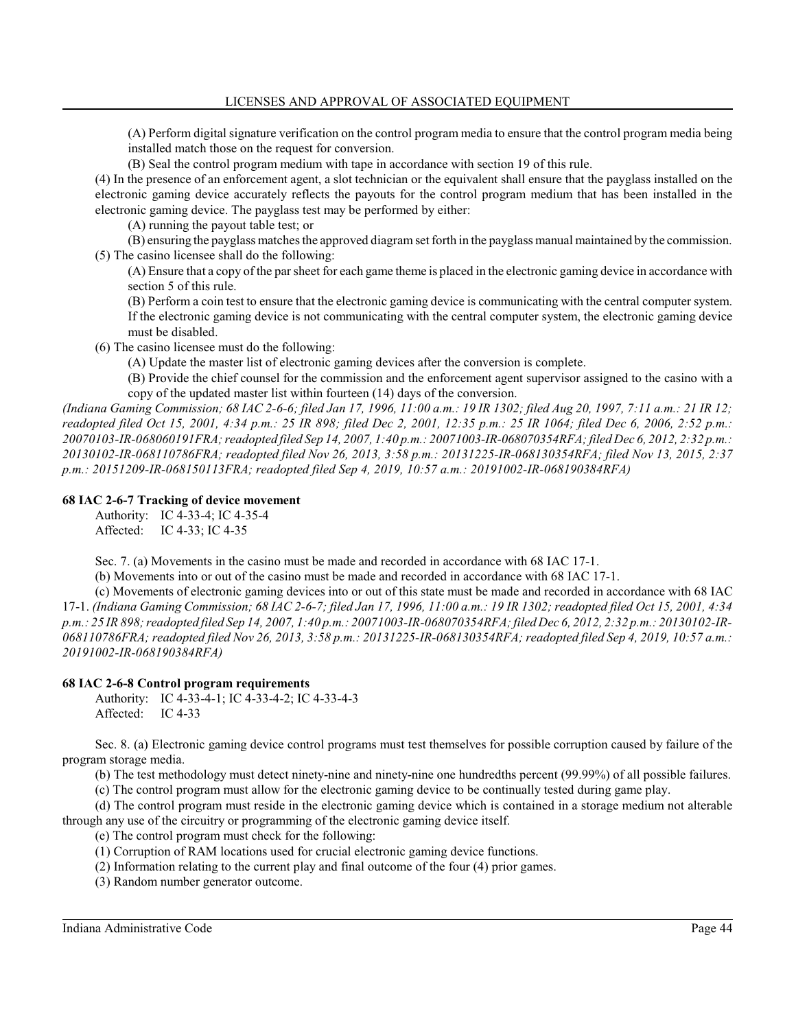(A) Perform digital signature verification on the control program media to ensure that the control program media being installed match those on the request for conversion.

(B) Seal the control program medium with tape in accordance with section 19 of this rule.

(4) In the presence of an enforcement agent, a slot technician or the equivalent shall ensure that the payglass installed on the electronic gaming device accurately reflects the payouts for the control program medium that has been installed in the electronic gaming device. The payglass test may be performed by either:

(A) running the payout table test; or

(B) ensuring the payglass matches the approved diagram set forth in the payglass manual maintained by the commission.

(5) The casino licensee shall do the following:

(A) Ensure that a copy of the par sheet for each game theme is placed in the electronic gaming device in accordance with section 5 of this rule.

(B) Perform a coin test to ensure that the electronic gaming device is communicating with the central computer system. If the electronic gaming device is not communicating with the central computer system, the electronic gaming device must be disabled.

(6) The casino licensee must do the following:

(A) Update the master list of electronic gaming devices after the conversion is complete.

(B) Provide the chief counsel for the commission and the enforcement agent supervisor assigned to the casino with a copy of the updated master list within fourteen (14) days of the conversion.

*(Indiana Gaming Commission; 68 IAC 2-6-6; filed Jan 17, 1996, 11:00 a.m.: 19 IR 1302; filed Aug 20, 1997, 7:11 a.m.: 21 IR 12; readopted filed Oct 15, 2001, 4:34 p.m.: 25 IR 898; filed Dec 2, 2001, 12:35 p.m.: 25 IR 1064; filed Dec 6, 2006, 2:52 p.m.: 20070103-IR-068060191FRA; readopted filed Sep 14, 2007, 1:40 p.m.: 20071003-IR-068070354RFA; filed Dec 6, 2012, 2:32 p.m.: 20130102-IR-068110786FRA; readopted filed Nov 26, 2013, 3:58 p.m.: 20131225-IR-068130354RFA; filed Nov 13, 2015, 2:37 p.m.: 20151209-IR-068150113FRA; readopted filed Sep 4, 2019, 10:57 a.m.: 20191002-IR-068190384RFA)*

**68 IAC 2-6-7 Tracking of device movement**

Authority: IC 4-33-4; IC 4-35-4
Affected: IC 4-33; IC 4-35

Sec. 7. (a) Movements in the casino must be made and recorded in accordance with 68 IAC 17-1.

(b) Movements into or out of the casino must be made and recorded in accordance with 68 IAC 17-1.

(c) Movements of electronic gaming devices into or out of this state must be made and recorded in accordance with 68 IAC 17-1. *(Indiana Gaming Commission; 68 IAC 2-6-7; filed Jan 17, 1996, 11:00 a.m.: 19 IR 1302; readopted filed Oct 15, 2001, 4:34 p.m.: 25 IR 898; readopted filed Sep 14, 2007, 1:40 p.m.: 20071003-IR-068070354RFA; filed Dec 6, 2012, 2:32 p.m.: 20130102-IR-068110786FRA; readopted filed Nov 26, 2013, 3:58 p.m.: 20131225-IR-068130354RFA; readopted filed Sep 4, 2019, 10:57 a.m.: 20191002-IR-068190384RFA)*

**68 IAC 2-6-8 Control program requirements**

Authority: IC 4-33-4-1; IC 4-33-4-2; IC 4-33-4-3
Affected: IC 4-33

Sec. 8. (a) Electronic gaming device control programs must test themselves for possible corruption caused by failure of the program storage media.

(b) The test methodology must detect ninety-nine and ninety-nine one hundredths percent (99.99%) of all possible failures.

(c) The control program must allow for the electronic gaming device to be continually tested during game play.

(d) The control program must reside in the electronic gaming device which is contained in a storage medium not alterable through any use of the circuitry or programming of the electronic gaming device itself.

(e) The control program must check for the following:

(1) Corruption of RAM locations used for crucial electronic gaming device functions.

(2) Information relating to the current play and final outcome of the four (4) prior games.

(3) Random number generator outcome.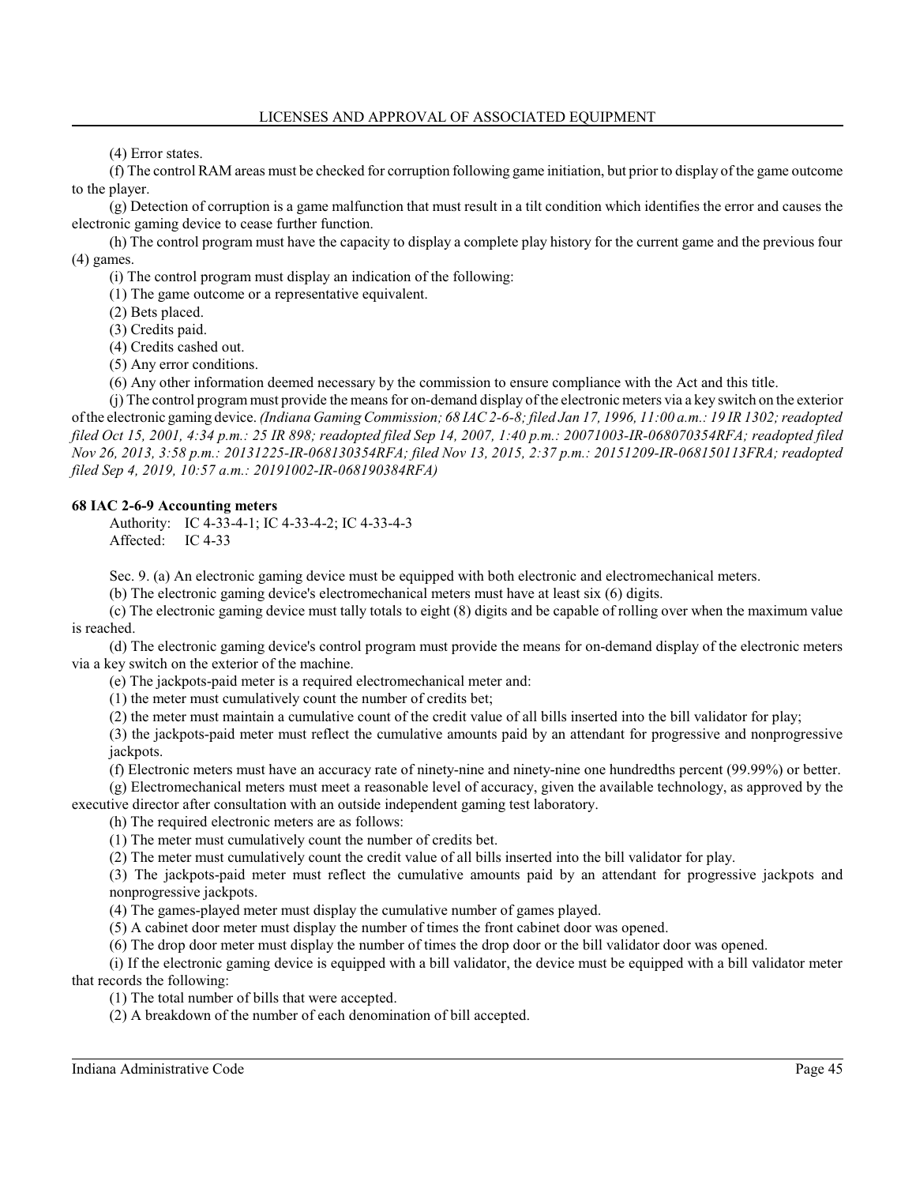(4) Error states.

(f) The control RAM areas must be checked for corruption following game initiation, but prior to display of the game outcome to the player.

(g) Detection of corruption is a game malfunction that must result in a tilt condition which identifies the error and causes the electronic gaming device to cease further function.

(h) The control program must have the capacity to display a complete play history for the current game and the previous four (4) games.

(i) The control program must display an indication of the following:

(1) The game outcome or a representative equivalent.

(2) Bets placed.

(3) Credits paid.

(4) Credits cashed out.

(5) Any error conditions.

(6) Any other information deemed necessary by the commission to ensure compliance with the Act and this title.

(j) The control program must provide the means for on-demand display of the electronic meters via a key switch on the exterior of the electronic gaming device. *(Indiana Gaming Commission; 68 IAC 2-6-8; filed Jan 17, 1996, 11:00 a.m.: 19 IR 1302; readopted filed Oct 15, 2001, 4:34 p.m.: 25 IR 898; readopted filed Sep 14, 2007, 1:40 p.m.: 20071003-IR-068070354RFA; readopted filed Nov 26, 2013, 3:58 p.m.: 20131225-IR-068130354RFA; filed Nov 13, 2015, 2:37 p.m.: 20151209-IR-068150113FRA; readopted filed Sep 4, 2019, 10:57 a.m.: 20191002-IR-068190384RFA)*

**68 IAC 2-6-9 Accounting meters**

Authority: IC 4-33-4-1; IC 4-33-4-2; IC 4-33-4-3
Affected: IC 4-33

Sec. 9. (a) An electronic gaming device must be equipped with both electronic and electromechanical meters.

(b) The electronic gaming device's electromechanical meters must have at least six (6) digits.

(c) The electronic gaming device must tally totals to eight (8) digits and be capable of rolling over when the maximum value is reached.

(d) The electronic gaming device's control program must provide the means for on-demand display of the electronic meters via a key switch on the exterior of the machine.

(e) The jackpots-paid meter is a required electromechanical meter and:

(1) the meter must cumulatively count the number of credits bet;

(2) the meter must maintain a cumulative count of the credit value of all bills inserted into the bill validator for play;

(3) the jackpots-paid meter must reflect the cumulative amounts paid by an attendant for progressive and nonprogressive jackpots.

(f) Electronic meters must have an accuracy rate of ninety-nine and ninety-nine one hundredths percent (99.99%) or better.

(g) Electromechanical meters must meet a reasonable level of accuracy, given the available technology, as approved by the executive director after consultation with an outside independent gaming test laboratory.

(h) The required electronic meters are as follows:

(1) The meter must cumulatively count the number of credits bet.

(2) The meter must cumulatively count the credit value of all bills inserted into the bill validator for play.

(3) The jackpots-paid meter must reflect the cumulative amounts paid by an attendant for progressive jackpots and nonprogressive jackpots.

(4) The games-played meter must display the cumulative number of games played.

(5) A cabinet door meter must display the number of times the front cabinet door was opened.

(6) The drop door meter must display the number of times the drop door or the bill validator door was opened.

(i) If the electronic gaming device is equipped with a bill validator, the device must be equipped with a bill validator meter that records the following:

(1) The total number of bills that were accepted.

(2) A breakdown of the number of each denomination of bill accepted.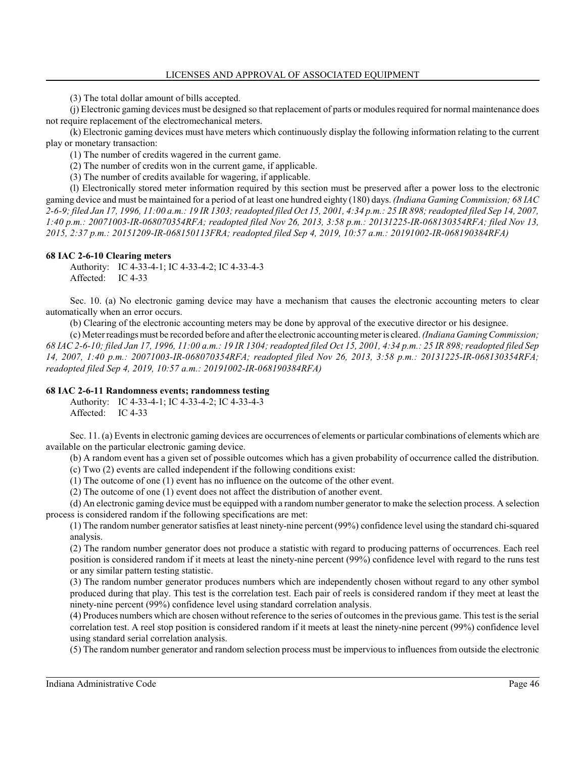(3) The total dollar amount of bills accepted.

(j) Electronic gaming devices must be designed so that replacement of parts or modules required for normal maintenance does not require replacement of the electromechanical meters.

(k) Electronic gaming devices must have meters which continuously display the following information relating to the current play or monetary transaction:

(1) The number of credits wagered in the current game.

(2) The number of credits won in the current game, if applicable.

(3) The number of credits available for wagering, if applicable.

(l) Electronically stored meter information required by this section must be preserved after a power loss to the electronic gaming device and must be maintained for a period of at least one hundred eighty (180) days. *(Indiana Gaming Commission; 68 IAC 2-6-9; filed Jan 17, 1996, 11:00 a.m.: 19 IR 1303; readopted filed Oct 15, 2001, 4:34 p.m.: 25 IR 898; readopted filed Sep 14, 2007, 1:40 p.m.: 20071003-IR-068070354RFA; readopted filed Nov 26, 2013, 3:58 p.m.: 20131225-IR-068130354RFA; filed Nov 13, 2015, 2:37 p.m.: 20151209-IR-068150113FRA; readopted filed Sep 4, 2019, 10:57 a.m.: 20191002-IR-068190384RFA)*

### 68 IAC 2-6-10 Clearing meters

Authority: IC 4-33-4-1; IC 4-33-4-2; IC 4-33-4-3
Affected: IC 4-33

Sec. 10. (a) No electronic gaming device may have a mechanism that causes the electronic accounting meters to clear automatically when an error occurs.

(b) Clearing of the electronic accounting meters may be done by approval of the executive director or his designee.

(c) Meter readings must be recorded before and after the electronic accounting meter is cleared. *(Indiana Gaming Commission; 68 IAC 2-6-10; filed Jan 17, 1996, 11:00 a.m.: 19 IR 1304; readopted filed Oct 15, 2001, 4:34 p.m.: 25 IR 898; readopted filed Sep 14, 2007, 1:40 p.m.: 20071003-IR-068070354RFA; readopted filed Nov 26, 2013, 3:58 p.m.: 20131225-IR-068130354RFA; readopted filed Sep 4, 2019, 10:57 a.m.: 20191002-IR-068190384RFA)*

### 68 IAC 2-6-11 Randomness events; randomness testing

Authority: IC 4-33-4-1; IC 4-33-4-2; IC 4-33-4-3
Affected: IC 4-33

Sec. 11. (a) Events in electronic gaming devices are occurrences of elements or particular combinations of elements which are available on the particular electronic gaming device.

(b) A random event has a given set of possible outcomes which has a given probability of occurrence called the distribution.

(c) Two (2) events are called independent if the following conditions exist:

(1) The outcome of one (1) event has no influence on the outcome of the other event.

(2) The outcome of one (1) event does not affect the distribution of another event.

(d) An electronic gaming device must be equipped with a random number generator to make the selection process. A selection process is considered random if the following specifications are met:

(1) The random number generator satisfies at least ninety-nine percent (99%) confidence level using the standard chi-squared analysis.

(2) The random number generator does not produce a statistic with regard to producing patterns of occurrences. Each reel position is considered random if it meets at least the ninety-nine percent (99%) confidence level with regard to the runs test or any similar pattern testing statistic.

(3) The random number generator produces numbers which are independently chosen without regard to any other symbol produced during that play. This test is the correlation test. Each pair of reels is considered random if they meet at least the ninety-nine percent (99%) confidence level using standard correlation analysis.

(4) Produces numbers which are chosen without reference to the series of outcomes in the previous game. This test is the serial correlation test. A reel stop position is considered random if it meets at least the ninety-nine percent (99%) confidence level using standard serial correlation analysis.

(5) The random number generator and random selection process must be impervious to influences from outside the electronic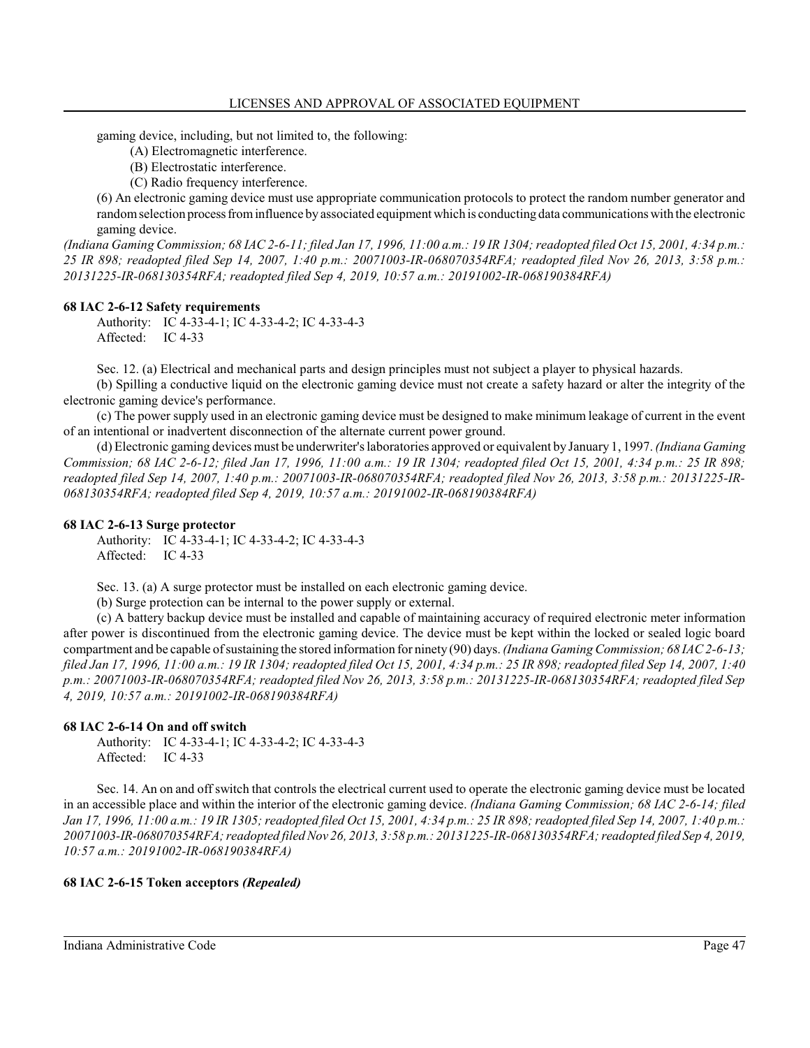gaming device, including, but not limited to, the following:

(A) Electromagnetic interference.

(B) Electrostatic interference.

(C) Radio frequency interference.

(6) An electronic gaming device must use appropriate communication protocols to protect the random number generator and random selection process from influence by associated equipment which is conducting data communications with the electronic gaming device.

*(Indiana Gaming Commission; 68 IAC 2-6-11; filed Jan 17, 1996, 11:00 a.m.: 19 IR 1304; readopted filed Oct 15, 2001, 4:34 p.m.: 25 IR 898; readopted filed Sep 14, 2007, 1:40 p.m.: 20071003-IR-068070354RFA; readopted filed Nov 26, 2013, 3:58 p.m.: 20131225-IR-068130354RFA; readopted filed Sep 4, 2019, 10:57 a.m.: 20191002-IR-068190384RFA)*

**68 IAC 2-6-12 Safety requirements**

Authority: IC 4-33-4-1; IC 4-33-4-2; IC 4-33-4-3
Affected: IC 4-33

Sec. 12. (a) Electrical and mechanical parts and design principles must not subject a player to physical hazards.

(b) Spilling a conductive liquid on the electronic gaming device must not create a safety hazard or alter the integrity of the electronic gaming device's performance.

(c) The power supply used in an electronic gaming device must be designed to make minimum leakage of current in the event of an intentional or inadvertent disconnection of the alternate current power ground.

(d) Electronic gaming devices must be underwriter's laboratories approved or equivalent by January 1, 1997. *(Indiana Gaming Commission; 68 IAC 2-6-12; filed Jan 17, 1996, 11:00 a.m.: 19 IR 1304; readopted filed Oct 15, 2001, 4:34 p.m.: 25 IR 898; readopted filed Sep 14, 2007, 1:40 p.m.: 20071003-IR-068070354RFA; readopted filed Nov 26, 2013, 3:58 p.m.: 20131225-IR-068130354RFA; readopted filed Sep 4, 2019, 10:57 a.m.: 20191002-IR-068190384RFA)*

**68 IAC 2-6-13 Surge protector**

Authority: IC 4-33-4-1; IC 4-33-4-2; IC 4-33-4-3
Affected: IC 4-33

Sec. 13. (a) A surge protector must be installed on each electronic gaming device.

(b) Surge protection can be internal to the power supply or external.

(c) A battery backup device must be installed and capable of maintaining accuracy of required electronic meter information after power is discontinued from the electronic gaming device. The device must be kept within the locked or sealed logic board compartment and be capable of sustaining the stored information for ninety (90) days. *(Indiana Gaming Commission; 68 IAC 2-6-13; filed Jan 17, 1996, 11:00 a.m.: 19 IR 1304; readopted filed Oct 15, 2001, 4:34 p.m.: 25 IR 898; readopted filed Sep 14, 2007, 1:40 p.m.: 20071003-IR-068070354RFA; readopted filed Nov 26, 2013, 3:58 p.m.: 20131225-IR-068130354RFA; readopted filed Sep 4, 2019, 10:57 a.m.: 20191002-IR-068190384RFA)*

**68 IAC 2-6-14 On and off switch**

Authority: IC 4-33-4-1; IC 4-33-4-2; IC 4-33-4-3
Affected: IC 4-33

Sec. 14. An on and off switch that controls the electrical current used to operate the electronic gaming device must be located in an accessible place and within the interior of the electronic gaming device. *(Indiana Gaming Commission; 68 IAC 2-6-14; filed Jan 17, 1996, 11:00 a.m.: 19 IR 1305; readopted filed Oct 15, 2001, 4:34 p.m.: 25 IR 898; readopted filed Sep 14, 2007, 1:40 p.m.: 20071003-IR-068070354RFA; readopted filed Nov 26, 2013, 3:58 p.m.: 20131225-IR-068130354RFA; readopted filed Sep 4, 2019, 10:57 a.m.: 20191002-IR-068190384RFA)*

**68 IAC 2-6-15 Token acceptors *(Repealed)***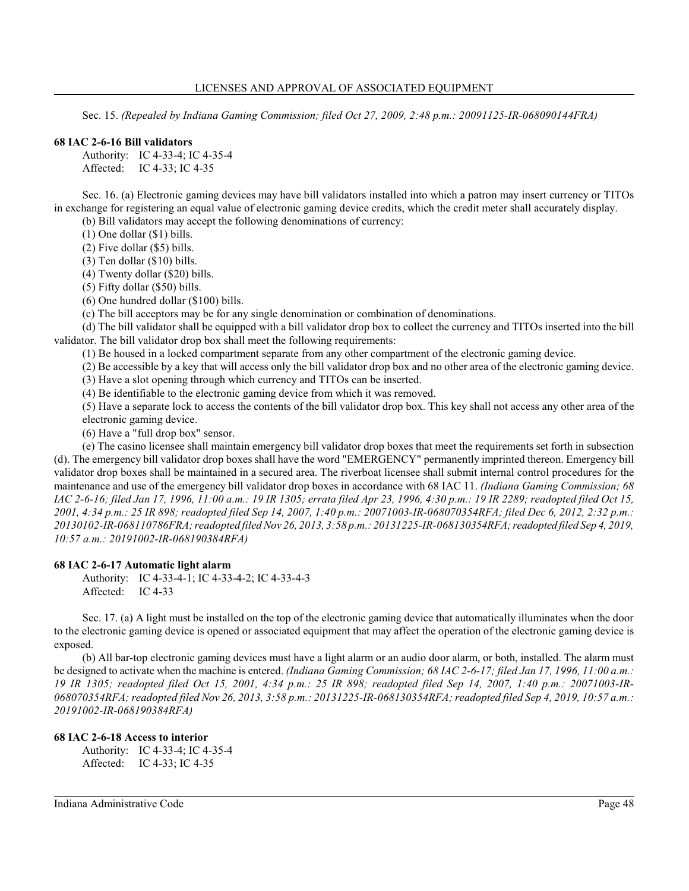Sec. 15. *(Repealed by Indiana Gaming Commission; filed Oct 27, 2009, 2:48 p.m.: 20091125-IR-068090144FRA)*

### 68 IAC 2-6-16 Bill validators

Authority: IC 4-33-4; IC 4-35-4
Affected: IC 4-33; IC 4-35

Sec. 16. (a) Electronic gaming devices may have bill validators installed into which a patron may insert currency or TITOs in exchange for registering an equal value of electronic gaming device credits, which the credit meter shall accurately display.

(b) Bill validators may accept the following denominations of currency:

(1) One dollar ($1) bills.

(2) Five dollar ($5) bills.

(3) Ten dollar ($10) bills.

(4) Twenty dollar ($20) bills.

(5) Fifty dollar ($50) bills.

(6) One hundred dollar ($100) bills.

(c) The bill acceptors may be for any single denomination or combination of denominations.

(d) The bill validator shall be equipped with a bill validator drop box to collect the currency and TITOs inserted into the bill validator. The bill validator drop box shall meet the following requirements:

(1) Be housed in a locked compartment separate from any other compartment of the electronic gaming device.

(2) Be accessible by a key that will access only the bill validator drop box and no other area of the electronic gaming device.

(3) Have a slot opening through which currency and TITOs can be inserted.

(4) Be identifiable to the electronic gaming device from which it was removed.

(5) Have a separate lock to access the contents of the bill validator drop box. This key shall not access any other area of the electronic gaming device.

(6) Have a "full drop box" sensor.

(e) The casino licensee shall maintain emergency bill validator drop boxes that meet the requirements set forth in subsection (d). The emergency bill validator drop boxes shall have the word "EMERGENCY" permanently imprinted thereon. Emergency bill validator drop boxes shall be maintained in a secured area. The riverboat licensee shall submit internal control procedures for the maintenance and use of the emergency bill validator drop boxes in accordance with 68 IAC 11. *(Indiana Gaming Commission; 68 IAC 2-6-16; filed Jan 17, 1996, 11:00 a.m.: 19 IR 1305; errata filed Apr 23, 1996, 4:30 p.m.: 19 IR 2289; readopted filed Oct 15, 2001, 4:34 p.m.: 25 IR 898; readopted filed Sep 14, 2007, 1:40 p.m.: 20071003-IR-068070354RFA; filed Dec 6, 2012, 2:32 p.m.: 20130102-IR-068110786FRA; readopted filed Nov 26, 2013, 3:58 p.m.: 20131225-IR-068130354RFA; readopted filed Sep 4, 2019, 10:57 a.m.: 20191002-IR-068190384RFA)*

### 68 IAC 2-6-17 Automatic light alarm

Authority: IC 4-33-4-1; IC 4-33-4-2; IC 4-33-4-3
Affected: IC 4-33

Sec. 17. (a) A light must be installed on the top of the electronic gaming device that automatically illuminates when the door to the electronic gaming device is opened or associated equipment that may affect the operation of the electronic gaming device is exposed.

(b) All bar-top electronic gaming devices must have a light alarm or an audio door alarm, or both, installed. The alarm must be designed to activate when the machine is entered. *(Indiana Gaming Commission; 68 IAC 2-6-17; filed Jan 17, 1996, 11:00 a.m.: 19 IR 1305; readopted filed Oct 15, 2001, 4:34 p.m.: 25 IR 898; readopted filed Sep 14, 2007, 1:40 p.m.: 20071003-IR-068070354RFA; readopted filed Nov 26, 2013, 3:58 p.m.: 20131225-IR-068130354RFA; readopted filed Sep 4, 2019, 10:57 a.m.: 20191002-IR-068190384RFA)*

### 68 IAC 2-6-18 Access to interior

Authority: IC 4-33-4; IC 4-35-4
Affected: IC 4-33; IC 4-35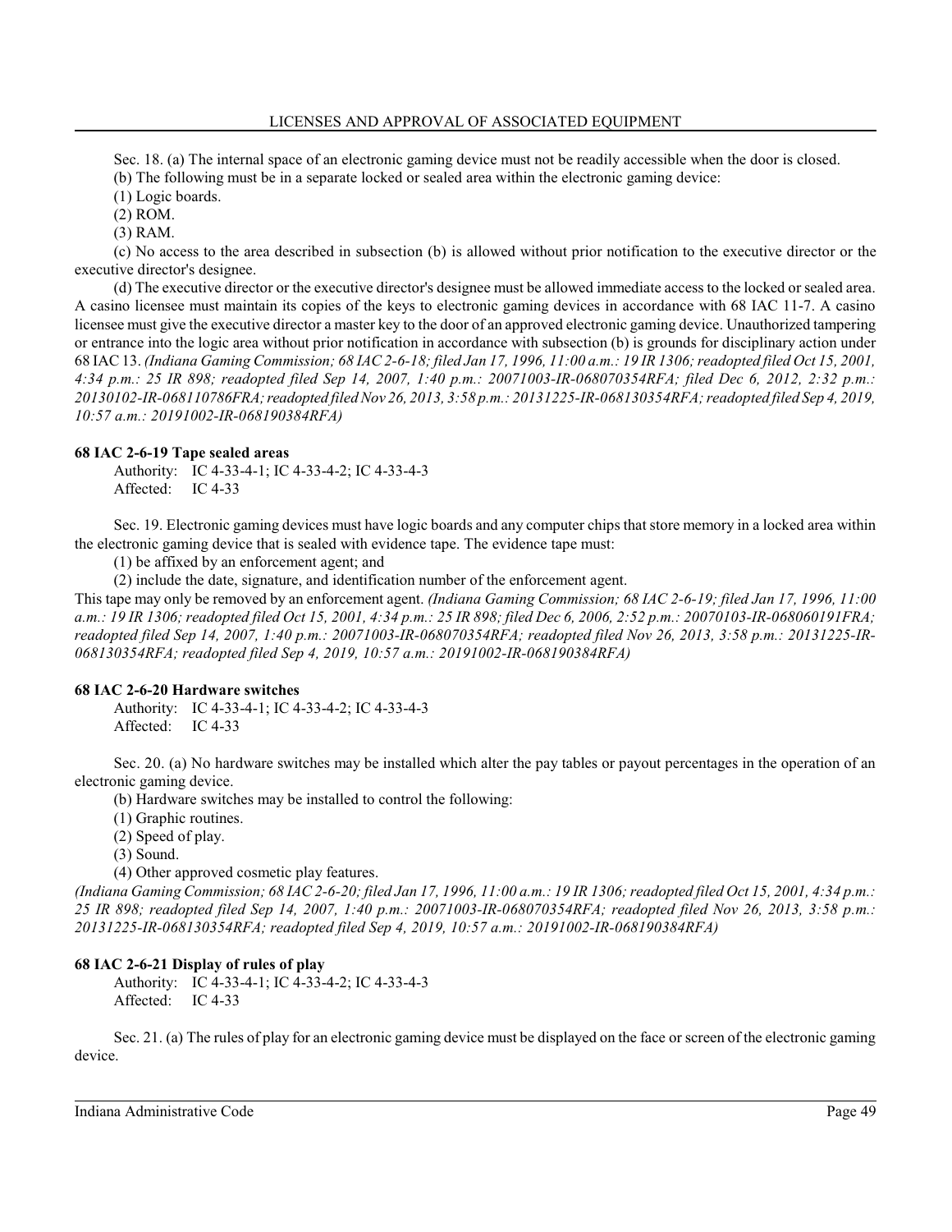Sec. 18. (a) The internal space of an electronic gaming device must not be readily accessible when the door is closed.

(b) The following must be in a separate locked or sealed area within the electronic gaming device:

(1) Logic boards.

(2) ROM.

(3) RAM.

(c) No access to the area described in subsection (b) is allowed without prior notification to the executive director or the executive director's designee.

(d) The executive director or the executive director's designee must be allowed immediate access to the locked or sealed area. A casino licensee must maintain its copies of the keys to electronic gaming devices in accordance with 68 IAC 11-7. A casino licensee must give the executive director a master key to the door of an approved electronic gaming device. Unauthorized tampering or entrance into the logic area without prior notification in accordance with subsection (b) is grounds for disciplinary action under 68 IAC 13. *(Indiana Gaming Commission; 68 IAC 2-6-18; filed Jan 17, 1996, 11:00 a.m.: 19 IR 1306; readopted filed Oct 15, 2001, 4:34 p.m.: 25 IR 898; readopted filed Sep 14, 2007, 1:40 p.m.: 20071003-IR-068070354RFA; filed Dec 6, 2012, 2:32 p.m.: 20130102-IR-068110786FRA; readopted filed Nov 26, 2013, 3:58 p.m.: 20131225-IR-068130354RFA; readopted filed Sep 4, 2019, 10:57 a.m.: 20191002-IR-068190384RFA)*

**68 IAC 2-6-19 Tape sealed areas**

Authority: IC 4-33-4-1; IC 4-33-4-2; IC 4-33-4-3
Affected: IC 4-33

Sec. 19. Electronic gaming devices must have logic boards and any computer chips that store memory in a locked area within the electronic gaming device that is sealed with evidence tape. The evidence tape must:

(1) be affixed by an enforcement agent; and

(2) include the date, signature, and identification number of the enforcement agent.

This tape may only be removed by an enforcement agent. *(Indiana Gaming Commission; 68 IAC 2-6-19; filed Jan 17, 1996, 11:00 a.m.: 19 IR 1306; readopted filed Oct 15, 2001, 4:34 p.m.: 25 IR 898; filed Dec 6, 2006, 2:52 p.m.: 20070103-IR-068060191FRA; readopted filed Sep 14, 2007, 1:40 p.m.: 20071003-IR-068070354RFA; readopted filed Nov 26, 2013, 3:58 p.m.: 20131225-IR-068130354RFA; readopted filed Sep 4, 2019, 10:57 a.m.: 20191002-IR-068190384RFA)*

**68 IAC 2-6-20 Hardware switches**

Authority: IC 4-33-4-1; IC 4-33-4-2; IC 4-33-4-3
Affected: IC 4-33

Sec. 20. (a) No hardware switches may be installed which alter the pay tables or payout percentages in the operation of an electronic gaming device.

(b) Hardware switches may be installed to control the following:

(1) Graphic routines.

(2) Speed of play.

(3) Sound.

(4) Other approved cosmetic play features.

*(Indiana Gaming Commission; 68 IAC 2-6-20; filed Jan 17, 1996, 11:00 a.m.: 19 IR 1306; readopted filed Oct 15, 2001, 4:34 p.m.: 25 IR 898; readopted filed Sep 14, 2007, 1:40 p.m.: 20071003-IR-068070354RFA; readopted filed Nov 26, 2013, 3:58 p.m.: 20131225-IR-068130354RFA; readopted filed Sep 4, 2019, 10:57 a.m.: 20191002-IR-068190384RFA)*

**68 IAC 2-6-21 Display of rules of play**

Authority: IC 4-33-4-1; IC 4-33-4-2; IC 4-33-4-3
Affected: IC 4-33

Sec. 21. (a) The rules of play for an electronic gaming device must be displayed on the face or screen of the electronic gaming device.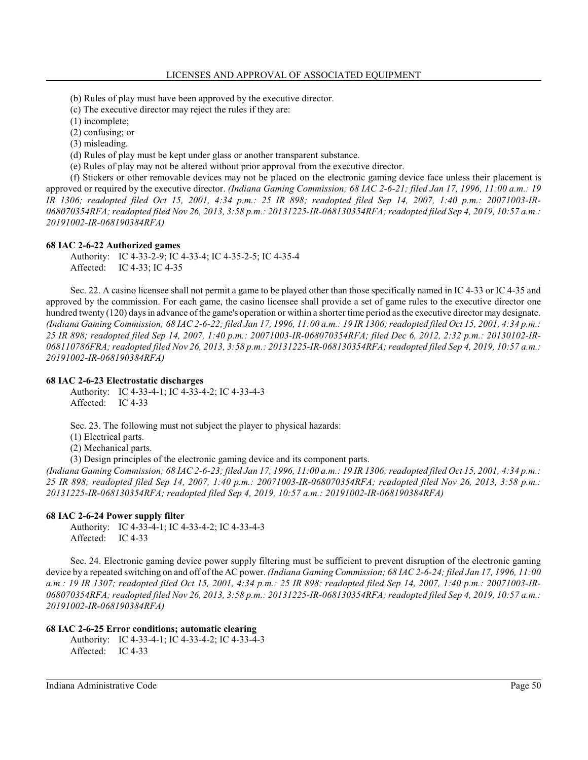(b) Rules of play must have been approved by the executive director.

(c) The executive director may reject the rules if they are:

(1) incomplete;

(2) confusing; or

(3) misleading.

(d) Rules of play must be kept under glass or another transparent substance.

(e) Rules of play may not be altered without prior approval from the executive director.

(f) Stickers or other removable devices may not be placed on the electronic gaming device face unless their placement is approved or required by the executive director. *(Indiana Gaming Commission; 68 IAC 2-6-21; filed Jan 17, 1996, 11:00 a.m.: 19 IR 1306; readopted filed Oct 15, 2001, 4:34 p.m.: 25 IR 898; readopted filed Sep 14, 2007, 1:40 p.m.: 20071003-IR-068070354RFA; readopted filed Nov 26, 2013, 3:58 p.m.: 20131225-IR-068130354RFA; readopted filed Sep 4, 2019, 10:57 a.m.: 20191002-IR-068190384RFA)*

**68 IAC 2-6-22 Authorized games**

Authority: IC 4-33-2-9; IC 4-33-4; IC 4-35-2-5; IC 4-35-4
Affected: IC 4-33; IC 4-35

Sec. 22. A casino licensee shall not permit a game to be played other than those specifically named in IC 4-33 or IC 4-35 and approved by the commission. For each game, the casino licensee shall provide a set of game rules to the executive director one hundred twenty (120) days in advance of the game's operation or within a shorter time period as the executive director may designate. *(Indiana Gaming Commission; 68 IAC 2-6-22; filed Jan 17, 1996, 11:00 a.m.: 19 IR 1306; readopted filed Oct 15, 2001, 4:34 p.m.: 25 IR 898; readopted filed Sep 14, 2007, 1:40 p.m.: 20071003-IR-068070354RFA; filed Dec 6, 2012, 2:32 p.m.: 20130102-IR-068110786FRA; readopted filed Nov 26, 2013, 3:58 p.m.: 20131225-IR-068130354RFA; readopted filed Sep 4, 2019, 10:57 a.m.: 20191002-IR-068190384RFA)*

**68 IAC 2-6-23 Electrostatic discharges**

Authority: IC 4-33-4-1; IC 4-33-4-2; IC 4-33-4-3
Affected: IC 4-33

Sec. 23. The following must not subject the player to physical hazards:

(1) Electrical parts.

(2) Mechanical parts.

(3) Design principles of the electronic gaming device and its component parts.

*(Indiana Gaming Commission; 68 IAC 2-6-23; filed Jan 17, 1996, 11:00 a.m.: 19 IR 1306; readopted filed Oct 15, 2001, 4:34 p.m.: 25 IR 898; readopted filed Sep 14, 2007, 1:40 p.m.: 20071003-IR-068070354RFA; readopted filed Nov 26, 2013, 3:58 p.m.: 20131225-IR-068130354RFA; readopted filed Sep 4, 2019, 10:57 a.m.: 20191002-IR-068190384RFA)*

**68 IAC 2-6-24 Power supply filter**

Authority: IC 4-33-4-1; IC 4-33-4-2; IC 4-33-4-3
Affected: IC 4-33

Sec. 24. Electronic gaming device power supply filtering must be sufficient to prevent disruption of the electronic gaming device by a repeated switching on and off of the AC power. *(Indiana Gaming Commission; 68 IAC 2-6-24; filed Jan 17, 1996, 11:00 a.m.: 19 IR 1307; readopted filed Oct 15, 2001, 4:34 p.m.: 25 IR 898; readopted filed Sep 14, 2007, 1:40 p.m.: 20071003-IR-068070354RFA; readopted filed Nov 26, 2013, 3:58 p.m.: 20131225-IR-068130354RFA; readopted filed Sep 4, 2019, 10:57 a.m.: 20191002-IR-068190384RFA)*

**68 IAC 2-6-25 Error conditions; automatic clearing**

Authority: IC 4-33-4-1; IC 4-33-4-2; IC 4-33-4-3
Affected: IC 4-33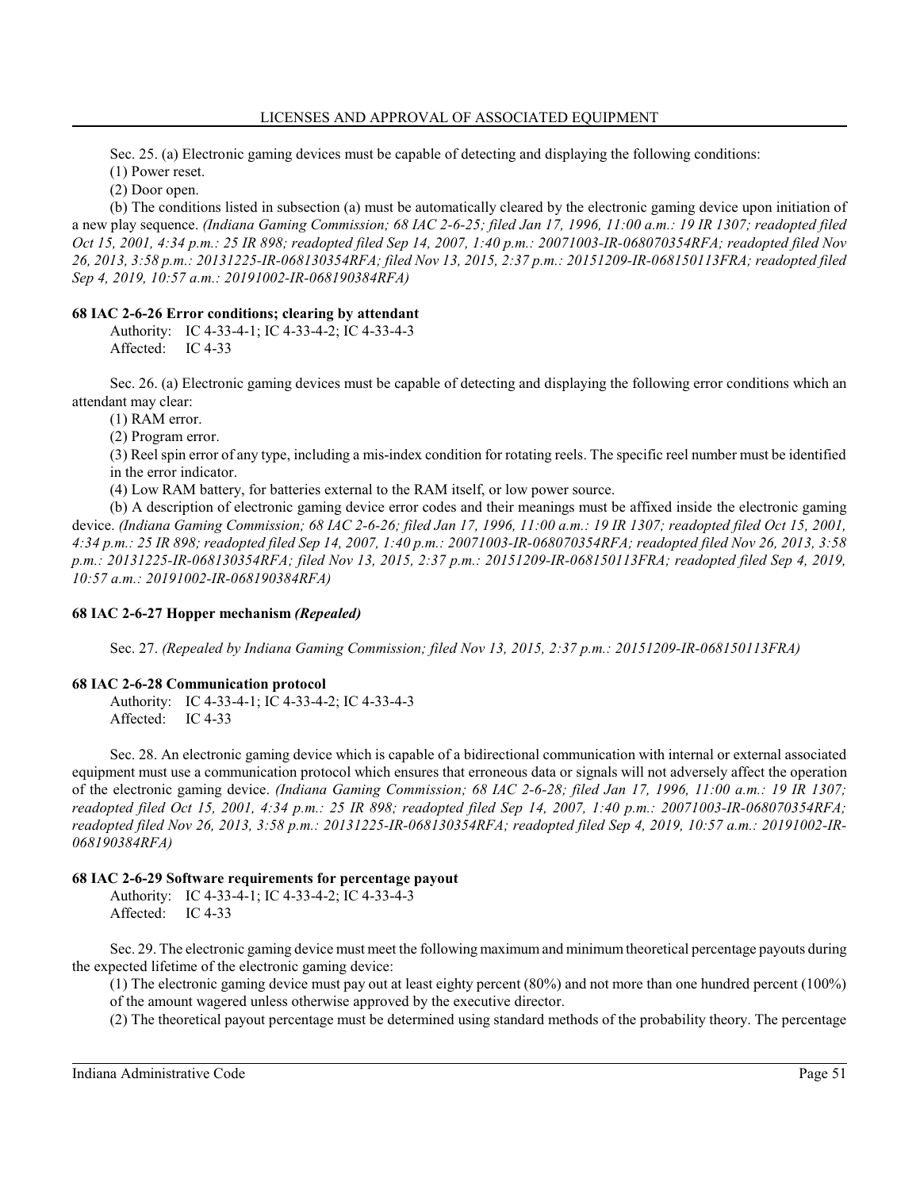Sec. 25. (a) Electronic gaming devices must be capable of detecting and displaying the following conditions:

(1) Power reset.

(2) Door open.

(b) The conditions listed in subsection (a) must be automatically cleared by the electronic gaming device upon initiation of a new play sequence. *(Indiana Gaming Commission; 68 IAC 2-6-25; filed Jan 17, 1996, 11:00 a.m.: 19 IR 1307; readopted filed Oct 15, 2001, 4:34 p.m.: 25 IR 898; readopted filed Sep 14, 2007, 1:40 p.m.: 20071003-IR-068070354RFA; readopted filed Nov 26, 2013, 3:58 p.m.: 20131225-IR-068130354RFA; filed Nov 13, 2015, 2:37 p.m.: 20151209-IR-068150113FRA; readopted filed Sep 4, 2019, 10:57 a.m.: 20191002-IR-068190384RFA)*

**68 IAC 2-6-26 Error conditions; clearing by attendant**

Authority: IC 4-33-4-1; IC 4-33-4-2; IC 4-33-4-3
Affected: IC 4-33

Sec. 26. (a) Electronic gaming devices must be capable of detecting and displaying the following error conditions which an attendant may clear:

(1) RAM error.

(2) Program error.

(3) Reel spin error of any type, including a mis-index condition for rotating reels. The specific reel number must be identified in the error indicator.

(4) Low RAM battery, for batteries external to the RAM itself, or low power source.

(b) A description of electronic gaming device error codes and their meanings must be affixed inside the electronic gaming device. *(Indiana Gaming Commission; 68 IAC 2-6-26; filed Jan 17, 1996, 11:00 a.m.: 19 IR 1307; readopted filed Oct 15, 2001, 4:34 p.m.: 25 IR 898; readopted filed Sep 14, 2007, 1:40 p.m.: 20071003-IR-068070354RFA; readopted filed Nov 26, 2013, 3:58 p.m.: 20131225-IR-068130354RFA; filed Nov 13, 2015, 2:37 p.m.: 20151209-IR-068150113FRA; readopted filed Sep 4, 2019, 10:57 a.m.: 20191002-IR-068190384RFA)*

**68 IAC 2-6-27 Hopper mechanism *(Repealed)***

Sec. 27. *(Repealed by Indiana Gaming Commission; filed Nov 13, 2015, 2:37 p.m.: 20151209-IR-068150113FRA)*

**68 IAC 2-6-28 Communication protocol**

Authority: IC 4-33-4-1; IC 4-33-4-2; IC 4-33-4-3
Affected: IC 4-33

Sec. 28. An electronic gaming device which is capable of a bidirectional communication with internal or external associated equipment must use a communication protocol which ensures that erroneous data or signals will not adversely affect the operation of the electronic gaming device. *(Indiana Gaming Commission; 68 IAC 2-6-28; filed Jan 17, 1996, 11:00 a.m.: 19 IR 1307; readopted filed Oct 15, 2001, 4:34 p.m.: 25 IR 898; readopted filed Sep 14, 2007, 1:40 p.m.: 20071003-IR-068070354RFA; readopted filed Nov 26, 2013, 3:58 p.m.: 20131225-IR-068130354RFA; readopted filed Sep 4, 2019, 10:57 a.m.: 20191002-IR-068190384RFA)*

**68 IAC 2-6-29 Software requirements for percentage payout**

Authority: IC 4-33-4-1; IC 4-33-4-2; IC 4-33-4-3
Affected: IC 4-33

Sec. 29. The electronic gaming device must meet the following maximum and minimum theoretical percentage payouts during the expected lifetime of the electronic gaming device:

(1) The electronic gaming device must pay out at least eighty percent (80%) and not more than one hundred percent (100%) of the amount wagered unless otherwise approved by the executive director.

(2) The theoretical payout percentage must be determined using standard methods of the probability theory. The percentage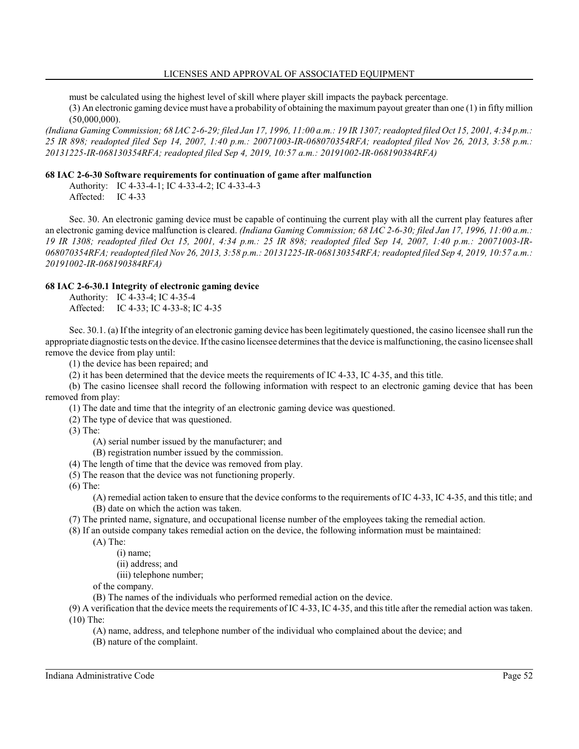must be calculated using the highest level of skill where player skill impacts the payback percentage.

(3) An electronic gaming device must have a probability of obtaining the maximum payout greater than one (1) in fifty million (50,000,000).

*(Indiana Gaming Commission; 68 IAC 2-6-29; filed Jan 17, 1996, 11:00 a.m.: 19 IR 1307; readopted filed Oct 15, 2001, 4:34 p.m.: 25 IR 898; readopted filed Sep 14, 2007, 1:40 p.m.: 20071003-IR-068070354RFA; readopted filed Nov 26, 2013, 3:58 p.m.: 20131225-IR-068130354RFA; readopted filed Sep 4, 2019, 10:57 a.m.: 20191002-IR-068190384RFA)*

**68 IAC 2-6-30 Software requirements for continuation of game after malfunction**

Authority: IC 4-33-4-1; IC 4-33-4-2; IC 4-33-4-3
Affected: IC 4-33

Sec. 30. An electronic gaming device must be capable of continuing the current play with all the current play features after an electronic gaming device malfunction is cleared. *(Indiana Gaming Commission; 68 IAC 2-6-30; filed Jan 17, 1996, 11:00 a.m.: 19 IR 1308; readopted filed Oct 15, 2001, 4:34 p.m.: 25 IR 898; readopted filed Sep 14, 2007, 1:40 p.m.: 20071003-IR-068070354RFA; readopted filed Nov 26, 2013, 3:58 p.m.: 20131225-IR-068130354RFA; readopted filed Sep 4, 2019, 10:57 a.m.: 20191002-IR-068190384RFA)*

**68 IAC 2-6-30.1 Integrity of electronic gaming device**

Authority: IC 4-33-4; IC 4-35-4
Affected: IC 4-33; IC 4-33-8; IC 4-35

Sec. 30.1. (a) If the integrity of an electronic gaming device has been legitimately questioned, the casino licensee shall run the appropriate diagnostic tests on the device. If the casino licensee determines that the device is malfunctioning, the casino licensee shall remove the device from play until:

(1) the device has been repaired; and

(2) it has been determined that the device meets the requirements of IC 4-33, IC 4-35, and this title.

(b) The casino licensee shall record the following information with respect to an electronic gaming device that has been removed from play:

(1) The date and time that the integrity of an electronic gaming device was questioned.

(2) The type of device that was questioned.

(3) The:

(A) serial number issued by the manufacturer; and

(B) registration number issued by the commission.

(4) The length of time that the device was removed from play.

(5) The reason that the device was not functioning properly.

(6) The:

(A) remedial action taken to ensure that the device conforms to the requirements of IC 4-33, IC 4-35, and this title; and

(B) date on which the action was taken.

(7) The printed name, signature, and occupational license number of the employees taking the remedial action.

(8) If an outside company takes remedial action on the device, the following information must be maintained:

(A) The:

(i) name;

(ii) address; and

(iii) telephone number;

of the company.

(B) The names of the individuals who performed remedial action on the device.

(9) A verification that the device meets the requirements of IC 4-33, IC 4-35, and this title after the remedial action was taken.

(10) The:

(A) name, address, and telephone number of the individual who complained about the device; and

(B) nature of the complaint.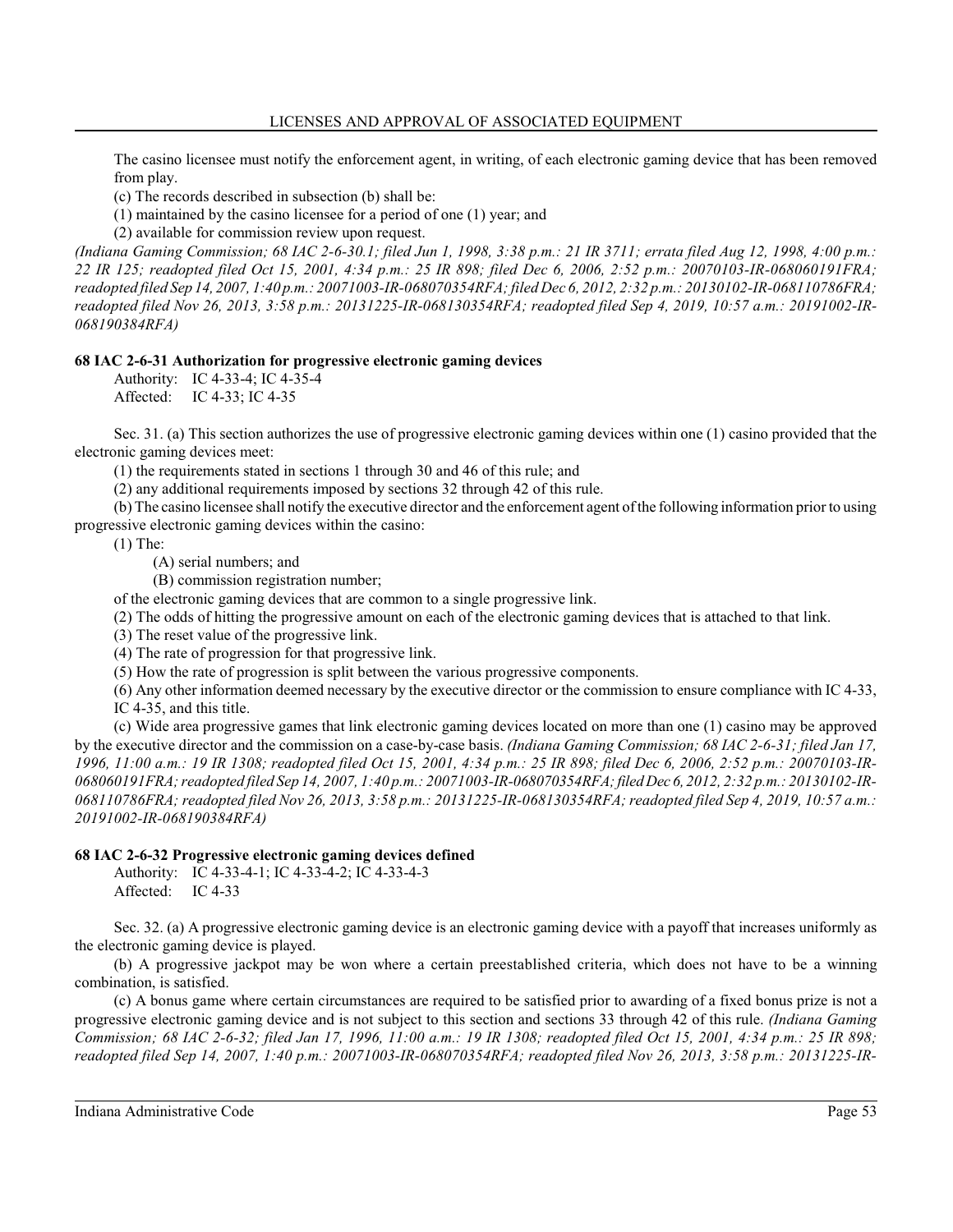The casino licensee must notify the enforcement agent, in writing, of each electronic gaming device that has been removed from play.

(c) The records described in subsection (b) shall be:

(1) maintained by the casino licensee for a period of one (1) year; and

(2) available for commission review upon request.

*(Indiana Gaming Commission; 68 IAC 2-6-30.1; filed Jun 1, 1998, 3:38 p.m.: 21 IR 3711; errata filed Aug 12, 1998, 4:00 p.m.: 22 IR 125; readopted filed Oct 15, 2001, 4:34 p.m.: 25 IR 898; filed Dec 6, 2006, 2:52 p.m.: 20070103-IR-068060191FRA; readopted filed Sep 14, 2007, 1:40 p.m.: 20071003-IR-068070354RFA; filed Dec 6, 2012, 2:32 p.m.: 20130102-IR-068110786FRA; readopted filed Nov 26, 2013, 3:58 p.m.: 20131225-IR-068130354RFA; readopted filed Sep 4, 2019, 10:57 a.m.: 20191002-IR-068190384RFA)*

**68 IAC 2-6-31 Authorization for progressive electronic gaming devices**

Authority: IC 4-33-4; IC 4-35-4
Affected: IC 4-33; IC 4-35

Sec. 31. (a) This section authorizes the use of progressive electronic gaming devices within one (1) casino provided that the electronic gaming devices meet:

(1) the requirements stated in sections 1 through 30 and 46 of this rule; and

(2) any additional requirements imposed by sections 32 through 42 of this rule.

(b) The casino licensee shall notify the executive director and the enforcement agent of the following information prior to using progressive electronic gaming devices within the casino:

(1) The:

(A) serial numbers; and

(B) commission registration number;

of the electronic gaming devices that are common to a single progressive link.

(2) The odds of hitting the progressive amount on each of the electronic gaming devices that is attached to that link.

(3) The reset value of the progressive link.

(4) The rate of progression for that progressive link.

(5) How the rate of progression is split between the various progressive components.

(6) Any other information deemed necessary by the executive director or the commission to ensure compliance with IC 4-33, IC 4-35, and this title.

(c) Wide area progressive games that link electronic gaming devices located on more than one (1) casino may be approved by the executive director and the commission on a case-by-case basis. *(Indiana Gaming Commission; 68 IAC 2-6-31; filed Jan 17, 1996, 11:00 a.m.: 19 IR 1308; readopted filed Oct 15, 2001, 4:34 p.m.: 25 IR 898; filed Dec 6, 2006, 2:52 p.m.: 20070103-IR-068060191FRA; readopted filed Sep 14, 2007, 1:40 p.m.: 20071003-IR-068070354RFA; filed Dec 6, 2012, 2:32 p.m.: 20130102-IR-068110786FRA; readopted filed Nov 26, 2013, 3:58 p.m.: 20131225-IR-068130354RFA; readopted filed Sep 4, 2019, 10:57 a.m.: 20191002-IR-068190384RFA)*

**68 IAC 2-6-32 Progressive electronic gaming devices defined**

Authority: IC 4-33-4-1; IC 4-33-4-2; IC 4-33-4-3
Affected: IC 4-33

Sec. 32. (a) A progressive electronic gaming device is an electronic gaming device with a payoff that increases uniformly as the electronic gaming device is played.

(b) A progressive jackpot may be won where a certain preestablished criteria, which does not have to be a winning combination, is satisfied.

(c) A bonus game where certain circumstances are required to be satisfied prior to awarding of a fixed bonus prize is not a progressive electronic gaming device and is not subject to this section and sections 33 through 42 of this rule. *(Indiana Gaming Commission; 68 IAC 2-6-32; filed Jan 17, 1996, 11:00 a.m.: 19 IR 1308; readopted filed Oct 15, 2001, 4:34 p.m.: 25 IR 898; readopted filed Sep 14, 2007, 1:40 p.m.: 20071003-IR-068070354RFA; readopted filed Nov 26, 2013, 3:58 p.m.: 20131225-IR-*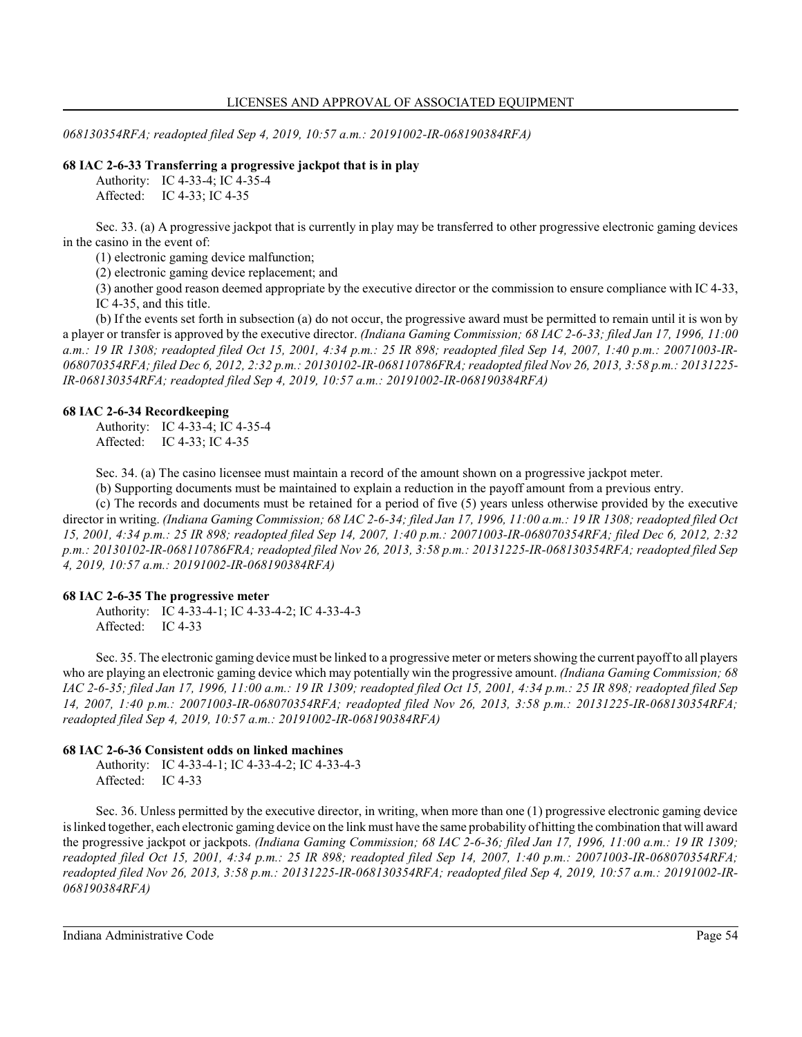*068130354RFA; readopted filed Sep 4, 2019, 10:57 a.m.: 20191002-IR-068190384RFA)*

**68 IAC 2-6-33 Transferring a progressive jackpot that is in play**

Authority: IC 4-33-4; IC 4-35-4
Affected: IC 4-33; IC 4-35

Sec. 33. (a) A progressive jackpot that is currently in play may be transferred to other progressive electronic gaming devices in the casino in the event of:

(1) electronic gaming device malfunction;

(2) electronic gaming device replacement; and

(3) another good reason deemed appropriate by the executive director or the commission to ensure compliance with IC 4-33, IC 4-35, and this title.

(b) If the events set forth in subsection (a) do not occur, the progressive award must be permitted to remain until it is won by a player or transfer is approved by the executive director. *(Indiana Gaming Commission; 68 IAC 2-6-33; filed Jan 17, 1996, 11:00 a.m.: 19 IR 1308; readopted filed Oct 15, 2001, 4:34 p.m.: 25 IR 898; readopted filed Sep 14, 2007, 1:40 p.m.: 20071003-IR-068070354RFA; filed Dec 6, 2012, 2:32 p.m.: 20130102-IR-068110786FRA; readopted filed Nov 26, 2013, 3:58 p.m.: 20131225-IR-068130354RFA; readopted filed Sep 4, 2019, 10:57 a.m.: 20191002-IR-068190384RFA)*

**68 IAC 2-6-34 Recordkeeping**

Authority: IC 4-33-4; IC 4-35-4
Affected: IC 4-33; IC 4-35

Sec. 34. (a) The casino licensee must maintain a record of the amount shown on a progressive jackpot meter.

(b) Supporting documents must be maintained to explain a reduction in the payoff amount from a previous entry.

(c) The records and documents must be retained for a period of five (5) years unless otherwise provided by the executive director in writing. *(Indiana Gaming Commission; 68 IAC 2-6-34; filed Jan 17, 1996, 11:00 a.m.: 19 IR 1308; readopted filed Oct 15, 2001, 4:34 p.m.: 25 IR 898; readopted filed Sep 14, 2007, 1:40 p.m.: 20071003-IR-068070354RFA; filed Dec 6, 2012, 2:32 p.m.: 20130102-IR-068110786FRA; readopted filed Nov 26, 2013, 3:58 p.m.: 20131225-IR-068130354RFA; readopted filed Sep 4, 2019, 10:57 a.m.: 20191002-IR-068190384RFA)*

**68 IAC 2-6-35 The progressive meter**

Authority: IC 4-33-4-1; IC 4-33-4-2; IC 4-33-4-3
Affected: IC 4-33

Sec. 35. The electronic gaming device must be linked to a progressive meter or meters showing the current payoff to all players who are playing an electronic gaming device which may potentially win the progressive amount. *(Indiana Gaming Commission; 68 IAC 2-6-35; filed Jan 17, 1996, 11:00 a.m.: 19 IR 1309; readopted filed Oct 15, 2001, 4:34 p.m.: 25 IR 898; readopted filed Sep 14, 2007, 1:40 p.m.: 20071003-IR-068070354RFA; readopted filed Nov 26, 2013, 3:58 p.m.: 20131225-IR-068130354RFA; readopted filed Sep 4, 2019, 10:57 a.m.: 20191002-IR-068190384RFA)*

**68 IAC 2-6-36 Consistent odds on linked machines**

Authority: IC 4-33-4-1; IC 4-33-4-2; IC 4-33-4-3
Affected: IC 4-33

Sec. 36. Unless permitted by the executive director, in writing, when more than one (1) progressive electronic gaming device is linked together, each electronic gaming device on the link must have the same probability of hitting the combination that will award the progressive jackpot or jackpots. *(Indiana Gaming Commission; 68 IAC 2-6-36; filed Jan 17, 1996, 11:00 a.m.: 19 IR 1309; readopted filed Oct 15, 2001, 4:34 p.m.: 25 IR 898; readopted filed Sep 14, 2007, 1:40 p.m.: 20071003-IR-068070354RFA; readopted filed Nov 26, 2013, 3:58 p.m.: 20131225-IR-068130354RFA; readopted filed Sep 4, 2019, 10:57 a.m.: 20191002-IR-068190384RFA)*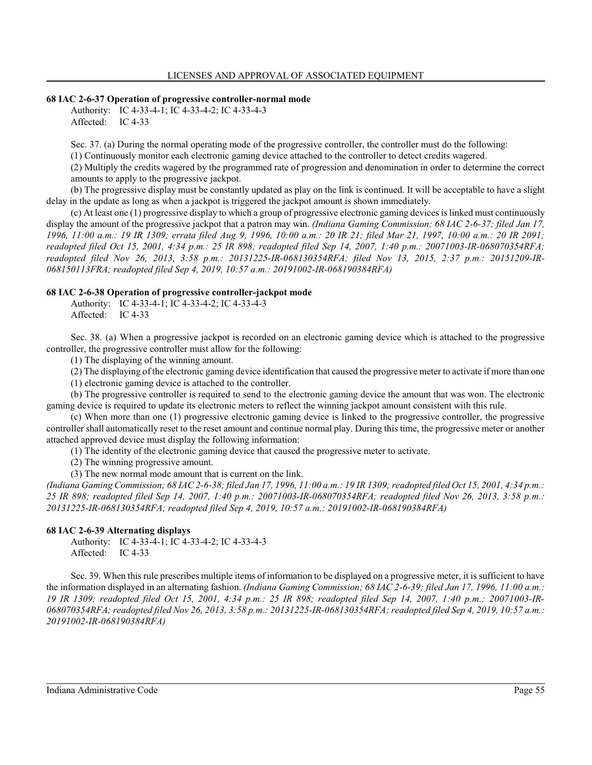### 68 IAC 2-6-37 Operation of progressive controller-normal mode

Authority: IC 4-33-4-1; IC 4-33-4-2; IC 4-33-4-3
Affected: IC 4-33

Sec. 37. (a) During the normal operating mode of the progressive controller, the controller must do the following:

(1) Continuously monitor each electronic gaming device attached to the controller to detect credits wagered.

(2) Multiply the credits wagered by the programmed rate of progression and denomination in order to determine the correct amounts to apply to the progressive jackpot.

(b) The progressive display must be constantly updated as play on the link is continued. It will be acceptable to have a slight delay in the update as long as when a jackpot is triggered the jackpot amount is shown immediately.

(c) At least one (1) progressive display to which a group of progressive electronic gaming devices is linked must continuously display the amount of the progressive jackpot that a patron may win. *(Indiana Gaming Commission; 68 IAC 2-6-37; filed Jan 17, 1996, 11:00 a.m.: 19 IR 1309; errata filed Aug 9, 1996, 10:00 a.m.: 20 IR 21; filed Mar 21, 1997, 10:00 a.m.: 20 IR 2091; readopted filed Oct 15, 2001, 4:34 p.m.: 25 IR 898; readopted filed Sep 14, 2007, 1:40 p.m.: 20071003-IR-068070354RFA; readopted filed Nov 26, 2013, 3:58 p.m.: 20131225-IR-068130354RFA; filed Nov 13, 2015, 2:37 p.m.: 20151209-IR-068150113FRA; readopted filed Sep 4, 2019, 10:57 a.m.: 20191002-IR-068190384RFA)*

### 68 IAC 2-6-38 Operation of progressive controller-jackpot mode

Authority: IC 4-33-4-1; IC 4-33-4-2; IC 4-33-4-3
Affected: IC 4-33

Sec. 38. (a) When a progressive jackpot is recorded on an electronic gaming device which is attached to the progressive controller, the progressive controller must allow for the following:

(1) The displaying of the winning amount.

(2) The displaying of the electronic gaming device identification that caused the progressive meter to activate if more than one (1) electronic gaming device is attached to the controller.

(b) The progressive controller is required to send to the electronic gaming device the amount that was won. The electronic gaming device is required to update its electronic meters to reflect the winning jackpot amount consistent with this rule.

(c) When more than one (1) progressive electronic gaming device is linked to the progressive controller, the progressive controller shall automatically reset to the reset amount and continue normal play. During this time, the progressive meter or another attached approved device must display the following information:

(1) The identity of the electronic gaming device that caused the progressive meter to activate.

(2) The winning progressive amount.

(3) The new normal mode amount that is current on the link.

*(Indiana Gaming Commission; 68 IAC 2-6-38; filed Jan 17, 1996, 11:00 a.m.: 19 IR 1309; readopted filed Oct 15, 2001, 4:34 p.m.: 25 IR 898; readopted filed Sep 14, 2007, 1:40 p.m.: 20071003-IR-068070354RFA; readopted filed Nov 26, 2013, 3:58 p.m.: 20131225-IR-068130354RFA; readopted filed Sep 4, 2019, 10:57 a.m.: 20191002-IR-068190384RFA)*

### 68 IAC 2-6-39 Alternating displays

Authority: IC 4-33-4-1; IC 4-33-4-2; IC 4-33-4-3
Affected: IC 4-33

Sec. 39. When this rule prescribes multiple items of information to be displayed on a progressive meter, it is sufficient to have the information displayed in an alternating fashion. *(Indiana Gaming Commission; 68 IAC 2-6-39; filed Jan 17, 1996, 11:00 a.m.: 19 IR 1309; readopted filed Oct 15, 2001, 4:34 p.m.: 25 IR 898; readopted filed Sep 14, 2007, 1:40 p.m.: 20071003-IR-068070354RFA; readopted filed Nov 26, 2013, 3:58 p.m.: 20131225-IR-068130354RFA; readopted filed Sep 4, 2019, 10:57 a.m.: 20191002-IR-068190384RFA)*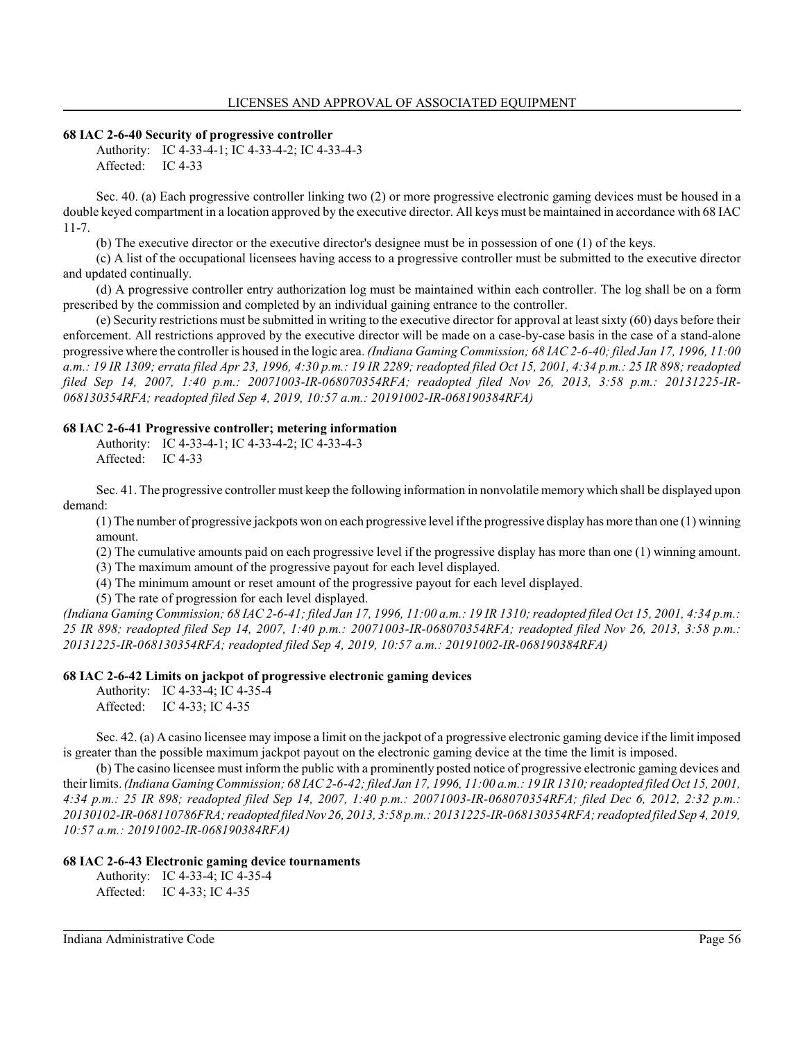### 68 IAC 2-6-40 Security of progressive controller

Authority: IC 4-33-4-1; IC 4-33-4-2; IC 4-33-4-3
Affected: IC 4-33

Sec. 40. (a) Each progressive controller linking two (2) or more progressive electronic gaming devices must be housed in a double keyed compartment in a location approved by the executive director. All keys must be maintained in accordance with 68 IAC 11-7.

(b) The executive director or the executive director's designee must be in possession of one (1) of the keys.

(c) A list of the occupational licensees having access to a progressive controller must be submitted to the executive director and updated continually.

(d) A progressive controller entry authorization log must be maintained within each controller. The log shall be on a form prescribed by the commission and completed by an individual gaining entrance to the controller.

(e) Security restrictions must be submitted in writing to the executive director for approval at least sixty (60) days before their enforcement. All restrictions approved by the executive director will be made on a case-by-case basis in the case of a stand-alone progressive where the controller is housed in the logic area. *(Indiana Gaming Commission; 68 IAC 2-6-40; filed Jan 17, 1996, 11:00 a.m.: 19 IR 1309; errata filed Apr 23, 1996, 4:30 p.m.: 19 IR 2289; readopted filed Oct 15, 2001, 4:34 p.m.: 25 IR 898; readopted filed Sep 14, 2007, 1:40 p.m.: 20071003-IR-068070354RFA; readopted filed Nov 26, 2013, 3:58 p.m.: 20131225-IR-068130354RFA; readopted filed Sep 4, 2019, 10:57 a.m.: 20191002-IR-068190384RFA)*

### 68 IAC 2-6-41 Progressive controller; metering information

Authority: IC 4-33-4-1; IC 4-33-4-2; IC 4-33-4-3
Affected: IC 4-33

Sec. 41. The progressive controller must keep the following information in nonvolatile memory which shall be displayed upon demand:

(1) The number of progressive jackpots won on each progressive level if the progressive display has more than one (1) winning amount.

(2) The cumulative amounts paid on each progressive level if the progressive display has more than one (1) winning amount.

(3) The maximum amount of the progressive payout for each level displayed.

(4) The minimum amount or reset amount of the progressive payout for each level displayed.

(5) The rate of progression for each level displayed.

*(Indiana Gaming Commission; 68 IAC 2-6-41; filed Jan 17, 1996, 11:00 a.m.: 19 IR 1310; readopted filed Oct 15, 2001, 4:34 p.m.: 25 IR 898; readopted filed Sep 14, 2007, 1:40 p.m.: 20071003-IR-068070354RFA; readopted filed Nov 26, 2013, 3:58 p.m.: 20131225-IR-068130354RFA; readopted filed Sep 4, 2019, 10:57 a.m.: 20191002-IR-068190384RFA)*

### 68 IAC 2-6-42 Limits on jackpot of progressive electronic gaming devices

Authority: IC 4-33-4; IC 4-35-4
Affected: IC 4-33; IC 4-35

Sec. 42. (a) A casino licensee may impose a limit on the jackpot of a progressive electronic gaming device if the limit imposed is greater than the possible maximum jackpot payout on the electronic gaming device at the time the limit is imposed.

(b) The casino licensee must inform the public with a prominently posted notice of progressive electronic gaming devices and their limits. *(Indiana Gaming Commission; 68 IAC 2-6-42; filed Jan 17, 1996, 11:00 a.m.: 19 IR 1310; readopted filed Oct 15, 2001, 4:34 p.m.: 25 IR 898; readopted filed Sep 14, 2007, 1:40 p.m.: 20071003-IR-068070354RFA; filed Dec 6, 2012, 2:32 p.m.: 20130102-IR-068110786FRA; readopted filed Nov 26, 2013, 3:58 p.m.: 20131225-IR-068130354RFA; readopted filed Sep 4, 2019, 10:57 a.m.: 20191002-IR-068190384RFA)*

### 68 IAC 2-6-43 Electronic gaming device tournaments

Authority: IC 4-33-4; IC 4-35-4
Affected: IC 4-33; IC 4-35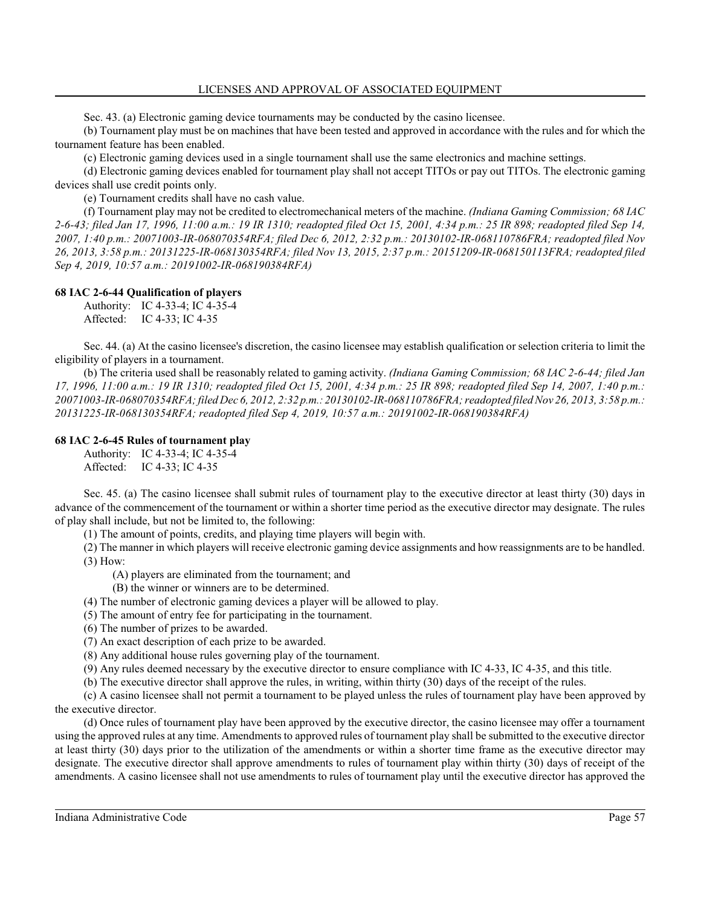Sec. 43. (a) Electronic gaming device tournaments may be conducted by the casino licensee.

(b) Tournament play must be on machines that have been tested and approved in accordance with the rules and for which the tournament feature has been enabled.

(c) Electronic gaming devices used in a single tournament shall use the same electronics and machine settings.

(d) Electronic gaming devices enabled for tournament play shall not accept TITOs or pay out TITOs. The electronic gaming devices shall use credit points only.

(e) Tournament credits shall have no cash value.

(f) Tournament play may not be credited to electromechanical meters of the machine. *(Indiana Gaming Commission; 68 IAC 2-6-43; filed Jan 17, 1996, 11:00 a.m.: 19 IR 1310; readopted filed Oct 15, 2001, 4:34 p.m.: 25 IR 898; readopted filed Sep 14, 2007, 1:40 p.m.: 20071003-IR-068070354RFA; filed Dec 6, 2012, 2:32 p.m.: 20130102-IR-068110786FRA; readopted filed Nov 26, 2013, 3:58 p.m.: 20131225-IR-068130354RFA; filed Nov 13, 2015, 2:37 p.m.: 20151209-IR-068150113FRA; readopted filed Sep 4, 2019, 10:57 a.m.: 20191002-IR-068190384RFA)*

### 68 IAC 2-6-44 Qualification of players

Authority: IC 4-33-4; IC 4-35-4
Affected: IC 4-33; IC 4-35

Sec. 44. (a) At the casino licensee's discretion, the casino licensee may establish qualification or selection criteria to limit the eligibility of players in a tournament.

(b) The criteria used shall be reasonably related to gaming activity. *(Indiana Gaming Commission; 68 IAC 2-6-44; filed Jan 17, 1996, 11:00 a.m.: 19 IR 1310; readopted filed Oct 15, 2001, 4:34 p.m.: 25 IR 898; readopted filed Sep 14, 2007, 1:40 p.m.: 20071003-IR-068070354RFA; filed Dec 6, 2012, 2:32 p.m.: 20130102-IR-068110786FRA; readopted filed Nov 26, 2013, 3:58 p.m.: 20131225-IR-068130354RFA; readopted filed Sep 4, 2019, 10:57 a.m.: 20191002-IR-068190384RFA)*

### 68 IAC 2-6-45 Rules of tournament play

Authority: IC 4-33-4; IC 4-35-4
Affected: IC 4-33; IC 4-35

Sec. 45. (a) The casino licensee shall submit rules of tournament play to the executive director at least thirty (30) days in advance of the commencement of the tournament or within a shorter time period as the executive director may designate. The rules of play shall include, but not be limited to, the following:

(1) The amount of points, credits, and playing time players will begin with.

(2) The manner in which players will receive electronic gaming device assignments and how reassignments are to be handled.

(3) How:

(A) players are eliminated from the tournament; and

(B) the winner or winners are to be determined.

(4) The number of electronic gaming devices a player will be allowed to play.

(5) The amount of entry fee for participating in the tournament.

(6) The number of prizes to be awarded.

(7) An exact description of each prize to be awarded.

(8) Any additional house rules governing play of the tournament.

(9) Any rules deemed necessary by the executive director to ensure compliance with IC 4-33, IC 4-35, and this title.

(b) The executive director shall approve the rules, in writing, within thirty (30) days of the receipt of the rules.

(c) A casino licensee shall not permit a tournament to be played unless the rules of tournament play have been approved by the executive director.

(d) Once rules of tournament play have been approved by the executive director, the casino licensee may offer a tournament using the approved rules at any time. Amendments to approved rules of tournament play shall be submitted to the executive director at least thirty (30) days prior to the utilization of the amendments or within a shorter time frame as the executive director may designate. The executive director shall approve amendments to rules of tournament play within thirty (30) days of receipt of the amendments. A casino licensee shall not use amendments to rules of tournament play until the executive director has approved the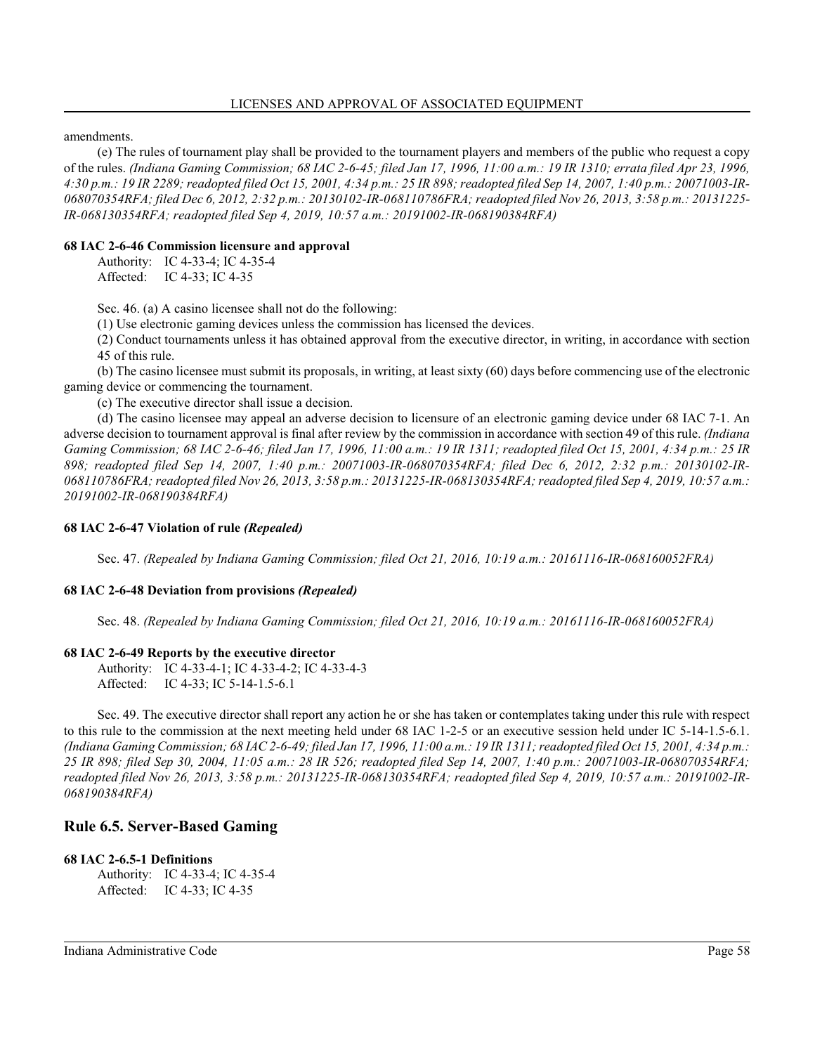amendments.

(e) The rules of tournament play shall be provided to the tournament players and members of the public who request a copy of the rules. *(Indiana Gaming Commission; 68 IAC 2-6-45; filed Jan 17, 1996, 11:00 a.m.: 19 IR 1310; errata filed Apr 23, 1996, 4:30 p.m.: 19 IR 2289; readopted filed Oct 15, 2001, 4:34 p.m.: 25 IR 898; readopted filed Sep 14, 2007, 1:40 p.m.: 20071003-IR-068070354RFA; filed Dec 6, 2012, 2:32 p.m.: 20130102-IR-068110786FRA; readopted filed Nov 26, 2013, 3:58 p.m.: 20131225-IR-068130354RFA; readopted filed Sep 4, 2019, 10:57 a.m.: 20191002-IR-068190384RFA)*

**68 IAC 2-6-46 Commission licensure and approval**

Authority: IC 4-33-4; IC 4-35-4
Affected: IC 4-33; IC 4-35

Sec. 46. (a) A casino licensee shall not do the following:

(1) Use electronic gaming devices unless the commission has licensed the devices.

(2) Conduct tournaments unless it has obtained approval from the executive director, in writing, in accordance with section 45 of this rule.

(b) The casino licensee must submit its proposals, in writing, at least sixty (60) days before commencing use of the electronic gaming device or commencing the tournament.

(c) The executive director shall issue a decision.

(d) The casino licensee may appeal an adverse decision to licensure of an electronic gaming device under 68 IAC 7-1. An adverse decision to tournament approval is final after review by the commission in accordance with section 49 of this rule. *(Indiana Gaming Commission; 68 IAC 2-6-46; filed Jan 17, 1996, 11:00 a.m.: 19 IR 1311; readopted filed Oct 15, 2001, 4:34 p.m.: 25 IR 898; readopted filed Sep 14, 2007, 1:40 p.m.: 20071003-IR-068070354RFA; filed Dec 6, 2012, 2:32 p.m.: 20130102-IR-068110786FRA; readopted filed Nov 26, 2013, 3:58 p.m.: 20131225-IR-068130354RFA; readopted filed Sep 4, 2019, 10:57 a.m.: 20191002-IR-068190384RFA)*

**68 IAC 2-6-47 Violation of rule *(Repealed)***

Sec. 47. *(Repealed by Indiana Gaming Commission; filed Oct 21, 2016, 10:19 a.m.: 20161116-IR-068160052FRA)*

**68 IAC 2-6-48 Deviation from provisions *(Repealed)***

Sec. 48. *(Repealed by Indiana Gaming Commission; filed Oct 21, 2016, 10:19 a.m.: 20161116-IR-068160052FRA)*

**68 IAC 2-6-49 Reports by the executive director**

Authority: IC 4-33-4-1; IC 4-33-4-2; IC 4-33-4-3
Affected: IC 4-33; IC 5-14-1.5-6.1

Sec. 49. The executive director shall report any action he or she has taken or contemplates taking under this rule with respect to this rule to the commission at the next meeting held under 68 IAC 1-2-5 or an executive session held under IC 5-14-1.5-6.1. *(Indiana Gaming Commission; 68 IAC 2-6-49; filed Jan 17, 1996, 11:00 a.m.: 19 IR 1311; readopted filed Oct 15, 2001, 4:34 p.m.: 25 IR 898; filed Sep 30, 2004, 11:05 a.m.: 28 IR 526; readopted filed Sep 14, 2007, 1:40 p.m.: 20071003-IR-068070354RFA; readopted filed Nov 26, 2013, 3:58 p.m.: 20131225-IR-068130354RFA; readopted filed Sep 4, 2019, 10:57 a.m.: 20191002-IR-068190384RFA)*

## Rule 6.5. Server-Based Gaming

**68 IAC 2-6.5-1 Definitions**

Authority: IC 4-33-4; IC 4-35-4
Affected: IC 4-33; IC 4-35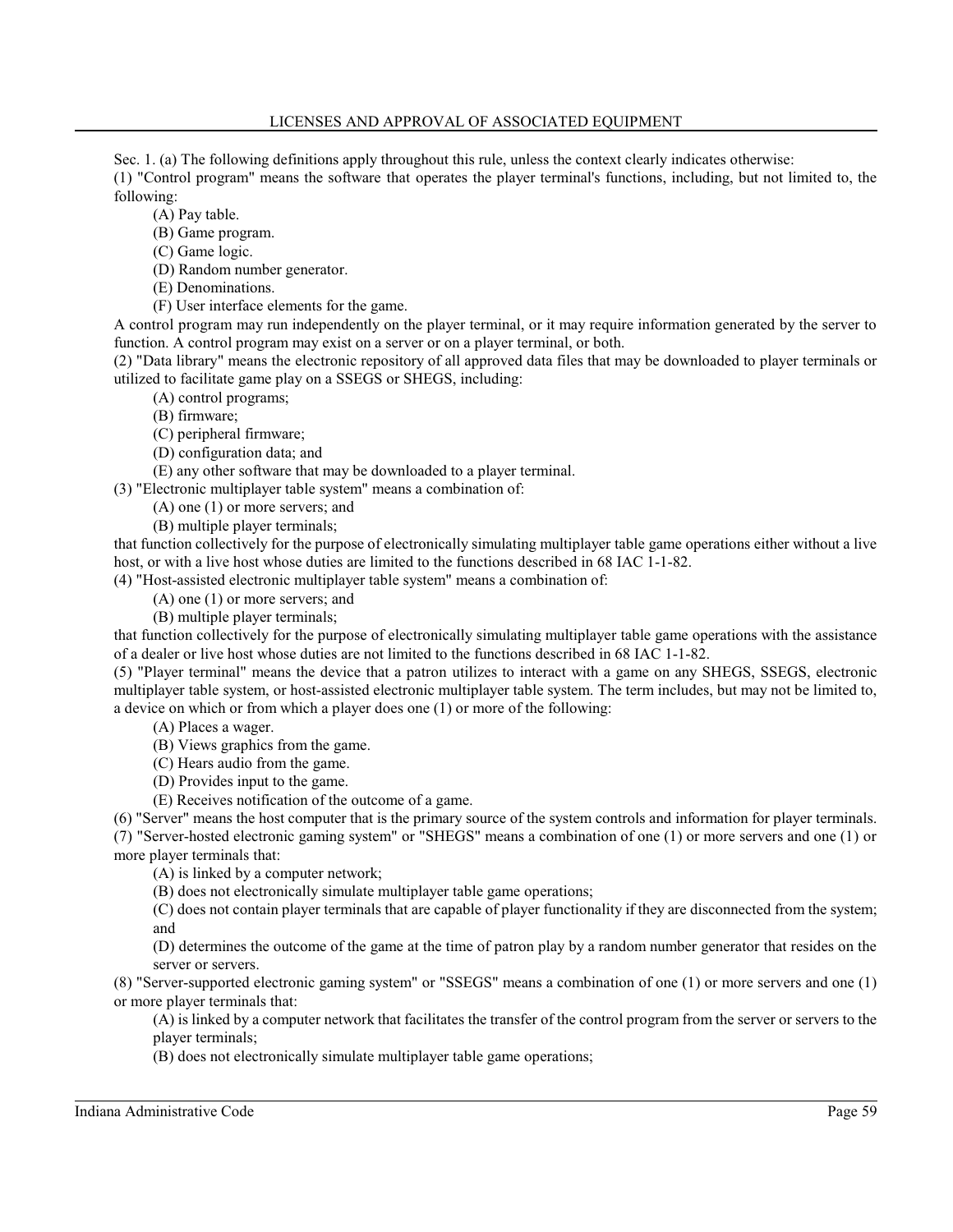## LICENSES AND APPROVAL OF ASSOCIATED EQUIPMENT

Sec. 1. (a) The following definitions apply throughout this rule, unless the context clearly indicates otherwise:

(1) "Control program" means the software that operates the player terminal's functions, including, but not limited to, the following:

(A) Pay table.

(B) Game program.

(C) Game logic.

(D) Random number generator.

(E) Denominations.

(F) User interface elements for the game.

A control program may run independently on the player terminal, or it may require information generated by the server to function. A control program may exist on a server or on a player terminal, or both.

(2) "Data library" means the electronic repository of all approved data files that may be downloaded to player terminals or utilized to facilitate game play on a SSEGS or SHEGS, including:

(A) control programs;

(B) firmware;

(C) peripheral firmware;

(D) configuration data; and

(E) any other software that may be downloaded to a player terminal.

(3) "Electronic multiplayer table system" means a combination of:

(A) one (1) or more servers; and

(B) multiple player terminals;

that function collectively for the purpose of electronically simulating multiplayer table game operations either without a live host, or with a live host whose duties are limited to the functions described in 68 IAC 1-1-82.

(4) "Host-assisted electronic multiplayer table system" means a combination of:

(A) one (1) or more servers; and

(B) multiple player terminals;

that function collectively for the purpose of electronically simulating multiplayer table game operations with the assistance of a dealer or live host whose duties are not limited to the functions described in 68 IAC 1-1-82.

(5) "Player terminal" means the device that a patron utilizes to interact with a game on any SHEGS, SSEGS, electronic multiplayer table system, or host-assisted electronic multiplayer table system. The term includes, but may not be limited to, a device on which or from which a player does one (1) or more of the following:

(A) Places a wager.

(B) Views graphics from the game.

(C) Hears audio from the game.

(D) Provides input to the game.

(E) Receives notification of the outcome of a game.

(6) "Server" means the host computer that is the primary source of the system controls and information for player terminals.

(7) "Server-hosted electronic gaming system" or "SHEGS" means a combination of one (1) or more servers and one (1) or more player terminals that:

(A) is linked by a computer network;

(B) does not electronically simulate multiplayer table game operations;

(C) does not contain player terminals that are capable of player functionality if they are disconnected from the system; and

(D) determines the outcome of the game at the time of patron play by a random number generator that resides on the server or servers.

(8) "Server-supported electronic gaming system" or "SSEGS" means a combination of one (1) or more servers and one (1) or more player terminals that:

(A) is linked by a computer network that facilitates the transfer of the control program from the server or servers to the player terminals;

(B) does not electronically simulate multiplayer table game operations;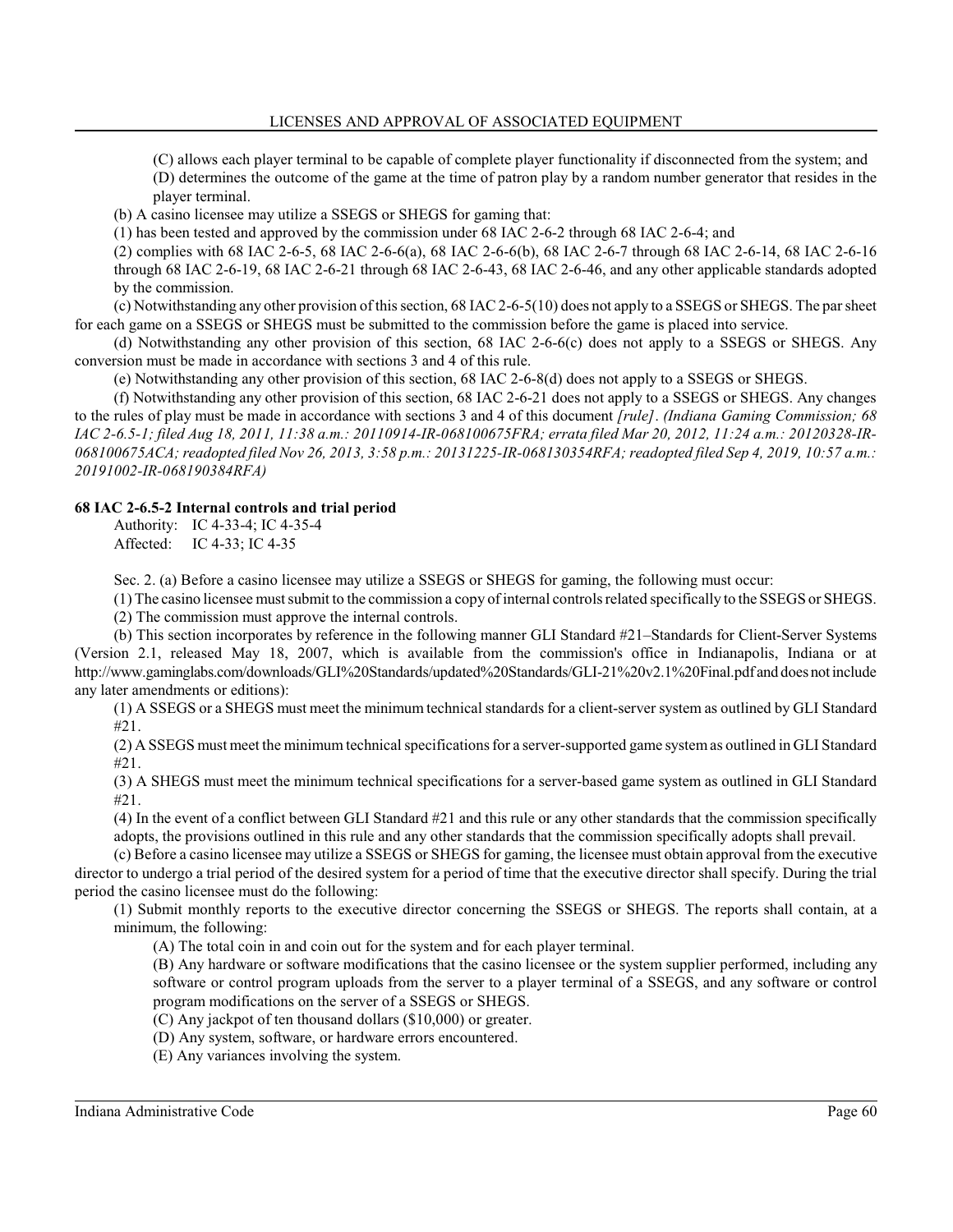(C) allows each player terminal to be capable of complete player functionality if disconnected from the system; and

(D) determines the outcome of the game at the time of patron play by a random number generator that resides in the player terminal.

(b) A casino licensee may utilize a SSEGS or SHEGS for gaming that:

(1) has been tested and approved by the commission under 68 IAC 2-6-2 through 68 IAC 2-6-4; and

(2) complies with 68 IAC 2-6-5, 68 IAC 2-6-6(a), 68 IAC 2-6-6(b), 68 IAC 2-6-7 through 68 IAC 2-6-14, 68 IAC 2-6-16 through 68 IAC 2-6-19, 68 IAC 2-6-21 through 68 IAC 2-6-43, 68 IAC 2-6-46, and any other applicable standards adopted by the commission.

(c) Notwithstanding any other provision of this section, 68 IAC 2-6-5(10) does not apply to a SSEGS or SHEGS. The par sheet for each game on a SSEGS or SHEGS must be submitted to the commission before the game is placed into service.

(d) Notwithstanding any other provision of this section, 68 IAC 2-6-6(c) does not apply to a SSEGS or SHEGS. Any conversion must be made in accordance with sections 3 and 4 of this rule.

(e) Notwithstanding any other provision of this section, 68 IAC 2-6-8(d) does not apply to a SSEGS or SHEGS.

(f) Notwithstanding any other provision of this section, 68 IAC 2-6-21 does not apply to a SSEGS or SHEGS. Any changes to the rules of play must be made in accordance with sections 3 and 4 of this document *[rule]*. *(Indiana Gaming Commission; 68 IAC 2-6.5-1; filed Aug 18, 2011, 11:38 a.m.: 20110914-IR-068100675FRA; errata filed Mar 20, 2012, 11:24 a.m.: 20120328-IR-068100675ACA; readopted filed Nov 26, 2013, 3:58 p.m.: 20131225-IR-068130354RFA; readopted filed Sep 4, 2019, 10:57 a.m.: 20191002-IR-068190384RFA)*

**68 IAC 2-6.5-2 Internal controls and trial period**

Authority: IC 4-33-4; IC 4-35-4
Affected: IC 4-33; IC 4-35

Sec. 2. (a) Before a casino licensee may utilize a SSEGS or SHEGS for gaming, the following must occur:

(1) The casino licensee must submit to the commission a copy of internal controls related specifically to the SSEGS or SHEGS.

(2) The commission must approve the internal controls.

(b) This section incorporates by reference in the following manner GLI Standard #21–Standards for Client-Server Systems (Version 2.1, released May 18, 2007, which is available from the commission's office in Indianapolis, Indiana or at http://www.gaminglabs.com/downloads/GLI%20Standards/updated%20Standards/GLI-21%20v2.1%20Final.pdf and does not include any later amendments or editions):

(1) A SSEGS or a SHEGS must meet the minimum technical standards for a client-server system as outlined by GLI Standard #21.

(2) A SSEGS must meet the minimum technical specifications for a server-supported game system as outlined in GLI Standard #21.

(3) A SHEGS must meet the minimum technical specifications for a server-based game system as outlined in GLI Standard #21.

(4) In the event of a conflict between GLI Standard #21 and this rule or any other standards that the commission specifically adopts, the provisions outlined in this rule and any other standards that the commission specifically adopts shall prevail.

(c) Before a casino licensee may utilize a SSEGS or SHEGS for gaming, the licensee must obtain approval from the executive director to undergo a trial period of the desired system for a period of time that the executive director shall specify. During the trial period the casino licensee must do the following:

(1) Submit monthly reports to the executive director concerning the SSEGS or SHEGS. The reports shall contain, at a minimum, the following:

(A) The total coin in and coin out for the system and for each player terminal.

(B) Any hardware or software modifications that the casino licensee or the system supplier performed, including any software or control program uploads from the server to a player terminal of a SSEGS, and any software or control program modifications on the server of a SSEGS or SHEGS.

(C) Any jackpot of ten thousand dollars ($10,000) or greater.

(D) Any system, software, or hardware errors encountered.

(E) Any variances involving the system.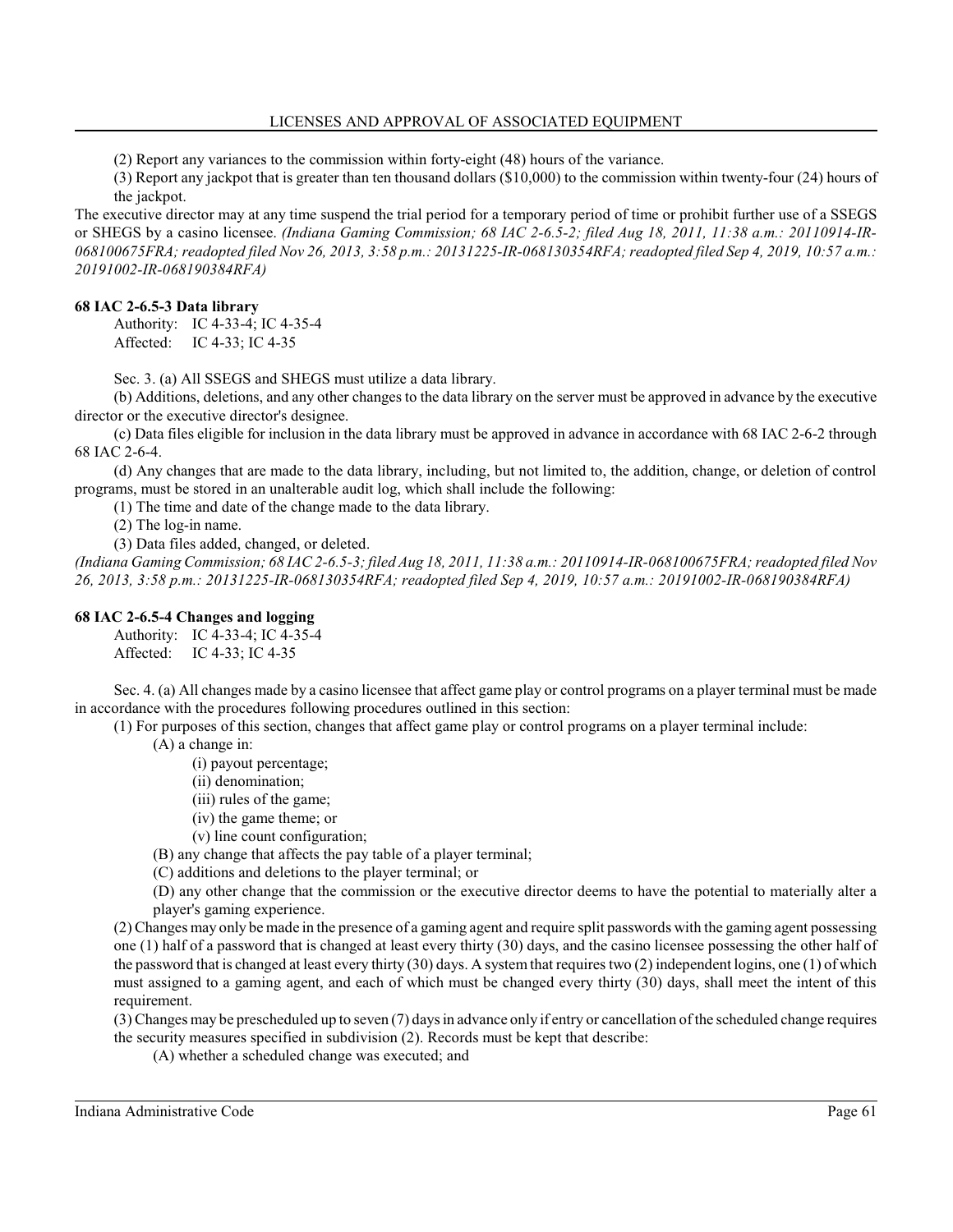(2) Report any variances to the commission within forty-eight (48) hours of the variance.

(3) Report any jackpot that is greater than ten thousand dollars ($10,000) to the commission within twenty-four (24) hours of the jackpot.

The executive director may at any time suspend the trial period for a temporary period of time or prohibit further use of a SSEGS or SHEGS by a casino licensee. *(Indiana Gaming Commission; 68 IAC 2-6.5-2; filed Aug 18, 2011, 11:38 a.m.: 20110914-IR-068100675FRA; readopted filed Nov 26, 2013, 3:58 p.m.: 20131225-IR-068130354RFA; readopted filed Sep 4, 2019, 10:57 a.m.: 20191002-IR-068190384RFA)*

**68 IAC 2-6.5-3 Data library**

Authority: IC 4-33-4; IC 4-35-4
Affected: IC 4-33; IC 4-35

Sec. 3. (a) All SSEGS and SHEGS must utilize a data library.

(b) Additions, deletions, and any other changes to the data library on the server must be approved in advance by the executive director or the executive director's designee.

(c) Data files eligible for inclusion in the data library must be approved in advance in accordance with 68 IAC 2-6-2 through 68 IAC 2-6-4.

(d) Any changes that are made to the data library, including, but not limited to, the addition, change, or deletion of control programs, must be stored in an unalterable audit log, which shall include the following:

(1) The time and date of the change made to the data library.

(2) The log-in name.

(3) Data files added, changed, or deleted.

*(Indiana Gaming Commission; 68 IAC 2-6.5-3; filed Aug 18, 2011, 11:38 a.m.: 20110914-IR-068100675FRA; readopted filed Nov 26, 2013, 3:58 p.m.: 20131225-IR-068130354RFA; readopted filed Sep 4, 2019, 10:57 a.m.: 20191002-IR-068190384RFA)*

**68 IAC 2-6.5-4 Changes and logging**

Authority: IC 4-33-4; IC 4-35-4
Affected: IC 4-33; IC 4-35

Sec. 4. (a) All changes made by a casino licensee that affect game play or control programs on a player terminal must be made in accordance with the procedures following procedures outlined in this section:

(1) For purposes of this section, changes that affect game play or control programs on a player terminal include:

(A) a change in:

(i) payout percentage;

(ii) denomination;

(iii) rules of the game;

(iv) the game theme; or

(v) line count configuration;

(B) any change that affects the pay table of a player terminal;

(C) additions and deletions to the player terminal; or

(D) any other change that the commission or the executive director deems to have the potential to materially alter a player's gaming experience.

(2) Changes may only be made in the presence of a gaming agent and require split passwords with the gaming agent possessing one (1) half of a password that is changed at least every thirty (30) days, and the casino licensee possessing the other half of the password that is changed at least every thirty (30) days. A system that requires two (2) independent logins, one (1) of which must assigned to a gaming agent, and each of which must be changed every thirty (30) days, shall meet the intent of this requirement.

(3) Changes may be prescheduled up to seven (7) days in advance only if entry or cancellation of the scheduled change requires the security measures specified in subdivision (2). Records must be kept that describe:

(A) whether a scheduled change was executed; and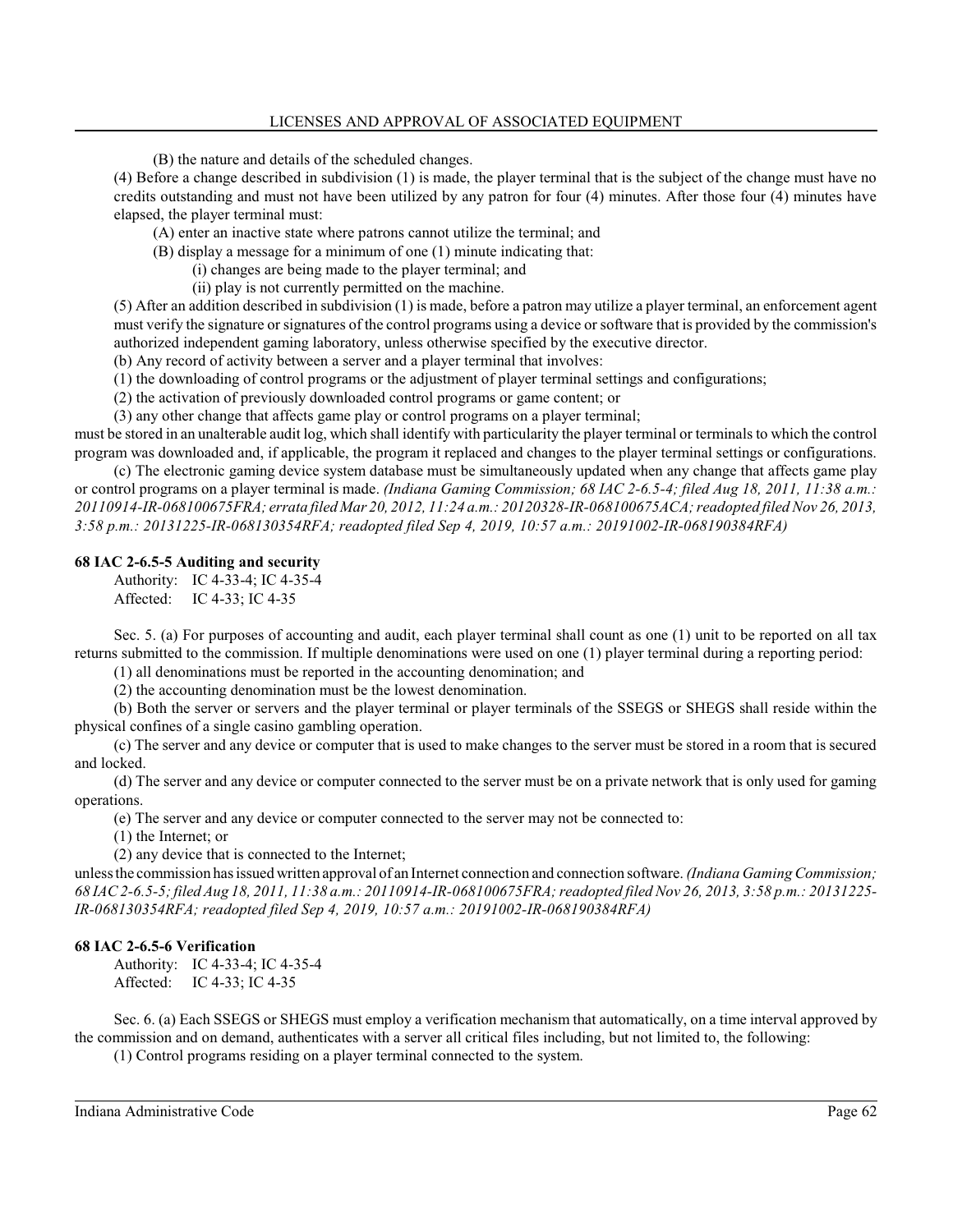(B) the nature and details of the scheduled changes.

(4) Before a change described in subdivision (1) is made, the player terminal that is the subject of the change must have no credits outstanding and must not have been utilized by any patron for four (4) minutes. After those four (4) minutes have elapsed, the player terminal must:

(A) enter an inactive state where patrons cannot utilize the terminal; and

(B) display a message for a minimum of one (1) minute indicating that:

(i) changes are being made to the player terminal; and

(ii) play is not currently permitted on the machine.

(5) After an addition described in subdivision (1) is made, before a patron may utilize a player terminal, an enforcement agent must verify the signature or signatures of the control programs using a device or software that is provided by the commission's authorized independent gaming laboratory, unless otherwise specified by the executive director.

(b) Any record of activity between a server and a player terminal that involves:

(1) the downloading of control programs or the adjustment of player terminal settings and configurations;

(2) the activation of previously downloaded control programs or game content; or

(3) any other change that affects game play or control programs on a player terminal;

must be stored in an unalterable audit log, which shall identify with particularity the player terminal or terminals to which the control program was downloaded and, if applicable, the program it replaced and changes to the player terminal settings or configurations.

(c) The electronic gaming device system database must be simultaneously updated when any change that affects game play or control programs on a player terminal is made. *(Indiana Gaming Commission; 68 IAC 2-6.5-4; filed Aug 18, 2011, 11:38 a.m.: 20110914-IR-068100675FRA; errata filed Mar 20, 2012, 11:24 a.m.: 20120328-IR-068100675ACA; readopted filed Nov 26, 2013, 3:58 p.m.: 20131225-IR-068130354RFA; readopted filed Sep 4, 2019, 10:57 a.m.: 20191002-IR-068190384RFA)*

**68 IAC 2-6.5-5 Auditing and security**

Authority: IC 4-33-4; IC 4-35-4
Affected: IC 4-33; IC 4-35

Sec. 5. (a) For purposes of accounting and audit, each player terminal shall count as one (1) unit to be reported on all tax returns submitted to the commission. If multiple denominations were used on one (1) player terminal during a reporting period:

(1) all denominations must be reported in the accounting denomination; and

(2) the accounting denomination must be the lowest denomination.

(b) Both the server or servers and the player terminal or player terminals of the SSEGS or SHEGS shall reside within the physical confines of a single casino gambling operation.

(c) The server and any device or computer that is used to make changes to the server must be stored in a room that is secured and locked.

(d) The server and any device or computer connected to the server must be on a private network that is only used for gaming operations.

(e) The server and any device or computer connected to the server may not be connected to:

(1) the Internet; or

(2) any device that is connected to the Internet;

unless the commission has issued written approval of an Internet connection and connection software. *(Indiana Gaming Commission; 68 IAC 2-6.5-5; filed Aug 18, 2011, 11:38 a.m.: 20110914-IR-068100675FRA; readopted filed Nov 26, 2013, 3:58 p.m.: 20131225-IR-068130354RFA; readopted filed Sep 4, 2019, 10:57 a.m.: 20191002-IR-068190384RFA)*

**68 IAC 2-6.5-6 Verification**

Authority: IC 4-33-4; IC 4-35-4
Affected: IC 4-33; IC 4-35

Sec. 6. (a) Each SSEGS or SHEGS must employ a verification mechanism that automatically, on a time interval approved by the commission and on demand, authenticates with a server all critical files including, but not limited to, the following:

(1) Control programs residing on a player terminal connected to the system.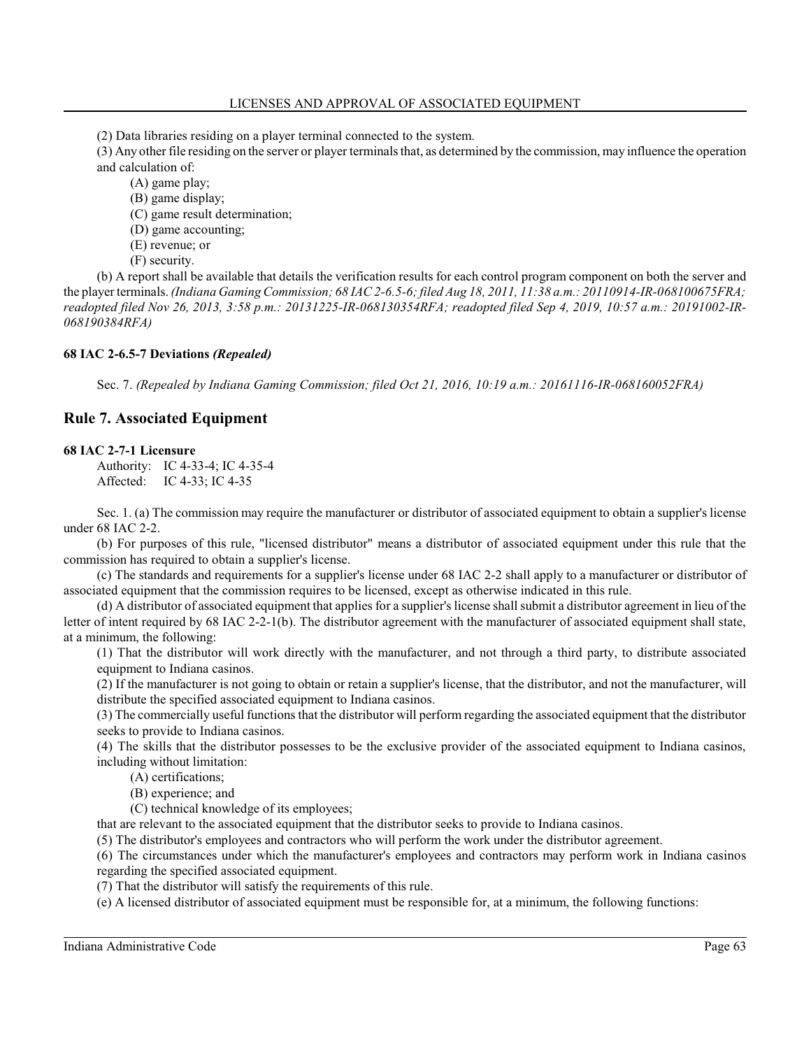(2) Data libraries residing on a player terminal connected to the system.

(3) Any other file residing on the server or player terminals that, as determined by the commission, may influence the operation and calculation of:

(A) game play;

(B) game display;

(C) game result determination;

(D) game accounting;

(E) revenue; or

(F) security.

(b) A report shall be available that details the verification results for each control program component on both the server and the player terminals. *(Indiana Gaming Commission; 68 IAC 2-6.5-6; filed Aug 18, 2011, 11:38 a.m.: 20110914-IR-068100675FRA; readopted filed Nov 26, 2013, 3:58 p.m.: 20131225-IR-068130354RFA; readopted filed Sep 4, 2019, 10:57 a.m.: 20191002-IR-068190384RFA)*

#### 68 IAC 2-6.5-7 Deviations *(Repealed)*

Sec. 7. *(Repealed by Indiana Gaming Commission; filed Oct 21, 2016, 10:19 a.m.: 20161116-IR-068160052FRA)*

## Rule 7. Associated Equipment

#### 68 IAC 2-7-1 Licensure

Authority: IC 4-33-4; IC 4-35-4
Affected: IC 4-33; IC 4-35

Sec. 1. (a) The commission may require the manufacturer or distributor of associated equipment to obtain a supplier's license under 68 IAC 2-2.

(b) For purposes of this rule, "licensed distributor" means a distributor of associated equipment under this rule that the commission has required to obtain a supplier's license.

(c) The standards and requirements for a supplier's license under 68 IAC 2-2 shall apply to a manufacturer or distributor of associated equipment that the commission requires to be licensed, except as otherwise indicated in this rule.

(d) A distributor of associated equipment that applies for a supplier's license shall submit a distributor agreement in lieu of the letter of intent required by 68 IAC 2-2-1(b). The distributor agreement with the manufacturer of associated equipment shall state, at a minimum, the following:

(1) That the distributor will work directly with the manufacturer, and not through a third party, to distribute associated equipment to Indiana casinos.

(2) If the manufacturer is not going to obtain or retain a supplier's license, that the distributor, and not the manufacturer, will distribute the specified associated equipment to Indiana casinos.

(3) The commercially useful functions that the distributor will perform regarding the associated equipment that the distributor seeks to provide to Indiana casinos.

(4) The skills that the distributor possesses to be the exclusive provider of the associated equipment to Indiana casinos, including without limitation:

(A) certifications;

(B) experience; and

(C) technical knowledge of its employees;

that are relevant to the associated equipment that the distributor seeks to provide to Indiana casinos.

(5) The distributor's employees and contractors who will perform the work under the distributor agreement.

(6) The circumstances under which the manufacturer's employees and contractors may perform work in Indiana casinos regarding the specified associated equipment.

(7) That the distributor will satisfy the requirements of this rule.

(e) A licensed distributor of associated equipment must be responsible for, at a minimum, the following functions: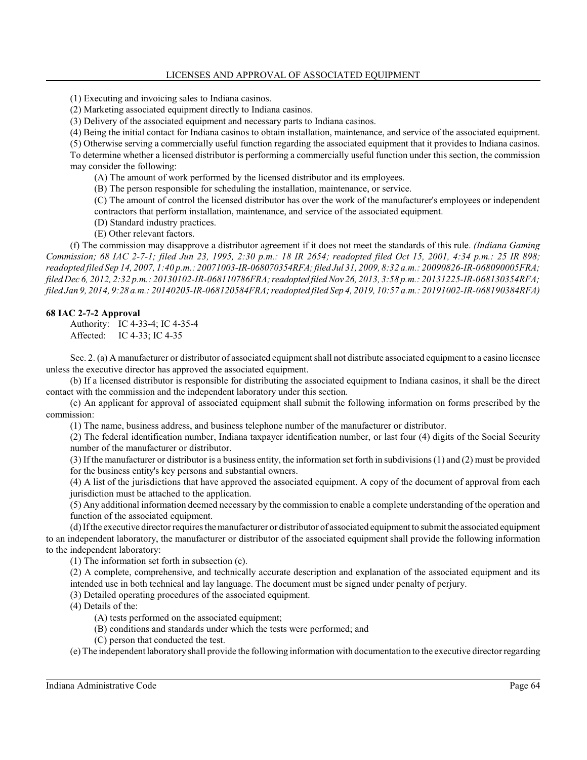(1) Executing and invoicing sales to Indiana casinos.

(2) Marketing associated equipment directly to Indiana casinos.

(3) Delivery of the associated equipment and necessary parts to Indiana casinos.

(4) Being the initial contact for Indiana casinos to obtain installation, maintenance, and service of the associated equipment.

(5) Otherwise serving a commercially useful function regarding the associated equipment that it provides to Indiana casinos.

To determine whether a licensed distributor is performing a commercially useful function under this section, the commission may consider the following:

(A) The amount of work performed by the licensed distributor and its employees.

(B) The person responsible for scheduling the installation, maintenance, or service.

(C) The amount of control the licensed distributor has over the work of the manufacturer's employees or independent contractors that perform installation, maintenance, and service of the associated equipment.

(D) Standard industry practices.

(E) Other relevant factors.

(f) The commission may disapprove a distributor agreement if it does not meet the standards of this rule. *(Indiana Gaming Commission; 68 IAC 2-7-1; filed Jun 23, 1995, 2:30 p.m.: 18 IR 2654; readopted filed Oct 15, 2001, 4:34 p.m.: 25 IR 898; readopted filed Sep 14, 2007, 1:40 p.m.: 20071003-IR-068070354RFA; filed Jul 31, 2009, 8:32 a.m.: 20090826-IR-068090005FRA; filed Dec 6, 2012, 2:32 p.m.: 20130102-IR-068110786FRA; readopted filed Nov 26, 2013, 3:58 p.m.: 20131225-IR-068130354RFA; filed Jan 9, 2014, 9:28 a.m.: 20140205-IR-068120584FRA; readopted filed Sep 4, 2019, 10:57 a.m.: 20191002-IR-068190384RFA)*

**68 IAC 2-7-2 Approval**

Authority: IC 4-33-4; IC 4-35-4
Affected: IC 4-33; IC 4-35

Sec. 2. (a) A manufacturer or distributor of associated equipment shall not distribute associated equipment to a casino licensee unless the executive director has approved the associated equipment.

(b) If a licensed distributor is responsible for distributing the associated equipment to Indiana casinos, it shall be the direct contact with the commission and the independent laboratory under this section.

(c) An applicant for approval of associated equipment shall submit the following information on forms prescribed by the commission:

(1) The name, business address, and business telephone number of the manufacturer or distributor.

(2) The federal identification number, Indiana taxpayer identification number, or last four (4) digits of the Social Security number of the manufacturer or distributor.

(3) If the manufacturer or distributor is a business entity, the information set forth in subdivisions (1) and (2) must be provided for the business entity's key persons and substantial owners.

(4) A list of the jurisdictions that have approved the associated equipment. A copy of the document of approval from each jurisdiction must be attached to the application.

(5) Any additional information deemed necessary by the commission to enable a complete understanding of the operation and function of the associated equipment.

(d) If the executive director requires the manufacturer or distributor of associated equipment to submit the associated equipment to an independent laboratory, the manufacturer or distributor of the associated equipment shall provide the following information to the independent laboratory:

(1) The information set forth in subsection (c).

(2) A complete, comprehensive, and technically accurate description and explanation of the associated equipment and its intended use in both technical and lay language. The document must be signed under penalty of perjury.

(3) Detailed operating procedures of the associated equipment.

(4) Details of the:

(A) tests performed on the associated equipment;

(B) conditions and standards under which the tests were performed; and

(C) person that conducted the test.

(e) The independent laboratory shall provide the following information with documentation to the executive director regarding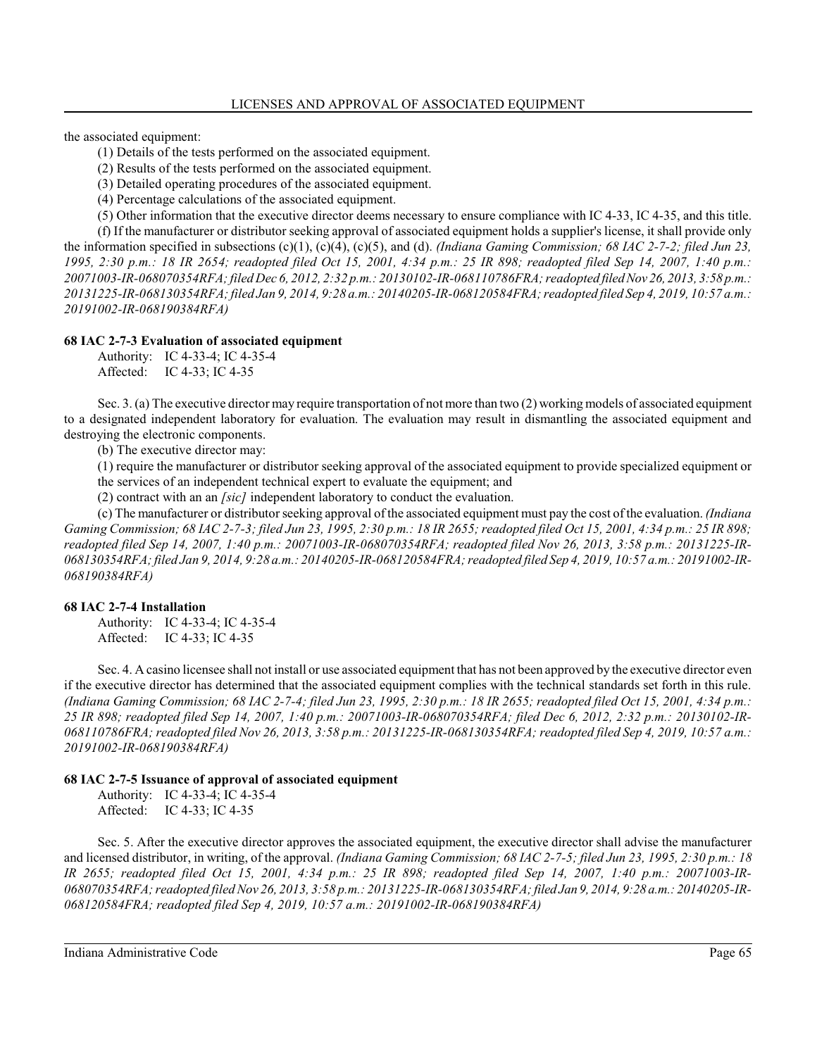the associated equipment:

(1) Details of the tests performed on the associated equipment.

(2) Results of the tests performed on the associated equipment.

(3) Detailed operating procedures of the associated equipment.

(4) Percentage calculations of the associated equipment.

(5) Other information that the executive director deems necessary to ensure compliance with IC 4-33, IC 4-35, and this title.

(f) If the manufacturer or distributor seeking approval of associated equipment holds a supplier's license, it shall provide only the information specified in subsections (c)(1), (c)(4), (c)(5), and (d). *(Indiana Gaming Commission; 68 IAC 2-7-2; filed Jun 23, 1995, 2:30 p.m.: 18 IR 2654; readopted filed Oct 15, 2001, 4:34 p.m.: 25 IR 898; readopted filed Sep 14, 2007, 1:40 p.m.: 20071003-IR-068070354RFA; filed Dec 6, 2012, 2:32 p.m.: 20130102-IR-068110786FRA; readopted filed Nov 26, 2013, 3:58 p.m.: 20131225-IR-068130354RFA; filed Jan 9, 2014, 9:28 a.m.: 20140205-IR-068120584FRA; readopted filed Sep 4, 2019, 10:57 a.m.: 20191002-IR-068190384RFA)*

**68 IAC 2-7-3 Evaluation of associated equipment**

Authority: IC 4-33-4; IC 4-35-4
Affected: IC 4-33; IC 4-35

Sec. 3. (a) The executive director may require transportation of not more than two (2) working models of associated equipment to a designated independent laboratory for evaluation. The evaluation may result in dismantling the associated equipment and destroying the electronic components.

(b) The executive director may:

(1) require the manufacturer or distributor seeking approval of the associated equipment to provide specialized equipment or the services of an independent technical expert to evaluate the equipment; and

(2) contract with an an *[sic]* independent laboratory to conduct the evaluation.

(c) The manufacturer or distributor seeking approval of the associated equipment must pay the cost of the evaluation. *(Indiana Gaming Commission; 68 IAC 2-7-3; filed Jun 23, 1995, 2:30 p.m.: 18 IR 2655; readopted filed Oct 15, 2001, 4:34 p.m.: 25 IR 898; readopted filed Sep 14, 2007, 1:40 p.m.: 20071003-IR-068070354RFA; readopted filed Nov 26, 2013, 3:58 p.m.: 20131225-IR-068130354RFA; filed Jan 9, 2014, 9:28 a.m.: 20140205-IR-068120584FRA; readopted filed Sep 4, 2019, 10:57 a.m.: 20191002-IR-068190384RFA)*

**68 IAC 2-7-4 Installation**

Authority: IC 4-33-4; IC 4-35-4
Affected: IC 4-33; IC 4-35

Sec. 4. A casino licensee shall not install or use associated equipment that has not been approved by the executive director even if the executive director has determined that the associated equipment complies with the technical standards set forth in this rule. *(Indiana Gaming Commission; 68 IAC 2-7-4; filed Jun 23, 1995, 2:30 p.m.: 18 IR 2655; readopted filed Oct 15, 2001, 4:34 p.m.: 25 IR 898; readopted filed Sep 14, 2007, 1:40 p.m.: 20071003-IR-068070354RFA; filed Dec 6, 2012, 2:32 p.m.: 20130102-IR-068110786FRA; readopted filed Nov 26, 2013, 3:58 p.m.: 20131225-IR-068130354RFA; readopted filed Sep 4, 2019, 10:57 a.m.: 20191002-IR-068190384RFA)*

**68 IAC 2-7-5 Issuance of approval of associated equipment**

Authority: IC 4-33-4; IC 4-35-4
Affected: IC 4-33; IC 4-35

Sec. 5. After the executive director approves the associated equipment, the executive director shall advise the manufacturer and licensed distributor, in writing, of the approval. *(Indiana Gaming Commission; 68 IAC 2-7-5; filed Jun 23, 1995, 2:30 p.m.: 18 IR 2655; readopted filed Oct 15, 2001, 4:34 p.m.: 25 IR 898; readopted filed Sep 14, 2007, 1:40 p.m.: 20071003-IR-068070354RFA; readopted filed Nov 26, 2013, 3:58 p.m.: 20131225-IR-068130354RFA; filed Jan 9, 2014, 9:28 a.m.: 20140205-IR-068120584FRA; readopted filed Sep 4, 2019, 10:57 a.m.: 20191002-IR-068190384RFA)*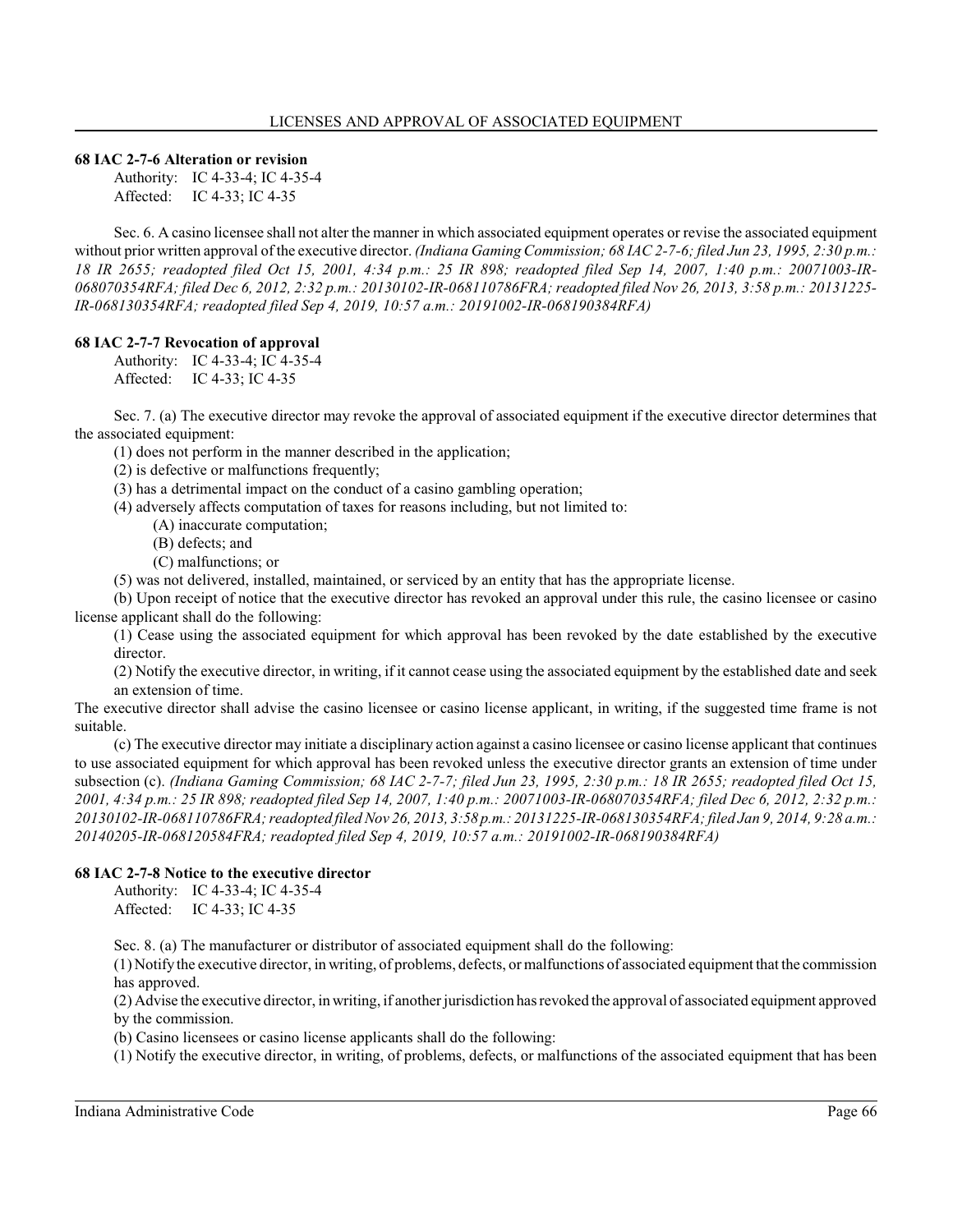### 68 IAC 2-7-6 Alteration or revision

Authority: IC 4-33-4; IC 4-35-4
Affected: IC 4-33; IC 4-35

Sec. 6. A casino licensee shall not alter the manner in which associated equipment operates or revise the associated equipment without prior written approval of the executive director. *(Indiana Gaming Commission; 68 IAC 2-7-6; filed Jun 23, 1995, 2:30 p.m.: 18 IR 2655; readopted filed Oct 15, 2001, 4:34 p.m.: 25 IR 898; readopted filed Sep 14, 2007, 1:40 p.m.: 20071003-IR-068070354RFA; filed Dec 6, 2012, 2:32 p.m.: 20130102-IR-068110786FRA; readopted filed Nov 26, 2013, 3:58 p.m.: 20131225-IR-068130354RFA; readopted filed Sep 4, 2019, 10:57 a.m.: 20191002-IR-068190384RFA)*

### 68 IAC 2-7-7 Revocation of approval

Authority: IC 4-33-4; IC 4-35-4
Affected: IC 4-33; IC 4-35

Sec. 7. (a) The executive director may revoke the approval of associated equipment if the executive director determines that the associated equipment:

(1) does not perform in the manner described in the application;
(2) is defective or malfunctions frequently;
(3) has a detrimental impact on the conduct of a casino gambling operation;
(4) adversely affects computation of taxes for reasons including, but not limited to:
  (A) inaccurate computation;
  (B) defects; and
  (C) malfunctions; or
(5) was not delivered, installed, maintained, or serviced by an entity that has the appropriate license.

(b) Upon receipt of notice that the executive director has revoked an approval under this rule, the casino licensee or casino license applicant shall do the following:

(1) Cease using the associated equipment for which approval has been revoked by the date established by the executive director.
(2) Notify the executive director, in writing, if it cannot cease using the associated equipment by the established date and seek an extension of time.

The executive director shall advise the casino licensee or casino license applicant, in writing, if the suggested time frame is not suitable.

(c) The executive director may initiate a disciplinary action against a casino licensee or casino license applicant that continues to use associated equipment for which approval has been revoked unless the executive director grants an extension of time under subsection (c). *(Indiana Gaming Commission; 68 IAC 2-7-7; filed Jun 23, 1995, 2:30 p.m.: 18 IR 2655; readopted filed Oct 15, 2001, 4:34 p.m.: 25 IR 898; readopted filed Sep 14, 2007, 1:40 p.m.: 20071003-IR-068070354RFA; filed Dec 6, 2012, 2:32 p.m.: 20130102-IR-068110786FRA; readopted filed Nov 26, 2013, 3:58 p.m.: 20131225-IR-068130354RFA; filed Jan 9, 2014, 9:28 a.m.: 20140205-IR-068120584FRA; readopted filed Sep 4, 2019, 10:57 a.m.: 20191002-IR-068190384RFA)*

### 68 IAC 2-7-8 Notice to the executive director

Authority: IC 4-33-4; IC 4-35-4
Affected: IC 4-33; IC 4-35

Sec. 8. (a) The manufacturer or distributor of associated equipment shall do the following:

(1) Notify the executive director, in writing, of problems, defects, or malfunctions of associated equipment that the commission has approved.
(2) Advise the executive director, in writing, if another jurisdiction has revoked the approval of associated equipment approved by the commission.

(b) Casino licensees or casino license applicants shall do the following:

(1) Notify the executive director, in writing, of problems, defects, or malfunctions of the associated equipment that has been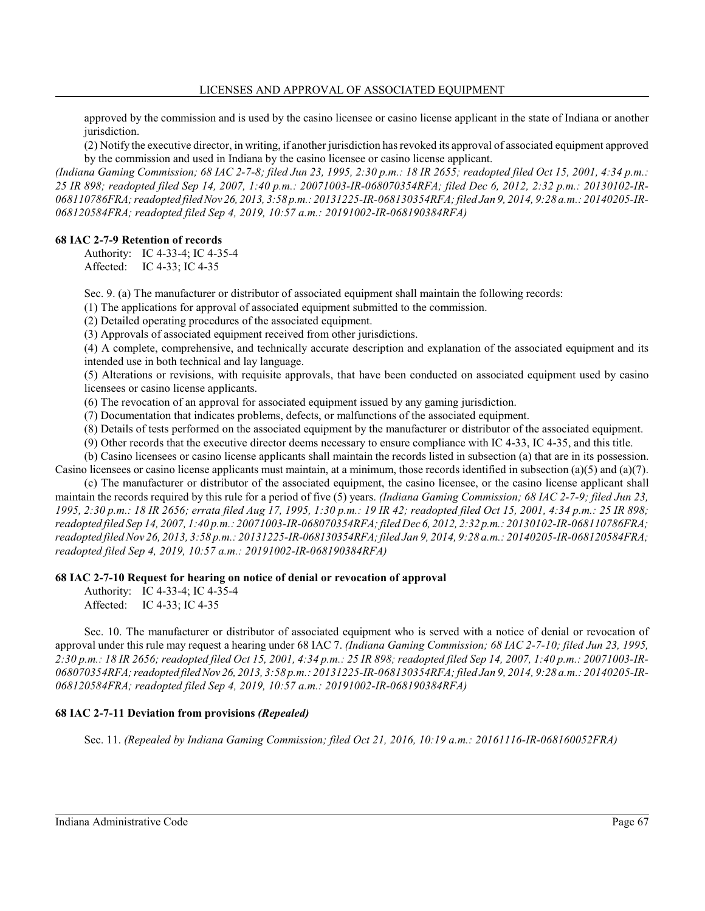approved by the commission and is used by the casino licensee or casino license applicant in the state of Indiana or another jurisdiction.

(2) Notify the executive director, in writing, if another jurisdiction has revoked its approval of associated equipment approved by the commission and used in Indiana by the casino licensee or casino license applicant.

*(Indiana Gaming Commission; 68 IAC 2-7-8; filed Jun 23, 1995, 2:30 p.m.: 18 IR 2655; readopted filed Oct 15, 2001, 4:34 p.m.: 25 IR 898; readopted filed Sep 14, 2007, 1:40 p.m.: 20071003-IR-068070354RFA; filed Dec 6, 2012, 2:32 p.m.: 20130102-IR-068110786FRA; readopted filed Nov 26, 2013, 3:58 p.m.: 20131225-IR-068130354RFA; filed Jan 9, 2014, 9:28 a.m.: 20140205-IR-068120584FRA; readopted filed Sep 4, 2019, 10:57 a.m.: 20191002-IR-068190384RFA)*

**68 IAC 2-7-9 Retention of records**

Authority: IC 4-33-4; IC 4-35-4
Affected: IC 4-33; IC 4-35

Sec. 9. (a) The manufacturer or distributor of associated equipment shall maintain the following records:

(1) The applications for approval of associated equipment submitted to the commission.

(2) Detailed operating procedures of the associated equipment.

(3) Approvals of associated equipment received from other jurisdictions.

(4) A complete, comprehensive, and technically accurate description and explanation of the associated equipment and its intended use in both technical and lay language.

(5) Alterations or revisions, with requisite approvals, that have been conducted on associated equipment used by casino licensees or casino license applicants.

(6) The revocation of an approval for associated equipment issued by any gaming jurisdiction.

(7) Documentation that indicates problems, defects, or malfunctions of the associated equipment.

(8) Details of tests performed on the associated equipment by the manufacturer or distributor of the associated equipment.

(9) Other records that the executive director deems necessary to ensure compliance with IC 4-33, IC 4-35, and this title.

(b) Casino licensees or casino license applicants shall maintain the records listed in subsection (a) that are in its possession. Casino licensees or casino license applicants must maintain, at a minimum, those records identified in subsection (a)(5) and (a)(7).

(c) The manufacturer or distributor of the associated equipment, the casino licensee, or the casino license applicant shall maintain the records required by this rule for a period of five (5) years. *(Indiana Gaming Commission; 68 IAC 2-7-9; filed Jun 23, 1995, 2:30 p.m.: 18 IR 2656; errata filed Aug 17, 1995, 1:30 p.m.: 19 IR 42; readopted filed Oct 15, 2001, 4:34 p.m.: 25 IR 898; readopted filed Sep 14, 2007, 1:40 p.m.: 20071003-IR-068070354RFA; filed Dec 6, 2012, 2:32 p.m.: 20130102-IR-068110786FRA; readopted filed Nov 26, 2013, 3:58 p.m.: 20131225-IR-068130354RFA; filed Jan 9, 2014, 9:28 a.m.: 20140205-IR-068120584FRA; readopted filed Sep 4, 2019, 10:57 a.m.: 20191002-IR-068190384RFA)*

**68 IAC 2-7-10 Request for hearing on notice of denial or revocation of approval**

Authority: IC 4-33-4; IC 4-35-4
Affected: IC 4-33; IC 4-35

Sec. 10. The manufacturer or distributor of associated equipment who is served with a notice of denial or revocation of approval under this rule may request a hearing under 68 IAC 7. *(Indiana Gaming Commission; 68 IAC 2-7-10; filed Jun 23, 1995, 2:30 p.m.: 18 IR 2656; readopted filed Oct 15, 2001, 4:34 p.m.: 25 IR 898; readopted filed Sep 14, 2007, 1:40 p.m.: 20071003-IR-068070354RFA; readopted filed Nov 26, 2013, 3:58 p.m.: 20131225-IR-068130354RFA; filed Jan 9, 2014, 9:28 a.m.: 20140205-IR-068120584FRA; readopted filed Sep 4, 2019, 10:57 a.m.: 20191002-IR-068190384RFA)*

**68 IAC 2-7-11 Deviation from provisions *(Repealed)***

Sec. 11. *(Repealed by Indiana Gaming Commission; filed Oct 21, 2016, 10:19 a.m.: 20161116-IR-068160052FRA)*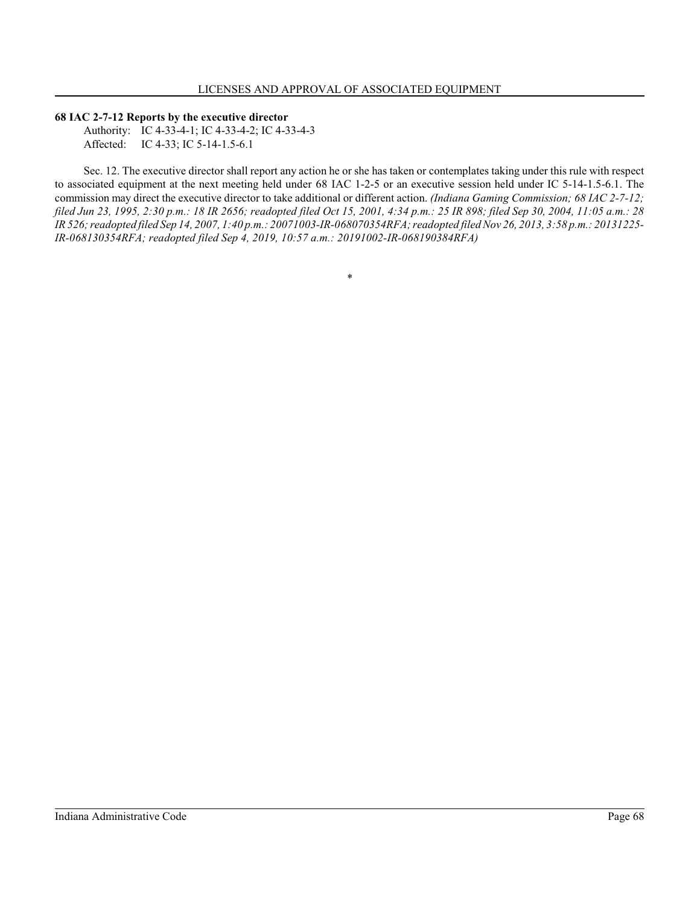**68 IAC 2-7-12 Reports by the executive director**

Authority: IC 4-33-4-1; IC 4-33-4-2; IC 4-33-4-3
Affected: IC 4-33; IC 5-14-1.5-6.1

Sec. 12. The executive director shall report any action he or she has taken or contemplates taking under this rule with respect to associated equipment at the next meeting held under 68 IAC 1-2-5 or an executive session held under IC 5-14-1.5-6.1. The commission may direct the executive director to take additional or different action. *(Indiana Gaming Commission; 68 IAC 2-7-12; filed Jun 23, 1995, 2:30 p.m.: 18 IR 2656; readopted filed Oct 15, 2001, 4:34 p.m.: 25 IR 898; filed Sep 30, 2004, 11:05 a.m.: 28 IR 526; readopted filed Sep 14, 2007, 1:40 p.m.: 20071003-IR-068070354RFA; readopted filed Nov 26, 2013, 3:58 p.m.: 20131225-IR-068130354RFA; readopted filed Sep 4, 2019, 10:57 a.m.: 20191002-IR-068190384RFA)*

*